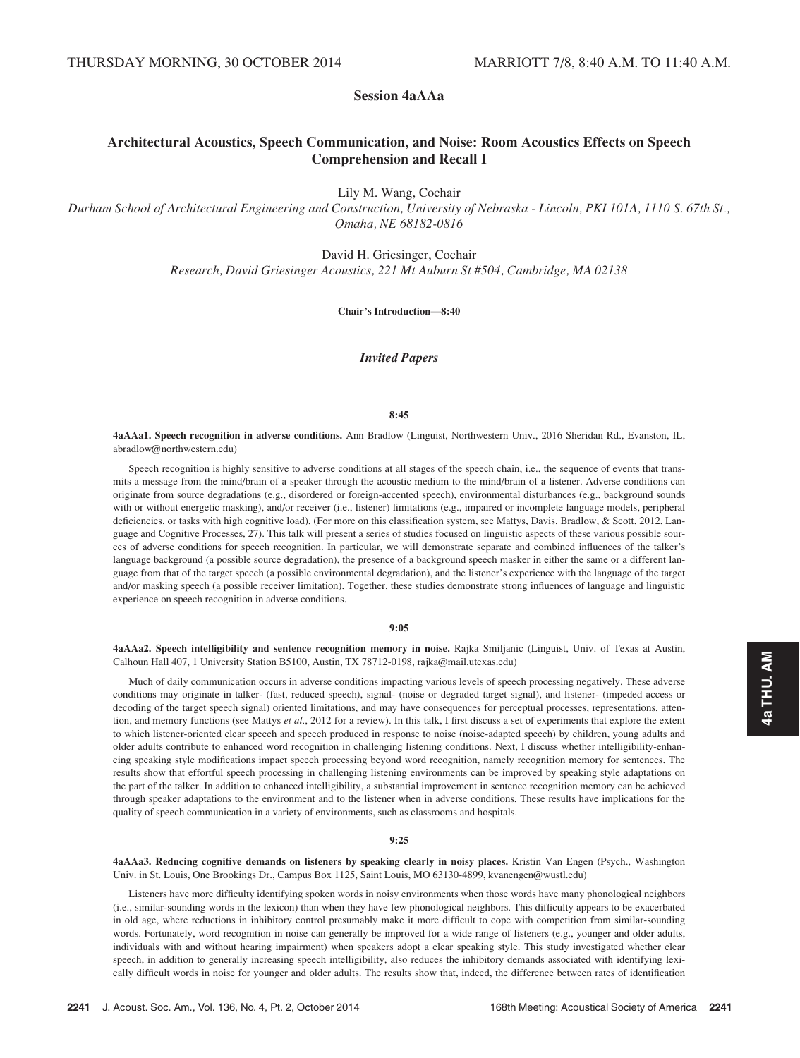THURSDAY MORNING, 30 OCTOBER 2014 MARRIOTT 7/8, 8:40 A.M. TO 11:40 A.M.

## Session 4aAAa

## Architectural Acoustics, Speech Communication, and Noise: Room Acoustics Effects on Speech Comprehension and Recall I

Lily M. Wang, Cochair

*Durham School of Architectural Engineering and Construction, University of Nebraska - Lincoln, PKI 101A, 1110 S. 67th St., Omaha, NE 68182-0816*

David H. Griesinger, Cochair

*Research, David Griesinger Acoustics, 221 Mt Auburn St #504, Cambridge, MA 02138*

**Chair's Introduction—8:40**

### *Invited Papers*

**8:45**

**4aAAa1. Speech recognition in adverse conditions.** Ann Bradlow (Linguist, Northwestern Univ., 2016 Sheridan Rd., Evanston, IL, abradlow@northwestern.edu)

Speech recognition is highly sensitive to adverse conditions at all stages of the speech chain, i.e., the sequence of events that transmits a message from the mind/brain of a speaker through the acoustic medium to the mind/brain of a listener. Adverse conditions can originate from source degradations (e.g., disordered or foreign-accented speech), environmental disturbances (e.g., background sounds with or without energetic masking), and/or receiver (i.e., listener) limitations (e.g., impaired or incomplete language models, peripheral deficiencies, or tasks with high cognitive load). (For more on this classification system, see Mattys, Davis, Bradlow, & Scott, 2012, Language and Cognitive Processes, 27). This talk will present a series of studies focused on linguistic aspects of these various possible sources of adverse conditions for speech recognition. In particular, we will demonstrate separate and combined influences of the talker's language background (a possible source degradation), the presence of a background speech masker in either the same or a different language from that of the target speech (a possible environmental degradation), and the listener's experience with the language of the target and/or masking speech (a possible receiver limitation). Together, these studies demonstrate strong influences of language and linguistic experience on speech recognition in adverse conditions.

**9:05**

**4aAAa2. Speech intelligibility and sentence recognition memory in noise.** Rajka Smiljanic (Linguist, Univ. of Texas at Austin, Calhoun Hall 407, 1 University Station B5100, Austin, TX 78712-0198, rajka@mail.utexas.edu)

Much of daily communication occurs in adverse conditions impacting various levels of speech processing negatively. These adverse conditions may originate in talker- (fast, reduced speech), signal- (noise or degraded target signal), and listener- (impeded access or decoding of the target speech signal) oriented limitations, and may have consequences for perceptual processes, representations, attention, and memory functions (see Mattys *et al.*, 2012 for a review). In this talk, I first discuss a set of experiments that explore the extent to which listener-oriented clear speech and speech produced in response to noise (noise-adapted speech) by children, young adults and older adults contribute to enhanced word recognition in challenging listening conditions. Next, I discuss whether intelligibility-enhancing speaking style modifications impact speech processing beyond word recognition, namely recognition memory for sentences. The results show that effortful speech processing in challenging listening environments can be improved by speaking style adaptations on the part of the talker. In addition to enhanced intelligibility, a substantial improvement in sentence recognition memory can be achieved through speaker adaptations to the environment and to the listener when in adverse conditions. These results have implications for the quality of speech communication in a variety of environments, such as classrooms and hospitals.

**9:25**

**4aAAa3. Reducing cognitive demands on listeners by speaking clearly in noisy places.** Kristin Van Engen (Psych., Washington Univ. in St. Louis, One Brookings Dr., Campus Box 1125, Saint Louis, MO 63130-4899, kvanengen@wustl.edu)

Listeners have more difficulty identifying spoken words in noisy environments when those words have many phonological neighbors (i.e., similar-sounding words in the lexicon) than when they have few phonological neighbors. This difficulty appears to be exacerbated in old age, where reductions in inhibitory control presumably make it more difficult to cope with competition from similar-sounding words. Fortunately, word recognition in noise can generally be improved for a wide range of listeners (e.g., younger and older adults, individuals with and without hearing impairment) when speakers adopt a clear speaking style. This study investigated whether clear speech, in addition to generally increasing speech intelligibility, also reduces the inhibitory demands associated with identifying lexically difficult words in noise for younger and older adults. The results show that, indeed, the difference between rates of identification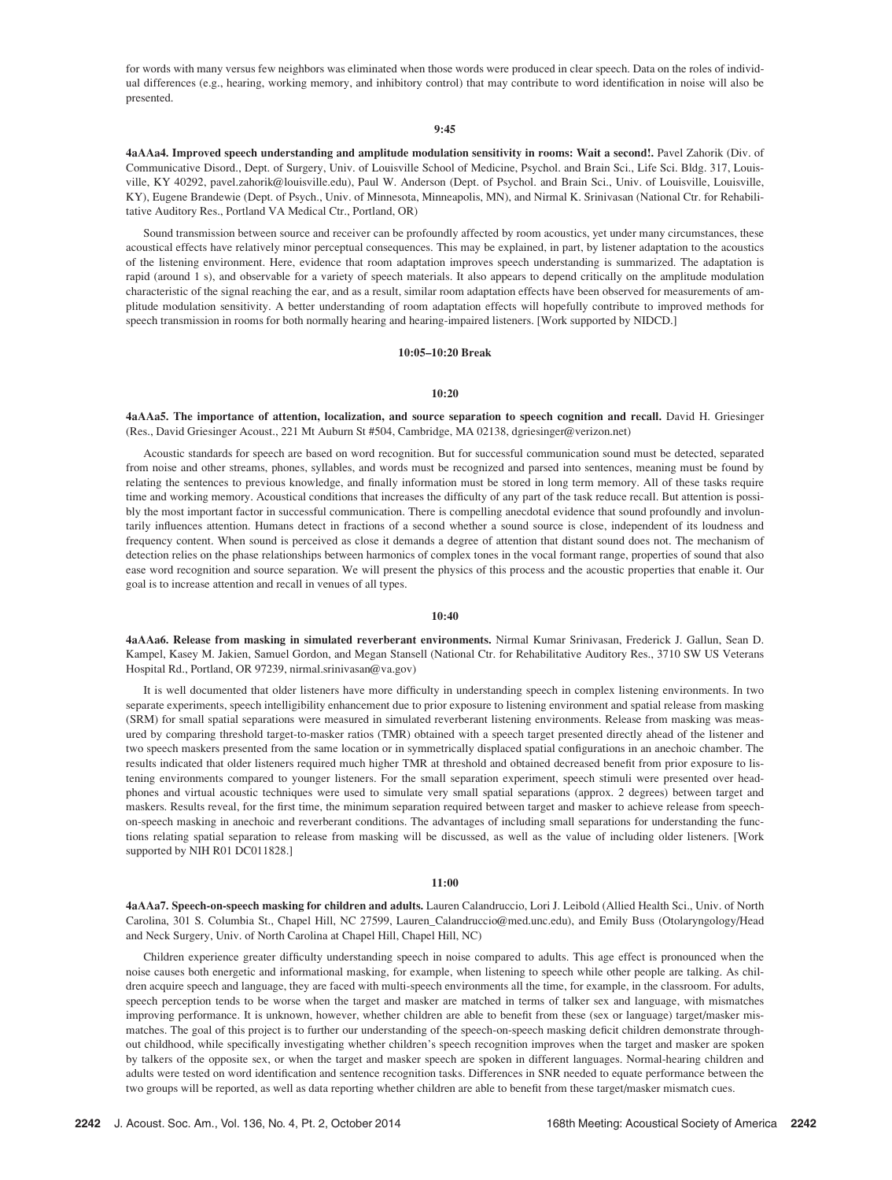for words with many versus few neighbors was eliminated when those words were produced in clear speech. Data on the roles of individual differences (e.g., hearing, working memory, and inhibitory control) that may contribute to word identification in noise will also be presented.

**9:45**

**4aAAa4. Improved speech understanding and amplitude modulation sensitivity in rooms: Wait a second!.** Pavel Zahorik (Div. of Communicative Disord., Dept. of Surgery, Univ. of Louisville School of Medicine, Psychol. and Brain Sci., Life Sci. Bldg. 317, Louisville, KY 40292, pavel.zahorik@louisville.edu), Paul W. Anderson (Dept. of Psychol. and Brain Sci., Univ. of Louisville, Louisville, KY), Eugene Brandewie (Dept. of Psych., Univ. of Minnesota, Minneapolis, MN), and Nirmal K. Srinivasan (National Ctr. for Rehabilitative Auditory Res., Portland VA Medical Ctr., Portland, OR)

Sound transmission between source and receiver can be profoundly affected by room acoustics, yet under many circumstances, these acoustical effects have relatively minor perceptual consequences. This may be explained, in part, by listener adaptation to the acoustics of the listening environment. Here, evidence that room adaptation improves speech understanding is summarized. The adaptation is rapid (around 1 s), and observable for a variety of speech materials. It also appears to depend critically on the amplitude modulation characteristic of the signal reaching the ear, and as a result, similar room adaptation effects have been observed for measurements of amplitude modulation sensitivity. A better understanding of room adaptation effects will hopefully contribute to improved methods for speech transmission in rooms for both normally hearing and hearing-impaired listeners. [Work supported by NIDCD.]

**10:05–10:20 Break**

**10:20**

**4aAAa5. The importance of attention, localization, and source separation to speech cognition and recall.** David H. Griesinger (Res., David Griesinger Acoust., 221 Mt Auburn St #504, Cambridge, MA 02138, dgriesinger@verizon.net)

Acoustic standards for speech are based on word recognition. But for successful communication sound must be detected, separated from noise and other streams, phones, syllables, and words must be recognized and parsed into sentences, meaning must be found by relating the sentences to previous knowledge, and finally information must be stored in long term memory. All of these tasks require time and working memory. Acoustical conditions that increases the difficulty of any part of the task reduce recall. But attention is possibly the most important factor in successful communication. There is compelling anecdotal evidence that sound profoundly and involuntarily influences attention. Humans detect in fractions of a second whether a sound source is close, independent of its loudness and frequency content. When sound is perceived as close it demands a degree of attention that distant sound does not. The mechanism of detection relies on the phase relationships between harmonics of complex tones in the vocal formant range, properties of sound that also ease word recognition and source separation. We will present the physics of this process and the acoustic properties that enable it. Our goal is to increase attention and recall in venues of all types.

**10:40**

**4aAAa6. Release from masking in simulated reverberant environments.** Nirmal Kumar Srinivasan, Frederick J. Gallun, Sean D. Kampel, Kasey M. Jakien, Samuel Gordon, and Megan Stansell (National Ctr. for Rehabilitative Auditory Res., 3710 SW US Veterans Hospital Rd., Portland, OR 97239, nirmal.srinivasan@va.gov)

It is well documented that older listeners have more difficulty in understanding speech in complex listening environments. In two separate experiments, speech intelligibility enhancement due to prior exposure to listening environment and spatial release from masking (SRM) for small spatial separations were measured in simulated reverberant listening environments. Release from masking was measured by comparing threshold target-to-masker ratios (TMR) obtained with a speech target presented directly ahead of the listener and two speech maskers presented from the same location or in symmetrically displaced spatial configurations in an anechoic chamber. The results indicated that older listeners required much higher TMR at threshold and obtained decreased benefit from prior exposure to listening environments compared to younger listeners. For the small separation experiment, speech stimuli were presented over headphones and virtual acoustic techniques were used to simulate very small spatial separations (approx. 2 degrees) between target and maskers. Results reveal, for the first time, the minimum separation required between target and masker to achieve release from speech-on-speech masking in anechoic and reverberant conditions. The advantages of including small separations for understanding the functions relating spatial separation to release from masking will be discussed, as well as the value of including older listeners. [Work supported by NIH R01 DC011828.]

**11:00**

**4aAAa7. Speech-on-speech masking for children and adults.** Lauren Calandruccio, Lori J. Leibold (Allied Health Sci., Univ. of North Carolina, 301 S. Columbia St., Chapel Hill, NC 27599, Lauren_Calandruccio@med.unc.edu), and Emily Buss (Otolaryngology/Head and Neck Surgery, Univ. of North Carolina at Chapel Hill, Chapel Hill, NC)

Children experience greater difficulty understanding speech in noise compared to adults. This age effect is pronounced when the noise causes both energetic and informational masking, for example, when listening to speech while other people are talking. As children acquire speech and language, they are faced with multi-speech environments all the time, for example, in the classroom. For adults, speech perception tends to be worse when the target and masker are matched in terms of talker sex and language, with mismatches improving performance. It is unknown, however, whether children are able to benefit from these (sex or language) target/masker mismatches. The goal of this project is to further our understanding of the speech-on-speech masking deficit children demonstrate throughout childhood, while specifically investigating whether children's speech recognition improves when the target and masker are spoken by talkers of the opposite sex, or when the target and masker speech are spoken in different languages. Normal-hearing children and adults were tested on word identification and sentence recognition tasks. Differences in SNR needed to equate performance between the two groups will be reported, as well as data reporting whether children are able to benefit from these target/masker mismatch cues.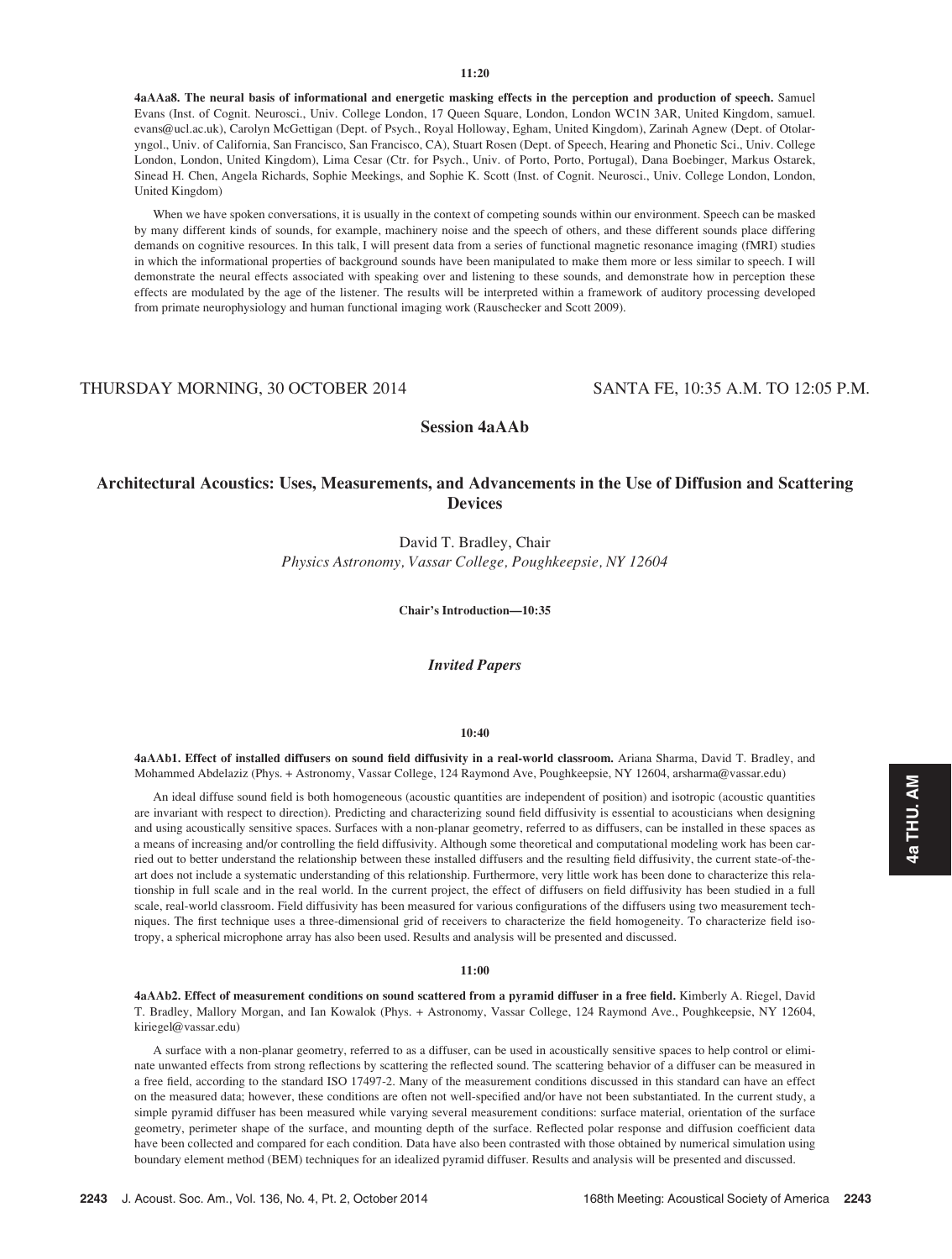**11:20**

**4aAAa8. The neural basis of informational and energetic masking effects in the perception and production of speech.** Samuel Evans (Inst. of Cognit. Neurosci., Univ. College London, 17 Queen Square, London, London WC1N 3AR, United Kingdom, samuel.evans@ucl.ac.uk), Carolyn McGettigan (Dept. of Psych., Royal Holloway, Egham, United Kingdom), Zarinah Agnew (Dept. of Otolaryngol., Univ. of California, San Francisco, San Francisco, CA), Stuart Rosen (Dept. of Speech, Hearing and Phonetic Sci., Univ. College London, London, United Kingdom), Lima Cesar (Ctr. for Psych., Univ. of Porto, Porto, Portugal), Dana Boebinger, Markus Ostarek, Sinead H. Chen, Angela Richards, Sophie Meekings, and Sophie K. Scott (Inst. of Cognit. Neurosci., Univ. College London, London, United Kingdom)

When we have spoken conversations, it is usually in the context of competing sounds within our environment. Speech can be masked by many different kinds of sounds, for example, machinery noise and the speech of others, and these different sounds place differing demands on cognitive resources. In this talk, I will present data from a series of functional magnetic resonance imaging (fMRI) studies in which the informational properties of background sounds have been manipulated to make them more or less similar to speech. I will demonstrate the neural effects associated with speaking over and listening to these sounds, and demonstrate how in perception these effects are modulated by the age of the listener. The results will be interpreted within a framework of auditory processing developed from primate neurophysiology and human functional imaging work (Rauschecker and Scott 2009).

THURSDAY MORNING, 30 OCTOBER 2014 — SANTA FE, 10:35 A.M. TO 12:05 P.M.

## Session 4aAAb

## Architectural Acoustics: Uses, Measurements, and Advancements in the Use of Diffusion and Scattering Devices

David T. Bradley, Chair
*Physics Astronomy, Vassar College, Poughkeepsie, NY 12604*

**Chair's Introduction—10:35**

### *Invited Papers*

**10:40**

**4aAAb1. Effect of installed diffusers on sound field diffusivity in a real-world classroom.** Ariana Sharma, David T. Bradley, and Mohammed Abdelaziz (Phys. + Astronomy, Vassar College, 124 Raymond Ave, Poughkeepsie, NY 12604, arsharma@vassar.edu)

An ideal diffuse sound field is both homogeneous (acoustic quantities are independent of position) and isotropic (acoustic quantities are invariant with respect to direction). Predicting and characterizing sound field diffusivity is essential to acousticians when designing and using acoustically sensitive spaces. Surfaces with a non-planar geometry, referred to as diffusers, can be installed in these spaces as a means of increasing and/or controlling the field diffusivity. Although some theoretical and computational modeling work has been carried out to better understand the relationship between these installed diffusers and the resulting field diffusivity, the current state-of-the-art does not include a systematic understanding of this relationship. Furthermore, very little work has been done to characterize this relationship in full scale and in the real world. In the current project, the effect of diffusers on field diffusivity has been studied in a full scale, real-world classroom. Field diffusivity has been measured for various configurations of the diffusers using two measurement techniques. The first technique uses a three-dimensional grid of receivers to characterize the field homogeneity. To characterize field isotropy, a spherical microphone array has also been used. Results and analysis will be presented and discussed.

**11:00**

**4aAAb2. Effect of measurement conditions on sound scattered from a pyramid diffuser in a free field.** Kimberly A. Riegel, David T. Bradley, Mallory Morgan, and Ian Kowalok (Phys. + Astronomy, Vassar College, 124 Raymond Ave., Poughkeepsie, NY 12604, kiriegel@vassar.edu)

A surface with a non-planar geometry, referred to as a diffuser, can be used in acoustically sensitive spaces to help control or eliminate unwanted effects from strong reflections by scattering the reflected sound. The scattering behavior of a diffuser can be measured in a free field, according to the standard ISO 17497-2. Many of the measurement conditions discussed in this standard can have an effect on the measured data; however, these conditions are often not well-specified and/or have not been substantiated. In the current study, a simple pyramid diffuser has been measured while varying several measurement conditions: surface material, orientation of the surface geometry, perimeter shape of the surface, and mounting depth of the surface. Reflected polar response and diffusion coefficient data have been collected and compared for each condition. Data have also been contrasted with those obtained by numerical simulation using boundary element method (BEM) techniques for an idealized pyramid diffuser. Results and analysis will be presented and discussed.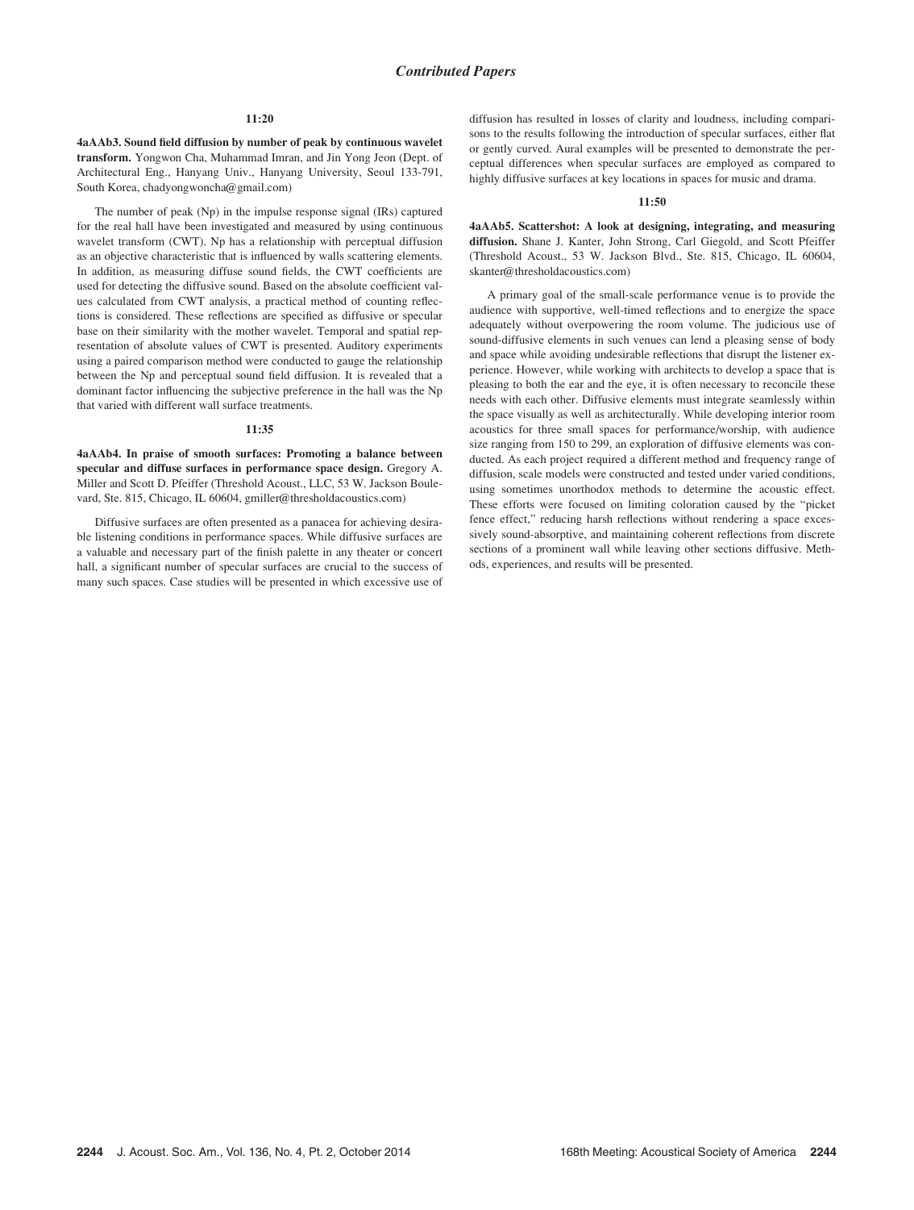## Contributed Papers

**11:20**

**4aAAb3. Sound field diffusion by number of peak by continuous wavelet transform.** Yongwon Cha, Muhammad Imran, and Jin Yong Jeon (Dept. of Architectural Eng., Hanyang Univ., Hanyang University, Seoul 133-791, South Korea, chadyongwoncha@gmail.com)

The number of peak (Np) in the impulse response signal (IRs) captured for the real hall have been investigated and measured by using continuous wavelet transform (CWT). Np has a relationship with perceptual diffusion as an objective characteristic that is influenced by walls scattering elements. In addition, as measuring diffuse sound fields, the CWT coefficients are used for detecting the diffusive sound. Based on the absolute coefficient values calculated from CWT analysis, a practical method of counting reflections is considered. These reflections are specified as diffusive or specular base on their similarity with the mother wavelet. Temporal and spatial representation of absolute values of CWT is presented. Auditory experiments using a paired comparison method were conducted to gauge the relationship between the Np and perceptual sound field diffusion. It is revealed that a dominant factor influencing the subjective preference in the hall was the Np that varied with different wall surface treatments.

**11:35**

**4aAAb4. In praise of smooth surfaces: Promoting a balance between specular and diffuse surfaces in performance space design.** Gregory A. Miller and Scott D. Pfeiffer (Threshold Acoust., LLC, 53 W. Jackson Boulevard, Ste. 815, Chicago, IL 60604, gmiller@thresholdacoustics.com)

Diffusive surfaces are often presented as a panacea for achieving desirable listening conditions in performance spaces. While diffusive surfaces are a valuable and necessary part of the finish palette in any theater or concert hall, a significant number of specular surfaces are crucial to the success of many such spaces. Case studies will be presented in which excessive use of diffusion has resulted in losses of clarity and loudness, including comparisons to the results following the introduction of specular surfaces, either flat or gently curved. Aural examples will be presented to demonstrate the perceptual differences when specular surfaces are employed as compared to highly diffusive surfaces at key locations in spaces for music and drama.

**11:50**

**4aAAb5. Scattershot: A look at designing, integrating, and measuring diffusion.** Shane J. Kanter, John Strong, Carl Giegold, and Scott Pfeiffer (Threshold Acoust., 53 W. Jackson Blvd., Ste. 815, Chicago, IL 60604, skanter@thresholdacoustics.com)

A primary goal of the small-scale performance venue is to provide the audience with supportive, well-timed reflections and to energize the space adequately without overpowering the room volume. The judicious use of sound-diffusive elements in such venues can lend a pleasing sense of body and space while avoiding undesirable reflections that disrupt the listener experience. However, while working with architects to develop a space that is pleasing to both the ear and the eye, it is often necessary to reconcile these needs with each other. Diffusive elements must integrate seamlessly within the space visually as well as architecturally. While developing interior room acoustics for three small spaces for performance/worship, with audience size ranging from 150 to 299, an exploration of diffusive elements was conducted. As each project required a different method and frequency range of diffusion, scale models were constructed and tested under varied conditions, using sometimes unorthodox methods to determine the acoustic effect. These efforts were focused on limiting coloration caused by the "picket fence effect," reducing harsh reflections without rendering a space excessively sound-absorptive, and maintaining coherent reflections from discrete sections of a prominent wall while leaving other sections diffusive. Methods, experiences, and results will be presented.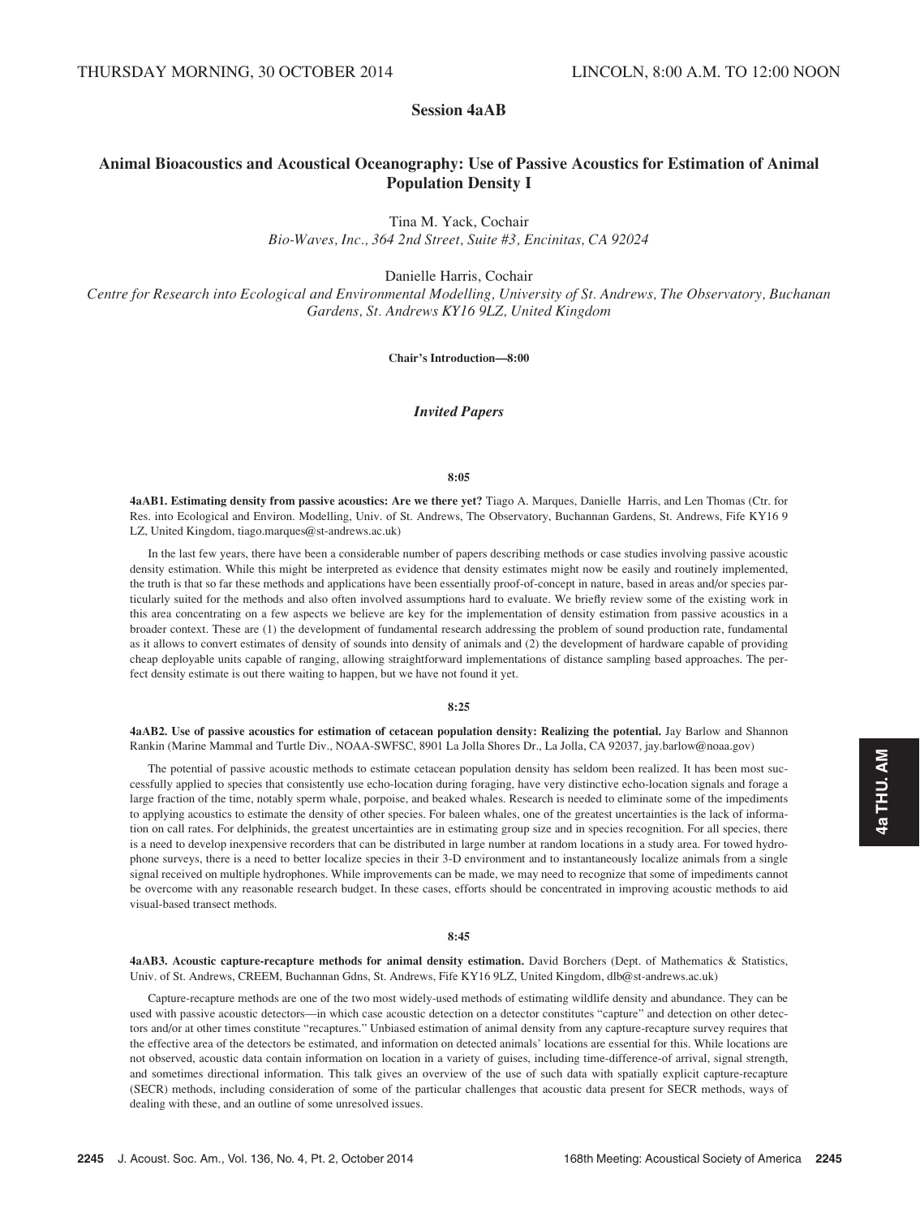THURSDAY MORNING, 30 OCTOBER 2014 LINCOLN, 8:00 A.M. TO 12:00 NOON

## Session 4aAB

## Animal Bioacoustics and Acoustical Oceanography: Use of Passive Acoustics for Estimation of Animal Population Density I

Tina M. Yack, Cochair
*Bio-Waves, Inc., 364 2nd Street, Suite #3, Encinitas, CA 92024*

Danielle Harris, Cochair
*Centre for Research into Ecological and Environmental Modelling, University of St. Andrews, The Observatory, Buchanan Gardens, St. Andrews KY16 9LZ, United Kingdom*

**Chair's Introduction—8:00**

### *Invited Papers*

**8:05**

**4aAB1. Estimating density from passive acoustics: Are we there yet?** Tiago A. Marques, Danielle Harris, and Len Thomas (Ctr. for Res. into Ecological and Environ. Modelling, Univ. of St. Andrews, The Observatory, Buchannan Gardens, St. Andrews, Fife KY16 9 LZ, United Kingdom, tiago.marques@st-andrews.ac.uk)

In the last few years, there have been a considerable number of papers describing methods or case studies involving passive acoustic density estimation. While this might be interpreted as evidence that density estimates might now be easily and routinely implemented, the truth is that so far these methods and applications have been essentially proof-of-concept in nature, based in areas and/or species particularly suited for the methods and also often involved assumptions hard to evaluate. We briefly review some of the existing work in this area concentrating on a few aspects we believe are key for the implementation of density estimation from passive acoustics in a broader context. These are (1) the development of fundamental research addressing the problem of sound production rate, fundamental as it allows to convert estimates of density of sounds into density of animals and (2) the development of hardware capable of providing cheap deployable units capable of ranging, allowing straightforward implementations of distance sampling based approaches. The perfect density estimate is out there waiting to happen, but we have not found it yet.

**8:25**

**4aAB2. Use of passive acoustics for estimation of cetacean population density: Realizing the potential.** Jay Barlow and Shannon Rankin (Marine Mammal and Turtle Div., NOAA-SWFSC, 8901 La Jolla Shores Dr., La Jolla, CA 92037, jay.barlow@noaa.gov)

The potential of passive acoustic methods to estimate cetacean population density has seldom been realized. It has been most successfully applied to species that consistently use echo-location during foraging, have very distinctive echo-location signals and forage a large fraction of the time, notably sperm whale, porpoise, and beaked whales. Research is needed to eliminate some of the impediments to applying acoustics to estimate the density of other species. For baleen whales, one of the greatest uncertainties is the lack of information on call rates. For delphinids, the greatest uncertainties are in estimating group size and in species recognition. For all species, there is a need to develop inexpensive recorders that can be distributed in large number at random locations in a study area. For towed hydrophone surveys, there is a need to better localize species in their 3-D environment and to instantaneously localize animals from a single signal received on multiple hydrophones. While improvements can be made, we may need to recognize that some of impediments cannot be overcome with any reasonable research budget. In these cases, efforts should be concentrated in improving acoustic methods to aid visual-based transect methods.

**8:45**

**4aAB3. Acoustic capture-recapture methods for animal density estimation.** David Borchers (Dept. of Mathematics & Statistics, Univ. of St. Andrews, CREEM, Buchannan Gdns, St. Andrews, Fife KY16 9LZ, United Kingdom, dlb@st-andrews.ac.uk)

Capture-recapture methods are one of the two most widely-used methods of estimating wildlife density and abundance. They can be used with passive acoustic detectors—in which case acoustic detection on a detector constitutes "capture" and detection on other detectors and/or at other times constitute "recaptures." Unbiased estimation of animal density from any capture-recapture survey requires that the effective area of the detectors be estimated, and information on detected animals' locations are essential for this. While locations are not observed, acoustic data contain information on location in a variety of guises, including time-difference-of arrival, signal strength, and sometimes directional information. This talk gives an overview of the use of such data with spatially explicit capture-recapture (SECR) methods, including consideration of some of the particular challenges that acoustic data present for SECR methods, ways of dealing with these, and an outline of some unresolved issues.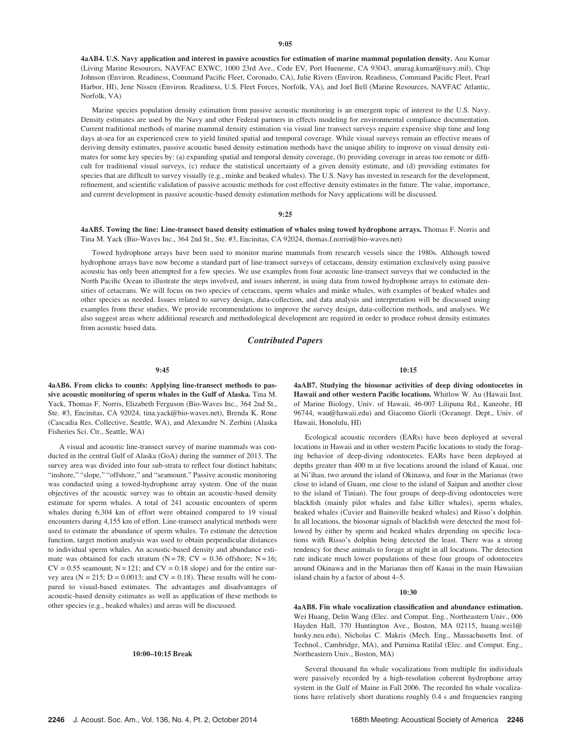**9:05**

**4aAB4. U.S. Navy application and interest in passive acoustics for estimation of marine mammal population density.** Anu Kumar (Living Marine Resources, NAVFAC EXWC, 1000 23rd Ave., Code EV, Port Hueneme, CA 93043, anurag.kumar@navy.mil), Chip Johnson (Environ. Readiness, Command Pacific Fleet, Coronado, CA), Julie Rivers (Environ. Readiness, Command Pacific Fleet, Pearl Harbor, HI), Jene Nissen (Environ. Readiness, U.S. Fleet Forces, Norfolk, VA), and Joel Bell (Marine Resources, NAVFAC Atlantic, Norfolk, VA)

Marine species population density estimation from passive acoustic monitoring is an emergent topic of interest to the U.S. Navy. Density estimates are used by the Navy and other Federal partners in effects modeling for environmental compliance documentation. Current traditional methods of marine mammal density estimation via visual line transect surveys require expensive ship time and long days at-sea for an experienced crew to yield limited spatial and temporal coverage. While visual surveys remain an effective means of deriving density estimates, passive acoustic based density estimation methods have the unique ability to improve on visual density estimates for some key species by: (a) expanding spatial and temporal density coverage, (b) providing coverage in areas too remote or difficult for traditional visual surveys, (c) reduce the statistical uncertainty of a given density estimate, and (d) providing estimates for species that are difficult to survey visually (e.g., minke and beaked whales). The U.S. Navy has invested in research for the development, refinement, and scientific validation of passive acoustic methods for cost effective density estimates in the future. The value, importance, and current development in passive acoustic-based density estimation methods for Navy applications will be discussed.

**9:25**

**4aAB5. Towing the line: Line-transect based density estimation of whales using towed hydrophone arrays.** Thomas F. Norris and Tina M. Yack (Bio-Waves Inc., 364 2nd St., Ste. #3, Encinitas, CA 92024, thomas.f.norris@bio-waves.net)

Towed hydrophone arrays have been used to monitor marine mammals from research vessels since the 1980s. Although towed hydrophone arrays have now become a standard part of line-transect surveys of cetaceans, density estimation exclusively using passive acoustic has only been attempted for a few species. We use examples from four acoustic line-transect surveys that we conducted in the North Pacific Ocean to illustrate the steps involved, and issues inherent, in using data from towed hydrophone arrays to estimate densities of cetaceans. We will focus on two species of cetaceans, sperm whales and minke whales, with examples of beaked whales and other species as needed. Issues related to survey design, data-collection, and data analysis and interpretation will be discussed using examples from these studies. We provide recommendations to improve the survey design, data-collection methods, and analyses. We also suggest areas where additional research and methodological development are required in order to produce robust density estimates from acoustic based data.

## *Contributed Papers*

**9:45**

**4aAB6. From clicks to counts: Applying line-transect methods to passive acoustic monitoring of sperm whales in the Gulf of Alaska.** Tina M. Yack, Thomas F. Norris, Elizabeth Ferguson (Bio-Waves Inc., 364 2nd St., Ste. #3, Encinitas, CA 92024, tina.yack@bio-waves.net), Brenda K. Rone (Cascadia Res. Collective, Seattle, WA), and Alexandre N. Zerbini (Alaska Fisheries Sci. Ctr., Seattle, WA)

A visual and acoustic line-transect survey of marine mammals was conducted in the central Gulf of Alaska (GoA) during the summer of 2013. The survey area was divided into four sub-strata to reflect four distinct habitats; "inshore," "slope," "offshore," and "seamount." Passive acoustic monitoring was conducted using a towed-hydrophone array system. One of the main objectives of the acoustic survey was to obtain an acoustic-based density estimate for sperm whales. A total of 241 acoustic encounters of sperm whales during 6,304 km of effort were obtained compared to 19 visual encounters during 4,155 km of effort. Line-transect analytical methods were used to estimate the abundance of sperm whales. To estimate the detection function, target motion analysis was used to obtain perpendicular distances to individual sperm whales. An acoustic-based density and abundance estimate was obtained for each stratum (N = 78; CV = 0.36 offshore; N = 16; CV = 0.55 seamount; N = 121; and CV = 0.18 slope) and for the entire survey area (N = 215; D = 0.0013; and CV = 0.18). These results will be compared to visual-based estimates. The advantages and disadvantages of acoustic-based density estimates as well as application of these methods to other species (e.g., beaked whales) and areas will be discussed.

**10:00–10:15 Break**

**10:15**

**4aAB7. Studying the biosonar activities of deep diving odontocetes in Hawaii and other western Pacific locations.** Whitlow W. Au (Hawaii Inst. of Marine Biology, Univ. of Hawaii, 46-007 Lilipuna Rd., Kaneohe, HI 96744, wau@hawaii.edu) and Giacomo Giorli (Oceanogr. Dept., Univ. of Hawaii, Honolulu, HI)

Ecological acoustic recorders (EARs) have been deployed at several locations in Hawaii and in other western Pacific locations to study the foraging behavior of deep-diving odontocetes. EARs have been deployed at depths greater than 400 m at five locations around the island of Kauai, one at Ni'ihau, two around the island of Okinawa, and four in the Marianas (two close to island of Guam, one close to the island of Saipan and another close to the island of Tinian). The four groups of deep-diving odontocetes were blackfish (mainly pilot whales and false killer whales), sperm whales, beaked whales (Cuvier and Bainsville beaked whales) and Risso's dolphin. In all locations, the biosonar signals of blackfish were detected the most followed by either by sperm and beaked whales depending on specific locations with Risso's dolphin being detected the least. There was a strong tendency for these animals to forage at night in all locations. The detection rate indicate much lower populations of these four groups of odontocetes around Okinawa and in the Marianas then off Kauai in the main Hawaiian island chain by a factor of about 4–5.

**10:30**

**4aAB8. Fin whale vocalization classification and abundance estimation.** Wei Huang, Delin Wang (Elec. and Comput. Eng., Northeastern Univ., 006 Hayden Hall, 370 Huntington Ave., Boston, MA 02115, huang.wei1@husky.neu.edu), Nicholas C. Makris (Mech. Eng., Massachusetts Inst. of Technol., Cambridge, MA), and Purnima Ratilal (Elec. and Comput. Eng., Northeastern Univ., Boston, MA)

Several thousand fin whale vocalizations from multiple fin individuals were passively recorded by a high-resolution coherent hydrophone array system in the Gulf of Maine in Fall 2006. The recorded fin whale vocalizations have relatively short durations roughly 0.4 s and frequencies ranging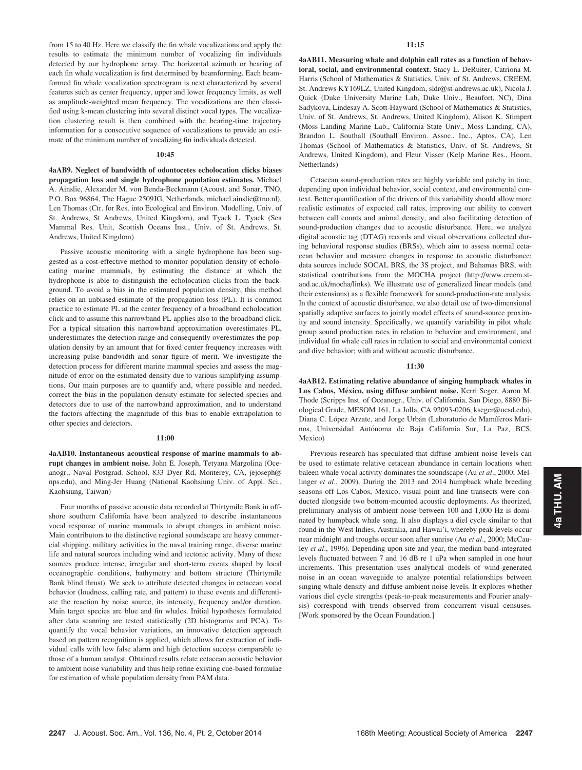from 15 to 40 Hz. Here we classify the fin whale vocalizations and apply the results to estimate the minimum number of vocalizing fin individuals detected by our hydrophone array. The horizontal azimuth or bearing of each fin whale vocalization is first determined by beamforming. Each beamformed fin whale vocalization spectrogram is next characterized by several features such as center frequency, upper and lower frequency limits, as well as amplitude-weighted mean frequency. The vocalizations are then classified using k-mean clustering into several distinct vocal types. The vocalization clustering result is then combined with the bearing-time trajectory information for a consecutive sequence of vocalizations to provide an estimate of the minimum number of vocalizing fin individuals detected.

### 10:45

**4aAB9. Neglect of bandwidth of odontocetes echolocation clicks biases propagation loss and single hydrophone population estimates.** Michael A. Ainslie, Alexander M. von Benda-Beckmann (Acoust. and Sonar, TNO, P.O. Box 96864, The Hague 2509JG, Netherlands, michael.ainslie@tno.nl), Len Thomas (Ctr. for Res. into Ecological and Environ. Modelling, Univ. of St. Andrews, St Andrews, United Kingdom), and Tyack L. Tyack (Sea Mammal Res. Unit, Scottish Oceans Inst., Univ. of St. Andrews, St. Andrews, United Kingdom)

Passive acoustic monitoring with a single hydrophone has been suggested as a cost-effective method to monitor population density of echolocating marine mammals, by estimating the distance at which the hydrophone is able to distinguish the echolocation clicks from the background. To avoid a bias in the estimated population density, this method relies on an unbiased estimate of the propagation loss (PL). It is common practice to estimate PL at the center frequency of a broadband echolocation click and to assume this narrowband PL applies also to the broadband click. For a typical situation this narrowband approximation overestimates PL, underestimates the detection range and consequently overestimates the population density by an amount that for fixed center frequency increases with increasing pulse bandwidth and sonar figure of merit. We investigate the detection process for different marine mammal species and assess the magnitude of error on the estimated density due to various simplifying assumptions. Our main purposes are to quantify and, where possible and needed, correct the bias in the population density estimate for selected species and detectors due to use of the narrowband approximation, and to understand the factors affecting the magnitude of this bias to enable extrapolation to other species and detectors.

### 11:00

**4aAB10. Instantaneous acoustical response of marine mammals to abrupt changes in ambient noise.** John E. Joseph, Tetyana Margolina (Oceanogr., Naval Postgrad. School, 833 Dyer Rd, Monterey, CA, jejoseph@nps.edu), and Ming-Jer Huang (National Kaohsiung Univ. of Appl. Sci., Kaohsiung, Taiwan)

Four months of passive acoustic data recorded at Thirtymile Bank in offshore southern California have been analyzed to describe instantaneous vocal response of marine mammals to abrupt changes in ambient noise. Main contributors to the distinctive regional soundscape are heavy commercial shipping, military activities in the naval training range, diverse marine life and natural sources including wind and tectonic activity. Many of these sources produce intense, irregular and short-term events shaped by local oceanographic conditions, bathymetry and bottom structure (Thirtymile Bank blind thrust). We seek to attribute detected changes in cetacean vocal behavior (loudness, calling rate, and pattern) to these events and differentiate the reaction by noise source, its intensity, frequency and/or duration. Main target species are blue and fin whales. Initial hypotheses formulated after data scanning are tested statistically (2D histograms and PCA). To quantify the vocal behavior variations, an innovative detection approach based on pattern recognition is applied, which allows for extraction of individual calls with low false alarm and high detection success comparable to those of a human analyst. Obtained results relate cetacean acoustic behavior to ambient noise variability and thus help refine existing cue-based formulae for estimation of whale population density from PAM data.

### 11:15

**4aAB11. Measuring whale and dolphin call rates as a function of behavioral, social, and environmental context.** Stacy L. DeRuiter, Catriona M. Harris (School of Mathematics & Statistics, Univ. of St. Andrews, CREEM, St. Andrews KY169LZ, United Kingdom, sldr@st-andrews.ac.uk), Nicola J. Quick (Duke University Marine Lab, Duke Univ., Beaufort, NC), Dina Sadykova, Lindesay A. Scott-Hayward (School of Mathematics & Statistics, Univ. of St. Andrews, St. Andrews, United Kingdom), Alison K. Stimpert (Moss Landing Marine Lab., California State Univ., Moss Landing, CA), Brandon L. Southall (Southall Environ. Assoc., Inc., Aptos, CA), Len Thomas (School of Mathematics & Statistics, Univ. of St. Andrews, St Andrews, United Kingdom), and Fleur Visser (Kelp Marine Res., Hoorn, Netherlands)

Cetacean sound-production rates are highly variable and patchy in time, depending upon individual behavior, social context, and environmental context. Better quantification of the drivers of this variability should allow more realistic estimates of expected call rates, improving our ability to convert between call counts and animal density, and also facilitating detection of sound-production changes due to acoustic disturbance. Here, we analyze digital acoustic tag (DTAG) records and visual observations collected during behavioral response studies (BRSs), which aim to assess normal cetacean behavior and measure changes in response to acoustic disturbance; data sources include SOCAL BRS, the 3S project, and Bahamas BRS, with statistical contributions from the MOCHA project (http://www.creem.st-and.ac.uk/mocha/links). We illustrate use of generalized linear models (and their extensions) as a flexible framework for sound-production-rate analysis. In the context of acoustic disturbance, we also detail use of two-dimensional spatially adaptive surfaces to jointly model effects of sound-source proximity and sound intensity. Specifically, we quantify variability in pilot whale group sound production rates in relation to behavior and environment, and individual fin whale call rates in relation to social and environmental context and dive behavior; with and without acoustic disturbance.

### 11:30

**4aAB12. Estimating relative abundance of singing humpback whales in Los Cabos, México, using diffuse ambient noise.** Kerri Seger, Aaron M. Thode (Scripps Inst. of Oceanogr., Univ. of California, San Diego, 8880 Biological Grade, MESOM 161, La Jolla, CA 92093-0206, kseger@ucsd.edu), Diana C. López Arzate, and Jorge Urbán (Laboratorio de Mamíferos Marinos, Universidad Autónoma de Baja California Sur, La Paz, BCS, Mexico)

Previous research has speculated that diffuse ambient noise levels can be used to estimate relative cetacean abundance in certain locations when baleen whale vocal activity dominates the soundscape (Au *et al*., 2000; Mellinger *et al*., 2009). During the 2013 and 2014 humpback whale breeding seasons off Los Cabos, Mexico, visual point and line transects were conducted alongside two bottom-mounted acoustic deployments. As theorized, preliminary analysis of ambient noise between 100 and 1,000 Hz is dominated by humpback whale song. It also displays a diel cycle similar to that found in the West Indies, Australia, and Hawai'i, whereby peak levels occur near midnight and troughs occur soon after sunrise (Au *et al*., 2000; McCauley *et al*., 1996). Depending upon site and year, the median band-integrated levels fluctuated between 7 and 16 dB re 1 uPa when sampled in one hour increments. This presentation uses analytical models of wind-generated noise in an ocean waveguide to analyze potential relationships between singing whale density and diffuse ambient noise levels. It explores whether various diel cycle strengths (peak-to-peak measurements and Fourier analysis) correspond with trends observed from concurrent visual censuses. [Work sponsored by the Ocean Foundation.]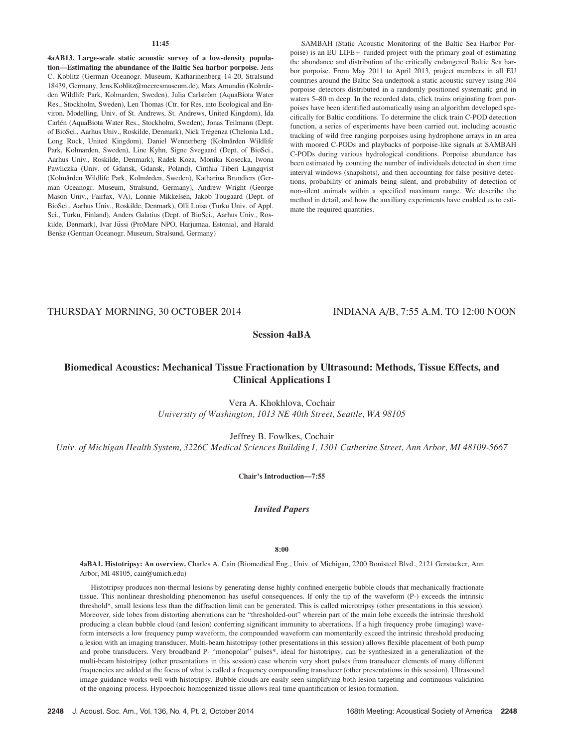11:45

**4aAB13. Large-scale static acoustic survey of a low-density population—Estimating the abundance of the Baltic Sea harbor porpoise.** Jens C. Koblitz (German Oceanogr. Museum, Katharinenberg 14-20, Stralsund 18439, Germany, Jens.Koblitz@meeresmuseum.de), Mats Amundin (Kolmården Wildlife Park, Kolmarden, Sweden), Julia Carlström (AquaBiota Water Res., Stockholm, Sweden), Len Thomas (Ctr. for Res. into Ecological and Environ. Modelling, Univ. of St. Andrews, St. Andrews, United Kingdom), Ida Carlén (AquaBiota Water Res., Stockholm, Sweden), Jonas Teilmann (Dept. of BioSci., Aarhus Univ., Roskilde, Denmark), Nick Tregenza (Chelonia Ltd., Long Rock, United Kingdom), Daniel Wennerberg (Kolmården Wildlife Park, Kolmarden, Sweden), Line Kyhn, Signe Svegaard (Dept. of BioSci., Aarhus Univ., Roskilde, Denmark), Radek Koza, Monika Kosecka, Iwona Pawliczka (Univ. of Gdansk, Gdansk, Poland), Cinthia Tiberi Ljungqvist (Kolmården Wildlife Park, Kolmården, Sweden), Katharina Brundiers (German Oceanogr. Museum, Stralsund, Germany), Andrew Wright (George Mason Univ., Fairfax, VA), Lonnie Mikkelsen, Jakob Tougaard (Dept. of BioSci., Aarhus Univ., Roskilde, Denmark), Olli Loisa (Turku Univ. of Appl. Sci., Turku, Finland), Anders Galatius (Dept. of BioSci., Aarhus Univ., Roskilde, Denmark), Ivar Jüssi (ProMare NPO, Harjumaa, Estonia), and Harald Benke (German Oceanogr. Museum, Stralsund, Germany)

SAMBAH (Static Acoustic Monitoring of the Baltic Sea Harbor Porpoise) is an EU LIFE+-funded project with the primary goal of estimating the abundance and distribution of the critically endangered Baltic Sea harbor porpoise. From May 2011 to April 2013, project members in all EU countries around the Baltic Sea undertook a static acoustic survey using 304 porpoise detectors distributed in a randomly positioned systematic grid in waters 5–80 m deep. In the recorded data, click trains originating from porpoises have been identified automatically using an algorithm developed specifically for Baltic conditions. To determine the click train C-POD detection function, a series of experiments have been carried out, including acoustic tracking of wild free ranging porpoises using hydrophone arrays in an area with moored C-PODs and playbacks of porpoise-like signals at SAMBAH C-PODs during various hydrological conditions. Porpoise abundance has been estimated by counting the number of individuals detected in short time interval windows (snapshots), and then accounting for false positive detections, probability of animals being silent, and probability of detection of non-silent animals within a specified maximum range. We describe the method in detail, and how the auxiliary experiments have enabled us to estimate the required quantities.

THURSDAY MORNING, 30 OCTOBER 2014 — INDIANA A/B, 7:55 A.M. TO 12:00 NOON

## Session 4aBA

## Biomedical Acoustics: Mechanical Tissue Fractionation by Ultrasound: Methods, Tissue Effects, and Clinical Applications I

Vera A. Khokhlova, Cochair
*University of Washington, 1013 NE 40th Street, Seattle, WA 98105*

Jeffrey B. Fowlkes, Cochair
*Univ. of Michigan Health System, 3226C Medical Sciences Building I, 1301 Catherine Street, Ann Arbor, MI 48109-5667*

**Chair's Introduction—7:55**

### *Invited Papers*

8:00

**4aBA1. Histotripsy: An overview.** Charles A. Cain (Biomedical Eng., Univ. of Michigan, 2200 Bonisteel Blvd., 2121 Gerstacker, Ann Arbor, MI 48105, cain@umich.edu)

Histotripsy produces non-thermal lesions by generating dense highly confined energetic bubble clouds that mechanically fractionate tissue. This nonlinear thresholding phenomenon has useful consequences. If only the tip of the waveform (P-) exceeds the intrinsic threshold*, small lesions less than the diffraction limit can be generated. This is called microtripsy (other presentations in this session). Moreover, side lobes from distorting aberrations can be "thresholded-out" wherein part of the main lobe exceeds the intrinsic threshold producing a clean bubble cloud (and lesion) conferring significant immunity to aberrations. If a high frequency probe (imaging) waveform intersects a low frequency pump waveform, the compounded waveform can momentarily exceed the intrinsic threshold producing a lesion with an imaging transducer. Multi-beam histotripsy (other presentations in this session) allows flexible placement of both pump and probe transducers. Very broadband P- "monopolar" pulses*, ideal for histotripsy, can be synthesized in a generalization of the multi-beam histotripsy (other presentations in this session) case wherein very short pulses from transducer elements of many different frequencies are added at the focus of what is called a frequency compounding transducer (other presentations in this session). Ultrasound image guidance works well with histotripsy. Bubble clouds are easily seen simplifying both lesion targeting and continuous validation of the ongoing process. Hypoechoic homogenized tissue allows real-time quantification of lesion formation.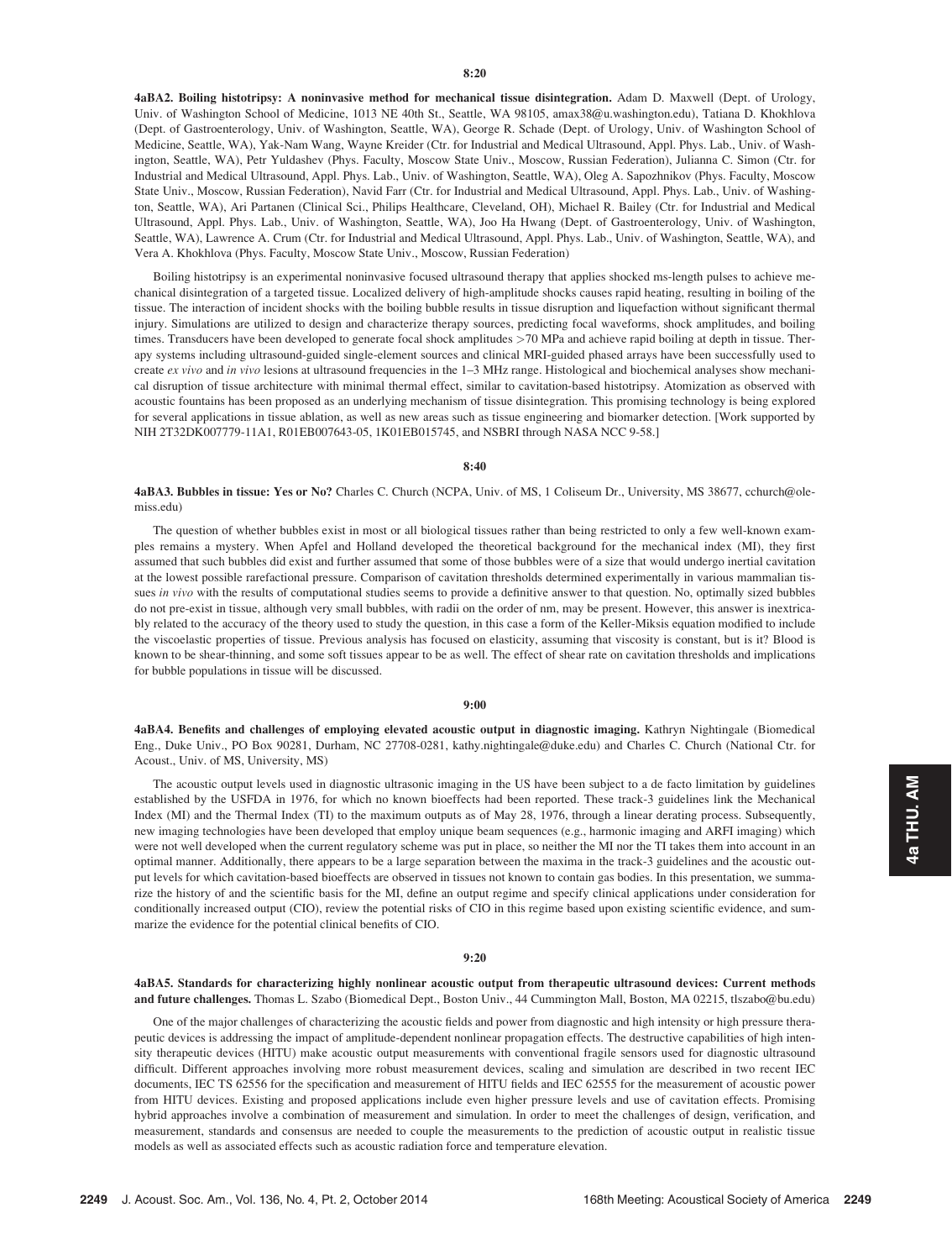**8:20**

**4aBA2. Boiling histotripsy: A noninvasive method for mechanical tissue disintegration.** Adam D. Maxwell (Dept. of Urology, Univ. of Washington School of Medicine, 1013 NE 40th St., Seattle, WA 98105, amax38@u.washington.edu), Tatiana D. Khokhlova (Dept. of Gastroenterology, Univ. of Washington, Seattle, WA), George R. Schade (Dept. of Urology, Univ. of Washington School of Medicine, Seattle, WA), Yak-Nam Wang, Wayne Kreider (Ctr. for Industrial and Medical Ultrasound, Appl. Phys. Lab., Univ. of Washington, Seattle, WA), Petr Yuldashev (Phys. Faculty, Moscow State Univ., Moscow, Russian Federation), Julianna C. Simon (Ctr. for Industrial and Medical Ultrasound, Appl. Phys. Lab., Univ. of Washington, Seattle, WA), Oleg A. Sapozhnikov (Phys. Faculty, Moscow State Univ., Moscow, Russian Federation), Navid Farr (Ctr. for Industrial and Medical Ultrasound, Appl. Phys. Lab., Univ. of Washington, Seattle, WA), Ari Partanen (Clinical Sci., Philips Healthcare, Cleveland, OH), Michael R. Bailey (Ctr. for Industrial and Medical Ultrasound, Appl. Phys. Lab., Univ. of Washington, Seattle, WA), Joo Ha Hwang (Dept. of Gastroenterology, Univ. of Washington, Seattle, WA), Lawrence A. Crum (Ctr. for Industrial and Medical Ultrasound, Appl. Phys. Lab., Univ. of Washington, Seattle, WA), and Vera A. Khokhlova (Phys. Faculty, Moscow State Univ., Moscow, Russian Federation)

Boiling histotripsy is an experimental noninvasive focused ultrasound therapy that applies shocked ms-length pulses to achieve mechanical disintegration of a targeted tissue. Localized delivery of high-amplitude shocks causes rapid heating, resulting in boiling of the tissue. The interaction of incident shocks with the boiling bubble results in tissue disruption and liquefaction without significant thermal injury. Simulations are utilized to design and characterize therapy sources, predicting focal waveforms, shock amplitudes, and boiling times. Transducers have been developed to generate focal shock amplitudes >70 MPa and achieve rapid boiling at depth in tissue. Therapy systems including ultrasound-guided single-element sources and clinical MRI-guided phased arrays have been successfully used to create *ex vivo* and *in vivo* lesions at ultrasound frequencies in the 1–3 MHz range. Histological and biochemical analyses show mechanical disruption of tissue architecture with minimal thermal effect, similar to cavitation-based histotripsy. Atomization as observed with acoustic fountains has been proposed as an underlying mechanism of tissue disintegration. This promising technology is being explored for several applications in tissue ablation, as well as new areas such as tissue engineering and biomarker detection. [Work supported by NIH 2T32DK007779-11A1, R01EB007643-05, 1K01EB015745, and NSBRI through NASA NCC 9-58.]

**8:40**

**4aBA3. Bubbles in tissue: Yes or No?** Charles C. Church (NCPA, Univ. of MS, 1 Coliseum Dr., University, MS 38677, cchurch@olemiss.edu)

The question of whether bubbles exist in most or all biological tissues rather than being restricted to only a few well-known examples remains a mystery. When Apfel and Holland developed the theoretical background for the mechanical index (MI), they first assumed that such bubbles did exist and further assumed that some of those bubbles were of a size that would undergo inertial cavitation at the lowest possible rarefactional pressure. Comparison of cavitation thresholds determined experimentally in various mammalian tissues *in vivo* with the results of computational studies seems to provide a definitive answer to that question. No, optimally sized bubbles do not pre-exist in tissue, although very small bubbles, with radii on the order of nm, may be present. However, this answer is inextricably related to the accuracy of the theory used to study the question, in this case a form of the Keller-Miksis equation modified to include the viscoelastic properties of tissue. Previous analysis has focused on elasticity, assuming that viscosity is constant, but is it? Blood is known to be shear-thinning, and some soft tissues appear to be as well. The effect of shear rate on cavitation thresholds and implications for bubble populations in tissue will be discussed.

**9:00**

**4aBA4. Benefits and challenges of employing elevated acoustic output in diagnostic imaging.** Kathryn Nightingale (Biomedical Eng., Duke Univ., PO Box 90281, Durham, NC 27708-0281, kathy.nightingale@duke.edu) and Charles C. Church (National Ctr. for Acoust., Univ. of MS, University, MS)

The acoustic output levels used in diagnostic ultrasonic imaging in the US have been subject to a de facto limitation by guidelines established by the USFDA in 1976, for which no known bioeffects had been reported. These track-3 guidelines link the Mechanical Index (MI) and the Thermal Index (TI) to the maximum outputs as of May 28, 1976, through a linear derating process. Subsequently, new imaging technologies have been developed that employ unique beam sequences (e.g., harmonic imaging and ARFI imaging) which were not well developed when the current regulatory scheme was put in place, so neither the MI nor the TI takes them into account in an optimal manner. Additionally, there appears to be a large separation between the maxima in the track-3 guidelines and the acoustic output levels for which cavitation-based bioeffects are observed in tissues not known to contain gas bodies. In this presentation, we summarize the history of and the scientific basis for the MI, define an output regime and specify clinical applications under consideration for conditionally increased output (CIO), review the potential risks of CIO in this regime based upon existing scientific evidence, and summarize the evidence for the potential clinical benefits of CIO.

**9:20**

**4aBA5. Standards for characterizing highly nonlinear acoustic output from therapeutic ultrasound devices: Current methods and future challenges.** Thomas L. Szabo (Biomedical Dept., Boston Univ., 44 Cummington Mall, Boston, MA 02215, tlszabo@bu.edu)

One of the major challenges of characterizing the acoustic fields and power from diagnostic and high intensity or high pressure therapeutic devices is addressing the impact of amplitude-dependent nonlinear propagation effects. The destructive capabilities of high intensity therapeutic devices (HITU) make acoustic output measurements with conventional fragile sensors used for diagnostic ultrasound difficult. Different approaches involving more robust measurement devices, scaling and simulation are described in two recent IEC documents, IEC TS 62556 for the specification and measurement of HITU fields and IEC 62555 for the measurement of acoustic power from HITU devices. Existing and proposed applications include even higher pressure levels and use of cavitation effects. Promising hybrid approaches involve a combination of measurement and simulation. In order to meet the challenges of design, verification, and measurement, standards and consensus are needed to couple the measurements to the prediction of acoustic output in realistic tissue models as well as associated effects such as acoustic radiation force and temperature elevation.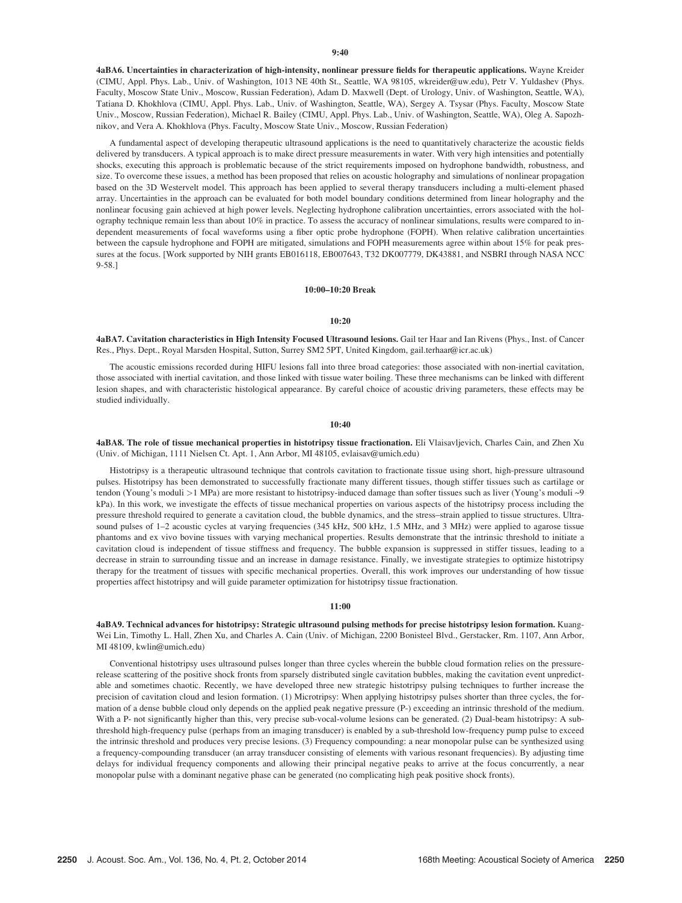**9:40**

**4aBA6. Uncertainties in characterization of high-intensity, nonlinear pressure fields for therapeutic applications.** Wayne Kreider (CIMU, Appl. Phys. Lab., Univ. of Washington, 1013 NE 40th St., Seattle, WA 98105, wkreider@uw.edu), Petr V. Yuldashev (Phys. Faculty, Moscow State Univ., Moscow, Russian Federation), Adam D. Maxwell (Dept. of Urology, Univ. of Washington, Seattle, WA), Tatiana D. Khokhlova (CIMU, Appl. Phys. Lab., Univ. of Washington, Seattle, WA), Sergey A. Tsysar (Phys. Faculty, Moscow State Univ., Moscow, Russian Federation), Michael R. Bailey (CIMU, Appl. Phys. Lab., Univ. of Washington, Seattle, WA), Oleg A. Sapozhnikov, and Vera A. Khokhlova (Phys. Faculty, Moscow State Univ., Moscow, Russian Federation)

A fundamental aspect of developing therapeutic ultrasound applications is the need to quantitatively characterize the acoustic fields delivered by transducers. A typical approach is to make direct pressure measurements in water. With very high intensities and potentially shocks, executing this approach is problematic because of the strict requirements imposed on hydrophone bandwidth, robustness, and size. To overcome these issues, a method has been proposed that relies on acoustic holography and simulations of nonlinear propagation based on the 3D Westervelt model. This approach has been applied to several therapy transducers including a multi-element phased array. Uncertainties in the approach can be evaluated for both model boundary conditions determined from linear holography and the nonlinear focusing gain achieved at high power levels. Neglecting hydrophone calibration uncertainties, errors associated with the holography technique remain less than about 10% in practice. To assess the accuracy of nonlinear simulations, results were compared to independent measurements of focal waveforms using a fiber optic probe hydrophone (FOPH). When relative calibration uncertainties between the capsule hydrophone and FOPH are mitigated, simulations and FOPH measurements agree within about 15% for peak pressures at the focus. [Work supported by NIH grants EB016118, EB007643, T32 DK007779, DK43881, and NSBRI through NASA NCC 9-58.]

**10:00–10:20 Break**

**10:20**

**4aBA7. Cavitation characteristics in High Intensity Focused Ultrasound lesions.** Gail ter Haar and Ian Rivens (Phys., Inst. of Cancer Res., Phys. Dept., Royal Marsden Hospital, Sutton, Surrey SM2 5PT, United Kingdom, gail.terhaar@icr.ac.uk)

The acoustic emissions recorded during HIFU lesions fall into three broad categories: those associated with non-inertial cavitation, those associated with inertial cavitation, and those linked with tissue water boiling. These three mechanisms can be linked with different lesion shapes, and with characteristic histological appearance. By careful choice of acoustic driving parameters, these effects may be studied individually.

**10:40**

**4aBA8. The role of tissue mechanical properties in histotripsy tissue fractionation.** Eli Vlaisavljevich, Charles Cain, and Zhen Xu (Univ. of Michigan, 1111 Nielsen Ct. Apt. 1, Ann Arbor, MI 48105, evlaisav@umich.edu)

Histotripsy is a therapeutic ultrasound technique that controls cavitation to fractionate tissue using short, high-pressure ultrasound pulses. Histotripsy has been demonstrated to successfully fractionate many different tissues, though stiffer tissues such as cartilage or tendon (Young's moduli $>$1 MPa) are more resistant to histotripsy-induced damage than softer tissues such as liver (Young's moduli ~9 kPa). In this work, we investigate the effects of tissue mechanical properties on various aspects of the histotripsy process including the pressure threshold required to generate a cavitation cloud, the bubble dynamics, and the stress–strain applied to tissue structures. Ultrasound pulses of 1–2 acoustic cycles at varying frequencies (345 kHz, 500 kHz, 1.5 MHz, and 3 MHz) were applied to agarose tissue phantoms and ex vivo bovine tissues with varying mechanical properties. Results demonstrate that the intrinsic threshold to initiate a cavitation cloud is independent of tissue stiffness and frequency. The bubble expansion is suppressed in stiffer tissues, leading to a decrease in strain to surrounding tissue and an increase in damage resistance. Finally, we investigate strategies to optimize histotripsy therapy for the treatment of tissues with specific mechanical properties. Overall, this work improves our understanding of how tissue properties affect histotripsy and will guide parameter optimization for histotripsy tissue fractionation.

**11:00**

**4aBA9. Technical advances for histotripsy: Strategic ultrasound pulsing methods for precise histotripsy lesion formation.** Kuang-Wei Lin, Timothy L. Hall, Zhen Xu, and Charles A. Cain (Univ. of Michigan, 2200 Bonisteel Blvd., Gerstacker, Rm. 1107, Ann Arbor, MI 48109, kwlin@umich.edu)

Conventional histotripsy uses ultrasound pulses longer than three cycles wherein the bubble cloud formation relies on the pressure-release scattering of the positive shock fronts from sparsely distributed single cavitation bubbles, making the cavitation event unpredictable and sometimes chaotic. Recently, we have developed three new strategic histotripsy pulsing techniques to further increase the precision of cavitation cloud and lesion formation. (1) Microtripsy: When applying histotripsy pulses shorter than three cycles, the formation of a dense bubble cloud only depends on the applied peak negative pressure (P-) exceeding an intrinsic threshold of the medium. With a P- not significantly higher than this, very precise sub-vocal-volume lesions can be generated. (2) Dual-beam histotripsy: A sub-threshold high-frequency pulse (perhaps from an imaging transducer) is enabled by a sub-threshold low-frequency pump pulse to exceed the intrinsic threshold and produces very precise lesions. (3) Frequency compounding: a near monopolar pulse can be synthesized using a frequency-compounding transducer (an array transducer consisting of elements with various resonant frequencies). By adjusting time delays for individual frequency components and allowing their principal negative peaks to arrive at the focus concurrently, a near monopolar pulse with a dominant negative phase can be generated (no complicating high peak positive shock fronts).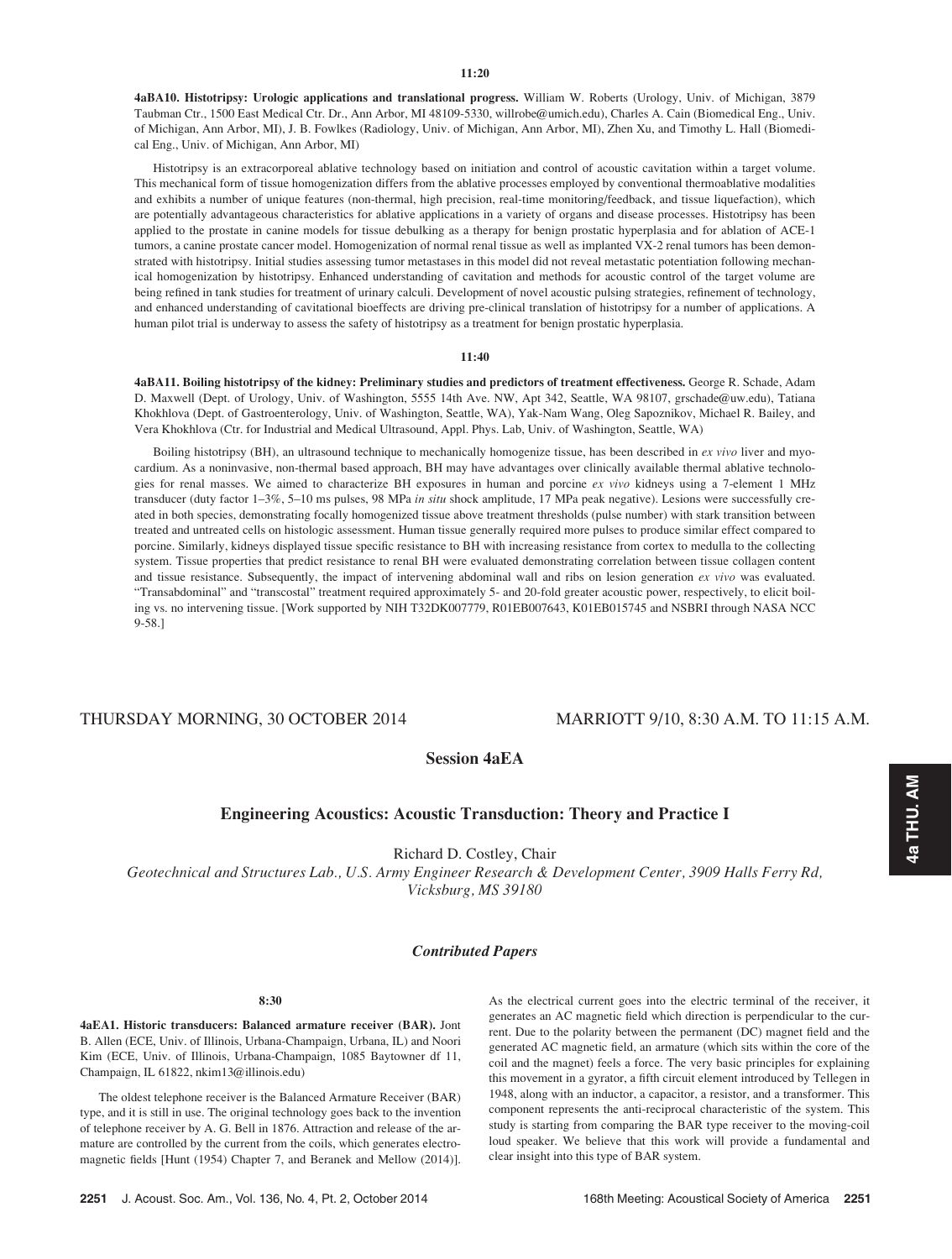11:20

**4aBA10. Histotripsy: Urologic applications and translational progress.** William W. Roberts (Urology, Univ. of Michigan, 3879 Taubman Ctr., 1500 East Medical Ctr. Dr., Ann Arbor, MI 48109-5330, willrobe@umich.edu), Charles A. Cain (Biomedical Eng., Univ. of Michigan, Ann Arbor, MI), J. B. Fowlkes (Radiology, Univ. of Michigan, Ann Arbor, MI), Zhen Xu, and Timothy L. Hall (Biomedical Eng., Univ. of Michigan, Ann Arbor, MI)

Histotripsy is an extracorporeal ablative technology based on initiation and control of acoustic cavitation within a target volume. This mechanical form of tissue homogenization differs from the ablative processes employed by conventional thermoablative modalities and exhibits a number of unique features (non-thermal, high precision, real-time monitoring/feedback, and tissue liquefaction), which are potentially advantageous characteristics for ablative applications in a variety of organs and disease processes. Histotripsy has been applied to the prostate in canine models for tissue debulking as a therapy for benign prostatic hyperplasia and for ablation of ACE-1 tumors, a canine prostate cancer model. Homogenization of normal renal tissue as well as implanted VX-2 renal tumors has been demonstrated with histotripsy. Initial studies assessing tumor metastases in this model did not reveal metastatic potentiation following mechanical homogenization by histotripsy. Enhanced understanding of cavitation and methods for acoustic control of the target volume are being refined in tank studies for treatment of urinary calculi. Development of novel acoustic pulsing strategies, refinement of technology, and enhanced understanding of cavitational bioeffects are driving pre-clinical translation of histotripsy for a number of applications. A human pilot trial is underway to assess the safety of histotripsy as a treatment for benign prostatic hyperplasia.

11:40

**4aBA11. Boiling histotripsy of the kidney: Preliminary studies and predictors of treatment effectiveness.** George R. Schade, Adam D. Maxwell (Dept. of Urology, Univ. of Washington, 5555 14th Ave. NW, Apt 342, Seattle, WA 98107, grschade@uw.edu), Tatiana Khokhlova (Dept. of Gastroenterology, Univ. of Washington, Seattle, WA), Yak-Nam Wang, Oleg Sapoznikov, Michael R. Bailey, and Vera Khokhlova (Ctr. for Industrial and Medical Ultrasound, Appl. Phys. Lab, Univ. of Washington, Seattle, WA)

Boiling histotripsy (BH), an ultrasound technique to mechanically homogenize tissue, has been described in *ex vivo* liver and myocardium. As a noninvasive, non-thermal based approach, BH may have advantages over clinically available thermal ablative technologies for renal masses. We aimed to characterize BH exposures in human and porcine *ex vivo* kidneys using a 7-element 1 MHz transducer (duty factor 1–3%, 5–10 ms pulses, 98 MPa *in situ* shock amplitude, 17 MPa peak negative). Lesions were successfully created in both species, demonstrating focally homogenized tissue above treatment thresholds (pulse number) with stark transition between treated and untreated cells on histologic assessment. Human tissue generally required more pulses to produce similar effect compared to porcine. Similarly, kidneys displayed tissue specific resistance to BH with increasing resistance from cortex to medulla to the collecting system. Tissue properties that predict resistance to renal BH were evaluated demonstrating correlation between tissue collagen content and tissue resistance. Subsequently, the impact of intervening abdominal wall and ribs on lesion generation *ex vivo* was evaluated. "Transabdominal" and "transcostal" treatment required approximately 5- and 20-fold greater acoustic power, respectively, to elicit boiling vs. no intervening tissue. [Work supported by NIH T32DK007779, R01EB007643, K01EB015745 and NSBRI through NASA NCC 9-58.]

THURSDAY MORNING, 30 OCTOBER 2014 MARRIOTT 9/10, 8:30 A.M. TO 11:15 A.M.

## Session 4aEA

### Engineering Acoustics: Acoustic Transduction: Theory and Practice I

Richard D. Costley, Chair

*Geotechnical and Structures Lab., U.S. Army Engineer Research & Development Center, 3909 Halls Ferry Rd, Vicksburg, MS 39180*

#### *Contributed Papers*

8:30

**4aEA1. Historic transducers: Balanced armature receiver (BAR).** Jont B. Allen (ECE, Univ. of Illinois, Urbana-Champaign, Urbana, IL) and Noori Kim (ECE, Univ. of Illinois, Urbana-Champaign, 1085 Baytowner df 11, Champaign, IL 61822, nkim13@illinois.edu)

The oldest telephone receiver is the Balanced Armature Receiver (BAR) type, and it is still in use. The original technology goes back to the invention of telephone receiver by A. G. Bell in 1876. Attraction and release of the armature are controlled by the current from the coils, which generates electromagnetic fields [Hunt (1954) Chapter 7, and Beranek and Mellow (2014)]. As the electrical current goes into the electric terminal of the receiver, it generates an AC magnetic field which direction is perpendicular to the current. Due to the polarity between the permanent (DC) magnet field and the generated AC magnetic field, an armature (which sits within the core of the coil and the magnet) feels a force. The very basic principles for explaining this movement in a gyrator, a fifth circuit element introduced by Tellegen in 1948, along with an inductor, a capacitor, a resistor, and a transformer. This component represents the anti-reciprocal characteristic of the system. This study is starting from comparing the BAR type receiver to the moving-coil loud speaker. We believe that this work will provide a fundamental and clear insight into this type of BAR system.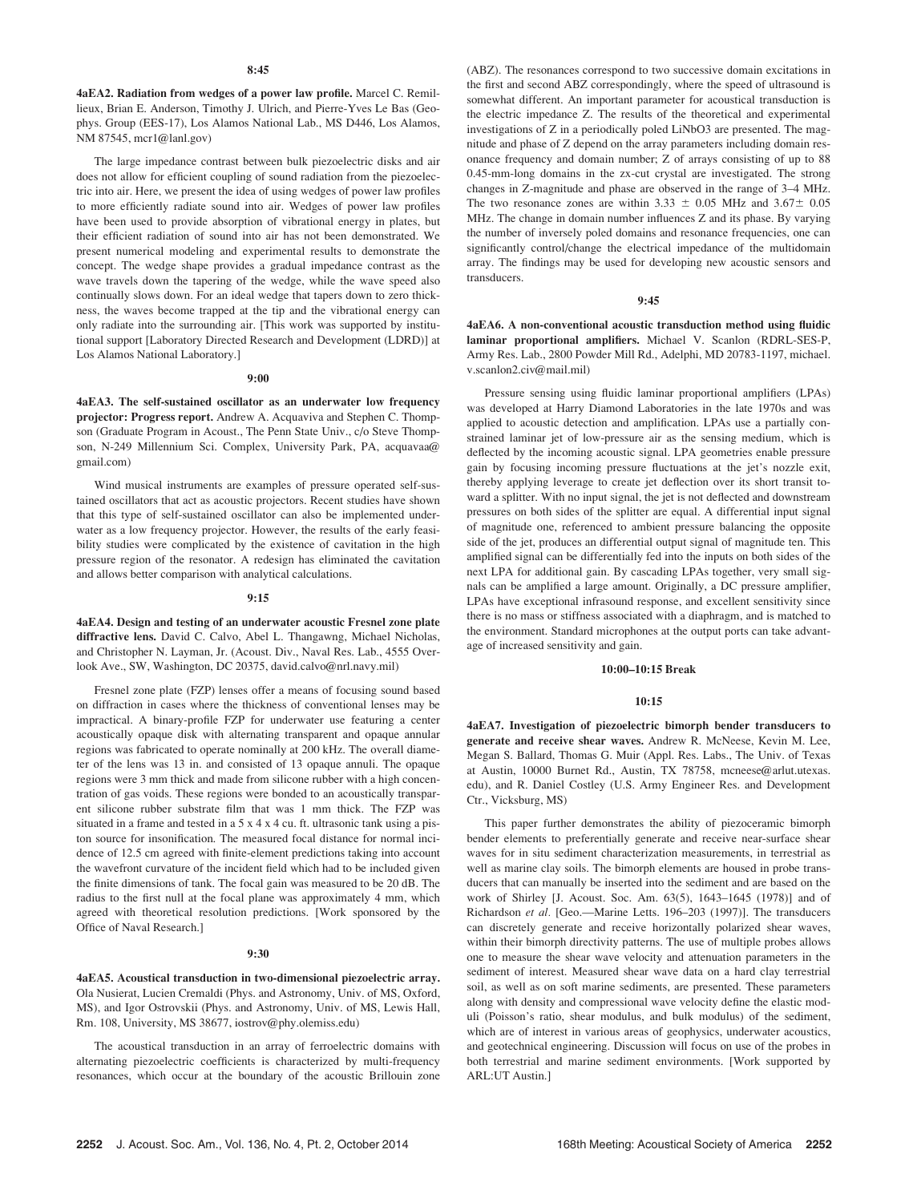**8:45**

**4aEA2. Radiation from wedges of a power law profile.** Marcel C. Remillieux, Brian E. Anderson, Timothy J. Ulrich, and Pierre-Yves Le Bas (Geophys. Group (EES-17), Los Alamos National Lab., MS D446, Los Alamos, NM 87545, mcr1@lanl.gov)

The large impedance contrast between bulk piezoelectric disks and air does not allow for efficient coupling of sound radiation from the piezoelectric into air. Here, we present the idea of using wedges of power law profiles to more efficiently radiate sound into air. Wedges of power law profiles have been used to provide absorption of vibrational energy in plates, but their efficient radiation of sound into air has not been demonstrated. We present numerical modeling and experimental results to demonstrate the concept. The wedge shape provides a gradual impedance contrast as the wave travels down the tapering of the wedge, while the wave speed also continually slows down. For an ideal wedge that tapers down to zero thickness, the waves become trapped at the tip and the vibrational energy can only radiate into the surrounding air. [This work was supported by institutional support [Laboratory Directed Research and Development (LDRD)] at Los Alamos National Laboratory.]

**9:00**

**4aEA3. The self-sustained oscillator as an underwater low frequency projector: Progress report.** Andrew A. Acquaviva and Stephen C. Thompson (Graduate Program in Acoust., The Penn State Univ., c/o Steve Thompson, N-249 Millennium Sci. Complex, University Park, PA, acquavaa@gmail.com)

Wind musical instruments are examples of pressure operated self-sustained oscillators that act as acoustic projectors. Recent studies have shown that this type of self-sustained oscillator can also be implemented underwater as a low frequency projector. However, the results of the early feasibility studies were complicated by the existence of cavitation in the high pressure region of the resonator. A redesign has eliminated the cavitation and allows better comparison with analytical calculations.

**9:15**

**4aEA4. Design and testing of an underwater acoustic Fresnel zone plate diffractive lens.** David C. Calvo, Abel L. Thangawng, Michael Nicholas, and Christopher N. Layman, Jr. (Acoust. Div., Naval Res. Lab., 4555 Overlook Ave., SW, Washington, DC 20375, david.calvo@nrl.navy.mil)

Fresnel zone plate (FZP) lenses offer a means of focusing sound based on diffraction in cases where the thickness of conventional lenses may be impractical. A binary-profile FZP for underwater use featuring a center acoustically opaque disk with alternating transparent and opaque annular regions was fabricated to operate nominally at 200 kHz. The overall diameter of the lens was 13 in. and consisted of 13 opaque annuli. The opaque regions were 3 mm thick and made from silicone rubber with a high concentration of gas voids. These regions were bonded to an acoustically transparent silicone rubber substrate film that was 1 mm thick. The FZP was situated in a frame and tested in a 5 x 4 x 4 cu. ft. ultrasonic tank using a piston source for insonification. The measured focal distance for normal incidence of 12.5 cm agreed with finite-element predictions taking into account the wavefront curvature of the incident field which had to be included given the finite dimensions of tank. The focal gain was measured to be 20 dB. The radius to the first null at the focal plane was approximately 4 mm, which agreed with theoretical resolution predictions. [Work sponsored by the Office of Naval Research.]

**9:30**

**4aEA5. Acoustical transduction in two-dimensional piezoelectric array.** Ola Nusierat, Lucien Cremaldi (Phys. and Astronomy, Univ. of MS, Oxford, MS), and Igor Ostrovskii (Phys. and Astronomy, Univ. of MS, Lewis Hall, Rm. 108, University, MS 38677, iostrov@phy.olemiss.edu)

The acoustical transduction in an array of ferroelectric domains with alternating piezoelectric coefficients is characterized by multi-frequency resonances, which occur at the boundary of the acoustic Brillouin zone (ABZ). The resonances correspond to two successive domain excitations in the first and second ABZ correspondingly, where the speed of ultrasound is somewhat different. An important parameter for acoustical transduction is the electric impedance Z. The results of the theoretical and experimental investigations of Z in a periodically poled $LiNbO_3$ are presented. The magnitude and phase of Z depend on the array parameters including domain resonance frequency and domain number; Z of arrays consisting of up to 88 0.45-mm-long domains in the zx-cut crystal are investigated. The strong changes in Z-magnitude and phase are observed in the range of 3–4 MHz. The two resonance zones are within $3.33 \pm 0.05$ MHz and $3.67 \pm 0.05$ MHz. The change in domain number influences Z and its phase. By varying the number of inversely poled domains and resonance frequencies, one can significantly control/change the electrical impedance of the multidomain array. The findings may be used for developing new acoustic sensors and transducers.

**9:45**

**4aEA6. A non-conventional acoustic transduction method using fluidic laminar proportional amplifiers.** Michael V. Scanlon (RDRL-SES-P, Army Res. Lab., 2800 Powder Mill Rd., Adelphi, MD 20783-1197, michael.v.scanlon2.civ@mail.mil)

Pressure sensing using fluidic laminar proportional amplifiers (LPAs) was developed at Harry Diamond Laboratories in the late 1970s and was applied to acoustic detection and amplification. LPAs use a partially constrained laminar jet of low-pressure air as the sensing medium, which is deflected by the incoming acoustic signal. LPA geometries enable pressure gain by focusing incoming pressure fluctuations at the jet's nozzle exit, thereby applying leverage to create jet deflection over its short transit toward a splitter. With no input signal, the jet is not deflected and downstream pressures on both sides of the splitter are equal. A differential input signal of magnitude one, referenced to ambient pressure balancing the opposite side of the jet, produces an differential output signal of magnitude ten. This amplified signal can be differentially fed into the inputs on both sides of the next LPA for additional gain. By cascading LPAs together, very small signals can be amplified a large amount. Originally, a DC pressure amplifier, LPAs have exceptional infrasound response, and excellent sensitivity since there is no mass or stiffness associated with a diaphragm, and is matched to the environment. Standard microphones at the output ports can take advantage of increased sensitivity and gain.

**10:00–10:15 Break**

**10:15**

**4aEA7. Investigation of piezoelectric bimorph bender transducers to generate and receive shear waves.** Andrew R. McNeese, Kevin M. Lee, Megan S. Ballard, Thomas G. Muir (Appl. Res. Labs., The Univ. of Texas at Austin, 10000 Burnet Rd., Austin, TX 78758, mcneese@arlut.utexas.edu), and R. Daniel Costley (U.S. Army Engineer Res. and Development Ctr., Vicksburg, MS)

This paper further demonstrates the ability of piezoceramic bimorph bender elements to preferentially generate and receive near-surface shear waves for in situ sediment characterization measurements, in terrestrial as well as marine clay soils. The bimorph elements are housed in probe transducers that can manually be inserted into the sediment and are based on the work of Shirley [J. Acoust. Soc. Am. 63(5), 1643–1645 (1978)] and of Richardson *et al*. [Geo.—Marine Letts. 196–203 (1997)]. The transducers can discretely generate and receive horizontally polarized shear waves, within their bimorph directivity patterns. The use of multiple probes allows one to measure the shear wave velocity and attenuation parameters in the sediment of interest. Measured shear wave data on a hard clay terrestrial soil, as well as on soft marine sediments, are presented. These parameters along with density and compressional wave velocity define the elastic moduli (Poisson's ratio, shear modulus, and bulk modulus) of the sediment, which are of interest in various areas of geophysics, underwater acoustics, and geotechnical engineering. Discussion will focus on use of the probes in both terrestrial and marine sediment environments. [Work supported by ARL:UT Austin.]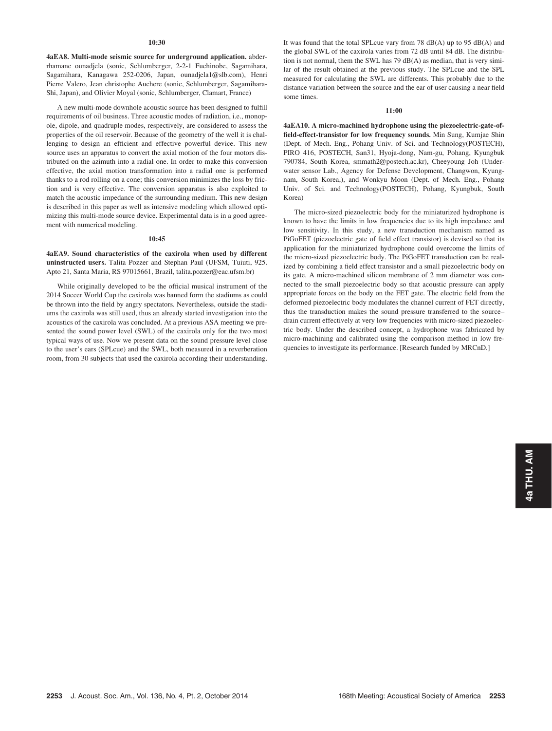**10:30**

**4aEA8. Multi-mode seismic source for underground application.** abderrhamane ounadjela (sonic, Schlumberger, 2-2-1 Fuchinobe, Sagamihara, Sagamihara, Sagamihara, Kanagawa 252-0206, Japan, ounadjela1@slb.com), Henri Pierre Valero, Jean christophe Auchere (sonic, Schlumberger, Sagamihara-Shi, Japan), and Olivier Moyal (sonic, Schlumberger, Clamart, France)

A new multi-mode downhole acoustic source has been designed to fulfill requirements of oil business. Three acoustic modes of radiation, i.e., monopole, dipole, and quadruple modes, respectively, are considered to assess the properties of the oil reservoir. Because of the geometry of the well it is challenging to design an efficient and effective powerful device. This new source uses an apparatus to convert the axial motion of the four motors distributed on the azimuth into a radial one. In order to make this conversion effective, the axial motion transformation into a radial one is performed thanks to a rod rolling on a cone; this conversion minimizes the loss by friction and is very effective. The conversion apparatus is also exploited to match the acoustic impedance of the surrounding medium. This new design is described in this paper as well as intensive modeling which allowed optimizing this multi-mode source device. Experimental data is in a good agreement with numerical modeling.

**10:45**

**4aEA9. Sound characteristics of the caxirola when used by different uninstructed users.** Talita Pozzer and Stephan Paul (UFSM, Tuiuti, 925. Apto 21, Santa Maria, RS 97015661, Brazil, talita.pozzer@eac.ufsm.br)

While originally developed to be the official musical instrument of the 2014 Soccer World Cup the caxirola was banned form the stadiums as could be thrown into the field by angry spectators. Nevertheless, outside the stadiums the caxirola was still used, thus an already started investigation into the acoustics of the caxirola was concluded. At a previous ASA meeting we presented the sound power level (SWL) of the caxirola only for the two most typical ways of use. Now we present data on the sound pressure level close to the user's ears (SPLcue) and the SWL, both measured in a reverberation room, from 30 subjects that used the caxirola according their understanding. It was found that the total SPLcue vary from 78 dB(A) up to 95 dB(A) and the global SWL of the caxirola varies from 72 dB until 84 dB. The distribution is not normal, them the SWL has 79 dB(A) as median, that is very similar of the result obtained at the previous study. The SPLcue and the SPL measured for calculating the SWL are differents. This probably due to the distance variation between the source and the ear of user causing a near field some times.

**11:00**

**4aEA10. A micro-machined hydrophone using the piezoelectric-gate-of-field-effect-transistor for low frequency sounds.** Min Sung, Kumjae Shin (Dept. of Mech. Eng., Pohang Univ. of Sci. and Technology(POSTECH), PIRO 416, POSTECH, San31, Hyoja-dong, Nam-gu, Pohang, Kyungbuk 790784, South Korea, smmath2@postech.ac.kr), Cheeyoung Joh (Underwater sensor Lab., Agency for Defense Development, Changwon, Kyungnam, South Korea,), and Wonkyu Moon (Dept. of Mech. Eng., Pohang Univ. of Sci. and Technology(POSTECH), Pohang, Kyungbuk, South Korea)

The micro-sized piezoelectric body for the miniaturized hydrophone is known to have the limits in low frequencies due to its high impedance and low sensitivity. In this study, a new transduction mechanism named as PiGoFET (piezoelectric gate of field effect transistor) is devised so that its application for the miniaturized hydrophone could overcome the limits of the micro-sized piezoelectric body. The PiGoFET transduction can be realized by combining a field effect transistor and a small piezoelectric body on its gate. A micro-machined silicon membrane of 2 mm diameter was connected to the small piezoelectric body so that acoustic pressure can apply appropriate forces on the body on the FET gate. The electric field from the deformed piezoelectric body modulates the channel current of FET directly, thus the transduction makes the sound pressure transferred to the source–drain current effectively at very low frequencies with micro-sized piezoelectric body. Under the described concept, a hydrophone was fabricated by micro-machining and calibrated using the comparison method in low frequencies to investigate its performance. [Research funded by MRCnD.]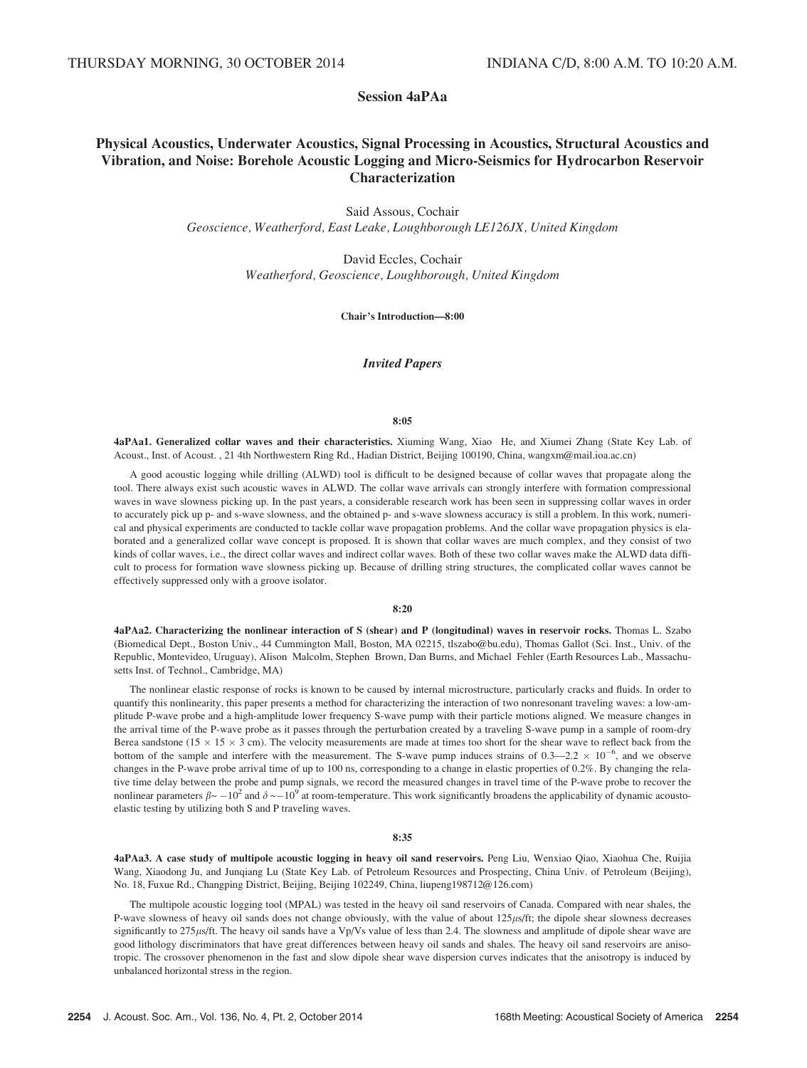THURSDAY MORNING, 30 OCTOBER 2014 — INDIANA C/D, 8:00 A.M. TO 10:20 A.M.

# Session 4aPAa

## Physical Acoustics, Underwater Acoustics, Signal Processing in Acoustics, Structural Acoustics and Vibration, and Noise: Borehole Acoustic Logging and Micro-Seismics for Hydrocarbon Reservoir Characterization

Said Assous, Cochair
*Geoscience, Weatherford, East Leake, Loughborough LE126JX, United Kingdom*

David Eccles, Cochair
*Weatherford, Geoscience, Loughborough, United Kingdom*

**Chair's Introduction—8:00**

### *Invited Papers*

**8:05**

**4aPAa1. Generalized collar waves and their characteristics.** Xiuming Wang, Xiao He, and Xiumei Zhang (State Key Lab. of Acoust., Inst. of Acoust. , 21 4th Northwestern Ring Rd., Hadian District, Beijing 100190, China, wangxm@mail.ioa.ac.cn)

A good acoustic logging while drilling (ALWD) tool is difficult to be designed because of collar waves that propagate along the tool. There always exist such acoustic waves in ALWD. The collar wave arrivals can strongly interfere with formation compressional waves in wave slowness picking up. In the past years, a considerable research work has been seen in suppressing collar waves in order to accurately pick up p- and s-wave slowness, and the obtained p- and s-wave slowness accuracy is still a problem. In this work, numerical and physical experiments are conducted to tackle collar wave propagation problems. And the collar wave propagation physics is elaborated and a generalized collar wave concept is proposed. It is shown that collar waves are much complex, and they consist of two kinds of collar waves, i.e., the direct collar waves and indirect collar waves. Both of these two collar waves make the ALWD data difficult to process for formation wave slowness picking up. Because of drilling string structures, the complicated collar waves cannot be effectively suppressed only with a groove isolator.

**8:20**

**4aPAa2. Characterizing the nonlinear interaction of S (shear) and P (longitudinal) waves in reservoir rocks.** Thomas L. Szabo (Biomedical Dept., Boston Univ., 44 Cummington Mall, Boston, MA 02215, tlszabo@bu.edu), Thomas Gallot (Sci. Inst., Univ. of the Republic, Montevideo, Uruguay), Alison Malcolm, Stephen Brown, Dan Burns, and Michael Fehler (Earth Resources Lab., Massachusetts Inst. of Technol., Cambridge, MA)

The nonlinear elastic response of rocks is known to be caused by internal microstructure, particularly cracks and fluids. In order to quantify this nonlinearity, this paper presents a method for characterizing the interaction of two nonresonant traveling waves: a low-amplitude P-wave probe and a high-amplitude lower frequency S-wave pump with their particle motions aligned. We measure changes in the arrival time of the P-wave probe as it passes through the perturbation created by a traveling S-wave pump in a sample of room-dry Berea sandstone ($15 \times 15 \times 3$ cm). The velocity measurements are made at times too short for the shear wave to reflect back from the bottom of the sample and interfere with the measurement. The S-wave pump induces strains of $0.3$—$2.2 \times 10^{-6}$, and we observe changes in the P-wave probe arrival time of up to 100 ns, corresponding to a change in elastic properties of 0.2%. By changing the relative time delay between the probe and pump signals, we record the measured changes in travel time of the P-wave probe to recover the nonlinear parameters $\beta \sim -10^2$ and $\delta \sim -10^9$ at room-temperature. This work significantly broadens the applicability of dynamic acousto-elastic testing by utilizing both S and P traveling waves.

**8:35**

**4aPAa3. A case study of multipole acoustic logging in heavy oil sand reservoirs.** Peng Liu, Wenxiao Qiao, Xiaohua Che, Ruijia Wang, Xiaodong Ju, and Junqiang Lu (State Key Lab. of Petroleum Resources and Prospecting, China Univ. of Petroleum (Beijing), No. 18, Fuxue Rd., Changping District, Beijing, Beijing 102249, China, liupeng198712@126.com)

The multipole acoustic logging tool (MPAL) was tested in the heavy oil sand reservoirs of Canada. Compared with near shales, the P-wave slowness of heavy oil sands does not change obviously, with the value of about 125$\mu$s/ft; the dipole shear slowness decreases significantly to 275$\mu$s/ft. The heavy oil sands have a Vp/Vs value of less than 2.4. The slowness and amplitude of dipole shear wave are good lithology discriminators that have great differences between heavy oil sands and shales. The heavy oil sand reservoirs are anisotropic. The crossover phenomenon in the fast and slow dipole shear wave dispersion curves indicates that the anisotropy is induced by unbalanced horizontal stress in the region.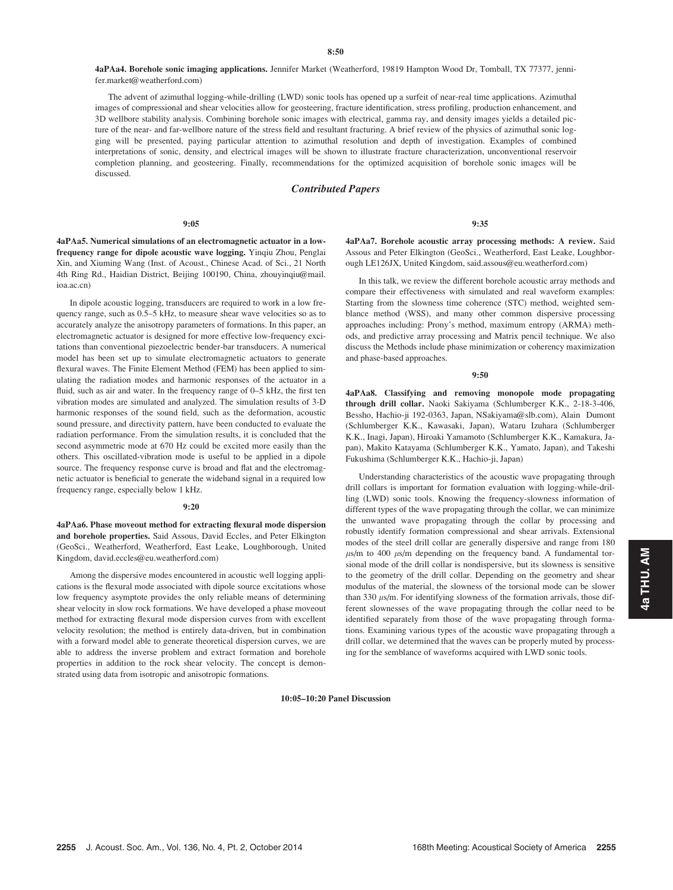8:50

**4aPAa4. Borehole sonic imaging applications.** Jennifer Market (Weatherford, 19819 Hampton Wood Dr, Tomball, TX 77377, jennifer.market@weatherford.com)

The advent of azimuthal logging-while-drilling (LWD) sonic tools has opened up a surfeit of near-real time applications. Azimuthal images of compressional and shear velocities allow for geosteering, fracture identification, stress profiling, production enhancement, and 3D wellbore stability analysis. Combining borehole sonic images with electrical, gamma ray, and density images yields a detailed picture of the near- and far-wellbore nature of the stress field and resultant fracturing. A brief review of the physics of azimuthal sonic logging will be presented, paying particular attention to azimuthal resolution and depth of investigation. Examples of combined interpretations of sonic, density, and electrical images will be shown to illustrate fracture characterization, unconventional reservoir completion planning, and geosteering. Finally, recommendations for the optimized acquisition of borehole sonic images will be discussed.

## *Contributed Papers*

9:05

**4aPAa5. Numerical simulations of an electromagnetic actuator in a low-frequency range for dipole acoustic wave logging.** Yinqiu Zhou, Penglai Xin, and Xiuming Wang (Inst. of Acoust., Chinese Acad. of Sci., 21 North 4th Ring Rd., Haidian District, Beijing 100190, China, zhouyinqiu@mail.ioa.ac.cn)

In dipole acoustic logging, transducers are required to work in a low frequency range, such as 0.5–5 kHz, to measure shear wave velocities so as to accurately analyze the anisotropy parameters of formations. In this paper, an electromagnetic actuator is designed for more effective low-frequency excitations than conventional piezoelectric bender-bar transducers. A numerical model has been set up to simulate electromagnetic actuators to generate flexural waves. The Finite Element Method (FEM) has been applied to simulating the radiation modes and harmonic responses of the actuator in a fluid, such as air and water. In the frequency range of 0–5 kHz, the first ten vibration modes are simulated and analyzed. The simulation results of 3-D harmonic responses of the sound field, such as the deformation, acoustic sound pressure, and directivity pattern, have been conducted to evaluate the radiation performance. From the simulation results, it is concluded that the second asymmetric mode at 670 Hz could be excited more easily than the others. This oscillated-vibration mode is useful to be applied in a dipole source. The frequency response curve is broad and flat and the electromagnetic actuator is beneficial to generate the wideband signal in a required low frequency range, especially below 1 kHz.

9:20

**4aPAa6. Phase moveout method for extracting flexural mode dispersion and borehole properties.** Said Assous, David Eccles, and Peter Elkington (GeoSci., Weatherford, Weatherford, East Leake, Loughborough, United Kingdom, david.eccles@eu.weatherford.com)

Among the dispersive modes encountered in acoustic well logging applications is the flexural mode associated with dipole source excitations whose low frequency asymptote provides the only reliable means of determining shear velocity in slow rock formations. We have developed a phase moveout method for extracting flexural mode dispersion curves from with excellent velocity resolution; the method is entirely data-driven, but in combination with a forward model able to generate theoretical dispersion curves, we are able to address the inverse problem and extract formation and borehole properties in addition to the rock shear velocity. The concept is demonstrated using data from isotropic and anisotropic formations.

9:35

**4aPAa7. Borehole acoustic array processing methods: A review.** Said Assous and Peter Elkington (GeoSci., Weatherford, East Leake, Loughborough LE126JX, United Kingdom, said.assous@eu.weatherford.com)

In this talk, we review the different borehole acoustic array methods and compare their effectiveness with simulated and real waveform examples: Starting from the slowness time coherence (STC) method, weighted semblance method (WSS), and many other common dispersive processing approaches including: Prony's method, maximum entropy (ARMA) methods, and predictive array processing and Matrix pencil technique. We also discuss the Methods include phase minimization or coherency maximization and phase-based approaches.

9:50

**4aPAa8. Classifying and removing monopole mode propagating through drill collar.** Naoki Sakiyama (Schlumberger K.K., 2-18-3-406, Bessho, Hachio-ji 192-0363, Japan, NSakiyama@slb.com), Alain Dumont (Schlumberger K.K., Kawasaki, Japan), Wataru Izuhara (Schlumberger K.K., Inagi, Japan), Hiroaki Yamamoto (Schlumberger K.K., Kamakura, Japan), Makito Katayama (Schlumberger K.K., Yamato, Japan), and Takeshi Fukushima (Schlumberger K.K., Hachio-ji, Japan)

Understanding characteristics of the acoustic wave propagating through drill collars is important for formation evaluation with logging-while-drilling (LWD) sonic tools. Knowing the frequency-slowness information of different types of the wave propagating through the collar, we can minimize the unwanted wave propagating through the collar by processing and robustly identify formation compressional and shear arrivals. Extensional modes of the steel drill collar are generally dispersive and range from 180 $\mu$s/m to 400 $\mu$s/m depending on the frequency band. A fundamental torsional mode of the drill collar is nondispersive, but its slowness is sensitive to the geometry of the drill collar. Depending on the geometry and shear modulus of the material, the slowness of the torsional mode can be slower than 330 $\mu$s/m. For identifying slowness of the formation arrivals, those different slownesses of the wave propagating through the collar need to be identified separately from those of the wave propagating through formations. Examining various types of the acoustic wave propagating through a drill collar, we determined that the waves can be properly muted by processing for the semblance of waveforms acquired with LWD sonic tools.

**10:05–10:20 Panel Discussion**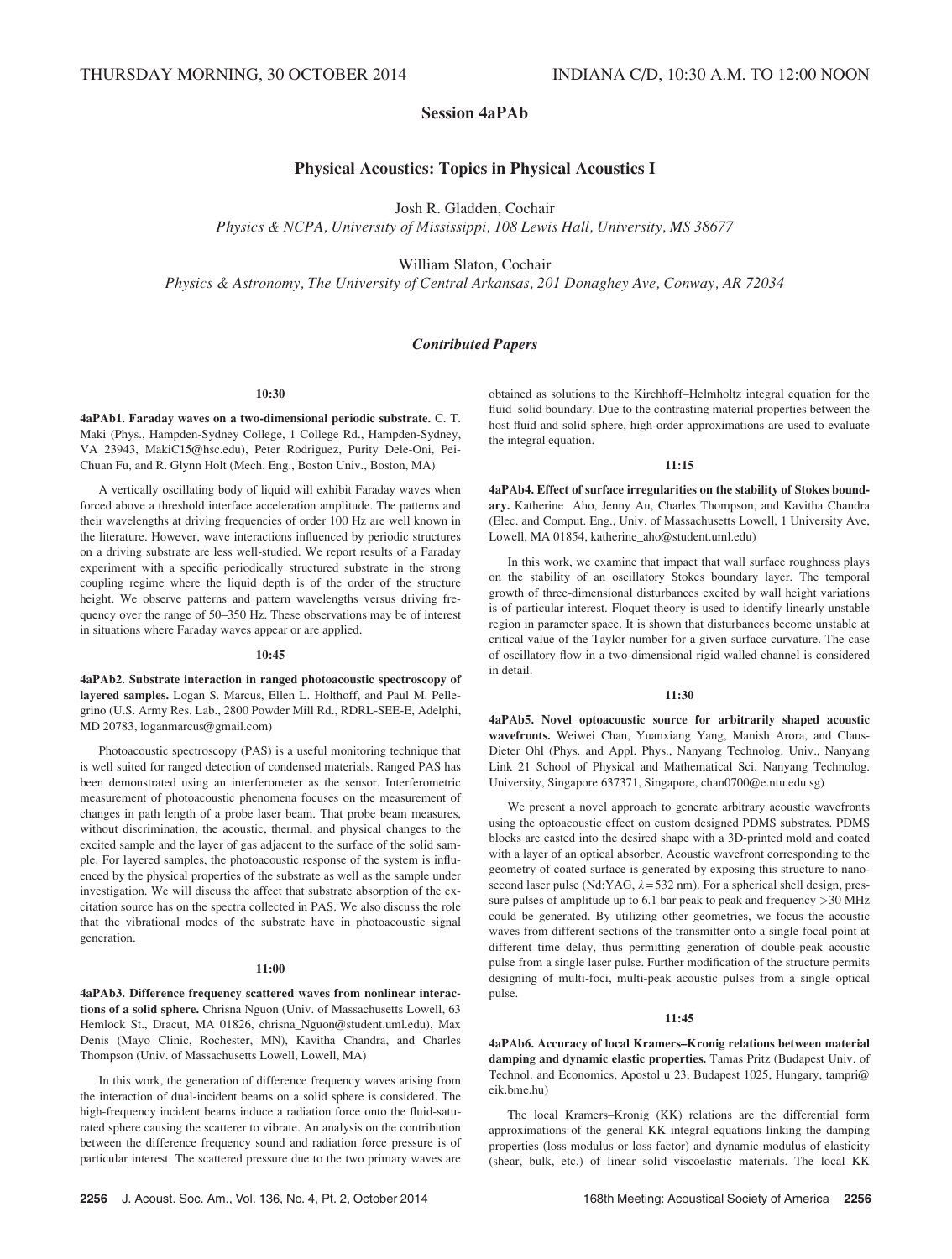THURSDAY MORNING, 30 OCTOBER 2014 INDIANA C/D, 10:30 A.M. TO 12:00 NOON

# Session 4aPAb

## Physical Acoustics: Topics in Physical Acoustics I

Josh R. Gladden, Cochair
*Physics & NCPA, University of Mississippi, 108 Lewis Hall, University, MS 38677*

William Slaton, Cochair
*Physics & Astronomy, The University of Central Arkansas, 201 Donaghey Ave, Conway, AR 72034*

### *Contributed Papers*

**10:30**

**4aPAb1. Faraday waves on a two-dimensional periodic substrate.** C. T. Maki (Phys., Hampden-Sydney College, 1 College Rd., Hampden-Sydney, VA 23943, MakiC15@hsc.edu), Peter Rodriguez, Purity Dele-Oni, Pei-Chuan Fu, and R. Glynn Holt (Mech. Eng., Boston Univ., Boston, MA)

A vertically oscillating body of liquid will exhibit Faraday waves when forced above a threshold interface acceleration amplitude. The patterns and their wavelengths at driving frequencies of order 100 Hz are well known in the literature. However, wave interactions influenced by periodic structures on a driving substrate are less well-studied. We report results of a Faraday experiment with a specific periodically structured substrate in the strong coupling regime where the liquid depth is of the order of the structure height. We observe patterns and pattern wavelengths versus driving frequency over the range of 50–350 Hz. These observations may be of interest in situations where Faraday waves appear or are applied.

**10:45**

**4aPAb2. Substrate interaction in ranged photoacoustic spectroscopy of layered samples.** Logan S. Marcus, Ellen L. Holthoff, and Paul M. Pellegrino (U.S. Army Res. Lab., 2800 Powder Mill Rd., RDRL-SEE-E, Adelphi, MD 20783, loganmarcus@gmail.com)

Photoacoustic spectroscopy (PAS) is a useful monitoring technique that is well suited for ranged detection of condensed materials. Ranged PAS has been demonstrated using an interferometer as the sensor. Interferometric measurement of photoacoustic phenomena focuses on the measurement of changes in path length of a probe laser beam. That probe beam measures, without discrimination, the acoustic, thermal, and physical changes to the excited sample and the layer of gas adjacent to the surface of the solid sample. For layered samples, the photoacoustic response of the system is influenced by the physical properties of the substrate as well as the sample under investigation. We will discuss the affect that substrate absorption of the excitation source has on the spectra collected in PAS. We also discuss the role that the vibrational modes of the substrate have in photoacoustic signal generation.

**11:00**

**4aPAb3. Difference frequency scattered waves from nonlinear interactions of a solid sphere.** Chrisna Nguon (Univ. of Massachusetts Lowell, 63 Hemlock St., Dracut, MA 01826, chrisna_Nguon@student.uml.edu), Max Denis (Mayo Clinic, Rochester, MN), Kavitha Chandra, and Charles Thompson (Univ. of Massachusetts Lowell, Lowell, MA)

In this work, the generation of difference frequency waves arising from the interaction of dual-incident beams on a solid sphere is considered. The high-frequency incident beams induce a radiation force onto the fluid-saturated sphere causing the scatterer to vibrate. An analysis on the contribution between the difference frequency sound and radiation force pressure is of particular interest. The scattered pressure due to the two primary waves are obtained as solutions to the Kirchhoff–Helmholtz integral equation for the fluid–solid boundary. Due to the contrasting material properties between the host fluid and solid sphere, high-order approximations are used to evaluate the integral equation.

**11:15**

**4aPAb4. Effect of surface irregularities on the stability of Stokes boundary.** Katherine Aho, Jenny Au, Charles Thompson, and Kavitha Chandra (Elec. and Comput. Eng., Univ. of Massachusetts Lowell, 1 University Ave, Lowell, MA 01854, katherine_aho@student.uml.edu)

In this work, we examine that impact that wall surface roughness plays on the stability of an oscillatory Stokes boundary layer. The temporal growth of three-dimensional disturbances excited by wall height variations is of particular interest. Floquet theory is used to identify linearly unstable region in parameter space. It is shown that disturbances become unstable at critical value of the Taylor number for a given surface curvature. The case of oscillatory flow in a two-dimensional rigid walled channel is considered in detail.

**11:30**

**4aPAb5. Novel optoacoustic source for arbitrarily shaped acoustic wavefronts.** Weiwei Chan, Yuanxiang Yang, Manish Arora, and Claus-Dieter Ohl (Phys. and Appl. Phys., Nanyang Technolog. Univ., Nanyang Link 21 School of Physical and Mathematical Sci. Nanyang Technolog. University, Singapore 637371, Singapore, chan0700@e.ntu.edu.sg)

We present a novel approach to generate arbitrary acoustic wavefronts using the optoacoustic effect on custom designed PDMS substrates. PDMS blocks are casted into the desired shape with a 3D-printed mold and coated with a layer of an optical absorber. Acoustic wavefront corresponding to the geometry of coated surface is generated by exposing this structure to nanosecond laser pulse (Nd:YAG, $\lambda = 532$ nm). For a spherical shell design, pressure pulses of amplitude up to 6.1 bar peak to peak and frequency $>30$ MHz could be generated. By utilizing other geometries, we focus the acoustic waves from different sections of the transmitter onto a single focal point at different time delay, thus permitting generation of double-peak acoustic pulse from a single laser pulse. Further modification of the structure permits designing of multi-foci, multi-peak acoustic pulses from a single optical pulse.

**11:45**

**4aPAb6. Accuracy of local Kramers–Kronig relations between material damping and dynamic elastic properties.** Tamas Pritz (Budapest Univ. of Technol. and Economics, Apostol u 23, Budapest 1025, Hungary, tampri@eik.bme.hu)

The local Kramers–Kronig (KK) relations are the differential form approximations of the general KK integral equations linking the damping properties (loss modulus or loss factor) and dynamic modulus of elasticity (shear, bulk, etc.) of linear solid viscoelastic materials. The local KK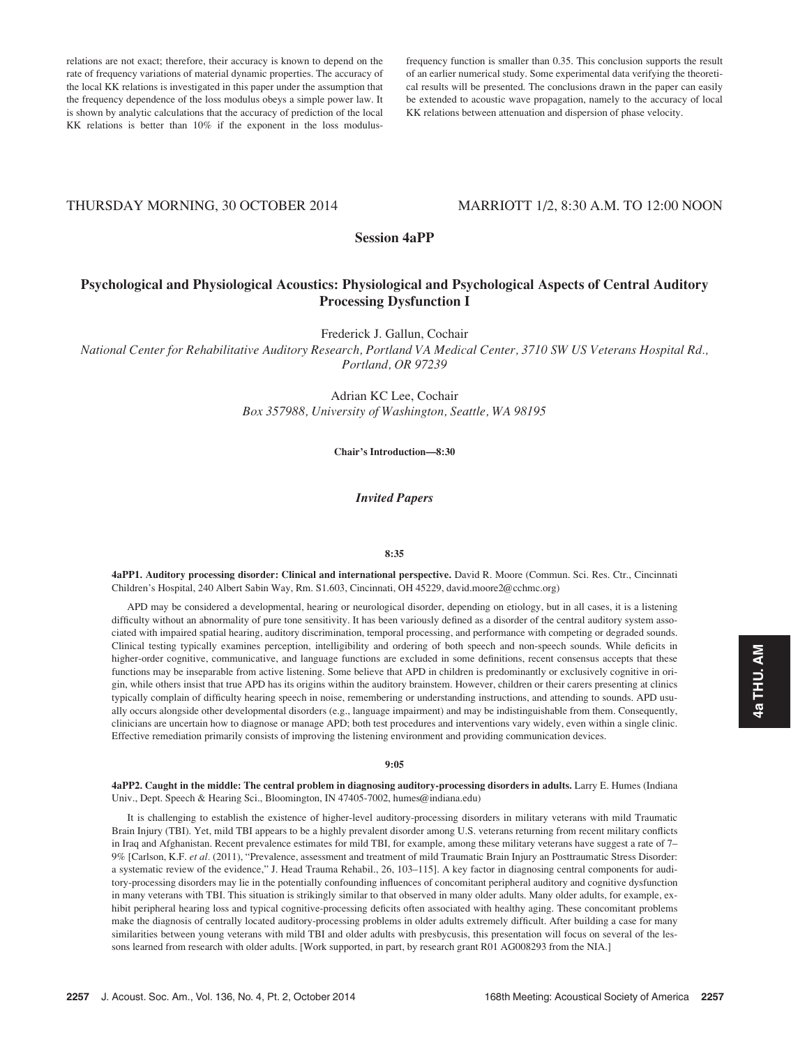relations are not exact; therefore, their accuracy is known to depend on the rate of frequency variations of material dynamic properties. The accuracy of the local KK relations is investigated in this paper under the assumption that the frequency dependence of the loss modulus obeys a simple power law. It is shown by analytic calculations that the accuracy of prediction of the local KK relations is better than 10% if the exponent in the loss modulus-frequency function is smaller than 0.35. This conclusion supports the result of an earlier numerical study. Some experimental data verifying the theoretical results will be presented. The conclusions drawn in the paper can easily be extended to acoustic wave propagation, namely to the accuracy of local KK relations between attenuation and dispersion of phase velocity.

THURSDAY MORNING, 30 OCTOBER 2014 — MARRIOTT 1/2, 8:30 A.M. TO 12:00 NOON

## Session 4aPP

## Psychological and Physiological Acoustics: Physiological and Psychological Aspects of Central Auditory Processing Dysfunction I

Frederick J. Gallun, Cochair

*National Center for Rehabilitative Auditory Research, Portland VA Medical Center, 3710 SW US Veterans Hospital Rd., Portland, OR 97239*

Adrian KC Lee, Cochair

*Box 357988, University of Washington, Seattle, WA 98195*

**Chair's Introduction—8:30**

### *Invited Papers*

**8:35**

**4aPP1. Auditory processing disorder: Clinical and international perspective.** David R. Moore (Commun. Sci. Res. Ctr., Cincinnati Children's Hospital, 240 Albert Sabin Way, Rm. S1.603, Cincinnati, OH 45229, david.moore2@cchmc.org)

APD may be considered a developmental, hearing or neurological disorder, depending on etiology, but in all cases, it is a listening difficulty without an abnormality of pure tone sensitivity. It has been variously defined as a disorder of the central auditory system associated with impaired spatial hearing, auditory discrimination, temporal processing, and performance with competing or degraded sounds. Clinical testing typically examines perception, intelligibility and ordering of both speech and non-speech sounds. While deficits in higher-order cognitive, communicative, and language functions are excluded in some definitions, recent consensus accepts that these functions may be inseparable from active listening. Some believe that APD in children is predominantly or exclusively cognitive in origin, while others insist that true APD has its origins within the auditory brainstem. However, children or their carers presenting at clinics typically complain of difficulty hearing speech in noise, remembering or understanding instructions, and attending to sounds. APD usually occurs alongside other developmental disorders (e.g., language impairment) and may be indistinguishable from them. Consequently, clinicians are uncertain how to diagnose or manage APD; both test procedures and interventions vary widely, even within a single clinic. Effective remediation primarily consists of improving the listening environment and providing communication devices.

**9:05**

**4aPP2. Caught in the middle: The central problem in diagnosing auditory-processing disorders in adults.** Larry E. Humes (Indiana Univ., Dept. Speech & Hearing Sci., Bloomington, IN 47405-7002, humes@indiana.edu)

It is challenging to establish the existence of higher-level auditory-processing disorders in military veterans with mild Traumatic Brain Injury (TBI). Yet, mild TBI appears to be a highly prevalent disorder among U.S. veterans returning from recent military conflicts in Iraq and Afghanistan. Recent prevalence estimates for mild TBI, for example, among these military veterans have suggest a rate of 7–9% [Carlson, K.F. *et al*. (2011), "Prevalence, assessment and treatment of mild Traumatic Brain Injury an Posttraumatic Stress Disorder: a systematic review of the evidence," J. Head Trauma Rehabil., 26, 103–115]. A key factor in diagnosing central components for auditory-processing disorders may lie in the potentially confounding influences of concomitant peripheral auditory and cognitive dysfunction in many veterans with TBI. This situation is strikingly similar to that observed in many older adults. Many older adults, for example, exhibit peripheral hearing loss and typical cognitive-processing deficits often associated with healthy aging. These concomitant problems make the diagnosis of centrally located auditory-processing problems in older adults extremely difficult. After building a case for many similarities between young veterans with mild TBI and older adults with presbycusis, this presentation will focus on several of the lessons learned from research with older adults. [Work supported, in part, by research grant R01 AG008293 from the NIA.]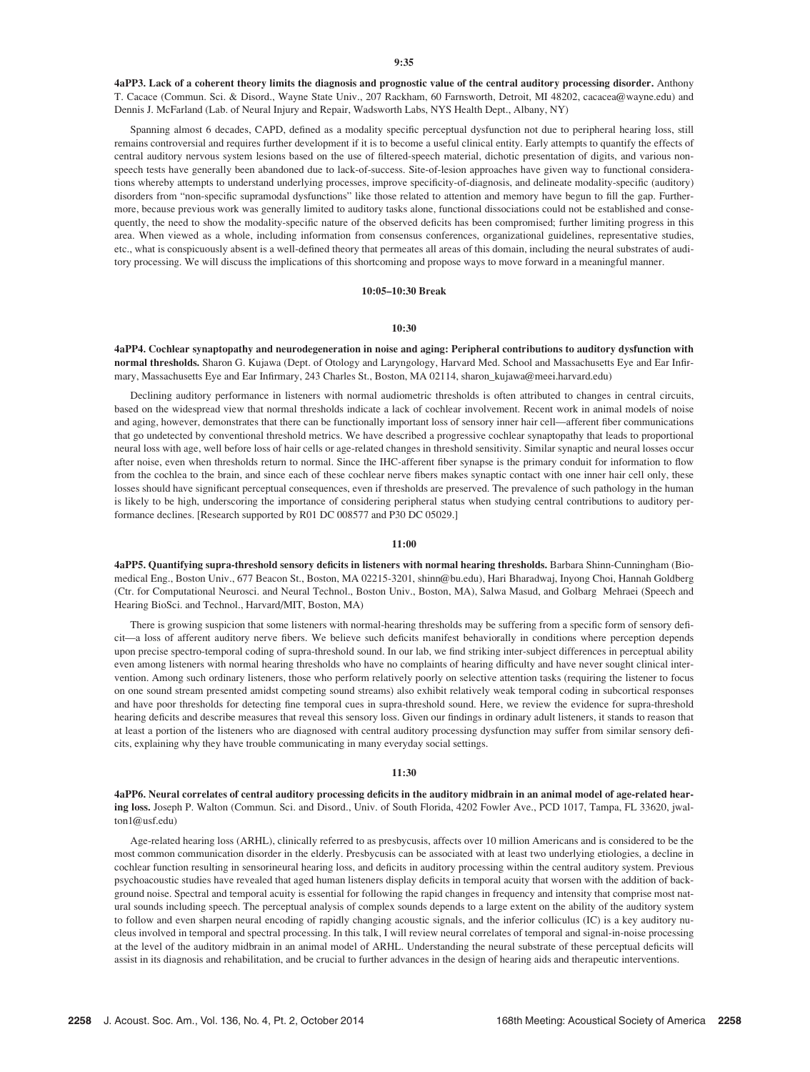**9:35**

**4aPP3. Lack of a coherent theory limits the diagnosis and prognostic value of the central auditory processing disorder.** Anthony T. Cacace (Commun. Sci. & Disord., Wayne State Univ., 207 Rackham, 60 Farnsworth, Detroit, MI 48202, cacacea@wayne.edu) and Dennis J. McFarland (Lab. of Neural Injury and Repair, Wadsworth Labs, NYS Health Dept., Albany, NY)

Spanning almost 6 decades, CAPD, defined as a modality specific perceptual dysfunction not due to peripheral hearing loss, still remains controversial and requires further development if it is to become a useful clinical entity. Early attempts to quantify the effects of central auditory nervous system lesions based on the use of filtered-speech material, dichotic presentation of digits, and various non-speech tests have generally been abandoned due to lack-of-success. Site-of-lesion approaches have given way to functional considerations whereby attempts to understand underlying processes, improve specificity-of-diagnosis, and delineate modality-specific (auditory) disorders from "non-specific supramodal dysfunctions" like those related to attention and memory have begun to fill the gap. Furthermore, because previous work was generally limited to auditory tasks alone, functional dissociations could not be established and consequently, the need to show the modality-specific nature of the observed deficits has been compromised; further limiting progress in this area. When viewed as a whole, including information from consensus conferences, organizational guidelines, representative studies, etc., what is conspicuously absent is a well-defined theory that permeates all areas of this domain, including the neural substrates of auditory processing. We will discuss the implications of this shortcoming and propose ways to move forward in a meaningful manner.

**10:05–10:30 Break**

**10:30**

**4aPP4. Cochlear synaptopathy and neurodegeneration in noise and aging: Peripheral contributions to auditory dysfunction with normal thresholds.** Sharon G. Kujawa (Dept. of Otology and Laryngology, Harvard Med. School and Massachusetts Eye and Ear Infirmary, Massachusetts Eye and Ear Infirmary, 243 Charles St., Boston, MA 02114, sharon_kujawa@meei.harvard.edu)

Declining auditory performance in listeners with normal audiometric thresholds is often attributed to changes in central circuits, based on the widespread view that normal thresholds indicate a lack of cochlear involvement. Recent work in animal models of noise and aging, however, demonstrates that there can be functionally important loss of sensory inner hair cell—afferent fiber communications that go undetected by conventional threshold metrics. We have described a progressive cochlear synaptopathy that leads to proportional neural loss with age, well before loss of hair cells or age-related changes in threshold sensitivity. Similar synaptic and neural losses occur after noise, even when thresholds return to normal. Since the IHC-afferent fiber synapse is the primary conduit for information to flow from the cochlea to the brain, and since each of these cochlear nerve fibers makes synaptic contact with one inner hair cell only, these losses should have significant perceptual consequences, even if thresholds are preserved. The prevalence of such pathology in the human is likely to be high, underscoring the importance of considering peripheral status when studying central contributions to auditory performance declines. [Research supported by R01 DC 008577 and P30 DC 05029.]

**11:00**

**4aPP5. Quantifying supra-threshold sensory deficits in listeners with normal hearing thresholds.** Barbara Shinn-Cunningham (Biomedical Eng., Boston Univ., 677 Beacon St., Boston, MA 02215-3201, shinn@bu.edu), Hari Bharadwaj, Inyong Choi, Hannah Goldberg (Ctr. for Computational Neurosci. and Neural Technol., Boston Univ., Boston, MA), Salwa Masud, and Golbarg Mehraei (Speech and Hearing BioSci. and Technol., Harvard/MIT, Boston, MA)

There is growing suspicion that some listeners with normal-hearing thresholds may be suffering from a specific form of sensory deficit—a loss of afferent auditory nerve fibers. We believe such deficits manifest behaviorally in conditions where perception depends upon precise spectro-temporal coding of supra-threshold sound. In our lab, we find striking inter-subject differences in perceptual ability even among listeners with normal hearing thresholds who have no complaints of hearing difficulty and have never sought clinical intervention. Among such ordinary listeners, those who perform relatively poorly on selective attention tasks (requiring the listener to focus on one sound stream presented amidst competing sound streams) also exhibit relatively weak temporal coding in subcortical responses and have poor thresholds for detecting fine temporal cues in supra-threshold sound. Here, we review the evidence for supra-threshold hearing deficits and describe measures that reveal this sensory loss. Given our findings in ordinary adult listeners, it stands to reason that at least a portion of the listeners who are diagnosed with central auditory processing dysfunction may suffer from similar sensory deficits, explaining why they have trouble communicating in many everyday social settings.

**11:30**

**4aPP6. Neural correlates of central auditory processing deficits in the auditory midbrain in an animal model of age-related hearing loss.** Joseph P. Walton (Commun. Sci. and Disord., Univ. of South Florida, 4202 Fowler Ave., PCD 1017, Tampa, FL 33620, jwalton1@usf.edu)

Age-related hearing loss (ARHL), clinically referred to as presbycusis, affects over 10 million Americans and is considered to be the most common communication disorder in the elderly. Presbycusis can be associated with at least two underlying etiologies, a decline in cochlear function resulting in sensorineural hearing loss, and deficits in auditory processing within the central auditory system. Previous psychoacoustic studies have revealed that aged human listeners display deficits in temporal acuity that worsen with the addition of background noise. Spectral and temporal acuity is essential for following the rapid changes in frequency and intensity that comprise most natural sounds including speech. The perceptual analysis of complex sounds depends to a large extent on the ability of the auditory system to follow and even sharpen neural encoding of rapidly changing acoustic signals, and the inferior colliculus (IC) is a key auditory nucleus involved in temporal and spectral processing. In this talk, I will review neural correlates of temporal and signal-in-noise processing at the level of the auditory midbrain in an animal model of ARHL. Understanding the neural substrate of these perceptual deficits will assist in its diagnosis and rehabilitation, and be crucial to further advances in the design of hearing aids and therapeutic interventions.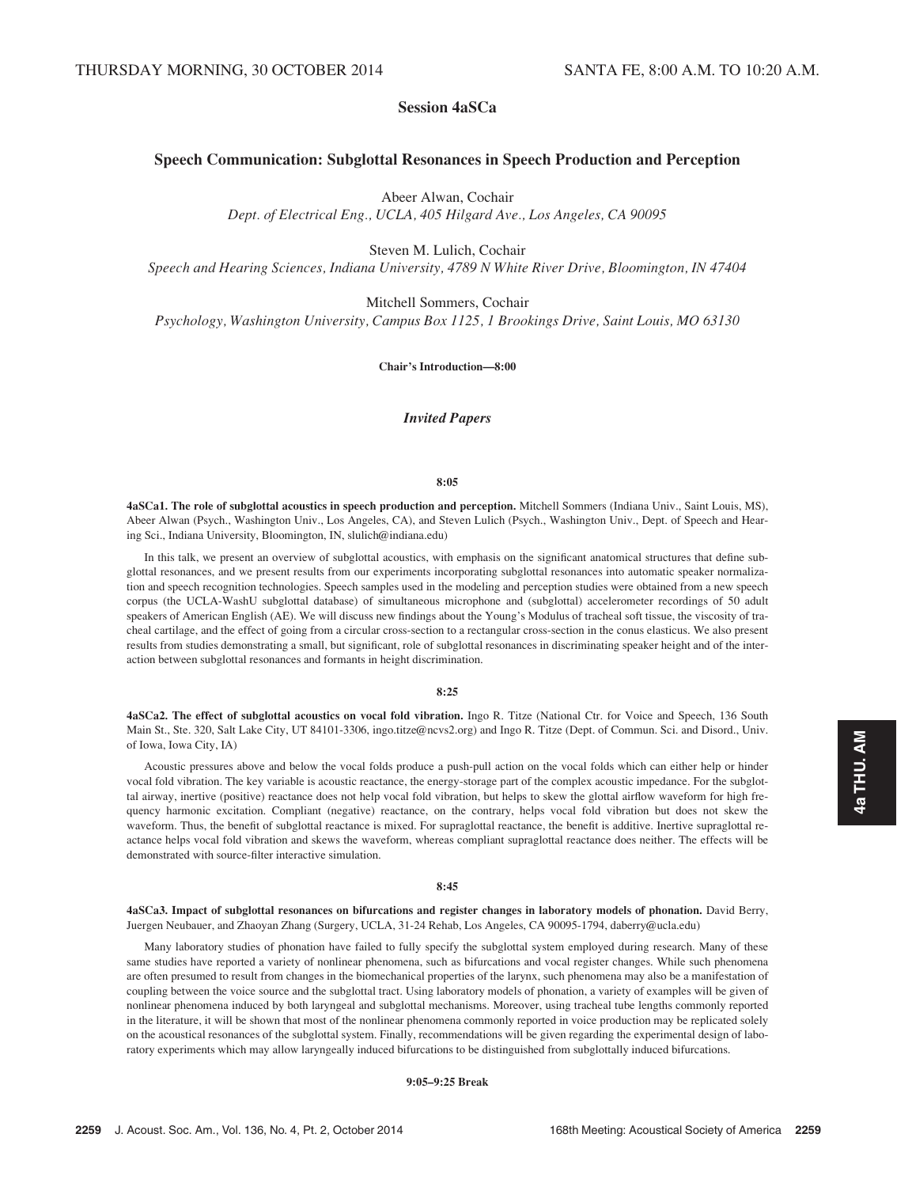THURSDAY MORNING, 30 OCTOBER 2014 SANTA FE, 8:00 A.M. TO 10:20 A.M.

## Session 4aSCa

## Speech Communication: Subglottal Resonances in Speech Production and Perception

Abeer Alwan, Cochair
*Dept. of Electrical Eng., UCLA, 405 Hilgard Ave., Los Angeles, CA 90095*

Steven M. Lulich, Cochair
*Speech and Hearing Sciences, Indiana University, 4789 N White River Drive, Bloomington, IN 47404*

Mitchell Sommers, Cochair
*Psychology, Washington University, Campus Box 1125, 1 Brookings Drive, Saint Louis, MO 63130*

**Chair's Introduction—8:00**

### *Invited Papers*

**8:05**

**4aSCa1. The role of subglottal acoustics in speech production and perception.** Mitchell Sommers (Indiana Univ., Saint Louis, MS), Abeer Alwan (Psych., Washington Univ., Los Angeles, CA), and Steven Lulich (Psych., Washington Univ., Dept. of Speech and Hearing Sci., Indiana University, Bloomington, IN, slulich@indiana.edu)

In this talk, we present an overview of subglottal acoustics, with emphasis on the significant anatomical structures that define subglottal resonances, and we present results from our experiments incorporating subglottal resonances into automatic speaker normalization and speech recognition technologies. Speech samples used in the modeling and perception studies were obtained from a new speech corpus (the UCLA-WashU subglottal database) of simultaneous microphone and (subglottal) accelerometer recordings of 50 adult speakers of American English (AE). We will discuss new findings about the Young's Modulus of tracheal soft tissue, the viscosity of tracheal cartilage, and the effect of going from a circular cross-section to a rectangular cross-section in the conus elasticus. We also present results from studies demonstrating a small, but significant, role of subglottal resonances in discriminating speaker height and of the interaction between subglottal resonances and formants in height discrimination.

**8:25**

**4aSCa2. The effect of subglottal acoustics on vocal fold vibration.** Ingo R. Titze (National Ctr. for Voice and Speech, 136 South Main St., Ste. 320, Salt Lake City, UT 84101-3306, ingo.titze@ncvs2.org) and Ingo R. Titze (Dept. of Commun. Sci. and Disord., Univ. of Iowa, Iowa City, IA)

Acoustic pressures above and below the vocal folds produce a push-pull action on the vocal folds which can either help or hinder vocal fold vibration. The key variable is acoustic reactance, the energy-storage part of the complex acoustic impedance. For the subglottal airway, inertive (positive) reactance does not help vocal fold vibration, but helps to skew the glottal airflow waveform for high frequency harmonic excitation. Compliant (negative) reactance, on the contrary, helps vocal fold vibration but does not skew the waveform. Thus, the benefit of subglottal reactance is mixed. For supraglottal reactance, the benefit is additive. Inertive supraglottal reactance helps vocal fold vibration and skews the waveform, whereas compliant supraglottal reactance does neither. The effects will be demonstrated with source-filter interactive simulation.

**8:45**

**4aSCa3. Impact of subglottal resonances on bifurcations and register changes in laboratory models of phonation.** David Berry, Juergen Neubauer, and Zhaoyan Zhang (Surgery, UCLA, 31-24 Rehab, Los Angeles, CA 90095-1794, daberry@ucla.edu)

Many laboratory studies of phonation have failed to fully specify the subglottal system employed during research. Many of these same studies have reported a variety of nonlinear phenomena, such as bifurcations and vocal register changes. While such phenomena are often presumed to result from changes in the biomechanical properties of the larynx, such phenomena may also be a manifestation of coupling between the voice source and the subglottal tract. Using laboratory models of phonation, a variety of examples will be given of nonlinear phenomena induced by both laryngeal and subglottal mechanisms. Moreover, using tracheal tube lengths commonly reported in the literature, it will be shown that most of the nonlinear phenomena commonly reported in voice production may be replicated solely on the acoustical resonances of the subglottal system. Finally, recommendations will be given regarding the experimental design of laboratory experiments which may allow laryngeally induced bifurcations to be distinguished from subglottally induced bifurcations.

**9:05–9:25 Break**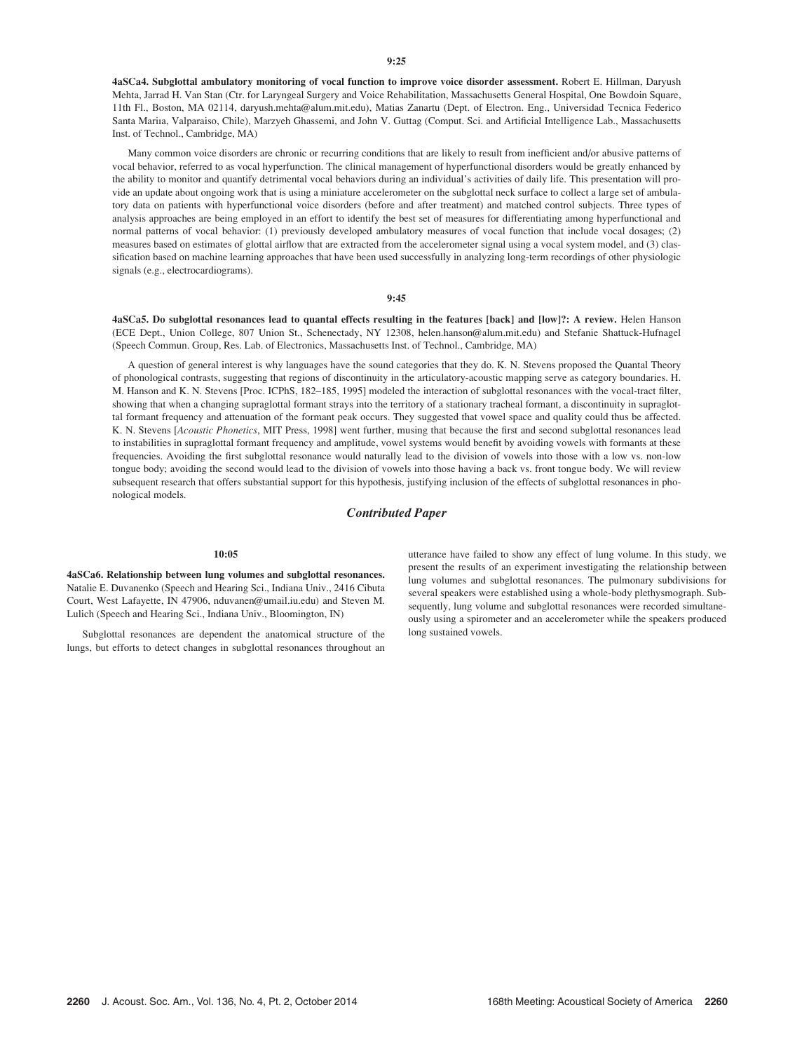**9:25**

**4aSCa4. Subglottal ambulatory monitoring of vocal function to improve voice disorder assessment.** Robert E. Hillman, Daryush Mehta, Jarrad H. Van Stan (Ctr. for Laryngeal Surgery and Voice Rehabilitation, Massachusetts General Hospital, One Bowdoin Square, 11th Fl., Boston, MA 02114, daryush.mehta@alum.mit.edu), Matias Zanartu (Dept. of Electron. Eng., Universidad Tecnica Federico Santa Mariıa, Valparaiso, Chile), Marzyeh Ghassemi, and John V. Guttag (Comput. Sci. and Artificial Intelligence Lab., Massachusetts Inst. of Technol., Cambridge, MA)

Many common voice disorders are chronic or recurring conditions that are likely to result from inefficient and/or abusive patterns of vocal behavior, referred to as vocal hyperfunction. The clinical management of hyperfunctional disorders would be greatly enhanced by the ability to monitor and quantify detrimental vocal behaviors during an individual's activities of daily life. This presentation will provide an update about ongoing work that is using a miniature accelerometer on the subglottal neck surface to collect a large set of ambulatory data on patients with hyperfunctional voice disorders (before and after treatment) and matched control subjects. Three types of analysis approaches are being employed in an effort to identify the best set of measures for differentiating among hyperfunctional and normal patterns of vocal behavior: (1) previously developed ambulatory measures of vocal function that include vocal dosages; (2) measures based on estimates of glottal airflow that are extracted from the accelerometer signal using a vocal system model, and (3) classification based on machine learning approaches that have been used successfully in analyzing long-term recordings of other physiologic signals (e.g., electrocardiograms).

**9:45**

**4aSCa5. Do subglottal resonances lead to quantal effects resulting in the features [back] and [low]?: A review.** Helen Hanson (ECE Dept., Union College, 807 Union St., Schenectady, NY 12308, helen.hanson@alum.mit.edu) and Stefanie Shattuck-Hufnagel (Speech Commun. Group, Res. Lab. of Electronics, Massachusetts Inst. of Technol., Cambridge, MA)

A question of general interest is why languages have the sound categories that they do. K. N. Stevens proposed the Quantal Theory of phonological contrasts, suggesting that regions of discontinuity in the articulatory-acoustic mapping serve as category boundaries. H. M. Hanson and K. N. Stevens [Proc. ICPhS, 182–185, 1995] modeled the interaction of subglottal resonances with the vocal-tract filter, showing that when a changing supraglottal formant strays into the territory of a stationary tracheal formant, a discontinuity in supraglottal formant frequency and attenuation of the formant peak occurs. They suggested that vowel space and quality could thus be affected. K. N. Stevens [*Acoustic Phonetics*, MIT Press, 1998] went further, musing that because the first and second subglottal resonances lead to instabilities in supraglottal formant frequency and amplitude, vowel systems would benefit by avoiding vowels with formants at these frequencies. Avoiding the first subglottal resonance would naturally lead to the division of vowels into those with a low vs. non-low tongue body; avoiding the second would lead to the division of vowels into those having a back vs. front tongue body. We will review subsequent research that offers substantial support for this hypothesis, justifying inclusion of the effects of subglottal resonances in phonological models.

## *Contributed Paper*

**10:05**

**4aSCa6. Relationship between lung volumes and subglottal resonances.** Natalie E. Duvanenko (Speech and Hearing Sci., Indiana Univ., 2416 Cibuta Court, West Lafayette, IN 47906, nduvanen@umail.iu.edu) and Steven M. Lulich (Speech and Hearing Sci., Indiana Univ., Bloomington, IN)

Subglottal resonances are dependent the anatomical structure of the lungs, but efforts to detect changes in subglottal resonances throughout an utterance have failed to show any effect of lung volume. In this study, we present the results of an experiment investigating the relationship between lung volumes and subglottal resonances. The pulmonary subdivisions for several speakers were established using a whole-body plethysmograph. Subsequently, lung volume and subglottal resonances were recorded simultaneously using a spirometer and an accelerometer while the speakers produced long sustained vowels.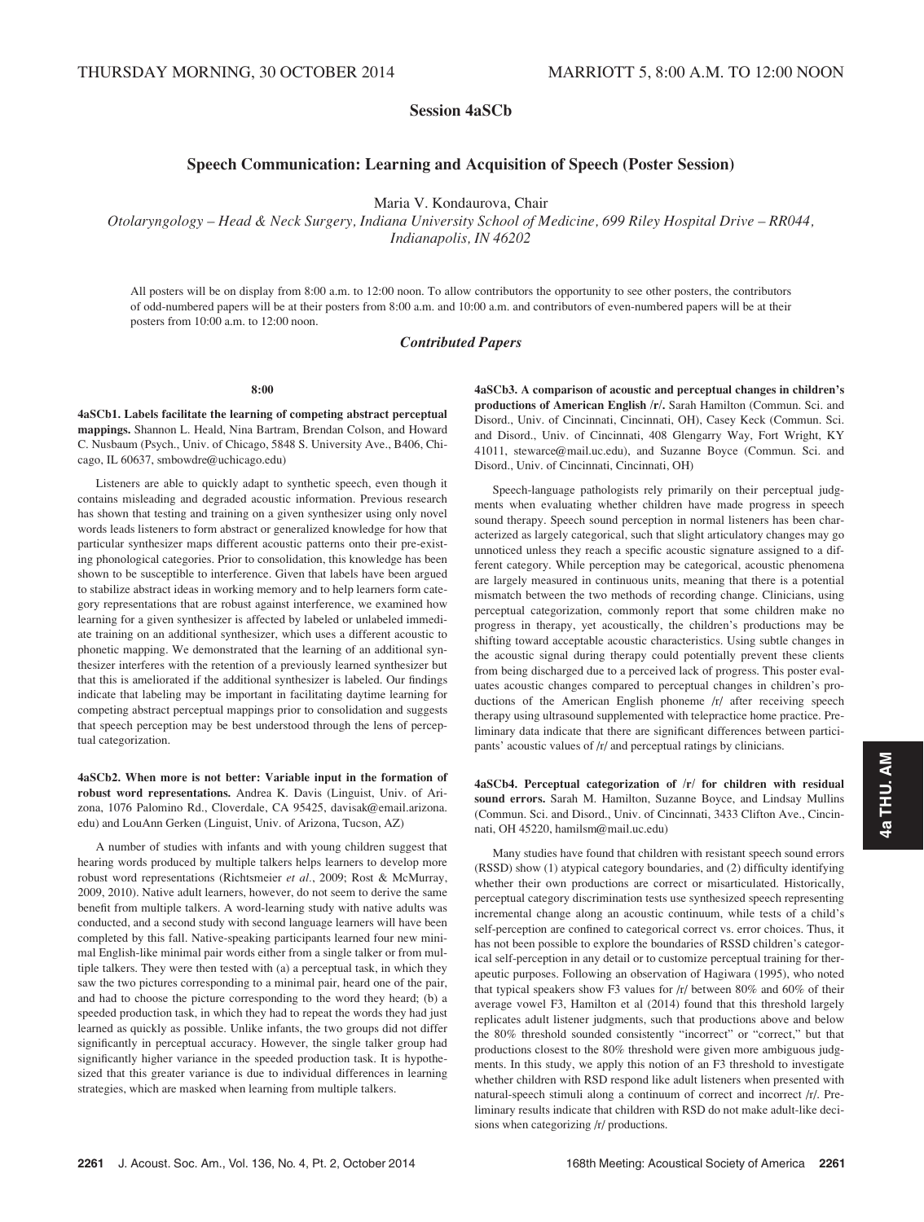THURSDAY MORNING, 30 OCTOBER 2014 — MARRIOTT 5, 8:00 A.M. TO 12:00 NOON

## Session 4aSCb

### Speech Communication: Learning and Acquisition of Speech (Poster Session)

Maria V. Kondaurova, Chair

*Otolaryngology – Head & Neck Surgery, Indiana University School of Medicine, 699 Riley Hospital Drive – RR044, Indianapolis, IN 46202*

All posters will be on display from 8:00 a.m. to 12:00 noon. To allow contributors the opportunity to see other posters, the contributors of odd-numbered papers will be at their posters from 8:00 a.m. and 10:00 a.m. and contributors of even-numbered papers will be at their posters from 10:00 a.m. to 12:00 noon.

### *Contributed Papers*

8:00

**4aSCb1. Labels facilitate the learning of competing abstract perceptual mappings.** Shannon L. Heald, Nina Bartram, Brendan Colson, and Howard C. Nusbaum (Psych., Univ. of Chicago, 5848 S. University Ave., B406, Chicago, IL 60637, smbowdre@uchicago.edu)

Listeners are able to quickly adapt to synthetic speech, even though it contains misleading and degraded acoustic information. Previous research has shown that testing and training on a given synthesizer using only novel words leads listeners to form abstract or generalized knowledge for how that particular synthesizer maps different acoustic patterns onto their pre-existing phonological categories. Prior to consolidation, this knowledge has been shown to be susceptible to interference. Given that labels have been argued to stabilize abstract ideas in working memory and to help learners form category representations that are robust against interference, we examined how learning for a given synthesizer is affected by labeled or unlabeled immediate training on an additional synthesizer, which uses a different acoustic to phonetic mapping. We demonstrated that the learning of an additional synthesizer interferes with the retention of a previously learned synthesizer but that this is ameliorated if the additional synthesizer is labeled. Our findings indicate that labeling may be important in facilitating daytime learning for competing abstract perceptual mappings prior to consolidation and suggests that speech perception may be best understood through the lens of perceptual categorization.

**4aSCb2. When more is not better: Variable input in the formation of robust word representations.** Andrea K. Davis (Linguist, Univ. of Arizona, 1076 Palomino Rd., Cloverdale, CA 95425, davisak@email.arizona.edu) and LouAnn Gerken (Linguist, Univ. of Arizona, Tucson, AZ)

A number of studies with infants and with young children suggest that hearing words produced by multiple talkers helps learners to develop more robust word representations (Richtsmeier *et al.*, 2009; Rost & McMurray, 2009, 2010). Native adult learners, however, do not seem to derive the same benefit from multiple talkers. A word-learning study with native adults was conducted, and a second study with second language learners will have been completed by this fall. Native-speaking participants learned four new minimal English-like minimal pair words either from a single talker or from multiple talkers. They were then tested with (a) a perceptual task, in which they saw the two pictures corresponding to a minimal pair, heard one of the pair, and had to choose the picture corresponding to the word they heard; (b) a speeded production task, in which they had to repeat the words they had just learned as quickly as possible. Unlike infants, the two groups did not differ significantly in perceptual accuracy. However, the single talker group had significantly higher variance in the speeded production task. It is hypothesized that this greater variance is due to individual differences in learning strategies, which are masked when learning from multiple talkers.

**4aSCb3. A comparison of acoustic and perceptual changes in children's productions of American English /r/.** Sarah Hamilton (Commun. Sci. and Disord., Univ. of Cincinnati, Cincinnati, OH), Casey Keck (Commun. Sci. and Disord., Univ. of Cincinnati, 408 Glengarry Way, Fort Wright, KY 41011, stewarce@mail.uc.edu), and Suzanne Boyce (Commun. Sci. and Disord., Univ. of Cincinnati, Cincinnati, OH)

Speech-language pathologists rely primarily on their perceptual judgments when evaluating whether children have made progress in speech sound therapy. Speech sound perception in normal listeners has been characterized as largely categorical, such that slight articulatory changes may go unnoticed unless they reach a specific acoustic signature assigned to a different category. While perception may be categorical, acoustic phenomena are largely measured in continuous units, meaning that there is a potential mismatch between the two methods of recording change. Clinicians, using perceptual categorization, commonly report that some children make no progress in therapy, yet acoustically, the children's productions may be shifting toward acceptable acoustic characteristics. Using subtle changes in the acoustic signal during therapy could potentially prevent these clients from being discharged due to a perceived lack of progress. This poster evaluates acoustic changes compared to perceptual changes in children's productions of the American English phoneme /r/ after receiving speech therapy using ultrasound supplemented with telepractice home practice. Preliminary data indicate that there are significant differences between participants' acoustic values of /r/ and perceptual ratings by clinicians.

**4aSCb4. Perceptual categorization of /r/ for children with residual sound errors.** Sarah M. Hamilton, Suzanne Boyce, and Lindsay Mullins (Commun. Sci. and Disord., Univ. of Cincinnati, 3433 Clifton Ave., Cincinnati, OH 45220, hamilsm@mail.uc.edu)

Many studies have found that children with resistant speech sound errors (RSSD) show (1) atypical category boundaries, and (2) difficulty identifying whether their own productions are correct or misarticulated. Historically, perceptual category discrimination tests use synthesized speech representing incremental change along an acoustic continuum, while tests of a child's self-perception are confined to categorical correct vs. error choices. Thus, it has not been possible to explore the boundaries of RSSD children's categorical self-perception in any detail or to customize perceptual training for therapeutic purposes. Following an observation of Hagiwara (1995), who noted that typical speakers show F3 values for /r/ between 80% and 60% of their average vowel F3, Hamilton et al (2014) found that this threshold largely replicates adult listener judgments, such that productions above and below the 80% threshold sounded consistently "incorrect" or "correct," but that productions closest to the 80% threshold were given more ambiguous judgments. In this study, we apply this notion of an F3 threshold to investigate whether children with RSD respond like adult listeners when presented with natural-speech stimuli along a continuum of correct and incorrect /r/. Preliminary results indicate that children with RSD do not make adult-like decisions when categorizing /r/ productions.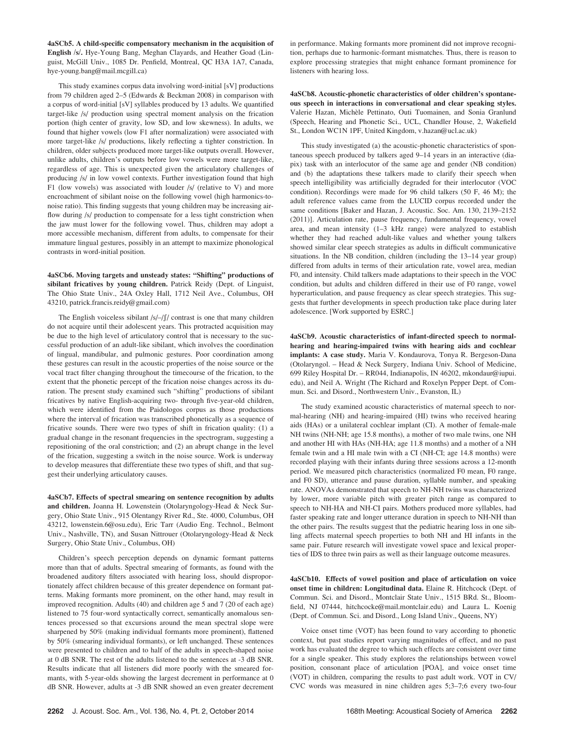**4aSCb5. A child-specific compensatory mechanism in the acquisition of English /s/.** Hye-Young Bang, Meghan Clayards, and Heather Goad (Linguist, McGill Univ., 1085 Dr. Penfield, Montreal, QC H3A 1A7, Canada, hye-young.bang@mail.mcgill.ca)

This study examines corpus data involving word-initial [sV] productions from 79 children aged 2–5 (Edwards & Beckman 2008) in comparison with a corpus of word-initial [sV] syllables produced by 13 adults. We quantified target-like /s/ production using spectral moment analysis on the frication portion (high center of gravity, low SD, and low skewness). In adults, we found that higher vowels (low F1 after normalization) were associated with more target-like /s/ productions, likely reflecting a tighter constriction. In children, older subjects produced more target-like outputs overall. However, unlike adults, children's outputs before low vowels were more target-like, regardless of age. This is unexpected given the articulatory challenges of producing /s/ in low vowel contexts. Further investigation found that high F1 (low vowels) was associated with louder /s/ (relative to V) and more encroachment of sibilant noise on the following vowel (high harmonics-to-noise ratio). This finding suggests that young children may be increasing airflow during /s/ production to compensate for a less tight constriction when the jaw must lower for the following vowel. Thus, children may adopt a more accessible mechanism, different from adults, to compensate for their immature lingual gestures, possibly in an attempt to maximize phonological contrasts in word-initial position.

**4aSCb6. Moving targets and unsteady states: "Shifting" productions of sibilant fricatives by young children.** Patrick Reidy (Dept. of Linguist, The Ohio State Univ., 24A Oxley Hall, 1712 Neil Ave., Columbus, OH 43210, patrick.francis.reidy@gmail.com)

The English voiceless sibilant /s/–/ʃ/ contrast is one that many children do not acquire until their adolescent years. This protracted acquisition may be due to the high level of articulatory control that is necessary to the successful production of an adult-like sibilant, which involves the coordination of lingual, mandibular, and pulmonic gestures. Poor coordination among these gestures can result in the acoustic properties of the noise source or the vocal tract filter changing throughout the timecourse of the frication, to the extent that the phonetic percept of the frication noise changes across its duration. The present study examined such "shifting" productions of sibilant fricatives by native English-acquiring two- through five-year-old children, which were identified from the Paidologos corpus as those productions where the interval of frication was transcribed phonetically as a sequence of fricative sounds. There were two types of shift in frication quality: (1) a gradual change in the resonant frequencies in the spectrogram, suggesting a repositioning of the oral constriction; and (2) an abrupt change in the level of the frication, suggesting a switch in the noise source. Work is underway to develop measures that differentiate these two types of shift, and that suggest their underlying articulatory causes.

**4aSCb7. Effects of spectral smearing on sentence recognition by adults and children.** Joanna H. Lowenstein (Otolaryngology-Head & Neck Surgery, Ohio State Univ., 915 Olentangy River Rd., Ste. 4000, Columbus, OH 43212, lowenstein.6@osu.edu), Eric Tarr (Audio Eng. Technol., Belmont Univ., Nashville, TN), and Susan Nittrouer (Otolaryngology-Head & Neck Surgery, Ohio State Univ., Columbus, OH)

Children's speech perception depends on dynamic formant patterns more than that of adults. Spectral smearing of formants, as found with the broadened auditory filters associated with hearing loss, should disproportionately affect children because of this greater dependence on formant patterns. Making formants more prominent, on the other hand, may result in improved recognition. Adults (40) and children age 5 and 7 (20 of each age) listened to 75 four-word syntactically correct, semantically anomalous sentences processed so that excursions around the mean spectral slope were sharpened by 50% (making individual formants more prominent), flattened by 50% (smearing individual formants), or left unchanged. These sentences were presented to children and to half of the adults in speech-shaped noise at 0 dB SNR. The rest of the adults listened to the sentences at -3 dB SNR. Results indicate that all listeners did more poorly with the smeared formants, with 5-year-olds showing the largest decrement in performance at 0 dB SNR. However, adults at -3 dB SNR showed an even greater decrement in performance. Making formants more prominent did not improve recognition, perhaps due to harmonic-formant mismatches. Thus, there is reason to explore processing strategies that might enhance formant prominence for listeners with hearing loss.

**4aSCb8. Acoustic-phonetic characteristics of older children's spontaneous speech in interactions in conversational and clear speaking styles.** Valerie Hazan, Michèle Pettinato, Outi Tuomainen, and Sonia Granlund (Speech, Hearing and Phonetic Sci., UCL, Chandler House, 2, Wakefield St., London WC1N 1PF, United Kingdom, v.hazan@ucl.ac.uk)

This study investigated (a) the acoustic-phonetic characteristics of spontaneous speech produced by talkers aged 9–14 years in an interactive (diapix) task with an interlocutor of the same age and gender (NB condition) and (b) the adaptations these talkers made to clarify their speech when speech intelligibility was artificially degraded for their interlocutor (VOC condition). Recordings were made for 96 child talkers (50 F, 46 M); the adult reference values came from the LUCID corpus recorded under the same conditions [Baker and Hazan, J. Acoustic. Soc. Am. 130, 2139–2152 (2011)]. Articulation rate, pause frequency, fundamental frequency, vowel area, and mean intensity (1–3 kHz range) were analyzed to establish whether they had reached adult-like values and whether young talkers showed similar clear speech strategies as adults in difficult communicative situations. In the NB condition, children (including the 13–14 year group) differed from adults in terms of their articulation rate, vowel area, median F0, and intensity. Child talkers made adaptations to their speech in the VOC condition, but adults and children differed in their use of F0 range, vowel hyperarticulation, and pause frequency as clear speech strategies. This suggests that further developments in speech production take place during later adolescence. [Work supported by ESRC.]

**4aSCb9. Acoustic characteristics of infant-directed speech to normal-hearing and hearing-impaired twins with hearing aids and cochlear implants: A case study.** Maria V. Kondaurova, Tonya R. Bergeson-Dana (Otolaryngol. – Head & Neck Surgery, Indiana Univ. School of Medicine, 699 Riley Hospital Dr. – RR044, Indianapolis, IN 46202, mkondaur@iupui.edu), and Neil A. Wright (The Richard and Roxelyn Pepper Dept. of Commun. Sci. and Disord., Northwestern Univ., Evanston, IL)

The study examined acoustic characteristics of maternal speech to normal-hearing (NH) and hearing-impaired (HI) twins who received hearing aids (HAs) or a unilateral cochlear implant (CI). A mother of female-male NH twins (NH-NH; age 15.8 months), a mother of two male twins, one NH and another HI with HAs (NH-HA; age 11.8 months) and a mother of a NH female twin and a HI male twin with a CI (NH-CI; age 14.8 months) were recorded playing with their infants during three sessions across a 12-month period. We measured pitch characteristics (normalized F0 mean, F0 range, and F0 SD), utterance and pause duration, syllable number, and speaking rate. ANOVAs demonstrated that speech to NH-NH twins was characterized by lower, more variable pitch with greater pitch range as compared to speech to NH-HA and NH-CI pairs. Mothers produced more syllables, had faster speaking rate and longer utterance duration in speech to NH-NH than the other pairs. The results suggest that the pediatric hearing loss in one sibling affects maternal speech properties to both NH and HI infants in the same pair. Future research will investigate vowel space and lexical properties of IDS to three twin pairs as well as their language outcome measures.

**4aSCb10. Effects of vowel position and place of articulation on voice onset time in children: Longitudinal data.** Elaine R. Hitchcock (Dept. of Commun. Sci. and Disord., Montclair State Univ., 1515 BRd. St., Bloomfield, NJ 07444, hitchcocke@mail.montclair.edu) and Laura L. Koenig (Dept. of Commun. Sci. and Disord., Long Island Univ., Queens, NY)

Voice onset time (VOT) has been found to vary according to phonetic context, but past studies report varying magnitudes of effect, and no past work has evaluated the degree to which such effects are consistent over time for a single speaker. This study explores the relationships between vowel position, consonant place of articulation [POA], and voice onset time (VOT) in children, comparing the results to past adult work. VOT in CV/CVC words was measured in nine children ages 5;3–7;6 every two-four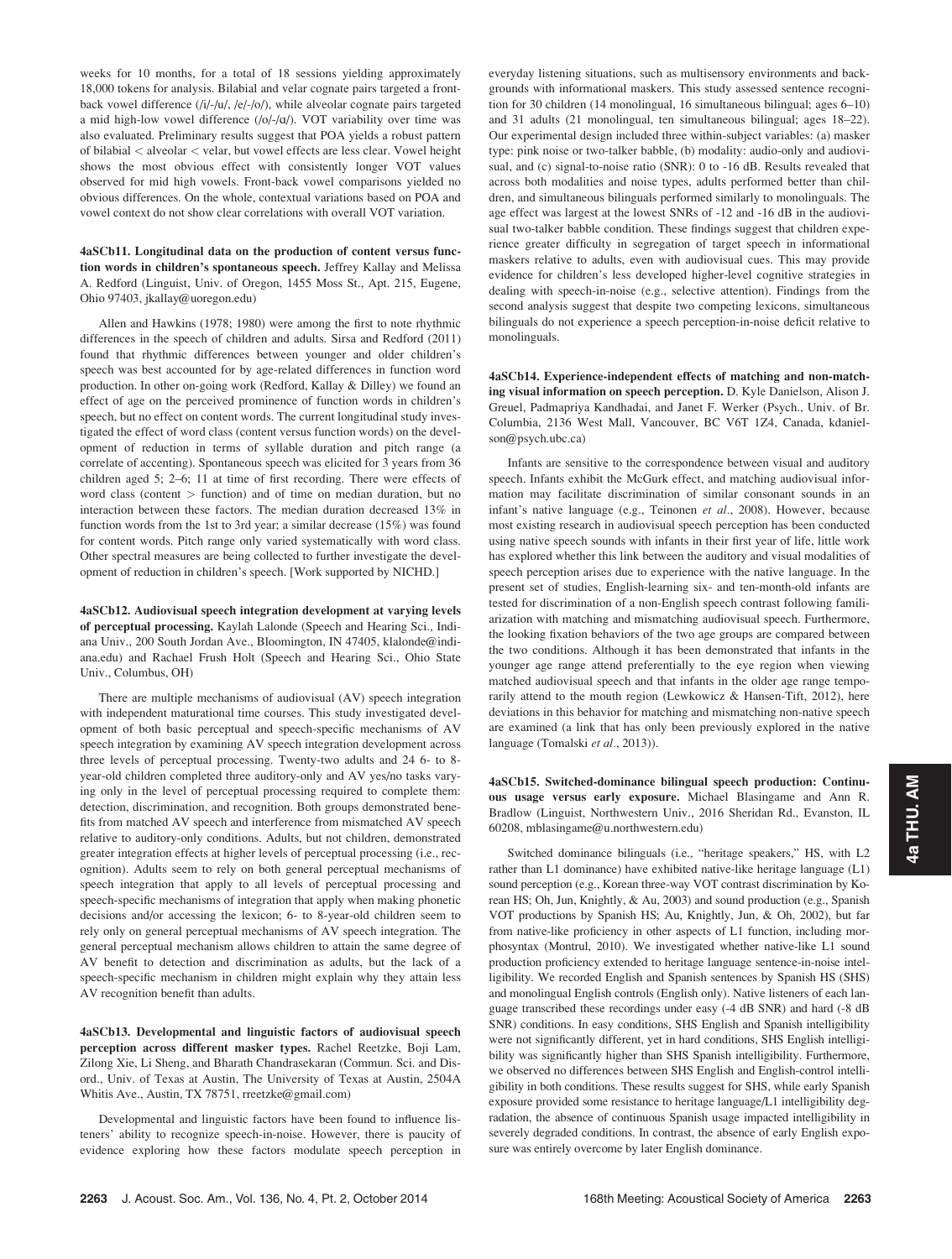weeks for 10 months, for a total of 18 sessions yielding approximately 18,000 tokens for analysis. Bilabial and velar cognate pairs targeted a front-back vowel difference (/i/-/u/, /e/-/o/), while alveolar cognate pairs targeted a mid high-low vowel difference (/o/-/ɑ/). VOT variability over time was also evaluated. Preliminary results suggest that POA yields a robust pattern of bilabial < alveolar < velar, but vowel effects are less clear. Vowel height shows the most obvious effect with consistently longer VOT values observed for mid high vowels. Front-back vowel comparisons yielded no obvious differences. On the whole, contextual variations based on POA and vowel context do not show clear correlations with overall VOT variation.

**4aSCb11. Longitudinal data on the production of content versus function words in children's spontaneous speech.** Jeffrey Kallay and Melissa A. Redford (Linguist, Univ. of Oregon, 1455 Moss St., Apt. 215, Eugene, Ohio 97403, jkallay@uoregon.edu)

Allen and Hawkins (1978; 1980) were among the first to note rhythmic differences in the speech of children and adults. Sirsa and Redford (2011) found that rhythmic differences between younger and older children's speech was best accounted for by age-related differences in function word production. In other on-going work (Redford, Kallay & Dilley) we found an effect of age on the perceived prominence of function words in children's speech, but no effect on content words. The current longitudinal study investigated the effect of word class (content versus function words) on the development of reduction in terms of syllable duration and pitch range (a correlate of accenting). Spontaneous speech was elicited for 3 years from 36 children aged 5; 2–6; 11 at time of first recording. There were effects of word class (content > function) and of time on median duration, but no interaction between these factors. The median duration decreased 13% in function words from the 1st to 3rd year; a similar decrease (15%) was found for content words. Pitch range only varied systematically with word class. Other spectral measures are being collected to further investigate the development of reduction in children's speech. [Work supported by NICHD.]

**4aSCb12. Audiovisual speech integration development at varying levels of perceptual processing.** Kaylah Lalonde (Speech and Hearing Sci., Indiana Univ., 200 South Jordan Ave., Bloomington, IN 47405, klalonde@indiana.edu) and Rachael Frush Holt (Speech and Hearing Sci., Ohio State Univ., Columbus, OH)

There are multiple mechanisms of audiovisual (AV) speech integration with independent maturational time courses. This study investigated development of both basic perceptual and speech-specific mechanisms of AV speech integration by examining AV speech integration development across three levels of perceptual processing. Twenty-two adults and 24 6- to 8-year-old children completed three auditory-only and AV yes/no tasks varying only in the level of perceptual processing required to complete them: detection, discrimination, and recognition. Both groups demonstrated benefits from matched AV speech and interference from mismatched AV speech relative to auditory-only conditions. Adults, but not children, demonstrated greater integration effects at higher levels of perceptual processing (i.e., recognition). Adults seem to rely on both general perceptual mechanisms of speech integration that apply to all levels of perceptual processing and speech-specific mechanisms of integration that apply when making phonetic decisions and/or accessing the lexicon; 6- to 8-year-old children seem to rely only on general perceptual mechanisms of AV speech integration. The general perceptual mechanism allows children to attain the same degree of AV benefit to detection and discrimination as adults, but the lack of a speech-specific mechanism in children might explain why they attain less AV recognition benefit than adults.

**4aSCb13. Developmental and linguistic factors of audiovisual speech perception across different masker types.** Rachel Reetzke, Boji Lam, Zilong Xie, Li Sheng, and Bharath Chandrasekaran (Commun. Sci. and Disord., Univ. of Texas at Austin, The University of Texas at Austin, 2504A Whitis Ave., Austin, TX 78751, rreetzke@gmail.com)

Developmental and linguistic factors have been found to influence listeners' ability to recognize speech-in-noise. However, there is paucity of evidence exploring how these factors modulate speech perception in everyday listening situations, such as multisensory environments and backgrounds with informational maskers. This study assessed sentence recognition for 30 children (14 monolingual, 16 simultaneous bilingual; ages 6–10) and 31 adults (21 monolingual, ten simultaneous bilingual; ages 18–22). Our experimental design included three within-subject variables: (a) masker type: pink noise or two-talker babble, (b) modality: audio-only and audiovisual, and (c) signal-to-noise ratio (SNR): 0 to -16 dB. Results revealed that across both modalities and noise types, adults performed better than children, and simultaneous bilinguals performed similarly to monolinguals. The age effect was largest at the lowest SNRs of -12 and -16 dB in the audiovisual two-talker babble condition. These findings suggest that children experience greater difficulty in segregation of target speech in informational maskers relative to adults, even with audiovisual cues. This may provide evidence for children's less developed higher-level cognitive strategies in dealing with speech-in-noise (e.g., selective attention). Findings from the second analysis suggest that despite two competing lexicons, simultaneous bilinguals do not experience a speech perception-in-noise deficit relative to monolinguals.

**4aSCb14. Experience-independent effects of matching and non-matching visual information on speech perception.** D. Kyle Danielson, Alison J. Greuel, Padmapriya Kandhadai, and Janet F. Werker (Psych., Univ. of Br. Columbia, 2136 West Mall, Vancouver, BC V6T 1Z4, Canada, kdanielson@psych.ubc.ca)

Infants are sensitive to the correspondence between visual and auditory speech. Infants exhibit the McGurk effect, and matching audiovisual information may facilitate discrimination of similar consonant sounds in an infant's native language (e.g., Teinonen *et al.*, 2008). However, because most existing research in audiovisual speech perception has been conducted using native speech sounds with infants in their first year of life, little work has explored whether this link between the auditory and visual modalities of speech perception arises due to experience with the native language. In the present set of studies, English-learning six- and ten-month-old infants are tested for discrimination of a non-English speech contrast following familiarization with matching and mismatching audiovisual speech. Furthermore, the looking fixation behaviors of the two age groups are compared between the two conditions. Although it has been demonstrated that infants in the younger age range attend preferentially to the eye region when viewing matched audiovisual speech and that infants in the older age range temporarily attend to the mouth region (Lewkowicz & Hansen-Tift, 2012), here deviations in this behavior for matching and mismatching non-native speech are examined (a link that has only been previously explored in the native language (Tomalski *et al.*, 2013)).

**4aSCb15. Switched-dominance bilingual speech production: Continuous usage versus early exposure.** Michael Blasingame and Ann R. Bradlow (Linguist, Northwestern Univ., 2016 Sheridan Rd., Evanston, IL 60208, mblasingame@u.northwestern.edu)

Switched dominance bilinguals (i.e., "heritage speakers," HS, with L2 rather than L1 dominance) have exhibited native-like heritage language (L1) sound perception (e.g., Korean three-way VOT contrast discrimination by Korean HS; Oh, Jun, Knightly, & Au, 2003) and sound production (e.g., Spanish VOT productions by Spanish HS; Au, Knightly, Jun, & Oh, 2002), but far from native-like proficiency in other aspects of L1 function, including morphosyntax (Montrul, 2010). We investigated whether native-like L1 sound production proficiency extended to heritage language sentence-in-noise intelligibility. We recorded English and Spanish sentences by Spanish HS (SHS) and monolingual English controls (English only). Native listeners of each language transcribed these recordings under easy (-4 dB SNR) and hard (-8 dB SNR) conditions. In easy conditions, SHS English and Spanish intelligibility were not significantly different, yet in hard conditions, SHS English intelligibility was significantly higher than SHS Spanish intelligibility. Furthermore, we observed no differences between SHS English and English-control intelligibility in both conditions. These results suggest for SHS, while early Spanish exposure provided some resistance to heritage language/L1 intelligibility degradation, the absence of continuous Spanish usage impacted intelligibility in severely degraded conditions. In contrast, the absence of early English exposure was entirely overcome by later English dominance.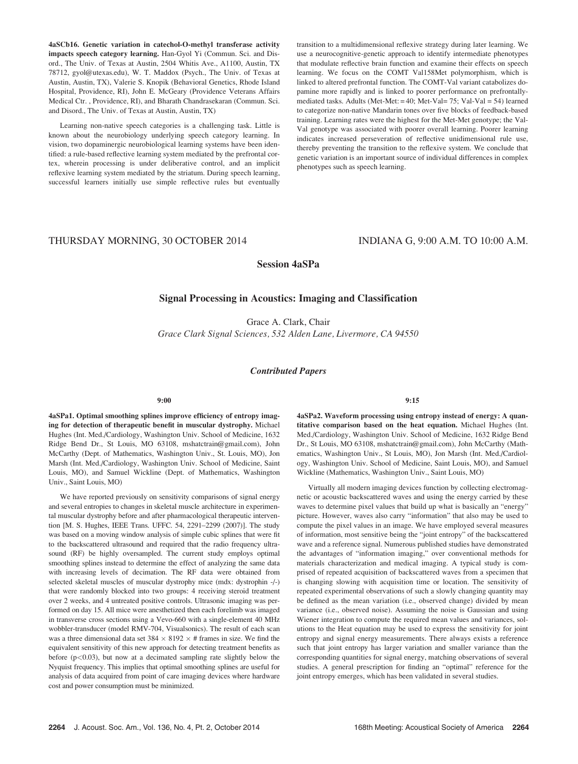**4aSCb16. Genetic variation in catechol-O-methyl transferase activity impacts speech category learning.** Han-Gyol Yi (Commun. Sci. and Disord., The Univ. of Texas at Austin, 2504 Whitis Ave., A1100, Austin, TX 78712, gyol@utexas.edu), W. T. Maddox (Psych., The Univ. of Texas at Austin, Austin, TX), Valerie S. Knopik (Behavioral Genetics, Rhode Island Hospital, Providence, RI), John E. McGeary (Providence Veterans Affairs Medical Ctr. , Providence, RI), and Bharath Chandrasekaran (Commun. Sci. and Disord., The Univ. of Texas at Austin, Austin, TX)

Learning non-native speech categories is a challenging task. Little is known about the neurobiology underlying speech category learning. In vision, two dopaminergic neurobiological learning systems have been identified: a rule-based reflective learning system mediated by the prefrontal cortex, wherein processing is under deliberative control, and an implicit reflexive learning system mediated by the striatum. During speech learning, successful learners initially use simple reflective rules but eventually transition to a multidimensional reflexive strategy during later learning. We use a neurocognitive-genetic approach to identify intermediate phenotypes that modulate reflective brain function and examine their effects on speech learning. We focus on the COMT Val158Met polymorphism, which is linked to altered prefrontal function. The COMT-Val variant catabolizes dopamine more rapidly and is linked to poorer performance on prefrontally-mediated tasks. Adults (Met-Met: = 40; Met-Val= 75; Val-Val = 54) learned to categorize non-native Mandarin tones over five blocks of feedback-based training. Learning rates were the highest for the Met-Met genotype; the Val-Val genotype was associated with poorer overall learning. Poorer learning indicates increased perseveration of reflective unidimensional rule use, thereby preventing the transition to the reflexive system. We conclude that genetic variation is an important source of individual differences in complex phenotypes such as speech learning.

THURSDAY MORNING, 30 OCTOBER 2014 — INDIANA G, 9:00 A.M. TO 10:00 A.M.

## Session 4aSPa

## Signal Processing in Acoustics: Imaging and Classification

Grace A. Clark, Chair

*Grace Clark Signal Sciences, 532 Alden Lane, Livermore, CA 94550*

### *Contributed Papers*

**9:00**

**4aSPa1. Optimal smoothing splines improve efficiency of entropy imaging for detection of therapeutic benefit in muscular dystrophy.** Michael Hughes (Int. Med./Cardiology, Washington Univ. School of Medicine, 1632 Ridge Bend Dr., St Louis, MO 63108, mshatctrain@gmail.com), John McCarthy (Dept. of Mathematics, Washington Univ., St. Louis, MO), Jon Marsh (Int. Med./Cardiology, Washington Univ. School of Medicine, Saint Louis, MO), and Samuel Wickline (Dept. of Mathematics, Washington Univ., Saint Louis, MO)

We have reported previously on sensitivity comparisons of signal energy and several entropies to changes in skeletal muscle architecture in experimental muscular dystrophy before and after pharmacological therapeutic intervention [M. S. Hughes, IEEE Trans. UFFC. 54, 2291–2299 (2007)]. The study was based on a moving window analysis of simple cubic splines that were fit to the backscattered ultrasound and required that the radio frequency ultrasound (RF) be highly oversampled. The current study employs optimal smoothing splines instead to determine the effect of analyzing the same data with increasing levels of decimation. The RF data were obtained from selected skeletal muscles of muscular dystrophy mice (mdx: dystrophin -/-) that were randomly blocked into two groups: 4 receiving steroid treatment over 2 weeks, and 4 untreated positive controls. Ultrasonic imaging was performed on day 15. All mice were anesthetized then each forelimb was imaged in transverse cross sections using a Vevo-660 with a single-element 40 MHz wobbler-transducer (model RMV-704, Visualsonics). The result of each scan was a three dimensional data set $384 \times 8192 \times$ # frames in size. We find the equivalent sensitivity of this new approach for detecting treatment benefits as before ($p<0.03$), but now at a decimated sampling rate slightly below the Nyquist frequency. This implies that optimal smoothing splines are useful for analysis of data acquired from point of care imaging devices where hardware cost and power consumption must be minimized.

**9:15**

**4aSPa2. Waveform processing using entropy instead of energy: A quantitative comparison based on the heat equation.** Michael Hughes (Int. Med./Cardiology, Washington Univ. School of Medicine, 1632 Ridge Bend Dr., St Louis, MO 63108, mshatctrain@gmail.com), John McCarthy (Mathematics, Washington Univ., St Louis, MO), Jon Marsh (Int. Med./Cardiology, Washington Univ. School of Medicine, Saint Louis, MO), and Samuel Wickline (Mathematics, Washington Univ., Saint Louis, MO)

Virtually all modern imaging devices function by collecting electromagnetic or acoustic backscattered waves and using the energy carried by these waves to determine pixel values that build up what is basically an "energy" picture. However, waves also carry "information" that also may be used to compute the pixel values in an image. We have employed several measures of information, most sensitive being the "joint entropy" of the backscattered wave and a reference signal. Numerous published studies have demonstrated the advantages of "information imaging," over conventional methods for materials characterization and medical imaging. A typical study is comprised of repeated acquisition of backscattered waves from a specimen that is changing slowing with acquisition time or location. The sensitivity of repeated experimental observations of such a slowly changing quantity may be defined as the mean variation (i.e., observed change) divided by mean variance (i.e., observed noise). Assuming the noise is Gaussian and using Wiener integration to compute the required mean values and variances, solutions to the Heat equation may be used to express the sensitivity for joint entropy and signal energy measurements. There always exists a reference such that joint entropy has larger variation and smaller variance than the corresponding quantities for signal energy, matching observations of several studies. A general prescription for finding an "optimal" reference for the joint entropy emerges, which has been validated in several studies.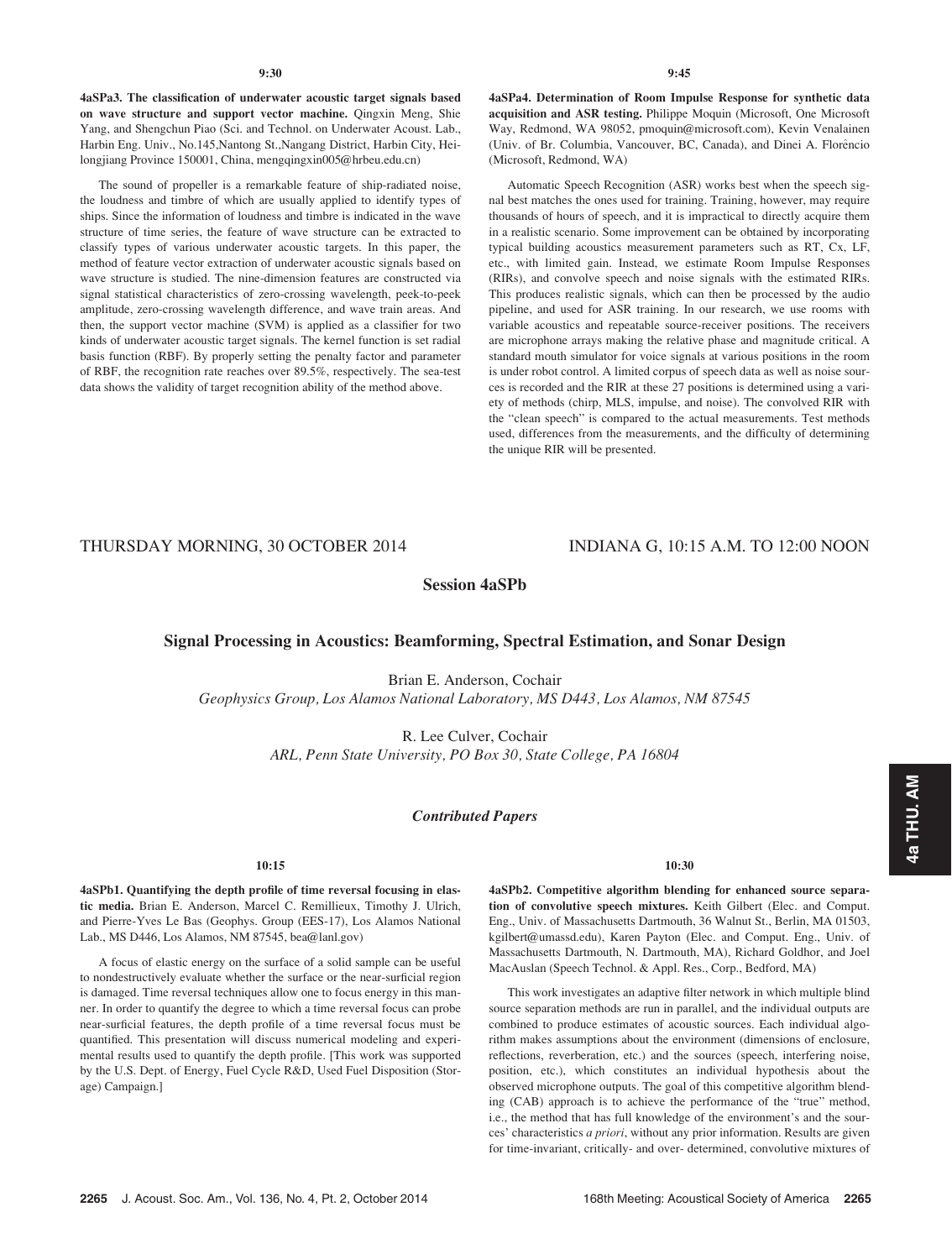9:30

**4aSPa3. The classification of underwater acoustic target signals based on wave structure and support vector machine.** Qingxin Meng, Shie Yang, and Shengchun Piao (Sci. and Technol. on Underwater Acoust. Lab., Harbin Eng. Univ., No.145,Nantong St.,Nangang District, Harbin City, Heilongjiang Province 150001, China, mengqingxin005@hrbeu.edu.cn)

The sound of propeller is a remarkable feature of ship-radiated noise, the loudness and timbre of which are usually applied to identify types of ships. Since the information of loudness and timbre is indicated in the wave structure of time series, the feature of wave structure can be extracted to classify types of various underwater acoustic targets. In this paper, the method of feature vector extraction of underwater acoustic signals based on wave structure is studied. The nine-dimension features are constructed via signal statistical characteristics of zero-crossing wavelength, peek-to-peek amplitude, zero-crossing wavelength difference, and wave train areas. And then, the support vector machine (SVM) is applied as a classifier for two kinds of underwater acoustic target signals. The kernel function is set radial basis function (RBF). By properly setting the penalty factor and parameter of RBF, the recognition rate reaches over 89.5%, respectively. The sea-test data shows the validity of target recognition ability of the method above.

9:45

**4aSPa4. Determination of Room Impulse Response for synthetic data acquisition and ASR testing.** Philippe Moquin (Microsoft, One Microsoft Way, Redmond, WA 98052, pmoquin@microsoft.com), Kevin Venalainen (Univ. of Br. Columbia, Vancouver, BC, Canada), and Dinei A. Florêncio (Microsoft, Redmond, WA)

Automatic Speech Recognition (ASR) works best when the speech signal best matches the ones used for training. Training, however, may require thousands of hours of speech, and it is impractical to directly acquire them in a realistic scenario. Some improvement can be obtained by incorporating typical building acoustics measurement parameters such as RT, Cx, LF, etc., with limited gain. Instead, we estimate Room Impulse Responses (RIRs), and convolve speech and noise signals with the estimated RIRs. This produces realistic signals, which can then be processed by the audio pipeline, and used for ASR training. In our research, we use rooms with variable acoustics and repeatable source-receiver positions. The receivers are microphone arrays making the relative phase and magnitude critical. A standard mouth simulator for voice signals at various positions in the room is under robot control. A limited corpus of speech data as well as noise sources is recorded and the RIR at these 27 positions is determined using a variety of methods (chirp, MLS, impulse, and noise). The convolved RIR with the "clean speech" is compared to the actual measurements. Test methods used, differences from the measurements, and the difficulty of determining the unique RIR will be presented.

THURSDAY MORNING, 30 OCTOBER 2014 — INDIANA G, 10:15 A.M. TO 12:00 NOON

## Session 4aSPb

## Signal Processing in Acoustics: Beamforming, Spectral Estimation, and Sonar Design

Brian E. Anderson, Cochair
*Geophysics Group, Los Alamos National Laboratory, MS D443, Los Alamos, NM 87545*

R. Lee Culver, Cochair
*ARL, Penn State University, PO Box 30, State College, PA 16804*

### *Contributed Papers*

10:15

**4aSPb1. Quantifying the depth profile of time reversal focusing in elastic media.** Brian E. Anderson, Marcel C. Remillieux, Timothy J. Ulrich, and Pierre-Yves Le Bas (Geophys. Group (EES-17), Los Alamos National Lab., MS D446, Los Alamos, NM 87545, bea@lanl.gov)

A focus of elastic energy on the surface of a solid sample can be useful to nondestructively evaluate whether the surface or the near-surficial region is damaged. Time reversal techniques allow one to focus energy in this manner. In order to quantify the degree to which a time reversal focus can probe near-surficial features, the depth profile of a time reversal focus must be quantified. This presentation will discuss numerical modeling and experimental results used to quantify the depth profile. [This work was supported by the U.S. Dept. of Energy, Fuel Cycle R&D, Used Fuel Disposition (Storage) Campaign.]

10:30

**4aSPb2. Competitive algorithm blending for enhanced source separation of convolutive speech mixtures.** Keith Gilbert (Elec. and Comput. Eng., Univ. of Massachusetts Dartmouth, 36 Walnut St., Berlin, MA 01503, kgilbert@umassd.edu), Karen Payton (Elec. and Comput. Eng., Univ. of Massachusetts Dartmouth, N. Dartmouth, MA), Richard Goldhor, and Joel MacAuslan (Speech Technol. & Appl. Res., Corp., Bedford, MA)

This work investigates an adaptive filter network in which multiple blind source separation methods are run in parallel, and the individual outputs are combined to produce estimates of acoustic sources. Each individual algorithm makes assumptions about the environment (dimensions of enclosure, reflections, reverberation, etc.) and the sources (speech, interfering noise, position, etc.), which constitutes an individual hypothesis about the observed microphone outputs. The goal of this competitive algorithm blending (CAB) approach is to achieve the performance of the "true" method, i.e., the method that has full knowledge of the environment's and the sources' characteristics *a priori*, without any prior information. Results are given for time-invariant, critically- and over- determined, convolutive mixtures of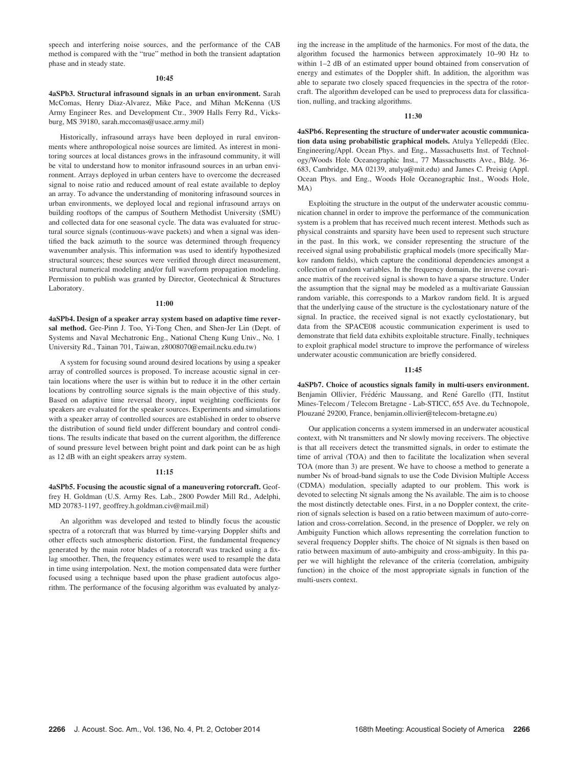speech and interfering noise sources, and the performance of the CAB method is compared with the "true" method in both the transient adaptation phase and in steady state.

**10:45**

**4aSPb3. Structural infrasound signals in an urban environment.** Sarah McComas, Henry Diaz-Alvarez, Mike Pace, and Mihan McKenna (US Army Engineer Res. and Development Ctr., 3909 Halls Ferry Rd., Vicksburg, MS 39180, sarah.mccomas@usace.army.mil)

Historically, infrasound arrays have been deployed in rural environments where anthropological noise sources are limited. As interest in monitoring sources at local distances grows in the infrasound community, it will be vital to understand how to monitor infrasound sources in an urban environment. Arrays deployed in urban centers have to overcome the decreased signal to noise ratio and reduced amount of real estate available to deploy an array. To advance the understanding of monitoring infrasound sources in urban environments, we deployed local and regional infrasound arrays on building rooftops of the campus of Southern Methodist University (SMU) and collected data for one seasonal cycle. The data was evaluated for structural source signals (continuous-wave packets) and when a signal was identified the back azimuth to the source was determined through frequency wavenumber analysis. This information was used to identify hypothesized structural sources; these sources were verified through direct measurement, structural numerical modeling and/or full waveform propagation modeling. Permission to publish was granted by Director, Geotechnical & Structures Laboratory.

**11:00**

**4aSPb4. Design of a speaker array system based on adaptive time reversal method.** Gee-Pinn J. Too, Yi-Tong Chen, and Shen-Jer Lin (Dept. of Systems and Naval Mechatronic Eng., National Cheng Kung Univ., No. 1 University Rd., Tainan 701, Taiwan, z8008070@email.ncku.edu.tw)

A system for focusing sound around desired locations by using a speaker array of controlled sources is proposed. To increase acoustic signal in certain locations where the user is within but to reduce it in the other certain locations by controlling source signals is the main objective of this study. Based on adaptive time reversal theory, input weighting coefficients for speakers are evaluated for the speaker sources. Experiments and simulations with a speaker array of controlled sources are established in order to observe the distribution of sound field under different boundary and control conditions. The results indicate that based on the current algorithm, the difference of sound pressure level between bright point and dark point can be as high as 12 dB with an eight speakers array system.

**11:15**

**4aSPb5. Focusing the acoustic signal of a maneuvering rotorcraft.** Geoffrey H. Goldman (U.S. Army Res. Lab., 2800 Powder Mill Rd., Adelphi, MD 20783-1197, geoffrey.h.goldman.civ@mail.mil)

An algorithm was developed and tested to blindly focus the acoustic spectra of a rotorcraft that was blurred by time-varying Doppler shifts and other effects such atmospheric distortion. First, the fundamental frequency generated by the main rotor blades of a rotorcraft was tracked using a fix-lag smoother. Then, the frequency estimates were used to resample the data in time using interpolation. Next, the motion compensated data were further focused using a technique based upon the phase gradient autofocus algorithm. The performance of the focusing algorithm was evaluated by analyzing the increase in the amplitude of the harmonics. For most of the data, the algorithm focused the harmonics between approximately 10–90 Hz to within 1–2 dB of an estimated upper bound obtained from conservation of energy and estimates of the Doppler shift. In addition, the algorithm was able to separate two closely spaced frequencies in the spectra of the rotorcraft. The algorithm developed can be used to preprocess data for classification, nulling, and tracking algorithms.

**11:30**

**4aSPb6. Representing the structure of underwater acoustic communication data using probabilistic graphical models.** Atulya Yellepeddi (Elec. Engineering/Appl. Ocean Phys. and Eng., Massachusetts Inst. of Technology/Woods Hole Oceanographic Inst., 77 Massachusetts Ave., Bldg. 36-683, Cambridge, MA 02139, atulya@mit.edu) and James C. Preisig (Appl. Ocean Phys. and Eng., Woods Hole Oceanographic Inst., Woods Hole, MA)

Exploiting the structure in the output of the underwater acoustic communication channel in order to improve the performance of the communication system is a problem that has received much recent interest. Methods such as physical constraints and sparsity have been used to represent such structure in the past. In this work, we consider representing the structure of the received signal using probabilistic graphical models (more specifically Markov random fields), which capture the conditional dependencies amongst a collection of random variables. In the frequency domain, the inverse covariance matrix of the received signal is shown to have a sparse structure. Under the assumption that the signal may be modeled as a multivariate Gaussian random variable, this corresponds to a Markov random field. It is argued that the underlying cause of the structure is the cyclostationary nature of the signal. In practice, the received signal is not exactly cyclostationary, but data from the SPACE08 acoustic communication experiment is used to demonstrate that field data exhibits exploitable structure. Finally, techniques to exploit graphical model structure to improve the performance of wireless underwater acoustic communication are briefly considered.

**11:45**

**4aSPb7. Choice of acoustics signals family in multi-users environment.** Benjamin Ollivier, Frédéric Maussang, and René Garello (ITI, Institut Mines-Telecom / Telecom Bretagne - Lab-STICC, 655 Ave. du Technopole, Plouzané 29200, France, benjamin.ollivier@telecom-bretagne.eu)

Our application concerns a system immersed in an underwater acoustical context, with Nt transmitters and Nr slowly moving receivers. The objective is that all receivers detect the transmitted signals, in order to estimate the time of arrival (TOA) and then to facilitate the localization when several TOA (more than 3) are present. We have to choose a method to generate a number Ns of broad-band signals to use the Code Division Multiple Access (CDMA) modulation, specially adapted to our problem. This work is devoted to selecting Nt signals among the Ns available. The aim is to choose the most distinctly detectable ones. First, in a no Doppler context, the criterion of signals selection is based on a ratio between maximum of auto-correlation and cross-correlation. Second, in the presence of Doppler, we rely on Ambiguity Function which allows representing the correlation function to several frequency Doppler shifts. The choice of Nt signals is then based on ratio between maximum of auto-ambiguity and cross-ambiguity. In this paper we will highlight the relevance of the criteria (correlation, ambiguity function) in the choice of the most appropriate signals in function of the multi-users context.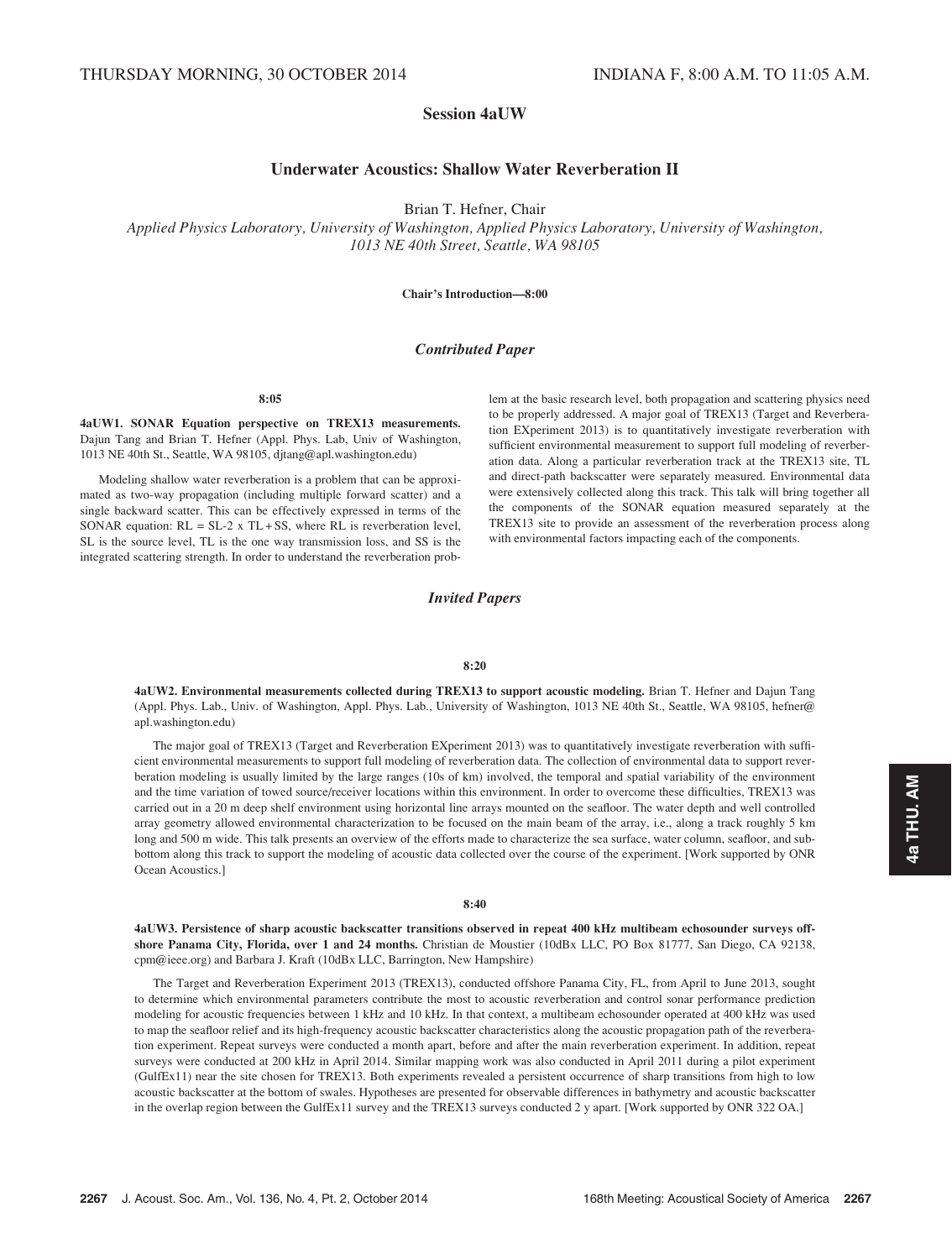## Session 4aUW

### Underwater Acoustics: Shallow Water Reverberation II

Brian T. Hefner, Chair

*Applied Physics Laboratory, University of Washington, Applied Physics Laboratory, University of Washington, 1013 NE 40th Street, Seattle, WA 98105*

**Chair's Introduction—8:00**

### *Contributed Paper*

**8:05**

**4aUW1. SONAR Equation perspective on TREX13 measurements.** Dajun Tang and Brian T. Hefner (Appl. Phys. Lab, Univ of Washington, 1013 NE 40th St., Seattle, WA 98105, djtang@apl.washington.edu)

Modeling shallow water reverberation is a problem that can be approximated as two-way propagation (including multiple forward scatter) and a single backward scatter. This can be effectively expressed in terms of the SONAR equation: RL = SL-2 x TL + SS, where RL is reverberation level, SL is the source level, TL is the one way transmission loss, and SS is the integrated scattering strength. In order to understand the reverberation problem at the basic research level, both propagation and scattering physics need to be properly addressed. A major goal of TREX13 (Target and Reverberation EXperiment 2013) is to quantitatively investigate reverberation with sufficient environmental measurement to support full modeling of reverberation data. Along a particular reverberation track at the TREX13 site, TL and direct-path backscatter were separately measured. Environmental data were extensively collected along this track. This talk will bring together all the components of the SONAR equation measured separately at the TREX13 site to provide an assessment of the reverberation process along with environmental factors impacting each of the components.

### *Invited Papers*

**8:20**

**4aUW2. Environmental measurements collected during TREX13 to support acoustic modeling.** Brian T. Hefner and Dajun Tang (Appl. Phys. Lab., Univ. of Washington, Appl. Phys. Lab., University of Washington, 1013 NE 40th St., Seattle, WA 98105, hefner@apl.washington.edu)

The major goal of TREX13 (Target and Reverberation EXperiment 2013) was to quantitatively investigate reverberation with sufficient environmental measurements to support full modeling of reverberation data. The collection of environmental data to support reverberation modeling is usually limited by the large ranges (10s of km) involved, the temporal and spatial variability of the environment and the time variation of towed source/receiver locations within this environment. In order to overcome these difficulties, TREX13 was carried out in a 20 m deep shelf environment using horizontal line arrays mounted on the seafloor. The water depth and well controlled array geometry allowed environmental characterization to be focused on the main beam of the array, i.e., along a track roughly 5 km long and 500 m wide. This talk presents an overview of the efforts made to characterize the sea surface, water column, seafloor, and sub-bottom along this track to support the modeling of acoustic data collected over the course of the experiment. [Work supported by ONR Ocean Acoustics.]

**8:40**

**4aUW3. Persistence of sharp acoustic backscatter transitions observed in repeat 400 kHz multibeam echosounder surveys offshore Panama City, Florida, over 1 and 24 months.** Christian de Moustier (10dBx LLC, PO Box 81777, San Diego, CA 92138, cpm@ieee.org) and Barbara J. Kraft (10dBx LLC, Barrington, New Hampshire)

The Target and Reverberation Experiment 2013 (TREX13), conducted offshore Panama City, FL, from April to June 2013, sought to determine which environmental parameters contribute the most to acoustic reverberation and control sonar performance prediction modeling for acoustic frequencies between 1 kHz and 10 kHz. In that context, a multibeam echosounder operated at 400 kHz was used to map the seafloor relief and its high-frequency acoustic backscatter characteristics along the acoustic propagation path of the reverberation experiment. Repeat surveys were conducted a month apart, before and after the main reverberation experiment. In addition, repeat surveys were conducted at 200 kHz in April 2014. Similar mapping work was also conducted in April 2011 during a pilot experiment (GulfEx11) near the site chosen for TREX13. Both experiments revealed a persistent occurrence of sharp transitions from high to low acoustic backscatter at the bottom of swales. Hypotheses are presented for observable differences in bathymetry and acoustic backscatter in the overlap region between the GulfEx11 survey and the TREX13 surveys conducted 2 y apart. [Work supported by ONR 322 OA.]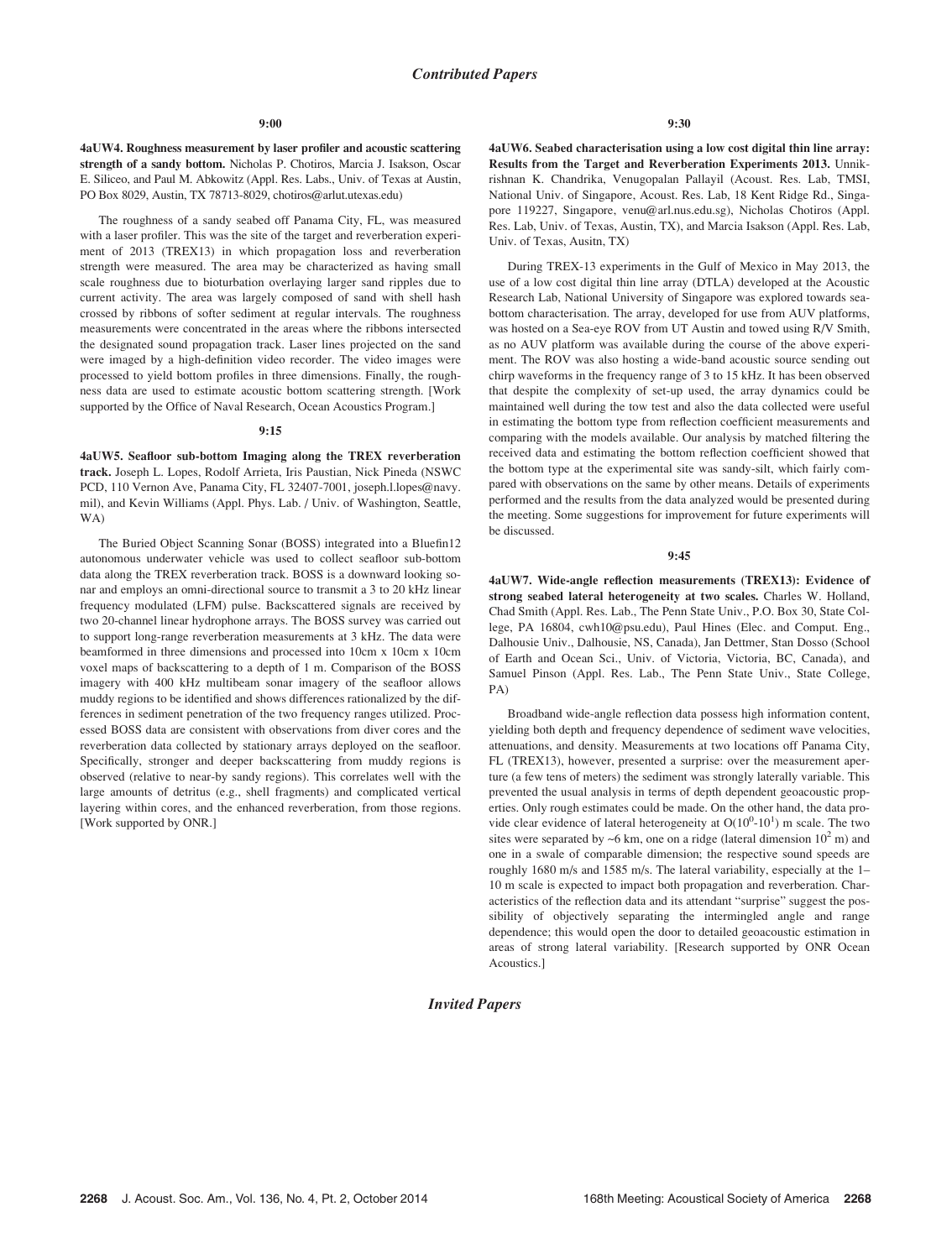## *Contributed Papers*

**9:00**

**4aUW4. Roughness measurement by laser profiler and acoustic scattering strength of a sandy bottom.** Nicholas P. Chotiros, Marcia J. Isakson, Oscar E. Siliceo, and Paul M. Abkowitz (Appl. Res. Labs., Univ. of Texas at Austin, PO Box 8029, Austin, TX 78713-8029, chotiros@arlut.utexas.edu)

The roughness of a sandy seabed off Panama City, FL, was measured with a laser profiler. This was the site of the target and reverberation experiment of 2013 (TREX13) in which propagation loss and reverberation strength were measured. The area may be characterized as having small scale roughness due to bioturbation overlaying larger sand ripples due to current activity. The area was largely composed of sand with shell hash crossed by ribbons of softer sediment at regular intervals. The roughness measurements were concentrated in the areas where the ribbons intersected the designated sound propagation track. Laser lines projected on the sand were imaged by a high-definition video recorder. The video images were processed to yield bottom profiles in three dimensions. Finally, the roughness data are used to estimate acoustic bottom scattering strength. [Work supported by the Office of Naval Research, Ocean Acoustics Program.]

**9:15**

**4aUW5. Seafloor sub-bottom Imaging along the TREX reverberation track.** Joseph L. Lopes, Rodolf Arrieta, Iris Paustian, Nick Pineda (NSWC PCD, 110 Vernon Ave, Panama City, FL 32407-7001, joseph.l.lopes@navy.mil), and Kevin Williams (Appl. Phys. Lab. / Univ. of Washington, Seattle, WA)

The Buried Object Scanning Sonar (BOSS) integrated into a Bluefin12 autonomous underwater vehicle was used to collect seafloor sub-bottom data along the TREX reverberation track. BOSS is a downward looking sonar and employs an omni-directional source to transmit a 3 to 20 kHz linear frequency modulated (LFM) pulse. Backscattered signals are received by two 20-channel linear hydrophone arrays. The BOSS survey was carried out to support long-range reverberation measurements at 3 kHz. The data were beamformed in three dimensions and processed into 10cm x 10cm x 10cm voxel maps of backscattering to a depth of 1 m. Comparison of the BOSS imagery with 400 kHz multibeam sonar imagery of the seafloor allows muddy regions to be identified and shows differences rationalized by the differences in sediment penetration of the two frequency ranges utilized. Processed BOSS data are consistent with observations from diver cores and the reverberation data collected by stationary arrays deployed on the seafloor. Specifically, stronger and deeper backscattering from muddy regions is observed (relative to near-by sandy regions). This correlates well with the large amounts of detritus (e.g., shell fragments) and complicated vertical layering within cores, and the enhanced reverberation, from those regions. [Work supported by ONR.]

**9:30**

**4aUW6. Seabed characterisation using a low cost digital thin line array: Results from the Target and Reverberation Experiments 2013.** Unnikrishnan K. Chandrika, Venugopalan Pallayil (Acoust. Res. Lab, TMSI, National Univ. of Singapore, Acoust. Res. Lab, 18 Kent Ridge Rd., Singapore 119227, Singapore, venu@arl.nus.edu.sg), Nicholas Chotiros (Appl. Res. Lab, Univ. of Texas, Austin, TX), and Marcia Isakson (Appl. Res. Lab, Univ. of Texas, Ausitn, TX)

During TREX-13 experiments in the Gulf of Mexico in May 2013, the use of a low cost digital thin line array (DTLA) developed at the Acoustic Research Lab, National University of Singapore was explored towards seabottom characterisation. The array, developed for use from AUV platforms, was hosted on a Sea-eye ROV from UT Austin and towed using R/V Smith, as no AUV platform was available during the course of the above experiment. The ROV was also hosting a wide-band acoustic source sending out chirp waveforms in the frequency range of 3 to 15 kHz. It has been observed that despite the complexity of set-up used, the array dynamics could be maintained well during the tow test and also the data collected were useful in estimating the bottom type from reflection coefficient measurements and comparing with the models available. Our analysis by matched filtering the received data and estimating the bottom reflection coefficient showed that the bottom type at the experimental site was sandy-silt, which fairly compared with observations on the same by other means. Details of experiments performed and the results from the data analyzed would be presented during the meeting. Some suggestions for improvement for future experiments will be discussed.

**9:45**

**4aUW7. Wide-angle reflection measurements (TREX13): Evidence of strong seabed lateral heterogeneity at two scales.** Charles W. Holland, Chad Smith (Appl. Res. Lab., The Penn State Univ., P.O. Box 30, State College, PA 16804, cwh10@psu.edu), Paul Hines (Elec. and Comput. Eng., Dalhousie Univ., Dalhousie, NS, Canada), Jan Dettmer, Stan Dosso (School of Earth and Ocean Sci., Univ. of Victoria, Victoria, BC, Canada), and Samuel Pinson (Appl. Res. Lab., The Penn State Univ., State College, PA)

Broadband wide-angle reflection data possess high information content, yielding both depth and frequency dependence of sediment wave velocities, attenuations, and density. Measurements at two locations off Panama City, FL (TREX13), however, presented a surprise: over the measurement aperture (a few tens of meters) the sediment was strongly laterally variable. This prevented the usual analysis in terms of depth dependent geoacoustic properties. Only rough estimates could be made. On the other hand, the data provide clear evidence of lateral heterogeneity at O($10^0$-$10^1$) m scale. The two sites were separated by ~6 km, one on a ridge (lateral dimension $10^2$ m) and one in a swale of comparable dimension; the respective sound speeds are roughly 1680 m/s and 1585 m/s. The lateral variability, especially at the 1–10 m scale is expected to impact both propagation and reverberation. Characteristics of the reflection data and its attendant "surprise" suggest the possibility of objectively separating the intermingled angle and range dependence; this would open the door to detailed geoacoustic estimation in areas of strong lateral variability. [Research supported by ONR Ocean Acoustics.]

## *Invited Papers*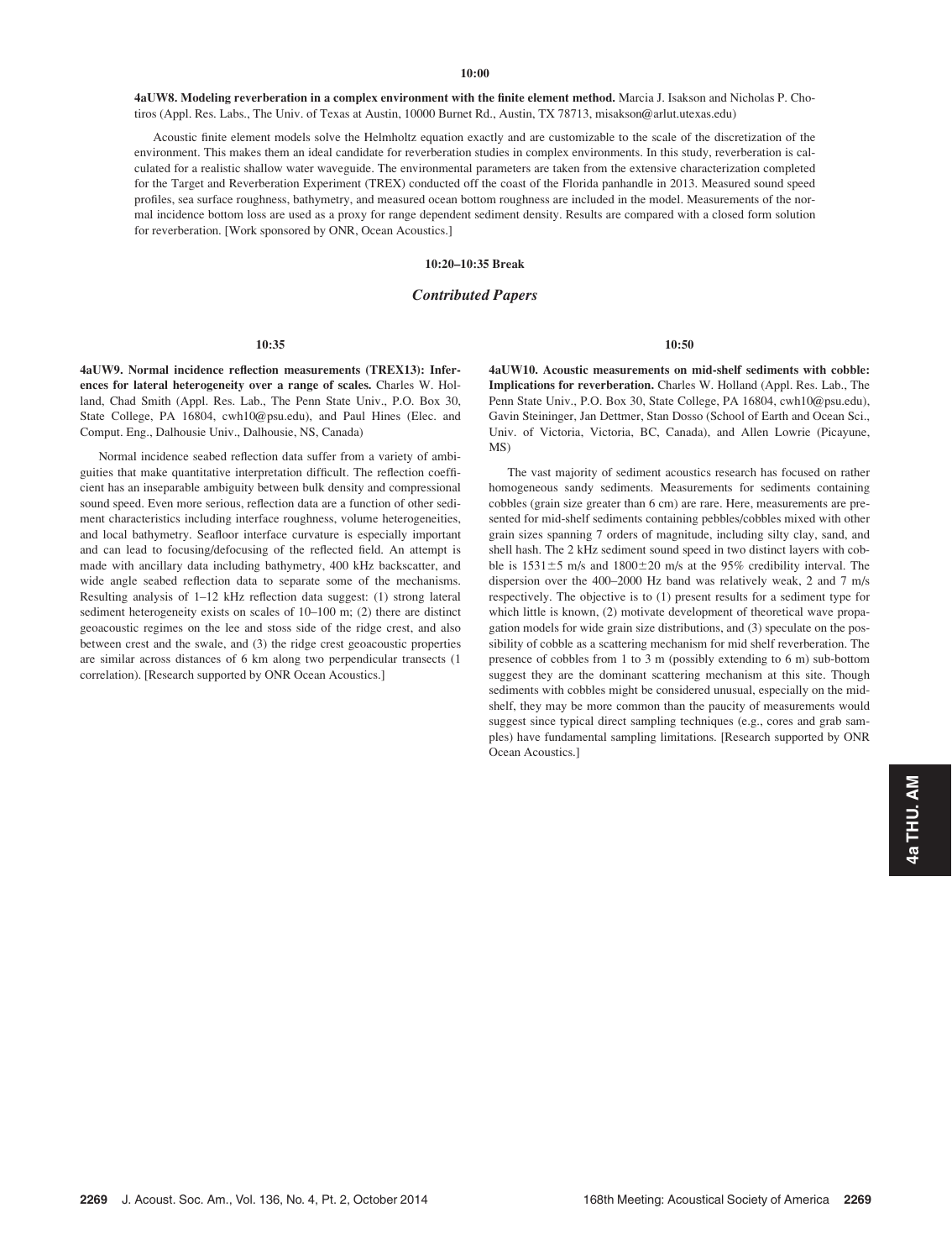**10:00**

**4aUW8. Modeling reverberation in a complex environment with the finite element method.** Marcia J. Isakson and Nicholas P. Chotiros (Appl. Res. Labs., The Univ. of Texas at Austin, 10000 Burnet Rd., Austin, TX 78713, misakson@arlut.utexas.edu)

Acoustic finite element models solve the Helmholtz equation exactly and are customizable to the scale of the discretization of the environment. This makes them an ideal candidate for reverberation studies in complex environments. In this study, reverberation is calculated for a realistic shallow water waveguide. The environmental parameters are taken from the extensive characterization completed for the Target and Reverberation Experiment (TREX) conducted off the coast of the Florida panhandle in 2013. Measured sound speed profiles, sea surface roughness, bathymetry, and measured ocean bottom roughness are included in the model. Measurements of the normal incidence bottom loss are used as a proxy for range dependent sediment density. Results are compared with a closed form solution for reverberation. [Work sponsored by ONR, Ocean Acoustics.]

**10:20–10:35 Break**

## *Contributed Papers*

**10:35**

**4aUW9. Normal incidence reflection measurements (TREX13): Inferences for lateral heterogeneity over a range of scales.** Charles W. Holland, Chad Smith (Appl. Res. Lab., The Penn State Univ., P.O. Box 30, State College, PA 16804, cwh10@psu.edu), and Paul Hines (Elec. and Comput. Eng., Dalhousie Univ., Dalhousie, NS, Canada)

Normal incidence seabed reflection data suffer from a variety of ambiguities that make quantitative interpretation difficult. The reflection coefficient has an inseparable ambiguity between bulk density and compressional sound speed. Even more serious, reflection data are a function of other sediment characteristics including interface roughness, volume heterogeneities, and local bathymetry. Seafloor interface curvature is especially important and can lead to focusing/defocusing of the reflected field. An attempt is made with ancillary data including bathymetry, 400 kHz backscatter, and wide angle seabed reflection data to separate some of the mechanisms. Resulting analysis of 1–12 kHz reflection data suggest: (1) strong lateral sediment heterogeneity exists on scales of 10–100 m; (2) there are distinct geoacoustic regimes on the lee and stoss side of the ridge crest, and also between crest and the swale, and (3) the ridge crest geoacoustic properties are similar across distances of 6 km along two perpendicular transects (1 correlation). [Research supported by ONR Ocean Acoustics.]

**10:50**

**4aUW10. Acoustic measurements on mid-shelf sediments with cobble: Implications for reverberation.** Charles W. Holland (Appl. Res. Lab., The Penn State Univ., P.O. Box 30, State College, PA 16804, cwh10@psu.edu), Gavin Steininger, Jan Dettmer, Stan Dosso (School of Earth and Ocean Sci., Univ. of Victoria, Victoria, BC, Canada), and Allen Lowrie (Picayune, MS)

The vast majority of sediment acoustics research has focused on rather homogeneous sandy sediments. Measurements for sediments containing cobbles (grain size greater than 6 cm) are rare. Here, measurements are presented for mid-shelf sediments containing pebbles/cobbles mixed with other grain sizes spanning 7 orders of magnitude, including silty clay, sand, and shell hash. The 2 kHz sediment sound speed in two distinct layers with cobble is $1531\pm5$ m/s and $1800\pm20$ m/s at the 95% credibility interval. The dispersion over the 400–2000 Hz band was relatively weak, 2 and 7 m/s respectively. The objective is to (1) present results for a sediment type for which little is known, (2) motivate development of theoretical wave propagation models for wide grain size distributions, and (3) speculate on the possibility of cobble as a scattering mechanism for mid shelf reverberation. The presence of cobbles from 1 to 3 m (possibly extending to 6 m) sub-bottom suggest they are the dominant scattering mechanism at this site. Though sediments with cobbles might be considered unusual, especially on the mid-shelf, they may be more common than the paucity of measurements would suggest since typical direct sampling techniques (e.g., cores and grab samples) have fundamental sampling limitations. [Research supported by ONR Ocean Acoustics.]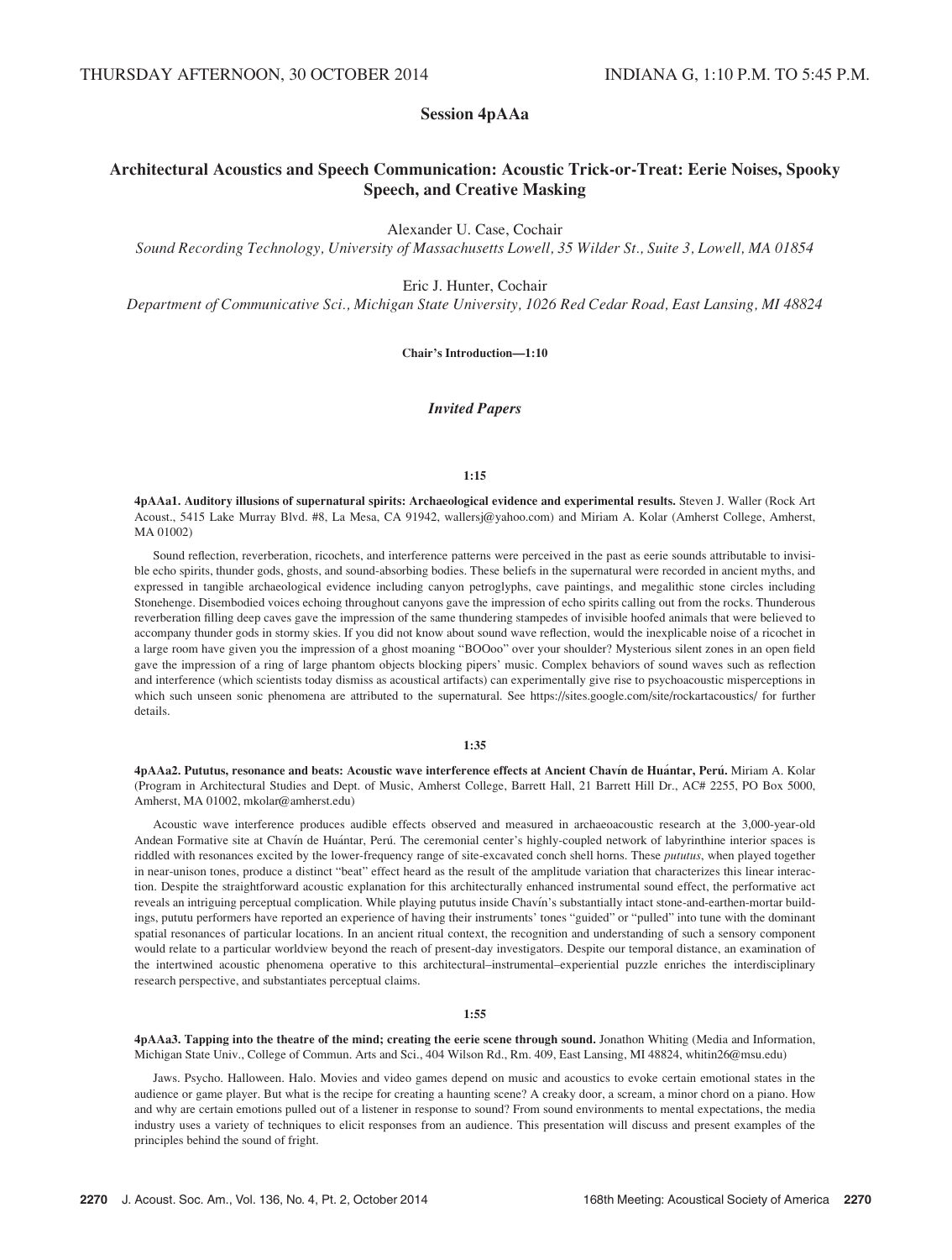THURSDAY AFTERNOON, 30 OCTOBER 2014 INDIANA G, 1:10 P.M. TO 5:45 P.M.

## Session 4pAAa

## Architectural Acoustics and Speech Communication: Acoustic Trick-or-Treat: Eerie Noises, Spooky Speech, and Creative Masking

Alexander U. Case, Cochair
*Sound Recording Technology, University of Massachusetts Lowell, 35 Wilder St., Suite 3, Lowell, MA 01854*

Eric J. Hunter, Cochair
*Department of Communicative Sci., Michigan State University, 1026 Red Cedar Road, East Lansing, MI 48824*

**Chair's Introduction—1:10**

### *Invited Papers*

**1:15**

**4pAAa1. Auditory illusions of supernatural spirits: Archaeological evidence and experimental results.** Steven J. Waller (Rock Art Acoust., 5415 Lake Murray Blvd. #8, La Mesa, CA 91942, wallersj@yahoo.com) and Miriam A. Kolar (Amherst College, Amherst, MA 01002)

Sound reflection, reverberation, ricochets, and interference patterns were perceived in the past as eerie sounds attributable to invisible echo spirits, thunder gods, ghosts, and sound-absorbing bodies. These beliefs in the supernatural were recorded in ancient myths, and expressed in tangible archaeological evidence including canyon petroglyphs, cave paintings, and megalithic stone circles including Stonehenge. Disembodied voices echoing throughout canyons gave the impression of echo spirits calling out from the rocks. Thunderous reverberation filling deep caves gave the impression of the same thundering stampedes of invisible hoofed animals that were believed to accompany thunder gods in stormy skies. If you did not know about sound wave reflection, would the inexplicable noise of a ricochet in a large room have given you the impression of a ghost moaning "BOOoo" over your shoulder? Mysterious silent zones in an open field gave the impression of a ring of large phantom objects blocking pipers' music. Complex behaviors of sound waves such as reflection and interference (which scientists today dismiss as acoustical artifacts) can experimentally give rise to psychoacoustic misperceptions in which such unseen sonic phenomena are attributed to the supernatural. See https://sites.google.com/site/rockartacoustics/ for further details.

**1:35**

**4pAAa2. Pututus, resonance and beats: Acoustic wave interference effects at Ancient Chavín de Huántar, Perú.** Miriam A. Kolar (Program in Architectural Studies and Dept. of Music, Amherst College, Barrett Hall, 21 Barrett Hill Dr., AC# 2255, PO Box 5000, Amherst, MA 01002, mkolar@amherst.edu)

Acoustic wave interference produces audible effects observed and measured in archaeoacoustic research at the 3,000-year-old Andean Formative site at Chavín de Huántar, Perú. The ceremonial center's highly-coupled network of labyrinthine interior spaces is riddled with resonances excited by the lower-frequency range of site-excavated conch shell horns. These *pututus*, when played together in near-unison tones, produce a distinct "beat" effect heard as the result of the amplitude variation that characterizes this linear interaction. Despite the straightforward acoustic explanation for this architecturally enhanced instrumental sound effect, the performative act reveals an intriguing perceptual complication. While playing pututus inside Chavín's substantially intact stone-and-earthen-mortar buildings, pututu performers have reported an experience of having their instruments' tones "guided" or "pulled" into tune with the dominant spatial resonances of particular locations. In an ancient ritual context, the recognition and understanding of such a sensory component would relate to a particular worldview beyond the reach of present-day investigators. Despite our temporal distance, an examination of the intertwined acoustic phenomena operative to this architectural–instrumental–experiential puzzle enriches the interdisciplinary research perspective, and substantiates perceptual claims.

**1:55**

**4pAAa3. Tapping into the theatre of the mind; creating the eerie scene through sound.** Jonathon Whiting (Media and Information, Michigan State Univ., College of Commun. Arts and Sci., 404 Wilson Rd., Rm. 409, East Lansing, MI 48824, whitin26@msu.edu)

Jaws. Psycho. Halloween. Halo. Movies and video games depend on music and acoustics to evoke certain emotional states in the audience or game player. But what is the recipe for creating a haunting scene? A creaky door, a scream, a minor chord on a piano. How and why are certain emotions pulled out of a listener in response to sound? From sound environments to mental expectations, the media industry uses a variety of techniques to elicit responses from an audience. This presentation will discuss and present examples of the principles behind the sound of fright.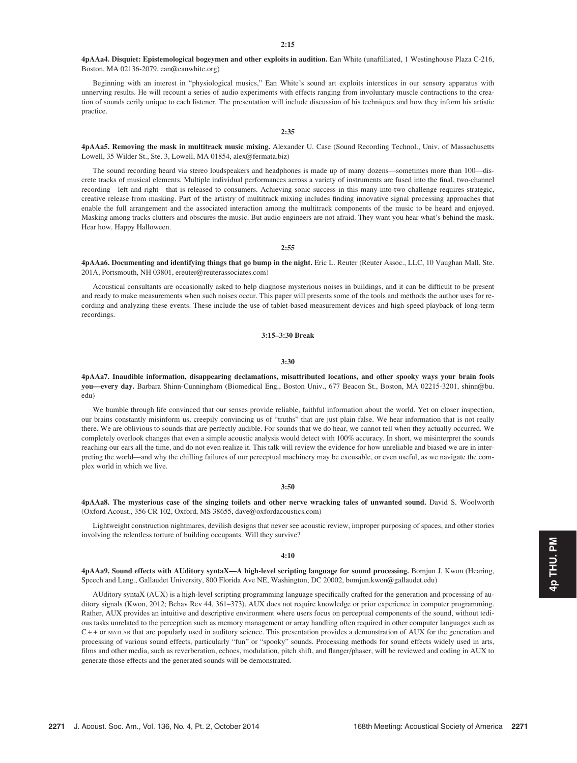**2:15**

**4pAAa4. Disquiet: Epistemological bogeymen and other exploits in audition.** Ean White (unaffiliated, 1 Westinghouse Plaza C-216, Boston, MA 02136-2079, ean@eanwhite.org)

Beginning with an interest in "physiological musics," Ean White's sound art exploits interstices in our sensory apparatus with unnerving results. He will recount a series of audio experiments with effects ranging from involuntary muscle contractions to the creation of sounds eerily unique to each listener. The presentation will include discussion of his techniques and how they inform his artistic practice.

**2:35**

**4pAAa5. Removing the mask in multitrack music mixing.** Alexander U. Case (Sound Recording Technol., Univ. of Massachusetts Lowell, 35 Wilder St., Ste. 3, Lowell, MA 01854, alex@fermata.biz)

The sound recording heard via stereo loudspeakers and headphones is made up of many dozens—sometimes more than 100—discrete tracks of musical elements. Multiple individual performances across a variety of instruments are fused into the final, two-channel recording—left and right—that is released to consumers. Achieving sonic success in this many-into-two challenge requires strategic, creative release from masking. Part of the artistry of multitrack mixing includes finding innovative signal processing approaches that enable the full arrangement and the associated interaction among the multitrack components of the music to be heard and enjoyed. Masking among tracks clutters and obscures the music. But audio engineers are not afraid. They want you hear what's behind the mask. Hear how. Happy Halloween.

**2:55**

**4pAAa6. Documenting and identifying things that go bump in the night.** Eric L. Reuter (Reuter Assoc., LLC, 10 Vaughan Mall, Ste. 201A, Portsmouth, NH 03801, ereuter@reuterassociates.com)

Acoustical consultants are occasionally asked to help diagnose mysterious noises in buildings, and it can be difficult to be present and ready to make measurements when such noises occur. This paper will presents some of the tools and methods the author uses for recording and analyzing these events. These include the use of tablet-based measurement devices and high-speed playback of long-term recordings.

**3:15–3:30 Break**

**3:30**

**4pAAa7. Inaudible information, disappearing declamations, misattributed locations, and other spooky ways your brain fools you—every day.** Barbara Shinn-Cunningham (Biomedical Eng., Boston Univ., 677 Beacon St., Boston, MA 02215-3201, shinn@bu.edu)

We bumble through life convinced that our senses provide reliable, faithful information about the world. Yet on closer inspection, our brains constantly misinform us, creepily convincing us of "truths" that are just plain false. We hear information that is not really there. We are oblivious to sounds that are perfectly audible. For sounds that we do hear, we cannot tell when they actually occurred. We completely overlook changes that even a simple acoustic analysis would detect with 100% accuracy. In short, we misinterpret the sounds reaching our ears all the time, and do not even realize it. This talk will review the evidence for how unreliable and biased we are in interpreting the world—and why the chilling failures of our perceptual machinery may be excusable, or even useful, as we navigate the complex world in which we live.

**3:50**

**4pAAa8. The mysterious case of the singing toilets and other nerve wracking tales of unwanted sound.** David S. Woolworth (Oxford Acoust., 356 CR 102, Oxford, MS 38655, dave@oxfordacoustics.com)

Lightweight construction nightmares, devilish designs that never see acoustic review, improper purposing of spaces, and other stories involving the relentless torture of building occupants. Will they survive?

**4:10**

**4pAAa9. Sound effects with AUditory syntaX—A high-level scripting language for sound processing.** Bomjun J. Kwon (Hearing, Speech and Lang., Gallaudet University, 800 Florida Ave NE, Washington, DC 20002, bomjun.kwon@gallaudet.edu)

AUditory syntaX (AUX) is a high-level scripting programming language specifically crafted for the generation and processing of auditory signals (Kwon, 2012; Behav Rev 44, 361–373). AUX does not require knowledge or prior experience in computer programming. Rather, AUX provides an intuitive and descriptive environment where users focus on perceptual components of the sound, without tedious tasks unrelated to the perception such as memory management or array handling often required in other computer languages such as C++ or MATLAB that are popularly used in auditory science. This presentation provides a demonstration of AUX for the generation and processing of various sound effects, particularly "fun" or "spooky" sounds. Processing methods for sound effects widely used in arts, films and other media, such as reverberation, echoes, modulation, pitch shift, and flanger/phaser, will be reviewed and coding in AUX to generate those effects and the generated sounds will be demonstrated.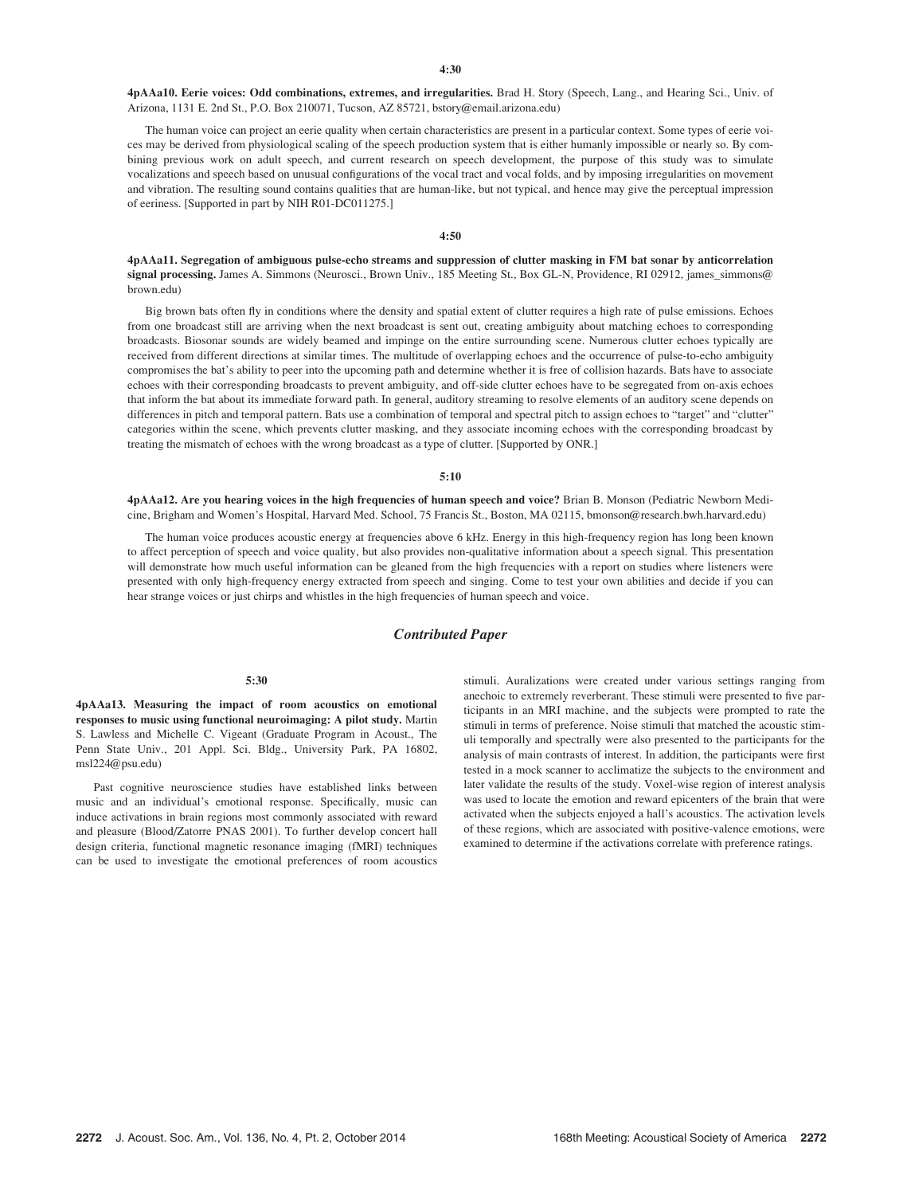**4:30**

**4pAAa10. Eerie voices: Odd combinations, extremes, and irregularities.** Brad H. Story (Speech, Lang., and Hearing Sci., Univ. of Arizona, 1131 E. 2nd St., P.O. Box 210071, Tucson, AZ 85721, bstory@email.arizona.edu)

The human voice can project an eerie quality when certain characteristics are present in a particular context. Some types of eerie voices may be derived from physiological scaling of the speech production system that is either humanly impossible or nearly so. By combining previous work on adult speech, and current research on speech development, the purpose of this study was to simulate vocalizations and speech based on unusual configurations of the vocal tract and vocal folds, and by imposing irregularities on movement and vibration. The resulting sound contains qualities that are human-like, but not typical, and hence may give the perceptual impression of eeriness. [Supported in part by NIH R01-DC011275.]

**4:50**

**4pAAa11. Segregation of ambiguous pulse-echo streams and suppression of clutter masking in FM bat sonar by anticorrelation signal processing.** James A. Simmons (Neurosci., Brown Univ., 185 Meeting St., Box GL-N, Providence, RI 02912, james_simmons@brown.edu)

Big brown bats often fly in conditions where the density and spatial extent of clutter requires a high rate of pulse emissions. Echoes from one broadcast still are arriving when the next broadcast is sent out, creating ambiguity about matching echoes to corresponding broadcasts. Biosonar sounds are widely beamed and impinge on the entire surrounding scene. Numerous clutter echoes typically are received from different directions at similar times. The multitude of overlapping echoes and the occurrence of pulse-to-echo ambiguity compromises the bat's ability to peer into the upcoming path and determine whether it is free of collision hazards. Bats have to associate echoes with their corresponding broadcasts to prevent ambiguity, and off-side clutter echoes have to be segregated from on-axis echoes that inform the bat about its immediate forward path. In general, auditory streaming to resolve elements of an auditory scene depends on differences in pitch and temporal pattern. Bats use a combination of temporal and spectral pitch to assign echoes to "target" and "clutter" categories within the scene, which prevents clutter masking, and they associate incoming echoes with the corresponding broadcast by treating the mismatch of echoes with the wrong broadcast as a type of clutter. [Supported by ONR.]

**5:10**

**4pAAa12. Are you hearing voices in the high frequencies of human speech and voice?** Brian B. Monson (Pediatric Newborn Medicine, Brigham and Women's Hospital, Harvard Med. School, 75 Francis St., Boston, MA 02115, bmonson@research.bwh.harvard.edu)

The human voice produces acoustic energy at frequencies above 6 kHz. Energy in this high-frequency region has long been known to affect perception of speech and voice quality, but also provides non-qualitative information about a speech signal. This presentation will demonstrate how much useful information can be gleaned from the high frequencies with a report on studies where listeners were presented with only high-frequency energy extracted from speech and singing. Come to test your own abilities and decide if you can hear strange voices or just chirps and whistles in the high frequencies of human speech and voice.

## *Contributed Paper*

**5:30**

**4pAAa13. Measuring the impact of room acoustics on emotional responses to music using functional neuroimaging: A pilot study.** Martin S. Lawless and Michelle C. Vigeant (Graduate Program in Acoust., The Penn State Univ., 201 Appl. Sci. Bldg., University Park, PA 16802, msl224@psu.edu)

Past cognitive neuroscience studies have established links between music and an individual's emotional response. Specifically, music can induce activations in brain regions most commonly associated with reward and pleasure (Blood/Zatorre PNAS 2001). To further develop concert hall design criteria, functional magnetic resonance imaging (fMRI) techniques can be used to investigate the emotional preferences of room acoustics stimuli. Auralizations were created under various settings ranging from anechoic to extremely reverberant. These stimuli were presented to five participants in an MRI machine, and the subjects were prompted to rate the stimuli in terms of preference. Noise stimuli that matched the acoustic stimuli temporally and spectrally were also presented to the participants for the analysis of main contrasts of interest. In addition, the participants were first tested in a mock scanner to acclimatize the subjects to the environment and later validate the results of the study. Voxel-wise region of interest analysis was used to locate the emotion and reward epicenters of the brain that were activated when the subjects enjoyed a hall's acoustics. The activation levels of these regions, which are associated with positive-valence emotions, were examined to determine if the activations correlate with preference ratings.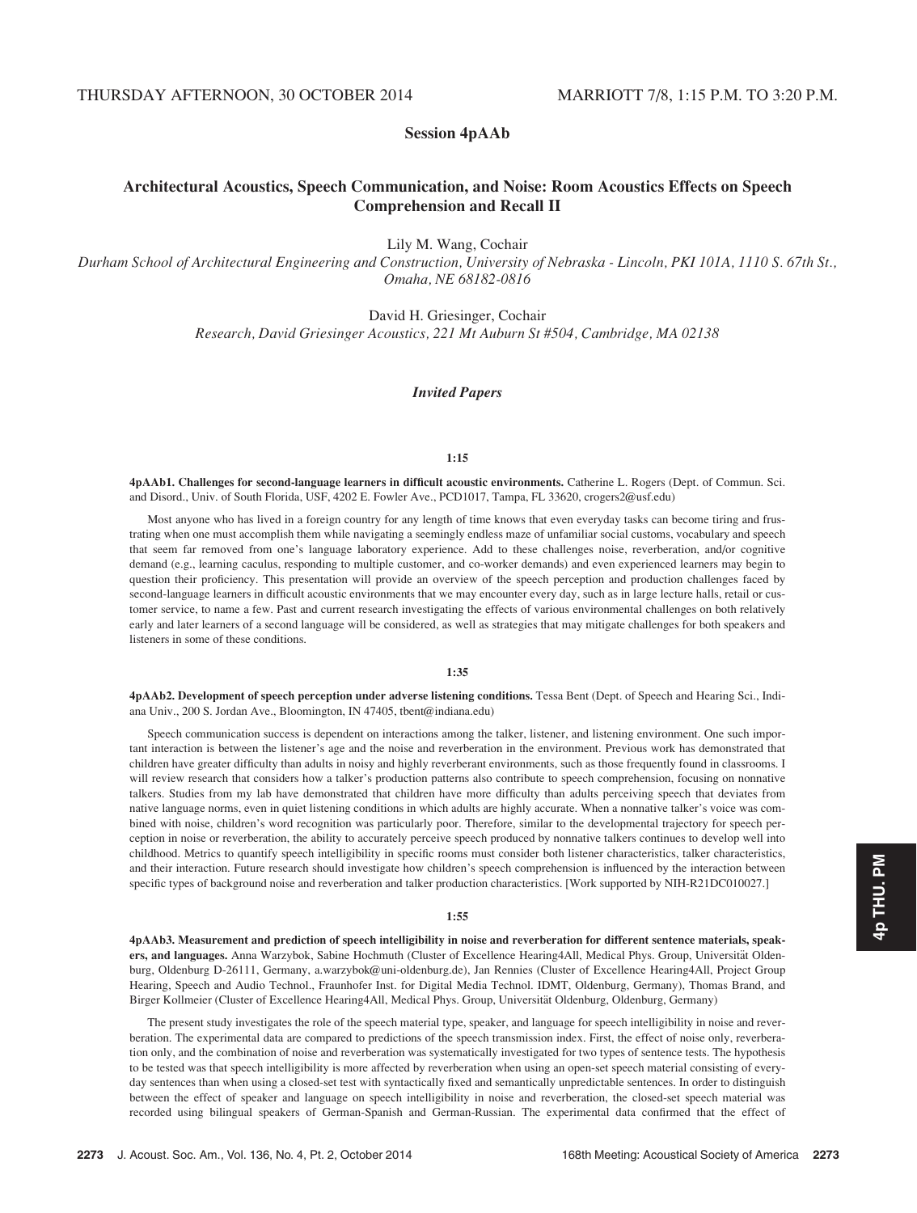THURSDAY AFTERNOON, 30 OCTOBER 2014 MARRIOTT 7/8, 1:15 P.M. TO 3:20 P.M.

## Session 4pAAb

## Architectural Acoustics, Speech Communication, and Noise: Room Acoustics Effects on Speech Comprehension and Recall II

Lily M. Wang, Cochair

*Durham School of Architectural Engineering and Construction, University of Nebraska - Lincoln, PKI 101A, 1110 S. 67th St., Omaha, NE 68182-0816*

David H. Griesinger, Cochair

*Research, David Griesinger Acoustics, 221 Mt Auburn St #504, Cambridge, MA 02138*

### *Invited Papers*

**1:15**

**4pAAb1. Challenges for second-language learners in difficult acoustic environments.** Catherine L. Rogers (Dept. of Commun. Sci. and Disord., Univ. of South Florida, USF, 4202 E. Fowler Ave., PCD1017, Tampa, FL 33620, crogers2@usf.edu)

Most anyone who has lived in a foreign country for any length of time knows that even everyday tasks can become tiring and frustrating when one must accomplish them while navigating a seemingly endless maze of unfamiliar social customs, vocabulary and speech that seem far removed from one's language laboratory experience. Add to these challenges noise, reverberation, and/or cognitive demand (e.g., learning caculus, responding to multiple customer, and co-worker demands) and even experienced learners may begin to question their proficiency. This presentation will provide an overview of the speech perception and production challenges faced by second-language learners in difficult acoustic environments that we may encounter every day, such as in large lecture halls, retail or customer service, to name a few. Past and current research investigating the effects of various environmental challenges on both relatively early and later learners of a second language will be considered, as well as strategies that may mitigate challenges for both speakers and listeners in some of these conditions.

**1:35**

**4pAAb2. Development of speech perception under adverse listening conditions.** Tessa Bent (Dept. of Speech and Hearing Sci., Indiana Univ., 200 S. Jordan Ave., Bloomington, IN 47405, tbent@indiana.edu)

Speech communication success is dependent on interactions among the talker, listener, and listening environment. One such important interaction is between the listener's age and the noise and reverberation in the environment. Previous work has demonstrated that children have greater difficulty than adults in noisy and highly reverberant environments, such as those frequently found in classrooms. I will review research that considers how a talker's production patterns also contribute to speech comprehension, focusing on nonnative talkers. Studies from my lab have demonstrated that children have more difficulty than adults perceiving speech that deviates from native language norms, even in quiet listening conditions in which adults are highly accurate. When a nonnative talker's voice was combined with noise, children's word recognition was particularly poor. Therefore, similar to the developmental trajectory for speech perception in noise or reverberation, the ability to accurately perceive speech produced by nonnative talkers continues to develop well into childhood. Metrics to quantify speech intelligibility in specific rooms must consider both listener characteristics, talker characteristics, and their interaction. Future research should investigate how children's speech comprehension is influenced by the interaction between specific types of background noise and reverberation and talker production characteristics. [Work supported by NIH-R21DC010027.]

**1:55**

**4pAAb3. Measurement and prediction of speech intelligibility in noise and reverberation for different sentence materials, speakers, and languages.** Anna Warzybok, Sabine Hochmuth (Cluster of Excellence Hearing4All, Medical Phys. Group, Universität Oldenburg, Oldenburg D-26111, Germany, a.warzybok@uni-oldenburg.de), Jan Rennies (Cluster of Excellence Hearing4All, Project Group Hearing, Speech and Audio Technol., Fraunhofer Inst. for Digital Media Technol. IDMT, Oldenburg, Germany), Thomas Brand, and Birger Kollmeier (Cluster of Excellence Hearing4All, Medical Phys. Group, Universität Oldenburg, Oldenburg, Germany)

The present study investigates the role of the speech material type, speaker, and language for speech intelligibility in noise and reverberation. The experimental data are compared to predictions of the speech transmission index. First, the effect of noise only, reverberation only, and the combination of noise and reverberation was systematically investigated for two types of sentence tests. The hypothesis to be tested was that speech intelligibility is more affected by reverberation when using an open-set speech material consisting of everyday sentences than when using a closed-set test with syntactically fixed and semantically unpredictable sentences. In order to distinguish between the effect of speaker and language on speech intelligibility in noise and reverberation, the closed-set speech material was recorded using bilingual speakers of German-Spanish and German-Russian. The experimental data confirmed that the effect of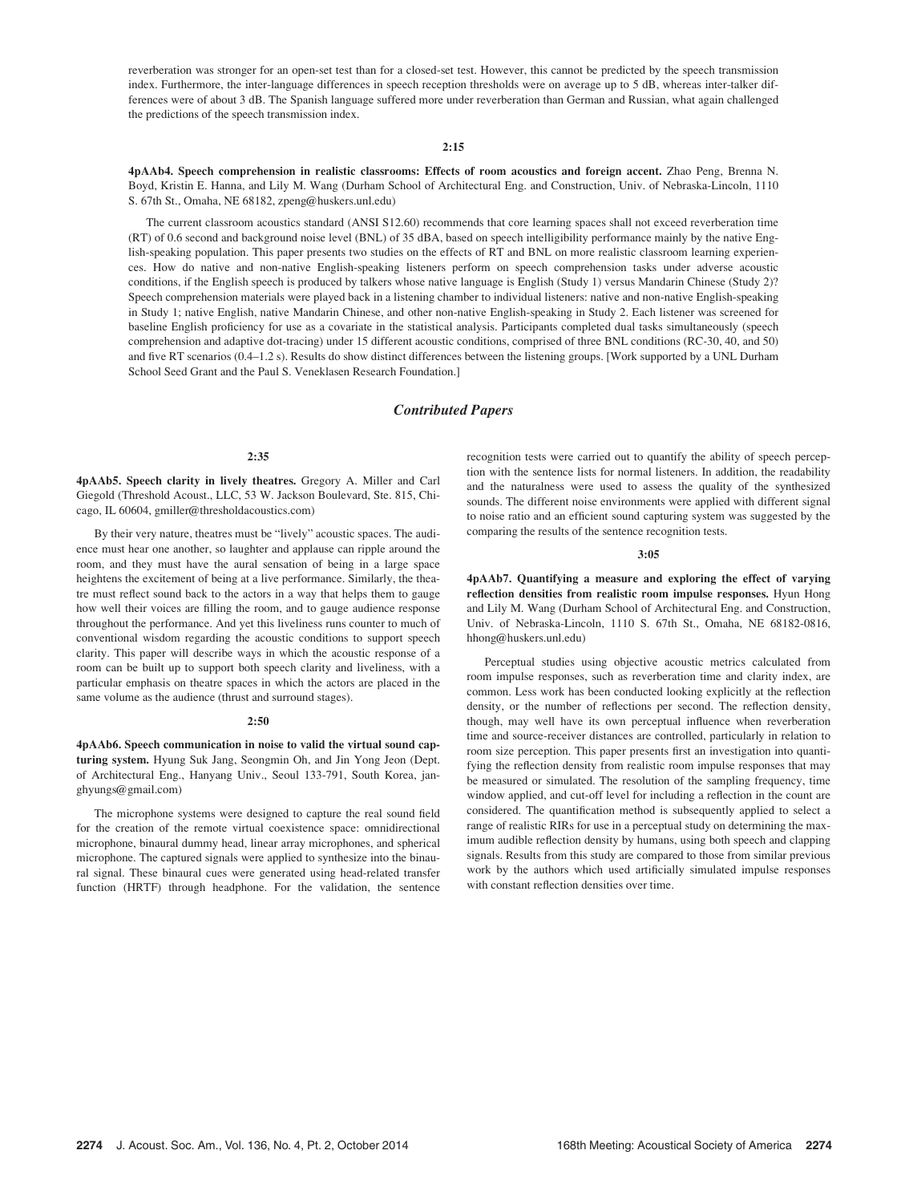reverberation was stronger for an open-set test than for a closed-set test. However, this cannot be predicted by the speech transmission index. Furthermore, the inter-language differences in speech reception thresholds were on average up to 5 dB, whereas inter-talker differences were of about 3 dB. The Spanish language suffered more under reverberation than German and Russian, what again challenged the predictions of the speech transmission index.

**2:15**

**4pAAb4. Speech comprehension in realistic classrooms: Effects of room acoustics and foreign accent.** Zhao Peng, Brenna N. Boyd, Kristin E. Hanna, and Lily M. Wang (Durham School of Architectural Eng. and Construction, Univ. of Nebraska-Lincoln, 1110 S. 67th St., Omaha, NE 68182, zpeng@huskers.unl.edu)

The current classroom acoustics standard (ANSI S12.60) recommends that core learning spaces shall not exceed reverberation time (RT) of 0.6 second and background noise level (BNL) of 35 dBA, based on speech intelligibility performance mainly by the native English-speaking population. This paper presents two studies on the effects of RT and BNL on more realistic classroom learning experiences. How do native and non-native English-speaking listeners perform on speech comprehension tasks under adverse acoustic conditions, if the English speech is produced by talkers whose native language is English (Study 1) versus Mandarin Chinese (Study 2)? Speech comprehension materials were played back in a listening chamber to individual listeners: native and non-native English-speaking in Study 1; native English, native Mandarin Chinese, and other non-native English-speaking in Study 2. Each listener was screened for baseline English proficiency for use as a covariate in the statistical analysis. Participants completed dual tasks simultaneously (speech comprehension and adaptive dot-tracing) under 15 different acoustic conditions, comprised of three BNL conditions (RC-30, 40, and 50) and five RT scenarios (0.4–1.2 s). Results do show distinct differences between the listening groups. [Work supported by a UNL Durham School Seed Grant and the Paul S. Veneklasen Research Foundation.]

## *Contributed Papers*

**2:35**

**4pAAb5. Speech clarity in lively theatres.** Gregory A. Miller and Carl Giegold (Threshold Acoust., LLC, 53 W. Jackson Boulevard, Ste. 815, Chicago, IL 60604, gmiller@thresholdacoustics.com)

By their very nature, theatres must be "lively" acoustic spaces. The audience must hear one another, so laughter and applause can ripple around the room, and they must have the aural sensation of being in a large space heightens the excitement of being at a live performance. Similarly, the theatre must reflect sound back to the actors in a way that helps them to gauge how well their voices are filling the room, and to gauge audience response throughout the performance. And yet this liveliness runs counter to much of conventional wisdom regarding the acoustic conditions to support speech clarity. This paper will describe ways in which the acoustic response of a room can be built up to support both speech clarity and liveliness, with a particular emphasis on theatre spaces in which the actors are placed in the same volume as the audience (thrust and surround stages).

**2:50**

**4pAAb6. Speech communication in noise to valid the virtual sound capturing system.** Hyung Suk Jang, Seongmin Oh, and Jin Yong Jeon (Dept. of Architectural Eng., Hanyang Univ., Seoul 133-791, South Korea, janghyungs@gmail.com)

The microphone systems were designed to capture the real sound field for the creation of the remote virtual coexistence space: omnidirectional microphone, binaural dummy head, linear array microphones, and spherical microphone. The captured signals were applied to synthesize into the binaural signal. These binaural cues were generated using head-related transfer function (HRTF) through headphone. For the validation, the sentence recognition tests were carried out to quantify the ability of speech perception with the sentence lists for normal listeners. In addition, the readability and the naturalness were used to assess the quality of the synthesized sounds. The different noise environments were applied with different signal to noise ratio and an efficient sound capturing system was suggested by the comparing the results of the sentence recognition tests.

**3:05**

**4pAAb7. Quantifying a measure and exploring the effect of varying reflection densities from realistic room impulse responses.** Hyun Hong and Lily M. Wang (Durham School of Architectural Eng. and Construction, Univ. of Nebraska-Lincoln, 1110 S. 67th St., Omaha, NE 68182-0816, hhong@huskers.unl.edu)

Perceptual studies using objective acoustic metrics calculated from room impulse responses, such as reverberation time and clarity index, are common. Less work has been conducted looking explicitly at the reflection density, or the number of reflections per second. The reflection density, though, may well have its own perceptual influence when reverberation time and source-receiver distances are controlled, particularly in relation to room size perception. This paper presents first an investigation into quantifying the reflection density from realistic room impulse responses that may be measured or simulated. The resolution of the sampling frequency, time window applied, and cut-off level for including a reflection in the count are considered. The quantification method is subsequently applied to select a range of realistic RIRs for use in a perceptual study on determining the maximum audible reflection density by humans, using both speech and clapping signals. Results from this study are compared to those from similar previous work by the authors which used artificially simulated impulse responses with constant reflection densities over time.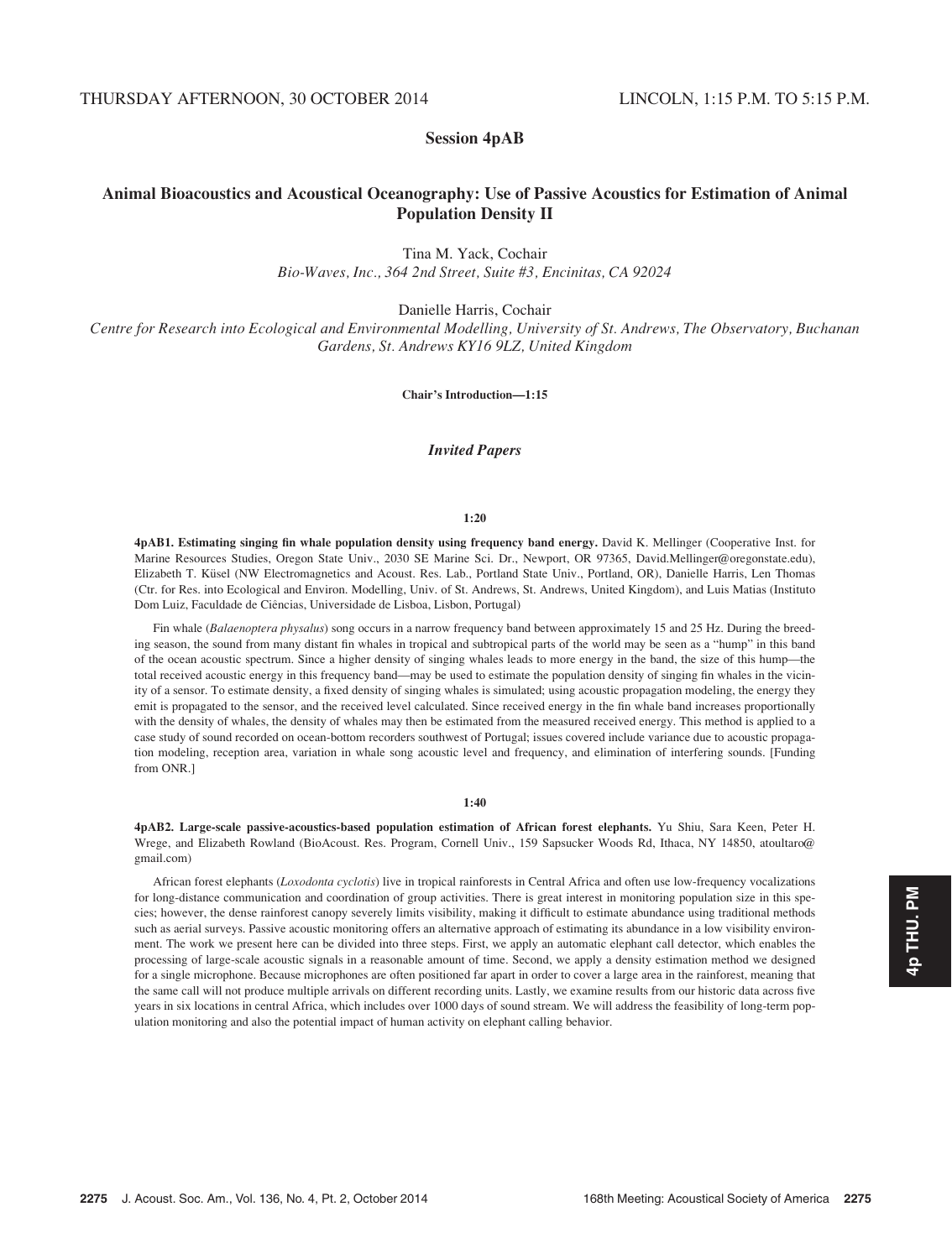THURSDAY AFTERNOON, 30 OCTOBER 2014 LINCOLN, 1:15 P.M. TO 5:15 P.M.

# Session 4pAB

## Animal Bioacoustics and Acoustical Oceanography: Use of Passive Acoustics for Estimation of Animal Population Density II

Tina M. Yack, Cochair
*Bio-Waves, Inc., 364 2nd Street, Suite #3, Encinitas, CA 92024*

Danielle Harris, Cochair
*Centre for Research into Ecological and Environmental Modelling, University of St. Andrews, The Observatory, Buchanan Gardens, St. Andrews KY16 9LZ, United Kingdom*

**Chair's Introduction—1:15**

### *Invited Papers*

**1:20**

**4pAB1. Estimating singing fin whale population density using frequency band energy.** David K. Mellinger (Cooperative Inst. for Marine Resources Studies, Oregon State Univ., 2030 SE Marine Sci. Dr., Newport, OR 97365, David.Mellinger@oregonstate.edu), Elizabeth T. Küsel (NW Electromagnetics and Acoust. Res. Lab., Portland State Univ., Portland, OR), Danielle Harris, Len Thomas (Ctr. for Res. into Ecological and Environ. Modelling, Univ. of St. Andrews, St. Andrews, United Kingdom), and Luis Matias (Instituto Dom Luiz, Faculdade de Ciências, Universidade de Lisboa, Lisbon, Portugal)

Fin whale (*Balaenoptera physalus*) song occurs in a narrow frequency band between approximately 15 and 25 Hz. During the breeding season, the sound from many distant fin whales in tropical and subtropical parts of the world may be seen as a "hump" in this band of the ocean acoustic spectrum. Since a higher density of singing whales leads to more energy in the band, the size of this hump—the total received acoustic energy in this frequency band—may be used to estimate the population density of singing fin whales in the vicinity of a sensor. To estimate density, a fixed density of singing whales is simulated; using acoustic propagation modeling, the energy they emit is propagated to the sensor, and the received level calculated. Since received energy in the fin whale band increases proportionally with the density of whales, the density of whales may then be estimated from the measured received energy. This method is applied to a case study of sound recorded on ocean-bottom recorders southwest of Portugal; issues covered include variance due to acoustic propagation modeling, reception area, variation in whale song acoustic level and frequency, and elimination of interfering sounds. [Funding from ONR.]

**1:40**

**4pAB2. Large-scale passive-acoustics-based population estimation of African forest elephants.** Yu Shiu, Sara Keen, Peter H. Wrege, and Elizabeth Rowland (BioAcoust. Res. Program, Cornell Univ., 159 Sapsucker Woods Rd, Ithaca, NY 14850, atoultaro@gmail.com)

African forest elephants (*Loxodonta cyclotis*) live in tropical rainforests in Central Africa and often use low-frequency vocalizations for long-distance communication and coordination of group activities. There is great interest in monitoring population size in this species; however, the dense rainforest canopy severely limits visibility, making it difficult to estimate abundance using traditional methods such as aerial surveys. Passive acoustic monitoring offers an alternative approach of estimating its abundance in a low visibility environment. The work we present here can be divided into three steps. First, we apply an automatic elephant call detector, which enables the processing of large-scale acoustic signals in a reasonable amount of time. Second, we apply a density estimation method we designed for a single microphone. Because microphones are often positioned far apart in order to cover a large area in the rainforest, meaning that the same call will not produce multiple arrivals on different recording units. Lastly, we examine results from our historic data across five years in six locations in central Africa, which includes over 1000 days of sound stream. We will address the feasibility of long-term population monitoring and also the potential impact of human activity on elephant calling behavior.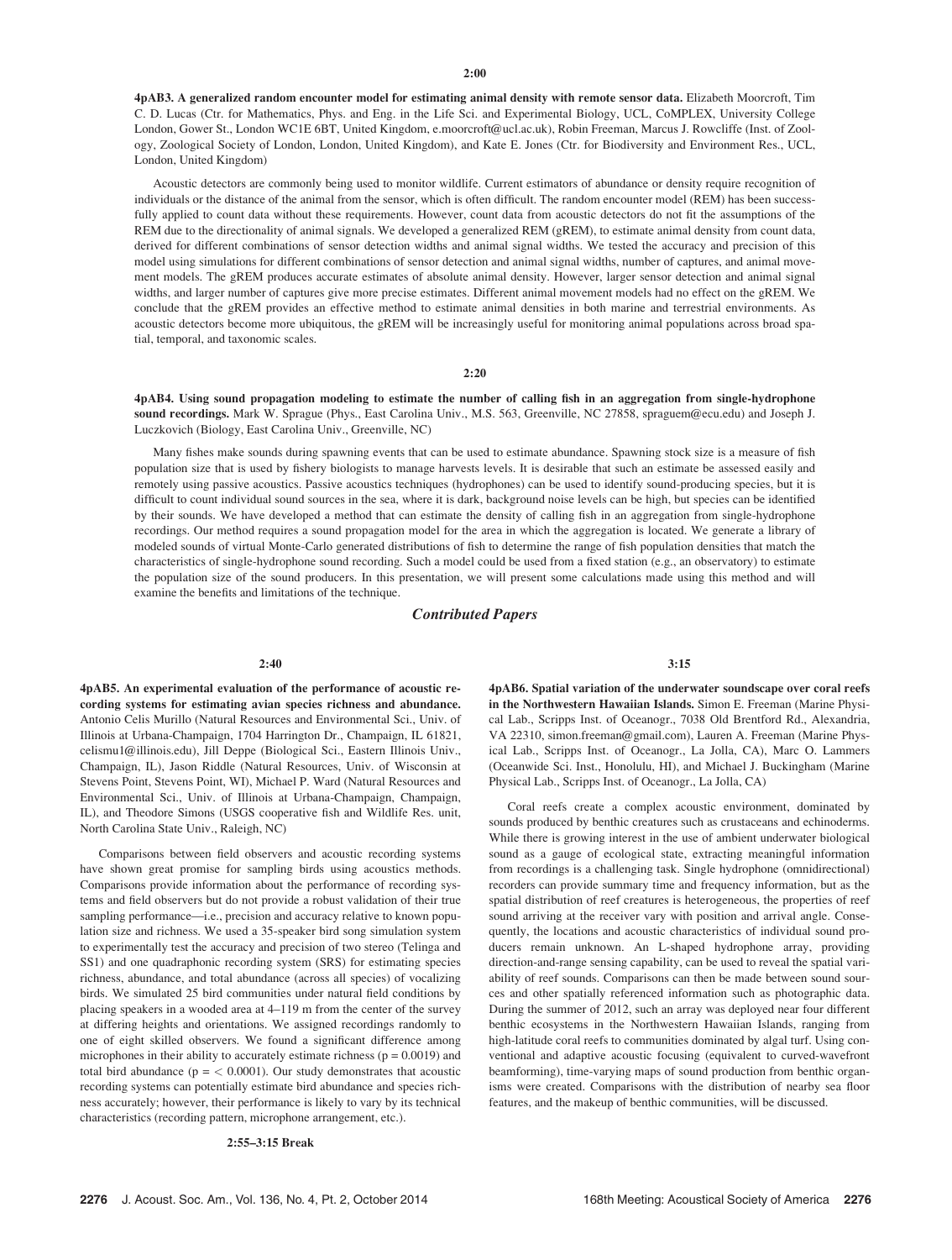**2:00**

**4pAB3. A generalized random encounter model for estimating animal density with remote sensor data.** Elizabeth Moorcroft, Tim C. D. Lucas (Ctr. for Mathematics, Phys. and Eng. in the Life Sci. and Experimental Biology, UCL, CoMPLEX, University College London, Gower St., London WC1E 6BT, United Kingdom, e.moorcroft@ucl.ac.uk), Robin Freeman, Marcus J. Rowcliffe (Inst. of Zoology, Zoological Society of London, London, United Kingdom), and Kate E. Jones (Ctr. for Biodiversity and Environment Res., UCL, London, United Kingdom)

Acoustic detectors are commonly being used to monitor wildlife. Current estimators of abundance or density require recognition of individuals or the distance of the animal from the sensor, which is often difficult. The random encounter model (REM) has been successfully applied to count data without these requirements. However, count data from acoustic detectors do not fit the assumptions of the REM due to the directionality of animal signals. We developed a generalized REM (gREM), to estimate animal density from count data, derived for different combinations of sensor detection widths and animal signal widths. We tested the accuracy and precision of this model using simulations for different combinations of sensor detection and animal signal widths, number of captures, and animal movement models. The gREM produces accurate estimates of absolute animal density. However, larger sensor detection and animal signal widths, and larger number of captures give more precise estimates. Different animal movement models had no effect on the gREM. We conclude that the gREM provides an effective method to estimate animal densities in both marine and terrestrial environments. As acoustic detectors become more ubiquitous, the gREM will be increasingly useful for monitoring animal populations across broad spatial, temporal, and taxonomic scales.

**2:20**

**4pAB4. Using sound propagation modeling to estimate the number of calling fish in an aggregation from single-hydrophone sound recordings.** Mark W. Sprague (Phys., East Carolina Univ., M.S. 563, Greenville, NC 27858, spraguem@ecu.edu) and Joseph J. Luczkovich (Biology, East Carolina Univ., Greenville, NC)

Many fishes make sounds during spawning events that can be used to estimate abundance. Spawning stock size is a measure of fish population size that is used by fishery biologists to manage harvests levels. It is desirable that such an estimate be assessed easily and remotely using passive acoustics. Passive acoustics techniques (hydrophones) can be used to identify sound-producing species, but it is difficult to count individual sound sources in the sea, where it is dark, background noise levels can be high, but species can be identified by their sounds. We have developed a method that can estimate the density of calling fish in an aggregation from single-hydrophone recordings. Our method requires a sound propagation model for the area in which the aggregation is located. We generate a library of modeled sounds of virtual Monte-Carlo generated distributions of fish to determine the range of fish population densities that match the characteristics of single-hydrophone sound recording. Such a model could be used from a fixed station (e.g., an observatory) to estimate the population size of the sound producers. In this presentation, we will present some calculations made using this method and will examine the benefits and limitations of the technique.

## *Contributed Papers*

**2:40**

**4pAB5. An experimental evaluation of the performance of acoustic recording systems for estimating avian species richness and abundance.** Antonio Celis Murillo (Natural Resources and Environmental Sci., Univ. of Illinois at Urbana-Champaign, 1704 Harrington Dr., Champaign, IL 61821, celismu1@illinois.edu), Jill Deppe (Biological Sci., Eastern Illinois Univ., Champaign, IL), Jason Riddle (Natural Resources, Univ. of Wisconsin at Stevens Point, Stevens Point, WI), Michael P. Ward (Natural Resources and Environmental Sci., Univ. of Illinois at Urbana-Champaign, Champaign, IL), and Theodore Simons (USGS cooperative fish and Wildlife Res. unit, North Carolina State Univ., Raleigh, NC)

Comparisons between field observers and acoustic recording systems have shown great promise for sampling birds using acoustics methods. Comparisons provide information about the performance of recording systems and field observers but do not provide a robust validation of their true sampling performance—i.e., precision and accuracy relative to known population size and richness. We used a 35-speaker bird song simulation system to experimentally test the accuracy and precision of two stereo (Telinga and SS1) and one quadraphonic recording system (SRS) for estimating species richness, abundance, and total abundance (across all species) of vocalizing birds. We simulated 25 bird communities under natural field conditions by placing speakers in a wooded area at 4–119 m from the center of the survey at differing heights and orientations. We assigned recordings randomly to one of eight skilled observers. We found a significant difference among microphones in their ability to accurately estimate richness ($p = 0.0019$) and total bird abundance ($p = < 0.0001$). Our study demonstrates that acoustic recording systems can potentially estimate bird abundance and species richness accurately; however, their performance is likely to vary by its technical characteristics (recording pattern, microphone arrangement, etc.).

**2:55–3:15 Break**

**3:15**

**4pAB6. Spatial variation of the underwater soundscape over coral reefs in the Northwestern Hawaiian Islands.** Simon E. Freeman (Marine Physical Lab., Scripps Inst. of Oceanogr., 7038 Old Brentford Rd., Alexandria, VA 22310, simon.freeman@gmail.com), Lauren A. Freeman (Marine Physical Lab., Scripps Inst. of Oceanogr., La Jolla, CA), Marc O. Lammers (Oceanwide Sci. Inst., Honolulu, HI), and Michael J. Buckingham (Marine Physical Lab., Scripps Inst. of Oceanogr., La Jolla, CA)

Coral reefs create a complex acoustic environment, dominated by sounds produced by benthic creatures such as crustaceans and echinoderms. While there is growing interest in the use of ambient underwater biological sound as a gauge of ecological state, extracting meaningful information from recordings is a challenging task. Single hydrophone (omnidirectional) recorders can provide summary time and frequency information, but as the spatial distribution of reef creatures is heterogeneous, the properties of reef sound arriving at the receiver vary with position and arrival angle. Consequently, the locations and acoustic characteristics of individual sound producers remain unknown. An L-shaped hydrophone array, providing direction-and-range sensing capability, can be used to reveal the spatial variability of reef sounds. Comparisons can then be made between sound sources and other spatially referenced information such as photographic data. During the summer of 2012, such an array was deployed near four different benthic ecosystems in the Northwestern Hawaiian Islands, ranging from high-latitude coral reefs to communities dominated by algal turf. Using conventional and adaptive acoustic focusing (equivalent to curved-wavefront beamforming), time-varying maps of sound production from benthic organisms were created. Comparisons with the distribution of nearby sea floor features, and the makeup of benthic communities, will be discussed.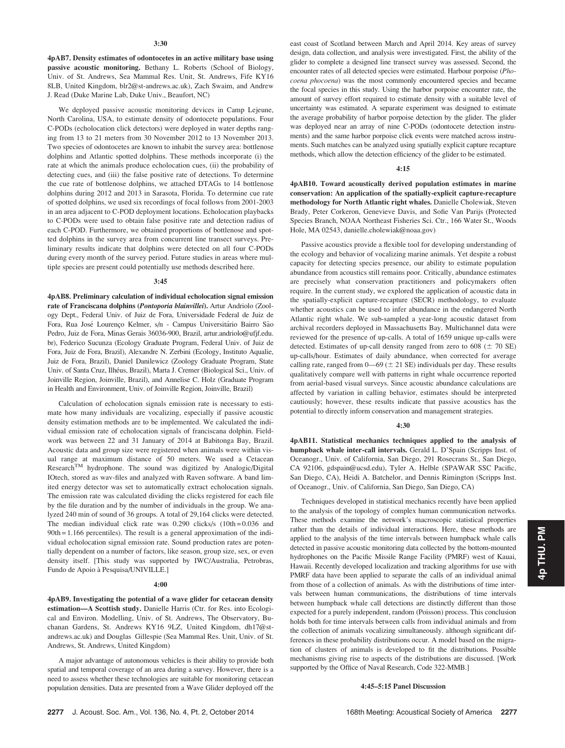**3:30**

**4pAB7. Density estimates of odontocetes in an active military base using passive acoustic monitoring.** Bethany L. Roberts (School of Biology, Univ. of St. Andrews, Sea Mammal Res. Unit, St. Andrews, Fife KY16 8LB, United Kingdom, blr2@st-andrews.ac.uk), Zach Swaim, and Andrew J. Read (Duke Marine Lab, Duke Univ., Beaufort, NC)

We deployed passive acoustic monitoring devices in Camp Lejeune, North Carolina, USA, to estimate density of odontocete populations. Four C-PODs (echolocation click detectors) were deployed in water depths ranging from 13 to 21 meters from 30 November 2012 to 13 November 2013. Two species of odontocetes are known to inhabit the survey area: bottlenose dolphins and Atlantic spotted dolphins. These methods incorporate (i) the rate at which the animals produce echolocation cues, (ii) the probability of detecting cues, and (iii) the false positive rate of detections. To determine the cue rate of bottlenose dolphins, we attached DTAGs to 14 bottlenose dolphins during 2012 and 2013 in Sarasota, Florida. To determine cue rate of spotted dolphins, we used six recordings of focal follows from 2001-2003 in an area adjacent to C-POD deployment locations. Echolocation playbacks to C-PODs were used to obtain false positive rate and detection radius of each C-POD. Furthermore, we obtained proportions of bottlenose and spotted dolphins in the survey area from concurrent line transect surveys. Preliminary results indicate that dolphins were detected on all four C-PODs during every month of the survey period. Future studies in areas where multiple species are present could potentially use methods described here.

**3:45**

**4pAB8. Preliminary calculation of individual echolocation signal emission rate of Franciscana dolphins (*Pontoporia blainvillei*).** Artur Andriolo (Zoology Dept., Federal Univ. of Juiz de Fora, Universidade Federal de Juiz de Fora, Rua José Lourenço Kelmer, s/n - Campus Universitário Bairro São Pedro, Juiz de Fora, Minas Gerais 36036-900, Brazil, artur.andriolo@ufjf.edu.br), Federico Sucunza (Ecology Graduate Program, Federal Univ. of Juiz de Fora, Juiz de Fora, Brazil), Alexandre N. Zerbini (Ecology, Instituto Aqualie, Juiz de Fora, Brazil), Daniel Danilewicz (Zoology Graduate Program, State Univ. of Santa Cruz, Ilhéus, Brazil), Marta J. Cremer (Biological Sci., Univ. of Joinville Region, Joinville, Brazil), and Annelise C. Holz (Graduate Program in Health and Environment, Univ. of Joinville Region, Joinville, Brazil)

Calculation of echolocation signals emission rate is necessary to estimate how many individuals are vocalizing, especially if passive acoustic density estimation methods are to be implemented. We calculated the individual emission rate of echolocation signals of franciscana dolphin. Fieldwork was between 22 and 31 January of 2014 at Babitonga Bay, Brazil. Acoustic data and group size were registered when animals were within visual range at maximum distance of 50 meters. We used a Cetacean Research™ hydrophone. The sound was digitized by Analogic/Digital IOtech, stored as wav-files and analyzed with Raven software. A band limited energy detector was set to automatically extract echolocation signals. The emission rate was calculated dividing the clicks registered for each file by the file duration and by the number of individuals in the group. We analyzed 240 min of sound of 36 groups. A total of 29,164 clicks were detected. The median individual click rate was 0.290 clicks/s (10th = 0.036 and 90th = 1.166 percentiles). The result is a general approximation of the individual echolocation signal emission rate. Sound production rates are potentially dependent on a number of factors, like season, group size, sex, or even density itself. [This study was supported by IWC/Australia, Petrobras, Fundo de Apoio à Pesquisa/UNIVILLE.]

**4:00**

**4pAB9. Investigating the potential of a wave glider for cetacean density estimation—A Scottish study.** Danielle Harris (Ctr. for Res. into Ecological and Environ. Modelling, Univ. of St. Andrews, The Observatory, Buchanan Gardens, St. Andrews KY16 9LZ, United Kingdom, dh17@st-andrews.ac.uk) and Douglas Gillespie (Sea Mammal Res. Unit, Univ. of St. Andrews, St. Andrews, United Kingdom)

A major advantage of autonomous vehicles is their ability to provide both spatial and temporal coverage of an area during a survey. However, there is a need to assess whether these technologies are suitable for monitoring cetacean population densities. Data are presented from a Wave Glider deployed off the east coast of Scotland between March and April 2014. Key areas of survey design, data collection, and analysis were investigated. First, the ability of the glider to complete a designed line transect survey was assessed. Second, the encounter rates of all detected species were estimated. Harbour porpoise (*Phocoena phocoena*) was the most commonly encountered species and became the focal species in this study. Using the harbor porpoise encounter rate, the amount of survey effort required to estimate density with a suitable level of uncertainty was estimated. A separate experiment was designed to estimate the average probability of harbor porpoise detection by the glider. The glider was deployed near an array of nine C-PODs (odontocete detection instruments) and the same harbor porpoise click events were matched across instruments. Such matches can be analyzed using spatially explicit capture recapture methods, which allow the detection efficiency of the glider to be estimated.

**4:15**

**4pAB10. Toward acoustically derived population estimates in marine conservation: An application of the spatially-explicit capture-recapture methodology for North Atlantic right whales.** Danielle Cholewiak, Steven Brady, Peter Corkeron, Genevieve Davis, and Sofie Van Parijs (Protected Species Branch, NOAA Northeast Fisheries Sci. Ctr., 166 Water St., Woods Hole, MA 02543, danielle.cholewiak@noaa.gov)

Passive acoustics provide a flexible tool for developing understanding of the ecology and behavior of vocalizing marine animals. Yet despite a robust capacity for detecting species presence, our ability to estimate population abundance from acoustics still remains poor. Critically, abundance estimates are precisely what conservation practitioners and policymakers often require. In the current study, we explored the application of acoustic data in the spatially-explicit capture-recapture (SECR) methodology, to evaluate whether acoustics can be used to infer abundance in the endangered North Atlantic right whale. We sub-sampled a year-long acoustic dataset from archival recorders deployed in Massachusetts Bay. Multichannel data were reviewed for the presence of up-calls. A total of 1659 unique up-calls were detected. Estimates of up-call density ranged from zero to 608 ($\pm$ 70 SE) up-calls/hour. Estimates of daily abundance, when corrected for average calling rate, ranged from 0—69 ($\pm$ 21 SE) individuals per day. These results qualitatively compare well with patterns in right whale occurrence reported from aerial-based visual surveys. Since acoustic abundance calculations are affected by variation in calling behavior, estimates should be interpreted cautiously; however, these results indicate that passive acoustics has the potential to directly inform conservation and management strategies.

**4:30**

**4pAB11. Statistical mechanics techniques applied to the analysis of humpback whale inter-call intervals.** Gerald L. D'Spain (Scripps Inst. of Oceanogr., Univ. of California, San Diego, 291 Rosecrans St., San Diego, CA 92106, gdspain@ucsd.edu), Tyler A. Helble (SPAWAR SSC Pacific, San Diego, CA), Heidi A. Batchelor, and Dennis Rimington (Scripps Inst. of Oceanogr., Univ. of California, San Diego, San Diego, CA)

Techniques developed in statistical mechanics recently have been applied to the analysis of the topology of complex human communication networks. These methods examine the network's macroscopic statistical properties rather than the details of individual interactions. Here, these methods are applied to the analysis of the time intervals between humpback whale calls detected in passive acoustic monitoring data collected by the bottom-mounted hydrophones on the Pacific Missile Range Facility (PMRF) west of Kauai, Hawaii. Recently developed localization and tracking algorithms for use with PMRF data have been applied to separate the calls of an individual animal from those of a collection of animals. As with the distributions of time intervals between human communications, the distributions of time intervals between humpback whale call detections are distinctly different than those expected for a purely independent, random (Poisson) process. This conclusion holds both for time intervals between calls from individual animals and from the collection of animals vocalizing simultaneously. although significant differences in these probability distributions occur. A model based on the migration of clusters of animals is developed to fit the distributions. Possible mechanisms giving rise to aspects of the distributions are discussed. [Work supported by the Office of Naval Research, Code 322-MMB.]

**4:45–5:15 Panel Discussion**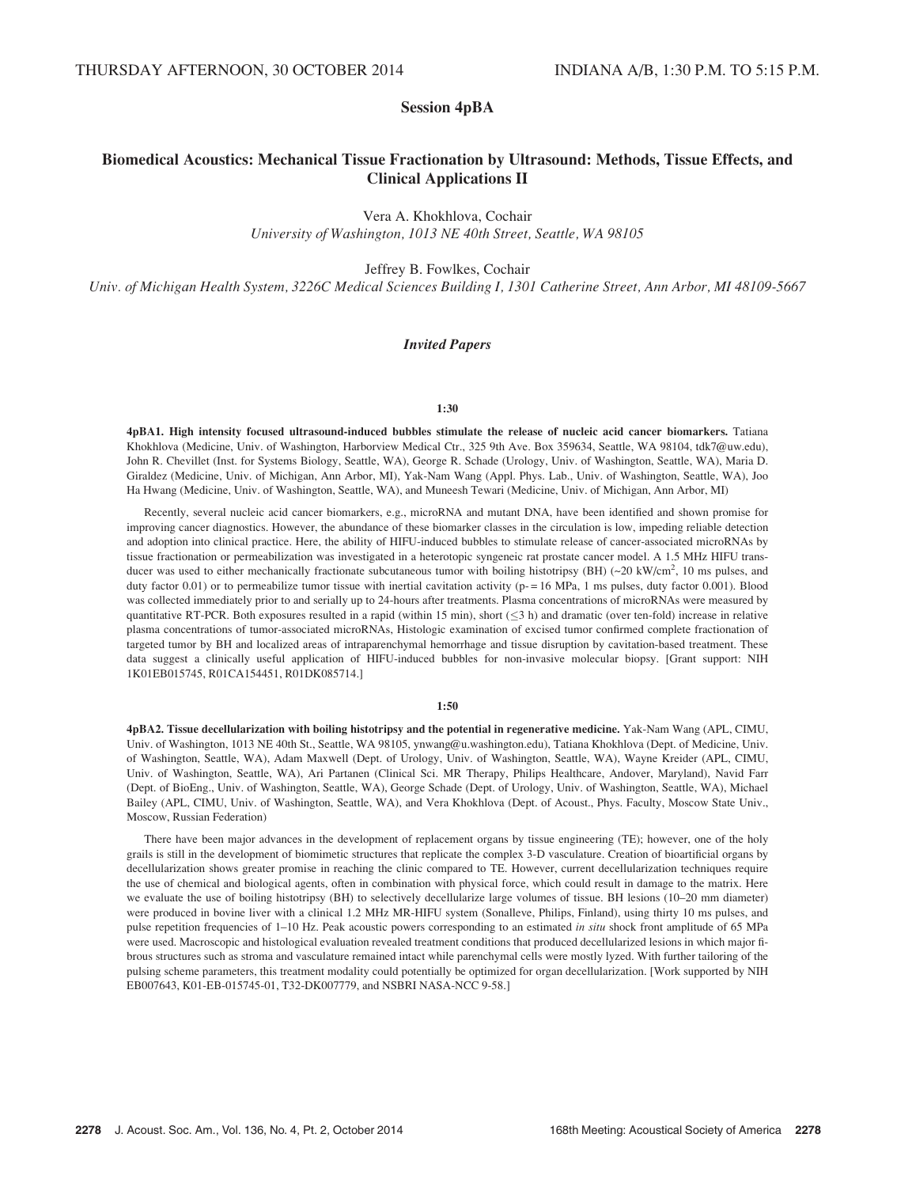THURSDAY AFTERNOON, 30 OCTOBER 2014 INDIANA A/B, 1:30 P.M. TO 5:15 P.M.

## Session 4pBA

## Biomedical Acoustics: Mechanical Tissue Fractionation by Ultrasound: Methods, Tissue Effects, and Clinical Applications II

Vera A. Khokhlova, Cochair
*University of Washington, 1013 NE 40th Street, Seattle, WA 98105*

Jeffrey B. Fowlkes, Cochair
*Univ. of Michigan Health System, 3226C Medical Sciences Building I, 1301 Catherine Street, Ann Arbor, MI 48109-5667*

### *Invited Papers*

1:30

**4pBA1. High intensity focused ultrasound-induced bubbles stimulate the release of nucleic acid cancer biomarkers.** Tatiana Khokhlova (Medicine, Univ. of Washington, Harborview Medical Ctr., 325 9th Ave. Box 359634, Seattle, WA 98104, tdk7@uw.edu), John R. Chevillet (Inst. for Systems Biology, Seattle, WA), George R. Schade (Urology, Univ. of Washington, Seattle, WA), Maria D. Giraldez (Medicine, Univ. of Michigan, Ann Arbor, MI), Yak-Nam Wang (Appl. Phys. Lab., Univ. of Washington, Seattle, WA), Joo Ha Hwang (Medicine, Univ. of Washington, Seattle, WA), and Muneesh Tewari (Medicine, Univ. of Michigan, Ann Arbor, MI)

Recently, several nucleic acid cancer biomarkers, e.g., microRNA and mutant DNA, have been identified and shown promise for improving cancer diagnostics. However, the abundance of these biomarker classes in the circulation is low, impeding reliable detection and adoption into clinical practice. Here, the ability of HIFU-induced bubbles to stimulate release of cancer-associated microRNAs by tissue fractionation or permeabilization was investigated in a heterotopic syngeneic rat prostate cancer model. A 1.5 MHz HIFU transducer was used to either mechanically fractionate subcutaneous tumor with boiling histotripsy (BH) (~20 kW/cm$^2$, 10 ms pulses, and duty factor 0.01) or to permeabilize tumor tissue with inertial cavitation activity ($p_-$ = 16 MPa, 1 ms pulses, duty factor 0.001). Blood was collected immediately prior to and serially up to 24-hours after treatments. Plasma concentrations of microRNAs were measured by quantitative RT-PCR. Both exposures resulted in a rapid (within 15 min), short ($\leq$3 h) and dramatic (over ten-fold) increase in relative plasma concentrations of tumor-associated microRNAs, Histologic examination of excised tumor confirmed complete fractionation of targeted tumor by BH and localized areas of intraparenchymal hemorrhage and tissue disruption by cavitation-based treatment. These data suggest a clinically useful application of HIFU-induced bubbles for non-invasive molecular biopsy. [Grant support: NIH 1K01EB015745, R01CA154451, R01DK085714.]

1:50

**4pBA2. Tissue decellularization with boiling histotripsy and the potential in regenerative medicine.** Yak-Nam Wang (APL, CIMU, Univ. of Washington, 1013 NE 40th St., Seattle, WA 98105, ynwang@u.washington.edu), Tatiana Khokhlova (Dept. of Medicine, Univ. of Washington, Seattle, WA), Adam Maxwell (Dept. of Urology, Univ. of Washington, Seattle, WA), Wayne Kreider (APL, CIMU, Univ. of Washington, Seattle, WA), Ari Partanen (Clinical Sci. MR Therapy, Philips Healthcare, Andover, Maryland), Navid Farr (Dept. of BioEng., Univ. of Washington, Seattle, WA), George Schade (Dept. of Urology, Univ. of Washington, Seattle, WA), Michael Bailey (APL, CIMU, Univ. of Washington, Seattle, WA), and Vera Khokhlova (Dept. of Acoust., Phys. Faculty, Moscow State Univ., Moscow, Russian Federation)

There have been major advances in the development of replacement organs by tissue engineering (TE); however, one of the holy grails is still in the development of biomimetic structures that replicate the complex 3-D vasculature. Creation of bioartificial organs by decellularization shows greater promise in reaching the clinic compared to TE. However, current decellularization techniques require the use of chemical and biological agents, often in combination with physical force, which could result in damage to the matrix. Here we evaluate the use of boiling histotripsy (BH) to selectively decellularize large volumes of tissue. BH lesions (10–20 mm diameter) were produced in bovine liver with a clinical 1.2 MHz MR-HIFU system (Sonalleve, Philips, Finland), using thirty 10 ms pulses, and pulse repetition frequencies of 1–10 Hz. Peak acoustic powers corresponding to an estimated *in situ* shock front amplitude of 65 MPa were used. Macroscopic and histological evaluation revealed treatment conditions that produced decellularized lesions in which major fibrous structures such as stroma and vasculature remained intact while parenchymal cells were mostly lyzed. With further tailoring of the pulsing scheme parameters, this treatment modality could potentially be optimized for organ decellularization. [Work supported by NIH EB007643, K01-EB-015745-01, T32-DK007779, and NSBRI NASA-NCC 9-58.]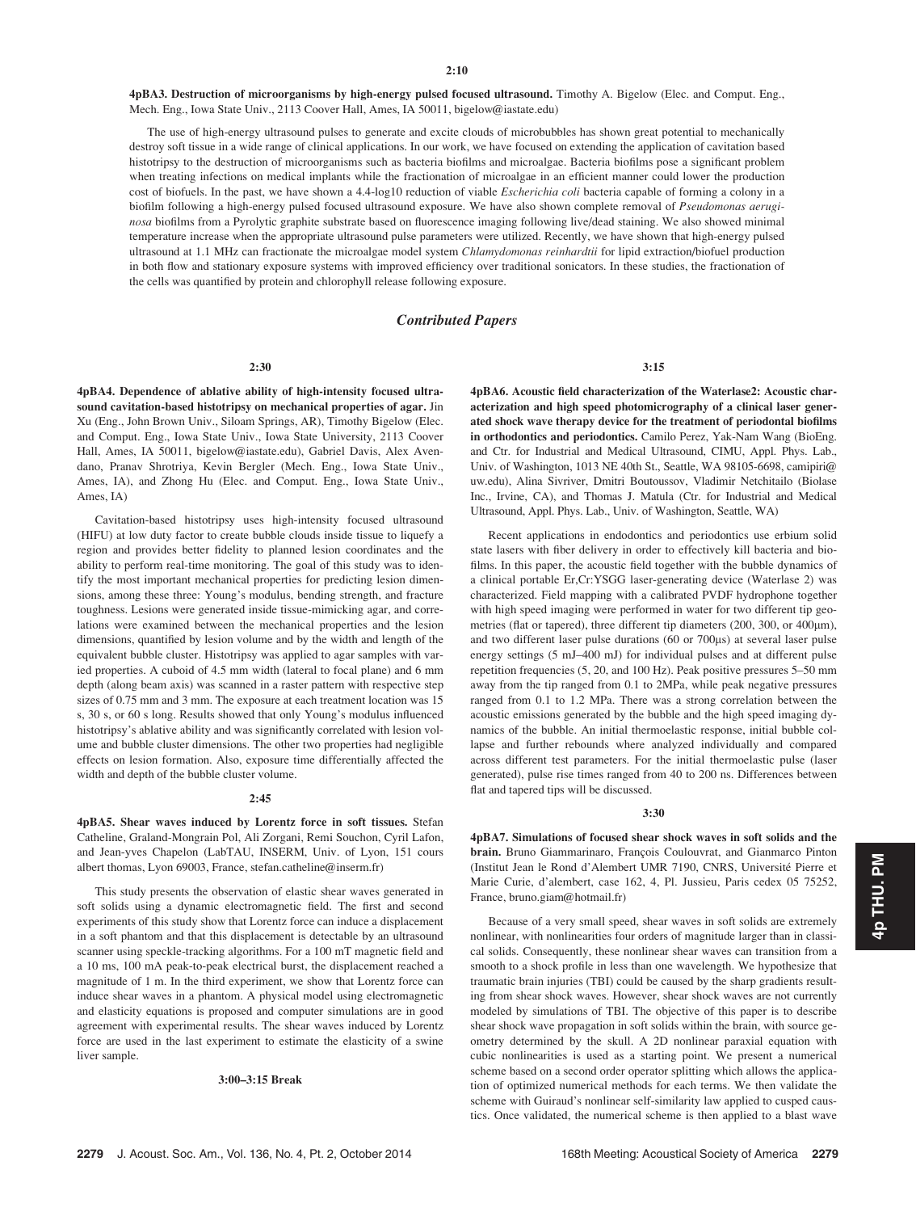2:10

**4pBA3. Destruction of microorganisms by high-energy pulsed focused ultrasound.** Timothy A. Bigelow (Elec. and Comput. Eng., Mech. Eng., Iowa State Univ., 2113 Coover Hall, Ames, IA 50011, bigelow@iastate.edu)

The use of high-energy ultrasound pulses to generate and excite clouds of microbubbles has shown great potential to mechanically destroy soft tissue in a wide range of clinical applications. In our work, we have focused on extending the application of cavitation based histotripsy to the destruction of microorganisms such as bacteria biofilms and microalgae. Bacteria biofilms pose a significant problem when treating infections on medical implants while the fractionation of microalgae in an efficient manner could lower the production cost of biofuels. In the past, we have shown a 4.4-log10 reduction of viable *Escherichia coli* bacteria capable of forming a colony in a biofilm following a high-energy pulsed focused ultrasound exposure. We have also shown complete removal of *Pseudomonas aeruginosa* biofilms from a Pyrolytic graphite substrate based on fluorescence imaging following live/dead staining. We also showed minimal temperature increase when the appropriate ultrasound pulse parameters were utilized. Recently, we have shown that high-energy pulsed ultrasound at 1.1 MHz can fractionate the microalgae model system *Chlamydomonas reinhardtii* for lipid extraction/biofuel production in both flow and stationary exposure systems with improved efficiency over traditional sonicators. In these studies, the fractionation of the cells was quantified by protein and chlorophyll release following exposure.

## *Contributed Papers*

2:30

**4pBA4. Dependence of ablative ability of high-intensity focused ultrasound cavitation-based histotripsy on mechanical properties of agar.** Jin Xu (Eng., John Brown Univ., Siloam Springs, AR), Timothy Bigelow (Elec. and Comput. Eng., Iowa State Univ., Iowa State University, 2113 Coover Hall, Ames, IA 50011, bigelow@iastate.edu), Gabriel Davis, Alex Avendano, Pranav Shrotriya, Kevin Bergler (Mech. Eng., Iowa State Univ., Ames, IA), and Zhong Hu (Elec. and Comput. Eng., Iowa State Univ., Ames, IA)

Cavitation-based histotripsy uses high-intensity focused ultrasound (HIFU) at low duty factor to create bubble clouds inside tissue to liquefy a region and provides better fidelity to planned lesion coordinates and the ability to perform real-time monitoring. The goal of this study was to identify the most important mechanical properties for predicting lesion dimensions, among these three: Young's modulus, bending strength, and fracture toughness. Lesions were generated inside tissue-mimicking agar, and correlations were examined between the mechanical properties and the lesion dimensions, quantified by lesion volume and by the width and length of the equivalent bubble cluster. Histotripsy was applied to agar samples with varied properties. A cuboid of 4.5 mm width (lateral to focal plane) and 6 mm depth (along beam axis) was scanned in a raster pattern with respective step sizes of 0.75 mm and 3 mm. The exposure at each treatment location was 15 s, 30 s, or 60 s long. Results showed that only Young's modulus influenced histotripsy's ablative ability and was significantly correlated with lesion volume and bubble cluster dimensions. The other two properties had negligible effects on lesion formation. Also, exposure time differentially affected the width and depth of the bubble cluster volume.

2:45

**4pBA5. Shear waves induced by Lorentz force in soft tissues.** Stefan Catheline, Graland-Mongrain Pol, Ali Zorgani, Remi Souchon, Cyril Lafon, and Jean-yves Chapelon (LabTAU, INSERM, Univ. of Lyon, 151 cours albert thomas, Lyon 69003, France, stefan.catheline@inserm.fr)

This study presents the observation of elastic shear waves generated in soft solids using a dynamic electromagnetic field. The first and second experiments of this study show that Lorentz force can induce a displacement in a soft phantom and that this displacement is detectable by an ultrasound scanner using speckle-tracking algorithms. For a 100 mT magnetic field and a 10 ms, 100 mA peak-to-peak electrical burst, the displacement reached a magnitude of 1 m. In the third experiment, we show that Lorentz force can induce shear waves in a phantom. A physical model using electromagnetic and elasticity equations is proposed and computer simulations are in good agreement with experimental results. The shear waves induced by Lorentz force are used in the last experiment to estimate the elasticity of a swine liver sample.

**3:00–3:15 Break**

3:15

**4pBA6. Acoustic field characterization of the Waterlase2: Acoustic characterization and high speed photomicrography of a clinical laser generated shock wave therapy device for the treatment of periodontal biofilms in orthodontics and periodontics.** Camilo Perez, Yak-Nam Wang (BioEng. and Ctr. for Industrial and Medical Ultrasound, CIMU, Appl. Phys. Lab., Univ. of Washington, 1013 NE 40th St., Seattle, WA 98105-6698, camipiri@uw.edu), Alina Sivriver, Dmitri Boutoussov, Vladimir Netchitailo (Biolase Inc., Irvine, CA), and Thomas J. Matula (Ctr. for Industrial and Medical Ultrasound, Appl. Phys. Lab., Univ. of Washington, Seattle, WA)

Recent applications in endodontics and periodontics use erbium solid state lasers with fiber delivery in order to effectively kill bacteria and biofilms. In this paper, the acoustic field together with the bubble dynamics of a clinical portable Er,Cr:YSGG laser-generating device (Waterlase 2) was characterized. Field mapping with a calibrated PVDF hydrophone together with high speed imaging were performed in water for two different tip geometries (flat or tapered), three different tip diameters (200, 300, or 400μm), and two different laser pulse durations (60 or 700μs) at several laser pulse energy settings (5 mJ–400 mJ) for individual pulses and at different pulse repetition frequencies (5, 20, and 100 Hz). Peak positive pressures 5–50 mm away from the tip ranged from 0.1 to 2MPa, while peak negative pressures ranged from 0.1 to 1.2 MPa. There was a strong correlation between the acoustic emissions generated by the bubble and the high speed imaging dynamics of the bubble. An initial thermoelastic response, initial bubble collapse and further rebounds where analyzed individually and compared across different test parameters. For the initial thermoelastic pulse (laser generated), pulse rise times ranged from 40 to 200 ns. Differences between flat and tapered tips will be discussed.

3:30

**4pBA7. Simulations of focused shear shock waves in soft solids and the brain.** Bruno Giammarinaro, François Coulouvrat, and Gianmarco Pinton (Institut Jean le Rond d'Alembert UMR 7190, CNRS, Université Pierre et Marie Curie, d'alembert, case 162, 4, Pl. Jussieu, Paris cedex 05 75252, France, bruno.giam@hotmail.fr)

Because of a very small speed, shear waves in soft solids are extremely nonlinear, with nonlinearities four orders of magnitude larger than in classical solids. Consequently, these nonlinear shear waves can transition from a smooth to a shock profile in less than one wavelength. We hypothesize that traumatic brain injuries (TBI) could be caused by the sharp gradients resulting from shear shock waves. However, shear shock waves are not currently modeled by simulations of TBI. The objective of this paper is to describe shear shock wave propagation in soft solids within the brain, with source geometry determined by the skull. A 2D nonlinear paraxial equation with cubic nonlinearities is used as a starting point. We present a numerical scheme based on a second order operator splitting which allows the application of optimized numerical methods for each terms. We then validate the scheme with Guiraud's nonlinear self-similarity law applied to cusped caustics. Once validated, the numerical scheme is then applied to a blast wave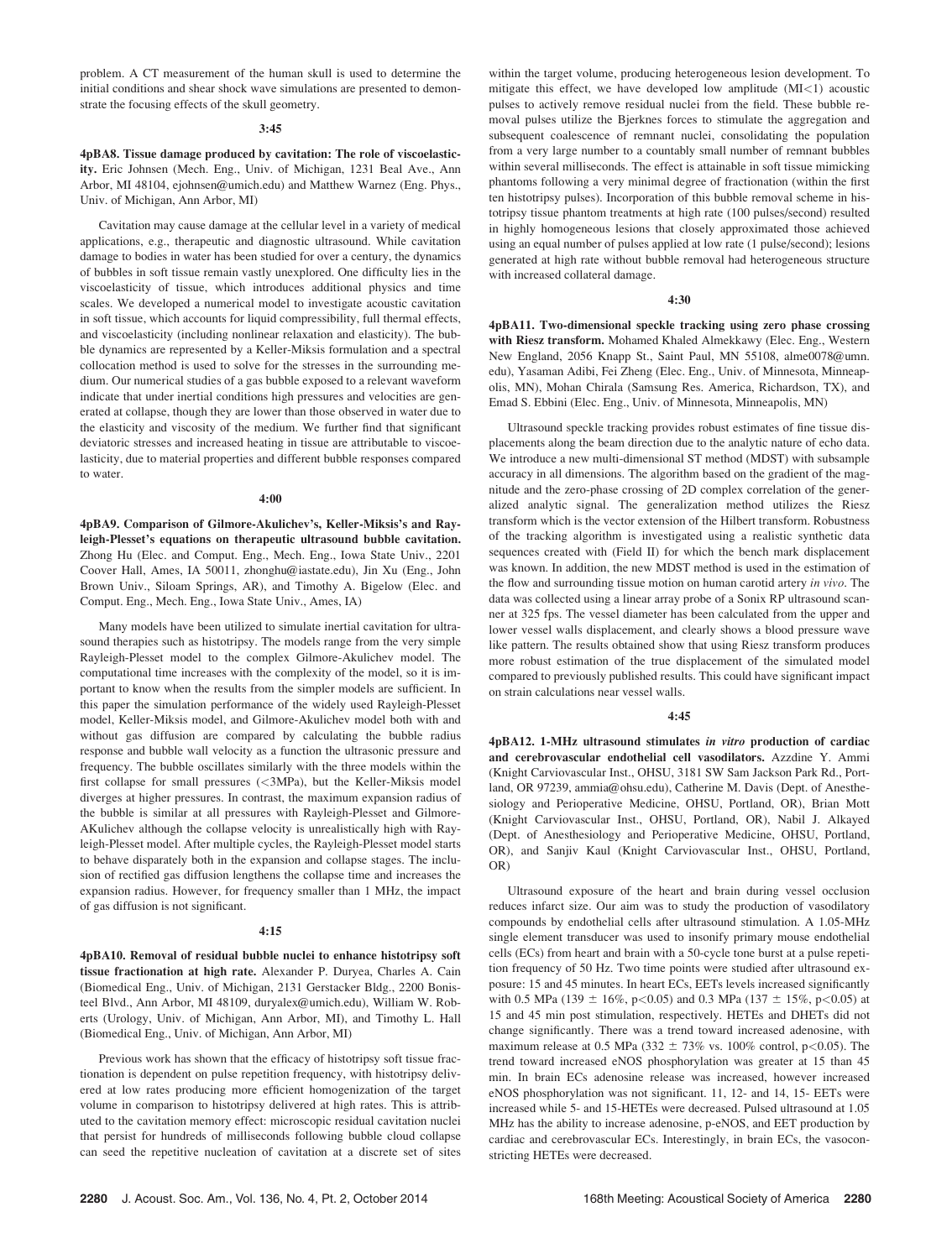problem. A CT measurement of the human skull is used to determine the initial conditions and shear shock wave simulations are presented to demonstrate the focusing effects of the skull geometry.

**3:45**

**4pBA8. Tissue damage produced by cavitation: The role of viscoelasticity.** Eric Johnsen (Mech. Eng., Univ. of Michigan, 1231 Beal Ave., Ann Arbor, MI 48104, ejohnsen@umich.edu) and Matthew Warnez (Eng. Phys., Univ. of Michigan, Ann Arbor, MI)

Cavitation may cause damage at the cellular level in a variety of medical applications, e.g., therapeutic and diagnostic ultrasound. While cavitation damage to bodies in water has been studied for over a century, the dynamics of bubbles in soft tissue remain vastly unexplored. One difficulty lies in the viscoelasticity of tissue, which introduces additional physics and time scales. We developed a numerical model to investigate acoustic cavitation in soft tissue, which accounts for liquid compressibility, full thermal effects, and viscoelasticity (including nonlinear relaxation and elasticity). The bubble dynamics are represented by a Keller-Miksis formulation and a spectral collocation method is used to solve for the stresses in the surrounding medium. Our numerical studies of a gas bubble exposed to a relevant waveform indicate that under inertial conditions high pressures and velocities are generated at collapse, though they are lower than those observed in water due to the elasticity and viscosity of the medium. We further find that significant deviatoric stresses and increased heating in tissue are attributable to viscoelasticity, due to material properties and different bubble responses compared to water.

**4:00**

**4pBA9. Comparison of Gilmore-Akulichev's, Keller-Miksis's and Rayleigh-Plesset's equations on therapeutic ultrasound bubble cavitation.** Zhong Hu (Elec. and Comput. Eng., Mech. Eng., Iowa State Univ., 2201 Coover Hall, Ames, IA 50011, zhonghu@iastate.edu), Jin Xu (Eng., John Brown Univ., Siloam Springs, AR), and Timothy A. Bigelow (Elec. and Comput. Eng., Mech. Eng., Iowa State Univ., Ames, IA)

Many models have been utilized to simulate inertial cavitation for ultrasound therapies such as histotripsy. The models range from the very simple Rayleigh-Plesset model to the complex Gilmore-Akulichev model. The computational time increases with the complexity of the model, so it is important to know when the results from the simpler models are sufficient. In this paper the simulation performance of the widely used Rayleigh-Plesset model, Keller-Miksis model, and Gilmore-Akulichev model both with and without gas diffusion are compared by calculating the bubble radius response and bubble wall velocity as a function the ultrasonic pressure and frequency. The bubble oscillates similarly with the three models within the first collapse for small pressures ($<$3MPa), but the Keller-Miksis model diverges at higher pressures. In contrast, the maximum expansion radius of the bubble is similar at all pressures with Rayleigh-Plesset and Gilmore-AKulichev although the collapse velocity is unrealistically high with Rayleigh-Plesset model. After multiple cycles, the Rayleigh-Plesset model starts to behave disparately both in the expansion and collapse stages. The inclusion of rectified gas diffusion lengthens the collapse time and increases the expansion radius. However, for frequency smaller than 1 MHz, the impact of gas diffusion is not significant.

**4:15**

**4pBA10. Removal of residual bubble nuclei to enhance histotripsy soft tissue fractionation at high rate.** Alexander P. Duryea, Charles A. Cain (Biomedical Eng., Univ. of Michigan, 2131 Gerstacker Bldg., 2200 Bonisteel Blvd., Ann Arbor, MI 48109, duryalex@umich.edu), William W. Roberts (Urology, Univ. of Michigan, Ann Arbor, MI), and Timothy L. Hall (Biomedical Eng., Univ. of Michigan, Ann Arbor, MI)

Previous work has shown that the efficacy of histotripsy soft tissue fractionation is dependent on pulse repetition frequency, with histotripsy delivered at low rates producing more efficient homogenization of the target volume in comparison to histotripsy delivered at high rates. This is attributed to the cavitation memory effect: microscopic residual cavitation nuclei that persist for hundreds of milliseconds following bubble cloud collapse can seed the repetitive nucleation of cavitation at a discrete set of sites within the target volume, producing heterogeneous lesion development. To mitigate this effect, we have developed low amplitude (MI$<$1) acoustic pulses to actively remove residual nuclei from the field. These bubble removal pulses utilize the Bjerknes forces to stimulate the aggregation and subsequent coalescence of remnant nuclei, consolidating the population from a very large number to a countably small number of remnant bubbles within several milliseconds. The effect is attainable in soft tissue mimicking phantoms following a very minimal degree of fractionation (within the first ten histotripsy pulses). Incorporation of this bubble removal scheme in histotripsy tissue phantom treatments at high rate (100 pulses/second) resulted in highly homogeneous lesions that closely approximated those achieved using an equal number of pulses applied at low rate (1 pulse/second); lesions generated at high rate without bubble removal had heterogeneous structure with increased collateral damage.

**4:30**

**4pBA11. Two-dimensional speckle tracking using zero phase crossing with Riesz transform.** Mohamed Khaled Almekkawy (Elec. Eng., Western New England, 2056 Knapp St., Saint Paul, MN 55108, alme0078@umn.edu), Yasaman Adibi, Fei Zheng (Elec. Eng., Univ. of Minnesota, Minneapolis, MN), Mohan Chirala (Samsung Res. America, Richardson, TX), and Emad S. Ebbini (Elec. Eng., Univ. of Minnesota, Minneapolis, MN)

Ultrasound speckle tracking provides robust estimates of fine tissue displacements along the beam direction due to the analytic nature of echo data. We introduce a new multi-dimensional ST method (MDST) with subsample accuracy in all dimensions. The algorithm based on the gradient of the magnitude and the zero-phase crossing of 2D complex correlation of the generalized analytic signal. The generalization method utilizes the Riesz transform which is the vector extension of the Hilbert transform. Robustness of the tracking algorithm is investigated using a realistic synthetic data sequences created with (Field II) for which the bench mark displacement was known. In addition, the new MDST method is used in the estimation of the flow and surrounding tissue motion on human carotid artery *in vivo*. The data was collected using a linear array probe of a Sonix RP ultrasound scanner at 325 fps. The vessel diameter has been calculated from the upper and lower vessel walls displacement, and clearly shows a blood pressure wave like pattern. The results obtained show that using Riesz transform produces more robust estimation of the true displacement of the simulated model compared to previously published results. This could have significant impact on strain calculations near vessel walls.

**4:45**

**4pBA12. 1-MHz ultrasound stimulates *in vitro* production of cardiac and cerebrovascular endothelial cell vasodilators.** Azzdine Y. Ammi (Knight Carviovascular Inst., OHSU, 3181 SW Sam Jackson Park Rd., Portland, OR 97239, ammia@ohsu.edu), Catherine M. Davis (Dept. of Anesthesiology and Perioperative Medicine, OHSU, Portland, OR), Brian Mott (Knight Carviovascular Inst., OHSU, Portland, OR), Nabil J. Alkayed (Dept. of Anesthesiology and Perioperative Medicine, OHSU, Portland, OR), and Sanjiv Kaul (Knight Carviovascular Inst., OHSU, Portland, OR)

Ultrasound exposure of the heart and brain during vessel occlusion reduces infarct size. Our aim was to study the production of vasodilatory compounds by endothelial cells after ultrasound stimulation. A 1.05-MHz single element transducer was used to insonify primary mouse endothelial cells (ECs) from heart and brain with a 50-cycle tone burst at a pulse repetition frequency of 50 Hz. Two time points were studied after ultrasound exposure: 15 and 45 minutes. In heart ECs, EETs levels increased significantly with 0.5 MPa (139 $\pm$ 16%, $p<0.05$) and 0.3 MPa (137 $\pm$ 15%, $p<0.05$) at 15 and 45 min post stimulation, respectively. HETEs and DHETs did not change significantly. There was a trend toward increased adenosine, with maximum release at 0.5 MPa (332 $\pm$ 73% vs. 100% control, $p<0.05$). The trend toward increased eNOS phosphorylation was greater at 15 than 45 min. In brain ECs adenosine release was increased, however increased eNOS phosphorylation was not significant. 11, 12- and 14, 15- EETs were increased while 5- and 15-HETEs were decreased. Pulsed ultrasound at 1.05 MHz has the ability to increase adenosine, p-eNOS, and EET production by cardiac and cerebrovascular ECs. Interestingly, in brain ECs, the vasoconstricting HETEs were decreased.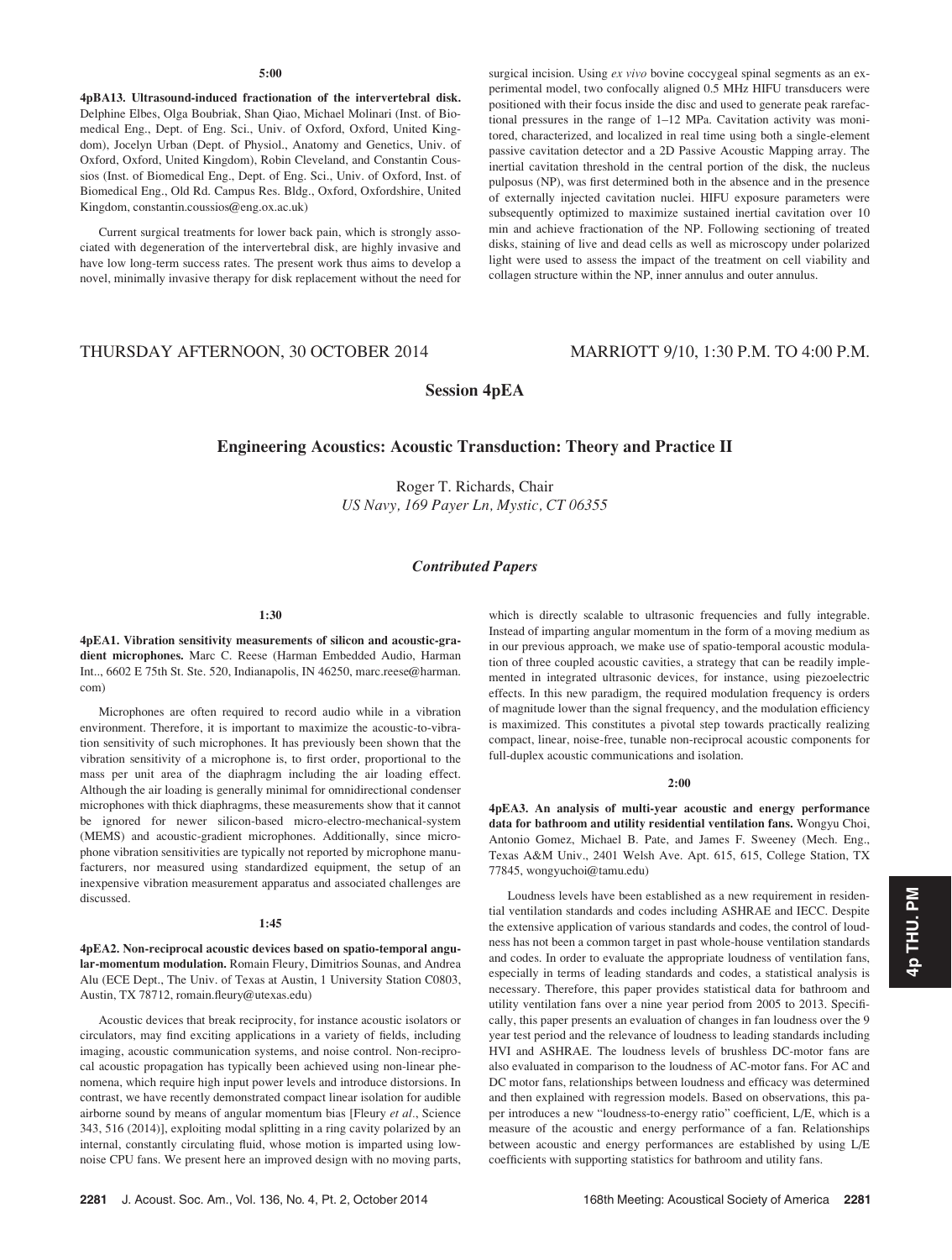5:00

**4pBA13. Ultrasound-induced fractionation of the intervertebral disk.** Delphine Elbes, Olga Boubriak, Shan Qiao, Michael Molinari (Inst. of Biomedical Eng., Dept. of Eng. Sci., Univ. of Oxford, Oxford, United Kingdom), Jocelyn Urban (Dept. of Physiol., Anatomy and Genetics, Univ. of Oxford, Oxford, United Kingdom), Robin Cleveland, and Constantin Coussios (Inst. of Biomedical Eng., Dept. of Eng. Sci., Univ. of Oxford, Inst. of Biomedical Eng., Old Rd. Campus Res. Bldg., Oxford, Oxfordshire, United Kingdom, constantin.coussios@eng.ox.ac.uk)

Current surgical treatments for lower back pain, which is strongly associated with degeneration of the intervertebral disk, are highly invasive and have low long-term success rates. The present work thus aims to develop a novel, minimally invasive therapy for disk replacement without the need for surgical incision. Using *ex vivo* bovine coccygeal spinal segments as an experimental model, two confocally aligned 0.5 MHz HIFU transducers were positioned with their focus inside the disc and used to generate peak rarefactional pressures in the range of 1–12 MPa. Cavitation activity was monitored, characterized, and localized in real time using both a single-element passive cavitation detector and a 2D Passive Acoustic Mapping array. The inertial cavitation threshold in the central portion of the disk, the nucleus pulposus (NP), was first determined both in the absence and in the presence of externally injected cavitation nuclei. HIFU exposure parameters were subsequently optimized to maximize sustained inertial cavitation over 10 min and achieve fractionation of the NP. Following sectioning of treated disks, staining of live and dead cells as well as microscopy under polarized light were used to assess the impact of the treatment on cell viability and collagen structure within the NP, inner annulus and outer annulus.

THURSDAY AFTERNOON, 30 OCTOBER 2014 MARRIOTT 9/10, 1:30 P.M. TO 4:00 P.M.

# Session 4pEA

## Engineering Acoustics: Acoustic Transduction: Theory and Practice II

Roger T. Richards, Chair
*US Navy, 169 Payer Ln, Mystic, CT 06355*

### *Contributed Papers*

1:30

**4pEA1. Vibration sensitivity measurements of silicon and acoustic-gradient microphones.** Marc C. Reese (Harman Embedded Audio, Harman Int.., 6602 E 75th St. Ste. 520, Indianapolis, IN 46250, marc.reese@harman.com)

Microphones are often required to record audio while in a vibration environment. Therefore, it is important to maximize the acoustic-to-vibration sensitivity of such microphones. It has previously been shown that the vibration sensitivity of a microphone is, to first order, proportional to the mass per unit area of the diaphragm including the air loading effect. Although the air loading is generally minimal for omnidirectional condenser microphones with thick diaphragms, these measurements show that it cannot be ignored for newer silicon-based micro-electro-mechanical-system (MEMS) and acoustic-gradient microphones. Additionally, since microphone vibration sensitivities are typically not reported by microphone manufacturers, nor measured using standardized equipment, the setup of an inexpensive vibration measurement apparatus and associated challenges are discussed.

1:45

**4pEA2. Non-reciprocal acoustic devices based on spatio-temporal angular-momentum modulation.** Romain Fleury, Dimitrios Sounas, and Andrea Alu (ECE Dept., The Univ. of Texas at Austin, 1 University Station C0803, Austin, TX 78712, romain.fleury@utexas.edu)

Acoustic devices that break reciprocity, for instance acoustic isolators or circulators, may find exciting applications in a variety of fields, including imaging, acoustic communication systems, and noise control. Non-reciprocal acoustic propagation has typically been achieved using non-linear phenomena, which require high input power levels and introduce distorsions. In contrast, we have recently demonstrated compact linear isolation for audible airborne sound by means of angular momentum bias [Fleury *et al.*, Science 343, 516 (2014)], exploiting modal splitting in a ring cavity polarized by an internal, constantly circulating fluid, whose motion is imparted using low-noise CPU fans. We present here an improved design with no moving parts, which is directly scalable to ultrasonic frequencies and fully integrable. Instead of imparting angular momentum in the form of a moving medium as in our previous approach, we make use of spatio-temporal acoustic modulation of three coupled acoustic cavities, a strategy that can be readily implemented in integrated ultrasonic devices, for instance, using piezoelectric effects. In this new paradigm, the required modulation frequency is orders of magnitude lower than the signal frequency, and the modulation efficiency is maximized. This constitutes a pivotal step towards practically realizing compact, linear, noise-free, tunable non-reciprocal acoustic components for full-duplex acoustic communications and isolation.

2:00

**4pEA3. An analysis of multi-year acoustic and energy performance data for bathroom and utility residential ventilation fans.** Wongyu Choi, Antonio Gomez, Michael B. Pate, and James F. Sweeney (Mech. Eng., Texas A&M Univ., 2401 Welsh Ave. Apt. 615, 615, College Station, TX 77845, wongyuchoi@tamu.edu)

Loudness levels have been established as a new requirement in residential ventilation standards and codes including ASHRAE and IECC. Despite the extensive application of various standards and codes, the control of loudness has not been a common target in past whole-house ventilation standards and codes. In order to evaluate the appropriate loudness of ventilation fans, especially in terms of leading standards and codes, a statistical analysis is necessary. Therefore, this paper provides statistical data for bathroom and utility ventilation fans over a nine year period from 2005 to 2013. Specifically, this paper presents an evaluation of changes in fan loudness over the 9 year test period and the relevance of loudness to leading standards including HVI and ASHRAE. The loudness levels of brushless DC-motor fans are also evaluated in comparison to the loudness of AC-motor fans. For AC and DC motor fans, relationships between loudness and efficacy was determined and then explained with regression models. Based on observations, this paper introduces a new "loudness-to-energy ratio" coefficient, L/E, which is a measure of the acoustic and energy performance of a fan. Relationships between acoustic and energy performances are established by using L/E coefficients with supporting statistics for bathroom and utility fans.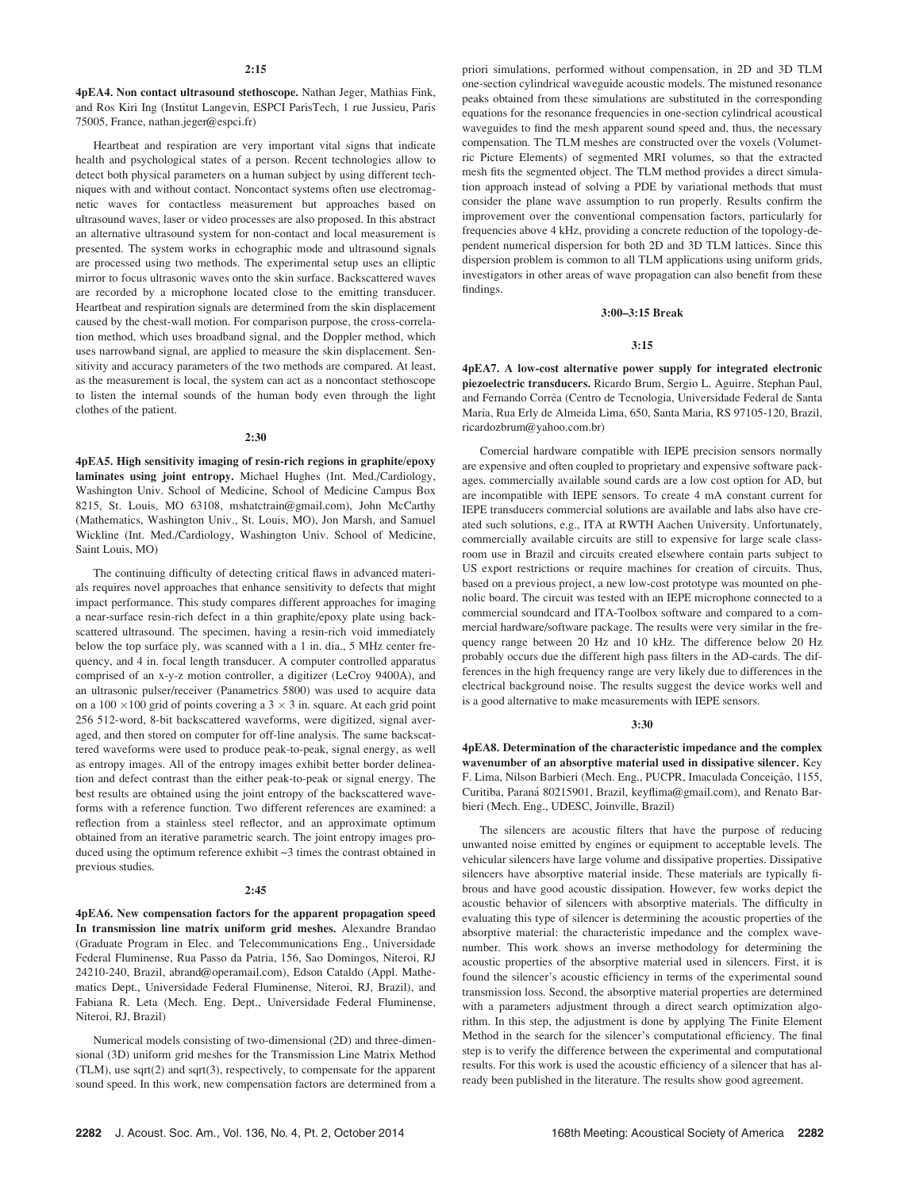**2:15**

**4pEA4. Non contact ultrasound stethoscope.** Nathan Jeger, Mathias Fink, and Ros Kiri Ing (Institut Langevin, ESPCI ParisTech, 1 rue Jussieu, Paris 75005, France, nathan.jeger@espci.fr)

Heartbeat and respiration are very important vital signs that indicate health and psychological states of a person. Recent technologies allow to detect both physical parameters on a human subject by using different techniques with and without contact. Noncontact systems often use electromagnetic waves for contactless measurement but approaches based on ultrasound waves, laser or video processes are also proposed. In this abstract an alternative ultrasound system for non-contact and local measurement is presented. The system works in echographic mode and ultrasound signals are processed using two methods. The experimental setup uses an elliptic mirror to focus ultrasonic waves onto the skin surface. Backscattered waves are recorded by a microphone located close to the emitting transducer. Heartbeat and respiration signals are determined from the skin displacement caused by the chest-wall motion. For comparison purpose, the cross-correlation method, which uses broadband signal, and the Doppler method, which uses narrowband signal, are applied to measure the skin displacement. Sensitivity and accuracy parameters of the two methods are compared. At least, as the measurement is local, the system can act as a noncontact stethoscope to listen the internal sounds of the human body even through the light clothes of the patient.

**2:30**

**4pEA5. High sensitivity imaging of resin-rich regions in graphite/epoxy laminates using joint entropy.** Michael Hughes (Int. Med./Cardiology, Washington Univ. School of Medicine, School of Medicine Campus Box 8215, St. Louis, MO 63108, mshatctrain@gmail.com), John McCarthy (Mathematics, Washington Univ., St. Louis, MO), Jon Marsh, and Samuel Wickline (Int. Med./Cardiology, Washington Univ. School of Medicine, Saint Louis, MO)

The continuing difficulty of detecting critical flaws in advanced materials requires novel approaches that enhance sensitivity to defects that might impact performance. This study compares different approaches for imaging a near-surface resin-rich defect in a thin graphite/epoxy plate using backscattered ultrasound. The specimen, having a resin-rich void immediately below the top surface ply, was scanned with a 1 in. dia., 5 MHz center frequency, and 4 in. focal length transducer. A computer controlled apparatus comprised of an x-y-z motion controller, a digitizer (LeCroy 9400A), and an ultrasonic pulser/receiver (Panametrics 5800) was used to acquire data on a $100 \times 100$ grid of points covering a $3 \times 3$ in. square. At each grid point 256 512-word, 8-bit backscattered waveforms, were digitized, signal averaged, and then stored on computer for off-line analysis. The same backscattered waveforms were used to produce peak-to-peak, signal energy, as well as entropy images. All of the entropy images exhibit better border delineation and defect contrast than the either peak-to-peak or signal energy. The best results are obtained using the joint entropy of the backscattered waveforms with a reference function. Two different references are examined: a reflection from a stainless steel reflector, and an approximate optimum obtained from an iterative parametric search. The joint entropy images produced using the optimum reference exhibit ~3 times the contrast obtained in previous studies.

**2:45**

**4pEA6. New compensation factors for the apparent propagation speed In transmission line matrix uniform grid meshes.** Alexandre Brandao (Graduate Program in Elec. and Telecommunications Eng., Universidade Federal Fluminense, Rua Passo da Patria, 156, Sao Domingos, Niteroi, RJ 24210-240, Brazil, abrand@operamail.com), Edson Cataldo (Appl. Mathematics Dept., Universidade Federal Fluminense, Niteroi, RJ, Brazil), and Fabiana R. Leta (Mech. Eng. Dept., Universidade Federal Fluminense, Niteroi, RJ, Brazil)

Numerical models consisting of two-dimensional (2D) and three-dimensional (3D) uniform grid meshes for the Transmission Line Matrix Method (TLM), use sqrt(2) and sqrt(3), respectively, to compensate for the apparent sound speed. In this work, new compensation factors are determined from a priori simulations, performed without compensation, in 2D and 3D TLM one-section cylindrical waveguide acoustic models. The mistuned resonance peaks obtained from these simulations are substituted in the corresponding equations for the resonance frequencies in one-section cylindrical acoustical waveguides to find the mesh apparent sound speed and, thus, the necessary compensation. The TLM meshes are constructed over the voxels (Volumetric Picture Elements) of segmented MRI volumes, so that the extracted mesh fits the segmented object. The TLM method provides a direct simulation approach instead of solving a PDE by variational methods that must consider the plane wave assumption to run properly. Results confirm the improvement over the conventional compensation factors, particularly for frequencies above 4 kHz, providing a concrete reduction of the topology-dependent numerical dispersion for both 2D and 3D TLM lattices. Since this dispersion problem is common to all TLM applications using uniform grids, investigators in other areas of wave propagation can also benefit from these findings.

**3:00–3:15 Break**

**3:15**

**4pEA7. A low-cost alternative power supply for integrated electronic piezoelectric transducers.** Ricardo Brum, Sergio L. Aguirre, Stephan Paul, and Fernando Corrêa (Centro de Tecnologia, Universidade Federal de Santa Maria, Rua Erly de Almeida Lima, 650, Santa Maria, RS 97105-120, Brazil, ricardozbrum@yahoo.com.br)

Comercial hardware compatible with IEPE precision sensors normally are expensive and often coupled to proprietary and expensive software packages. commercially available sound cards are a low cost option for AD, but are incompatible with IEPE sensors. To create 4 mA constant current for IEPE transducers commercial solutions are available and labs also have created such solutions, e.g., ITA at RWTH Aachen University. Unfortunately, commercially available circuits are still to expensive for large scale classroom use in Brazil and circuits created elsewhere contain parts subject to US export restrictions or require machines for creation of circuits. Thus, based on a previous project, a new low-cost prototype was mounted on phenolic board. The circuit was tested with an IEPE microphone connected to a commercial soundcard and ITA-Toolbox software and compared to a commercial hardware/software package. The results were very similar in the frequency range between 20 Hz and 10 kHz. The difference below 20 Hz probably occurs due the different high pass filters in the AD-cards. The differences in the high frequency range are very likely due to differences in the electrical background noise. The results suggest the device works well and is a good alternative to make measurements with IEPE sensors.

**3:30**

**4pEA8. Determination of the characteristic impedance and the complex wavenumber of an absorptive material used in dissipative silencer.** Key F. Lima, Nilson Barbieri (Mech. Eng., PUCPR, Imaculada Conceição, 1155, Curitiba, Paraná 80215901, Brazil, keyflima@gmail.com), and Renato Barbieri (Mech. Eng., UDESC, Joinville, Brazil)

The silencers are acoustic filters that have the purpose of reducing unwanted noise emitted by engines or equipment to acceptable levels. The vehicular silencers have large volume and dissipative properties. Dissipative silencers have absorptive material inside. These materials are typically fibrous and have good acoustic dissipation. However, few works depict the acoustic behavior of silencers with absorptive materials. The difficulty in evaluating this type of silencer is determining the acoustic properties of the absorptive material: the characteristic impedance and the complex wavenumber. This work shows an inverse methodology for determining the acoustic properties of the absorptive material used in silencers. First, it is found the silencer's acoustic efficiency in terms of the experimental sound transmission loss. Second, the absorptive material properties are determined with a parameters adjustment through a direct search optimization algorithm. In this step, the adjustment is done by applying The Finite Element Method in the search for the silencer's computational efficiency. The final step is to verify the difference between the experimental and computational results. For this work is used the acoustic efficiency of a silencer that has already been published in the literature. The results show good agreement.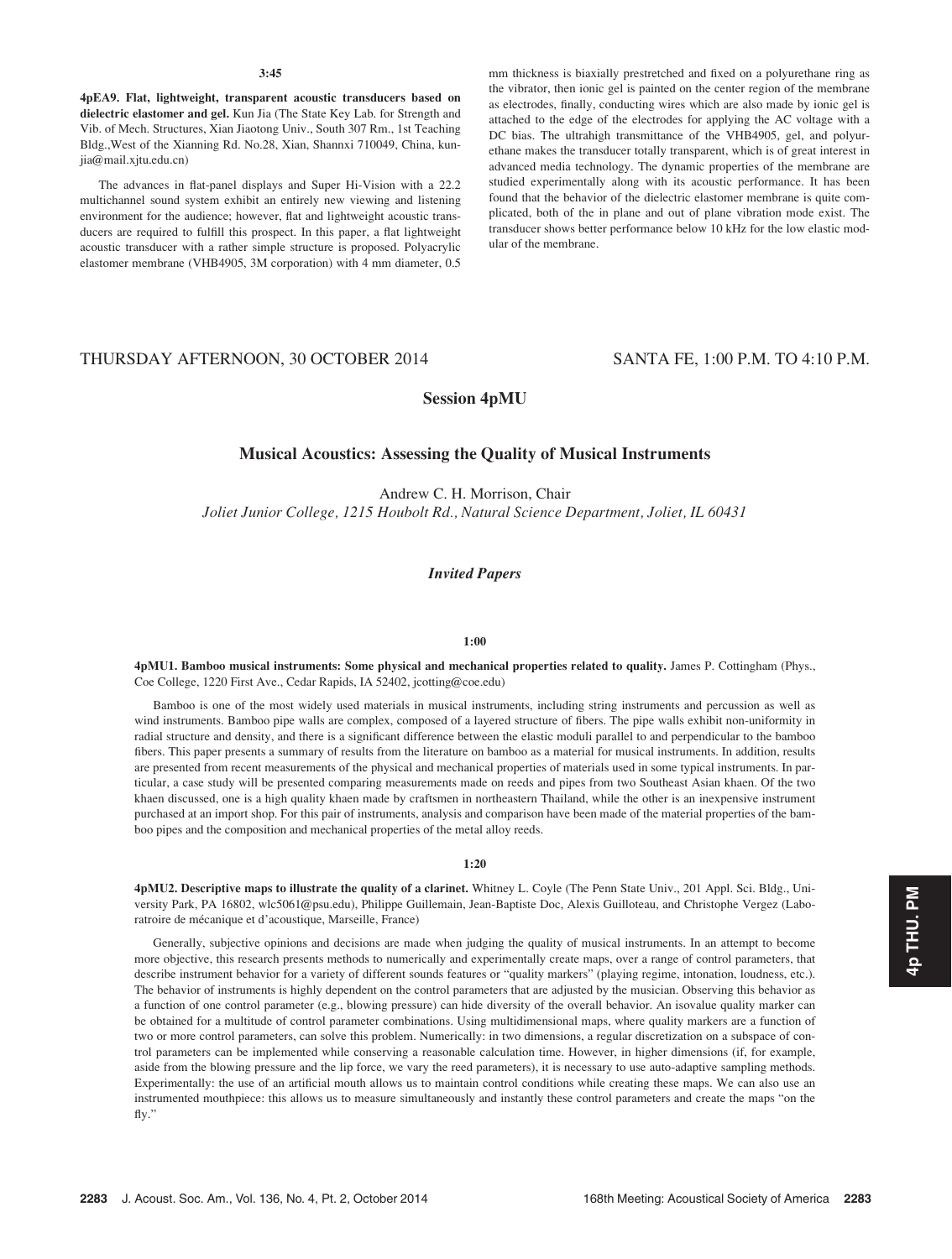**3:45**

**4pEA9. Flat, lightweight, transparent acoustic transducers based on dielectric elastomer and gel.** Kun Jia (The State Key Lab. for Strength and Vib. of Mech. Structures, Xian Jiaotong Univ., South 307 Rm., 1st Teaching Bldg.,West of the Xianning Rd. No.28, Xian, Shannxi 710049, China, kunjia@mail.xjtu.edu.cn)

The advances in flat-panel displays and Super Hi-Vision with a 22.2 multichannel sound system exhibit an entirely new viewing and listening environment for the audience; however, flat and lightweight acoustic transducers are required to fulfill this prospect. In this paper, a flat lightweight acoustic transducer with a rather simple structure is proposed. Polyacrylic elastomer membrane (VHB4905, 3M corporation) with 4 mm diameter, 0.5 mm thickness is biaxially prestretched and fixed on a polyurethane ring as the vibrator, then ionic gel is painted on the center region of the membrane as electrodes, finally, conducting wires which are also made by ionic gel is attached to the edge of the electrodes for applying the AC voltage with a DC bias. The ultrahigh transmittance of the VHB4905, gel, and polyurethane makes the transducer totally transparent, which is of great interest in advanced media technology. The dynamic properties of the membrane are studied experimentally along with its acoustic performance. It has been found that the behavior of the dielectric elastomer membrane is quite complicated, both of the in plane and out of plane vibration mode exist. The transducer shows better performance below 10 kHz for the low elastic modular of the membrane.

THURSDAY AFTERNOON, 30 OCTOBER 2014 — SANTA FE, 1:00 P.M. TO 4:10 P.M.

## Session 4pMU

## Musical Acoustics: Assessing the Quality of Musical Instruments

Andrew C. H. Morrison, Chair

*Joliet Junior College, 1215 Houbolt Rd., Natural Science Department, Joliet, IL 60431*

### *Invited Papers*

**1:00**

**4pMU1. Bamboo musical instruments: Some physical and mechanical properties related to quality.** James P. Cottingham (Phys., Coe College, 1220 First Ave., Cedar Rapids, IA 52402, jcotting@coe.edu)

Bamboo is one of the most widely used materials in musical instruments, including string instruments and percussion as well as wind instruments. Bamboo pipe walls are complex, composed of a layered structure of fibers. The pipe walls exhibit non-uniformity in radial structure and density, and there is a significant difference between the elastic moduli parallel to and perpendicular to the bamboo fibers. This paper presents a summary of results from the literature on bamboo as a material for musical instruments. In addition, results are presented from recent measurements of the physical and mechanical properties of materials used in some typical instruments. In particular, a case study will be presented comparing measurements made on reeds and pipes from two Southeast Asian khaen. Of the two khaen discussed, one is a high quality khaen made by craftsmen in northeastern Thailand, while the other is an inexpensive instrument purchased at an import shop. For this pair of instruments, analysis and comparison have been made of the material properties of the bamboo pipes and the composition and mechanical properties of the metal alloy reeds.

**1:20**

**4pMU2. Descriptive maps to illustrate the quality of a clarinet.** Whitney L. Coyle (The Penn State Univ., 201 Appl. Sci. Bldg., University Park, PA 16802, wlc5061@psu.edu), Philippe Guillemain, Jean-Baptiste Doc, Alexis Guilloteau, and Christophe Vergez (Laboratoire de mécanique et d'acoustique, Marseille, France)

Generally, subjective opinions and decisions are made when judging the quality of musical instruments. In an attempt to become more objective, this research presents methods to numerically and experimentally create maps, over a range of control parameters, that describe instrument behavior for a variety of different sounds features or "quality markers" (playing regime, intonation, loudness, etc.). The behavior of instruments is highly dependent on the control parameters that are adjusted by the musician. Observing this behavior as a function of one control parameter (e.g., blowing pressure) can hide diversity of the overall behavior. An isovalue quality marker can be obtained for a multitude of control parameter combinations. Using multidimensional maps, where quality markers are a function of two or more control parameters, can solve this problem. Numerically: in two dimensions, a regular discretization on a subspace of control parameters can be implemented while conserving a reasonable calculation time. However, in higher dimensions (if, for example, aside from the blowing pressure and the lip force, we vary the reed parameters), it is necessary to use auto-adaptive sampling methods. Experimentally: the use of an artificial mouth allows us to maintain control conditions while creating these maps. We can also use an instrumented mouthpiece: this allows us to measure simultaneously and instantly these control parameters and create the maps "on the fly."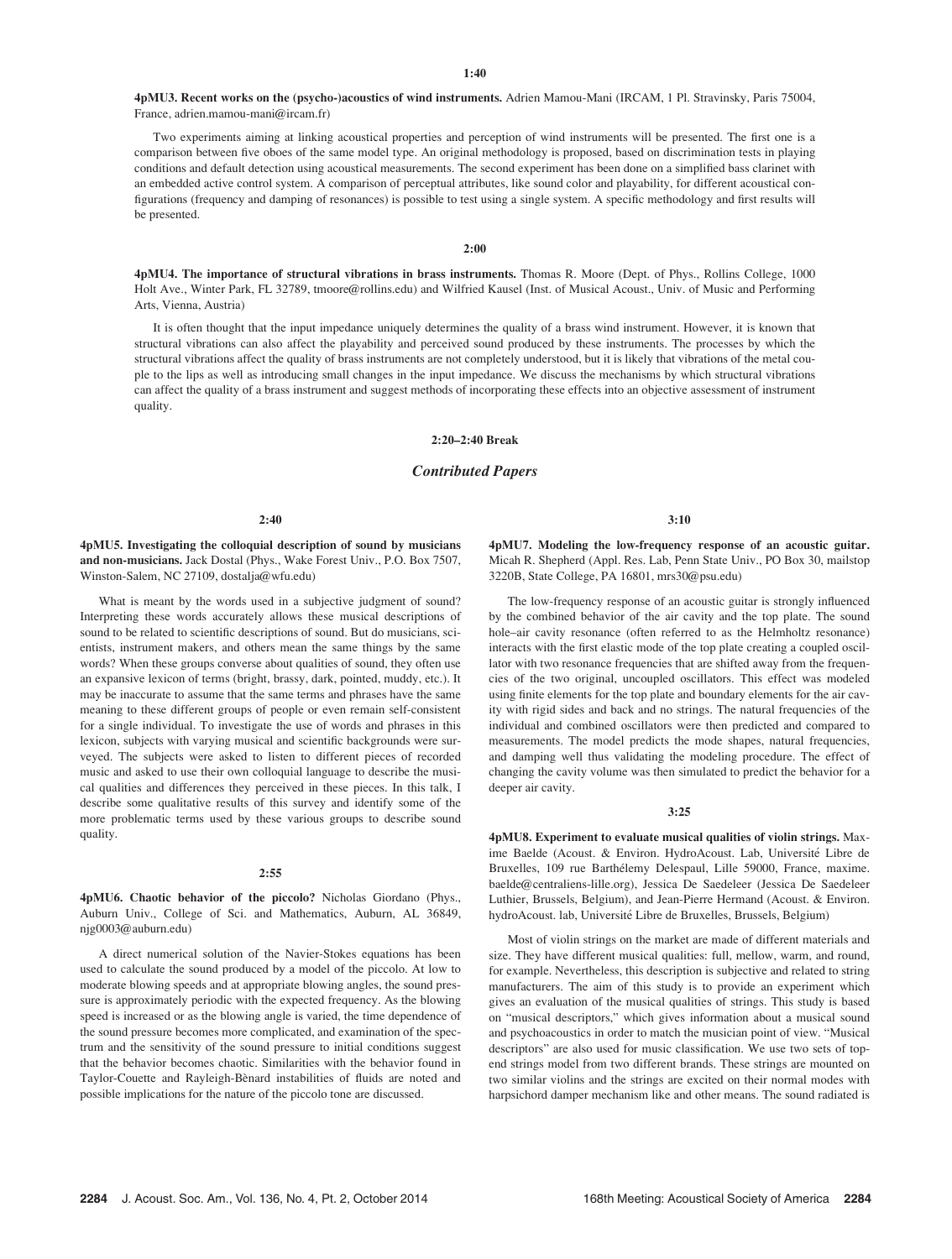**1:40**

**4pMU3. Recent works on the (psycho-)acoustics of wind instruments.** Adrien Mamou-Mani (IRCAM, 1 Pl. Stravinsky, Paris 75004, France, adrien.mamou-mani@ircam.fr)

Two experiments aiming at linking acoustical properties and perception of wind instruments will be presented. The first one is a comparison between five oboes of the same model type. An original methodology is proposed, based on discrimination tests in playing conditions and default detection using acoustical measurements. The second experiment has been done on a simplified bass clarinet with an embedded active control system. A comparison of perceptual attributes, like sound color and playability, for different acoustical configurations (frequency and damping of resonances) is possible to test using a single system. A specific methodology and first results will be presented.

**2:00**

**4pMU4. The importance of structural vibrations in brass instruments.** Thomas R. Moore (Dept. of Phys., Rollins College, 1000 Holt Ave., Winter Park, FL 32789, tmoore@rollins.edu) and Wilfried Kausel (Inst. of Musical Acoust., Univ. of Music and Performing Arts, Vienna, Austria)

It is often thought that the input impedance uniquely determines the quality of a brass wind instrument. However, it is known that structural vibrations can also affect the playability and perceived sound produced by these instruments. The processes by which the structural vibrations affect the quality of brass instruments are not completely understood, but it is likely that vibrations of the metal couple to the lips as well as introducing small changes in the input impedance. We discuss the mechanisms by which structural vibrations can affect the quality of a brass instrument and suggest methods of incorporating these effects into an objective assessment of instrument quality.

**2:20–2:40 Break**

## *Contributed Papers*

**2:40**

**4pMU5. Investigating the colloquial description of sound by musicians and non-musicians.** Jack Dostal (Phys., Wake Forest Univ., P.O. Box 7507, Winston-Salem, NC 27109, dostalja@wfu.edu)

What is meant by the words used in a subjective judgment of sound? Interpreting these words accurately allows these musical descriptions of sound to be related to scientific descriptions of sound. But do musicians, scientists, instrument makers, and others mean the same things by the same words? When these groups converse about qualities of sound, they often use an expansive lexicon of terms (bright, brassy, dark, pointed, muddy, etc.). It may be inaccurate to assume that the same terms and phrases have the same meaning to these different groups of people or even remain self-consistent for a single individual. To investigate the use of words and phrases in this lexicon, subjects with varying musical and scientific backgrounds were surveyed. The subjects were asked to listen to different pieces of recorded music and asked to use their own colloquial language to describe the musical qualities and differences they perceived in these pieces. In this talk, I describe some qualitative results of this survey and identify some of the more problematic terms used by these various groups to describe sound quality.

**2:55**

**4pMU6. Chaotic behavior of the piccolo?** Nicholas Giordano (Phys., Auburn Univ., College of Sci. and Mathematics, Auburn, AL 36849, njg0003@auburn.edu)

A direct numerical solution of the Navier-Stokes equations has been used to calculate the sound produced by a model of the piccolo. At low to moderate blowing speeds and at appropriate blowing angles, the sound pressure is approximately periodic with the expected frequency. As the blowing speed is increased or as the blowing angle is varied, the time dependence of the sound pressure becomes more complicated, and examination of the spectrum and the sensitivity of the sound pressure to initial conditions suggest that the behavior becomes chaotic. Similarities with the behavior found in Taylor-Couette and Rayleigh-Bènard instabilities of fluids are noted and possible implications for the nature of the piccolo tone are discussed.

**3:10**

**4pMU7. Modeling the low-frequency response of an acoustic guitar.** Micah R. Shepherd (Appl. Res. Lab, Penn State Univ., PO Box 30, mailstop 3220B, State College, PA 16801, mrs30@psu.edu)

The low-frequency response of an acoustic guitar is strongly influenced by the combined behavior of the air cavity and the top plate. The sound hole–air cavity resonance (often referred to as the Helmholtz resonance) interacts with the first elastic mode of the top plate creating a coupled oscillator with two resonance frequencies that are shifted away from the frequencies of the two original, uncoupled oscillators. This effect was modeled using finite elements for the top plate and boundary elements for the air cavity with rigid sides and back and no strings. The natural frequencies of the individual and combined oscillators were then predicted and compared to measurements. The model predicts the mode shapes, natural frequencies, and damping well thus validating the modeling procedure. The effect of changing the cavity volume was then simulated to predict the behavior for a deeper air cavity.

**3:25**

**4pMU8. Experiment to evaluate musical qualities of violin strings.** Maxime Baelde (Acoust. & Environ. HydroAcoust. Lab, Université Libre de Bruxelles, 109 rue Barthélemy Delespaul, Lille 59000, France, maxime.baelde@centraliens-lille.org), Jessica De Saedeleer (Jessica De Saedeleer Luthier, Brussels, Belgium), and Jean-Pierre Hermand (Acoust. & Environ. hydroAcoust. lab, Université Libre de Bruxelles, Brussels, Belgium)

Most of violin strings on the market are made of different materials and size. They have different musical qualities: full, mellow, warm, and round, for example. Nevertheless, this description is subjective and related to string manufacturers. The aim of this study is to provide an experiment which gives an evaluation of the musical qualities of strings. This study is based on "musical descriptors," which gives information about a musical sound and psychoacoustics in order to match the musician point of view. "Musical descriptors" are also used for music classification. We use two sets of top-end strings model from two different brands. These strings are mounted on two similar violins and the strings are excited on their normal modes with harpsichord damper mechanism like and other means. The sound radiated is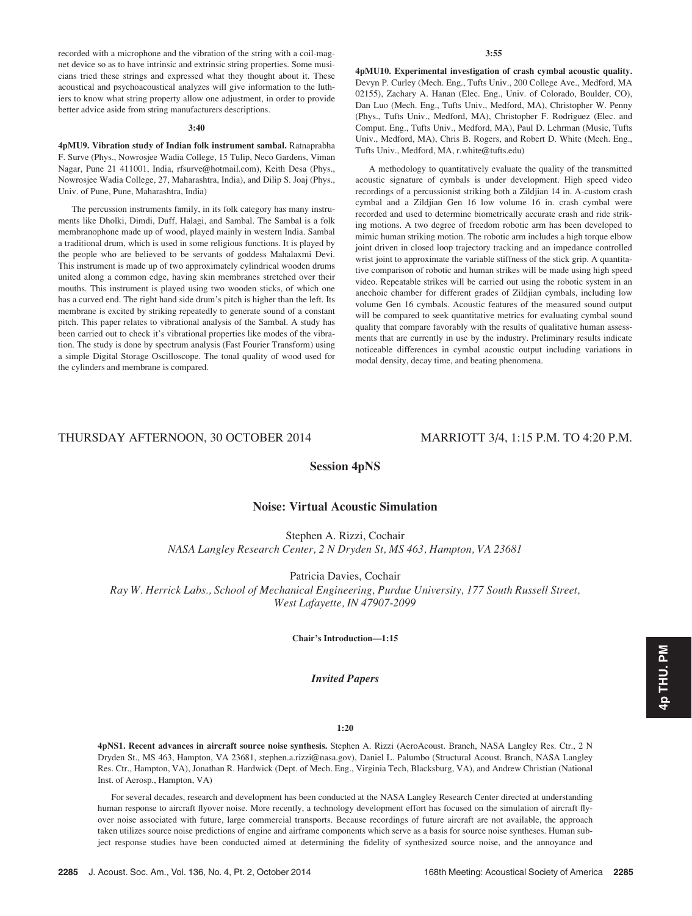recorded with a microphone and the vibration of the string with a coil-magnet device so as to have intrinsic and extrinsic string properties. Some musicians tried these strings and expressed what they thought about it. These acoustical and psychoacoustical analyzes will give information to the luthiers to know what string property allow one adjustment, in order to provide better advice aside from string manufacturers descriptions.

**3:40**

**4pMU9. Vibration study of Indian folk instrument sambal.** Ratnaprabha F. Surve (Phys., Nowrosjee Wadia College, 15 Tulip, Neco Gardens, Viman Nagar, Pune 21 411001, India, rfsurve@hotmail.com), Keith Desa (Phys., Nowrosjee Wadia College, 27, Maharashtra, India), and Dilip S. Joaj (Phys., Univ. of Pune, Pune, Maharashtra, India)

The percussion instruments family, in its folk category has many instruments like Dholki, Dimdi, Duff, Halagi, and Sambal. The Sambal is a folk membranophone made up of wood, played mainly in western India. Sambal a traditional drum, which is used in some religious functions. It is played by the people who are believed to be servants of goddess Mahalaxmi Devi. This instrument is made up of two approximately cylindrical wooden drums united along a common edge, having skin membranes stretched over their mouths. This instrument is played using two wooden sticks, of which one has a curved end. The right hand side drum's pitch is higher than the left. Its membrane is excited by striking repeatedly to generate sound of a constant pitch. This paper relates to vibrational analysis of the Sambal. A study has been carried out to check it's vibrational properties like modes of the vibration. The study is done by spectrum analysis (Fast Fourier Transform) using a simple Digital Storage Oscilloscope. The tonal quality of wood used for the cylinders and membrane is compared.

**3:55**

**4pMU10. Experimental investigation of crash cymbal acoustic quality.** Devyn P. Curley (Mech. Eng., Tufts Univ., 200 College Ave., Medford, MA 02155), Zachary A. Hanan (Elec. Eng., Univ. of Colorado, Boulder, CO), Dan Luo (Mech. Eng., Tufts Univ., Medford, MA), Christopher W. Penny (Phys., Tufts Univ., Medford, MA), Christopher F. Rodriguez (Elec. and Comput. Eng., Tufts Univ., Medford, MA), Paul D. Lehrman (Music, Tufts Univ., Medford, MA), Chris B. Rogers, and Robert D. White (Mech. Eng., Tufts Univ., Medford, MA, r.white@tufts.edu)

A methodology to quantitatively evaluate the quality of the transmitted acoustic signature of cymbals is under development. High speed video recordings of a percussionist striking both a Zildjian 14 in. A-custom crash cymbal and a Zildjian Gen 16 low volume 16 in. crash cymbal were recorded and used to determine biometrically accurate crash and ride striking motions. A two degree of freedom robotic arm has been developed to mimic human striking motion. The robotic arm includes a high torque elbow joint driven in closed loop trajectory tracking and an impedance controlled wrist joint to approximate the variable stiffness of the stick grip. A quantitative comparison of robotic and human strikes will be made using high speed video. Repeatable strikes will be carried out using the robotic system in an anechoic chamber for different grades of Zildjian cymbals, including low volume Gen 16 cymbals. Acoustic features of the measured sound output will be compared to seek quantitative metrics for evaluating cymbal sound quality that compare favorably with the results of qualitative human assessments that are currently in use by the industry. Preliminary results indicate noticeable differences in cymbal acoustic output including variations in modal density, decay time, and beating phenomena.

THURSDAY AFTERNOON, 30 OCTOBER 2014 — MARRIOTT 3/4, 1:15 P.M. TO 4:20 P.M.

# Session 4pNS

## Noise: Virtual Acoustic Simulation

Stephen A. Rizzi, Cochair
*NASA Langley Research Center, 2 N Dryden St, MS 463, Hampton, VA 23681*

Patricia Davies, Cochair
*Ray W. Herrick Labs., School of Mechanical Engineering, Purdue University, 177 South Russell Street, West Lafayette, IN 47907-2099*

**Chair's Introduction—1:15**

### *Invited Papers*

**1:20**

**4pNS1. Recent advances in aircraft source noise synthesis.** Stephen A. Rizzi (AeroAcoust. Branch, NASA Langley Res. Ctr., 2 N Dryden St., MS 463, Hampton, VA 23681, stephen.a.rizzi@nasa.gov), Daniel L. Palumbo (Structural Acoust. Branch, NASA Langley Res. Ctr., Hampton, VA), Jonathan R. Hardwick (Dept. of Mech. Eng., Virginia Tech, Blacksburg, VA), and Andrew Christian (National Inst. of Aerosp., Hampton, VA)

For several decades, research and development has been conducted at the NASA Langley Research Center directed at understanding human response to aircraft flyover noise. More recently, a technology development effort has focused on the simulation of aircraft flyover noise associated with future, large commercial transports. Because recordings of future aircraft are not available, the approach taken utilizes source noise predictions of engine and airframe components which serve as a basis for source noise syntheses. Human subject response studies have been conducted aimed at determining the fidelity of synthesized source noise, and the annoyance and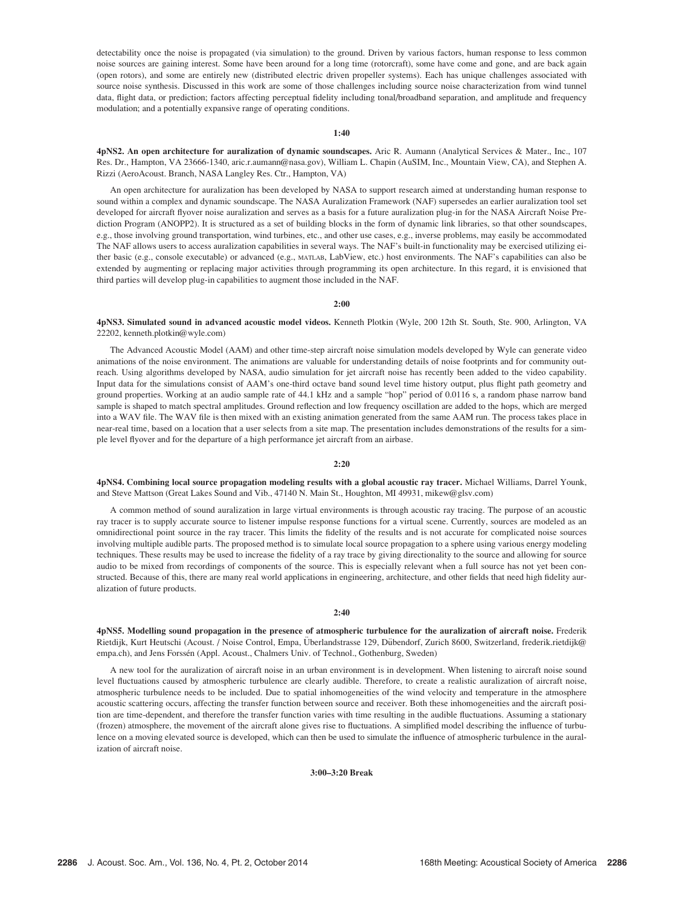detectability once the noise is propagated (via simulation) to the ground. Driven by various factors, human response to less common noise sources are gaining interest. Some have been around for a long time (rotorcraft), some have come and gone, and are back again (open rotors), and some are entirely new (distributed electric driven propeller systems). Each has unique challenges associated with source noise synthesis. Discussed in this work are some of those challenges including source noise characterization from wind tunnel data, flight data, or prediction; factors affecting perceptual fidelity including tonal/broadband separation, and amplitude and frequency modulation; and a potentially expansive range of operating conditions.

**1:40**

**4pNS2. An open architecture for auralization of dynamic soundscapes.** Aric R. Aumann (Analytical Services & Mater., Inc., 107 Res. Dr., Hampton, VA 23666-1340, aric.r.aumann@nasa.gov), William L. Chapin (AuSIM, Inc., Mountain View, CA), and Stephen A. Rizzi (AeroAcoust. Branch, NASA Langley Res. Ctr., Hampton, VA)

An open architecture for auralization has been developed by NASA to support research aimed at understanding human response to sound within a complex and dynamic soundscape. The NASA Auralization Framework (NAF) supersedes an earlier auralization tool set developed for aircraft flyover noise auralization and serves as a basis for a future auralization plug-in for the NASA Aircraft Noise Prediction Program (ANOPP2). It is structured as a set of building blocks in the form of dynamic link libraries, so that other soundscapes, e.g., those involving ground transportation, wind turbines, etc., and other use cases, e.g., inverse problems, may easily be accommodated The NAF allows users to access auralization capabilities in several ways. The NAF's built-in functionality may be exercised utilizing either basic (e.g., console executable) or advanced (e.g., MATLAB, LabView, etc.) host environments. The NAF's capabilities can also be extended by augmenting or replacing major activities through programming its open architecture. In this regard, it is envisioned that third parties will develop plug-in capabilities to augment those included in the NAF.

**2:00**

**4pNS3. Simulated sound in advanced acoustic model videos.** Kenneth Plotkin (Wyle, 200 12th St. South, Ste. 900, Arlington, VA 22202, kenneth.plotkin@wyle.com)

The Advanced Acoustic Model (AAM) and other time-step aircraft noise simulation models developed by Wyle can generate video animations of the noise environment. The animations are valuable for understanding details of noise footprints and for community outreach. Using algorithms developed by NASA, audio simulation for jet aircraft noise has recently been added to the video capability. Input data for the simulations consist of AAM's one-third octave band sound level time history output, plus flight path geometry and ground properties. Working at an audio sample rate of 44.1 kHz and a sample "hop" period of 0.0116 s, a random phase narrow band sample is shaped to match spectral amplitudes. Ground reflection and low frequency oscillation are added to the hops, which are merged into a WAV file. The WAV file is then mixed with an existing animation generated from the same AAM run. The process takes place in near-real time, based on a location that a user selects from a site map. The presentation includes demonstrations of the results for a simple level flyover and for the departure of a high performance jet aircraft from an airbase.

**2:20**

**4pNS4. Combining local source propagation modeling results with a global acoustic ray tracer.** Michael Williams, Darrel Younk, and Steve Mattson (Great Lakes Sound and Vib., 47140 N. Main St., Houghton, MI 49931, mikew@glsv.com)

A common method of sound auralization in large virtual environments is through acoustic ray tracing. The purpose of an acoustic ray tracer is to supply accurate source to listener impulse response functions for a virtual scene. Currently, sources are modeled as an omnidirectional point source in the ray tracer. This limits the fidelity of the results and is not accurate for complicated noise sources involving multiple audible parts. The proposed method is to simulate local source propagation to a sphere using various energy modeling techniques. These results may be used to increase the fidelity of a ray trace by giving directionality to the source and allowing for source audio to be mixed from recordings of components of the source. This is especially relevant when a full source has not yet been constructed. Because of this, there are many real world applications in engineering, architecture, and other fields that need high fidelity auralization of future products.

**2:40**

**4pNS5. Modelling sound propagation in the presence of atmospheric turbulence for the auralization of aircraft noise.** Frederik Rietdijk, Kurt Heutschi (Acoust. / Noise Control, Empa, Überlandstrasse 129, Dübendorf, Zurich 8600, Switzerland, frederik.rietdijk@empa.ch), and Jens Forssén (Appl. Acoust., Chalmers Univ. of Technol., Gothenburg, Sweden)

A new tool for the auralization of aircraft noise in an urban environment is in development. When listening to aircraft noise sound level fluctuations caused by atmospheric turbulence are clearly audible. Therefore, to create a realistic auralization of aircraft noise, atmospheric turbulence needs to be included. Due to spatial inhomogeneities of the wind velocity and temperature in the atmosphere acoustic scattering occurs, affecting the transfer function between source and receiver. Both these inhomogeneities and the aircraft position are time-dependent, and therefore the transfer function varies with time resulting in the audible fluctuations. Assuming a stationary (frozen) atmosphere, the movement of the aircraft alone gives rise to fluctuations. A simplified model describing the influence of turbulence on a moving elevated source is developed, which can then be used to simulate the influence of atmospheric turbulence in the auralization of aircraft noise.

**3:00–3:20 Break**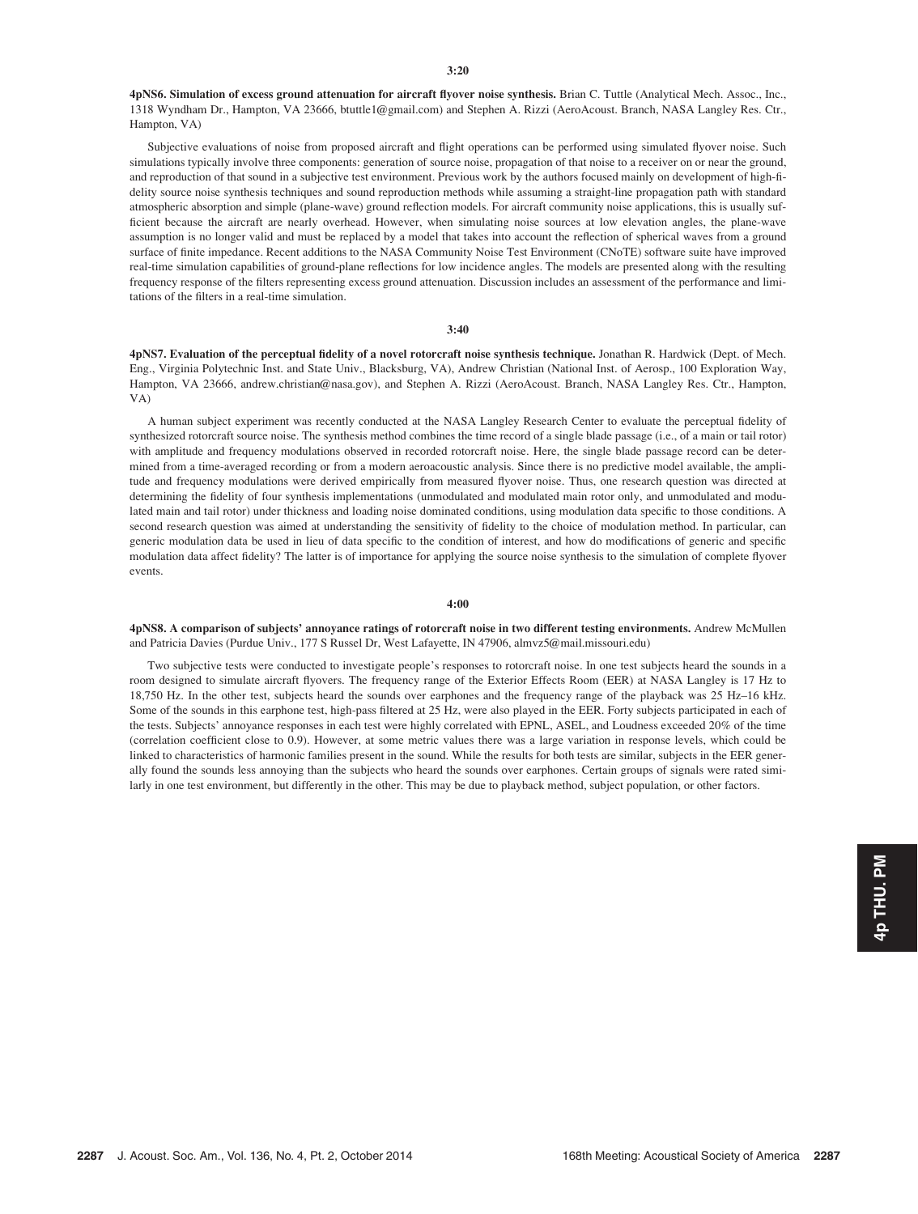**3:20**

**4pNS6. Simulation of excess ground attenuation for aircraft flyover noise synthesis.** Brian C. Tuttle (Analytical Mech. Assoc., Inc., 1318 Wyndham Dr., Hampton, VA 23666, btuttle1@gmail.com) and Stephen A. Rizzi (AeroAcoust. Branch, NASA Langley Res. Ctr., Hampton, VA)

Subjective evaluations of noise from proposed aircraft and flight operations can be performed using simulated flyover noise. Such simulations typically involve three components: generation of source noise, propagation of that noise to a receiver on or near the ground, and reproduction of that sound in a subjective test environment. Previous work by the authors focused mainly on development of high-fidelity source noise synthesis techniques and sound reproduction methods while assuming a straight-line propagation path with standard atmospheric absorption and simple (plane-wave) ground reflection models. For aircraft community noise applications, this is usually sufficient because the aircraft are nearly overhead. However, when simulating noise sources at low elevation angles, the plane-wave assumption is no longer valid and must be replaced by a model that takes into account the reflection of spherical waves from a ground surface of finite impedance. Recent additions to the NASA Community Noise Test Environment (CNoTE) software suite have improved real-time simulation capabilities of ground-plane reflections for low incidence angles. The models are presented along with the resulting frequency response of the filters representing excess ground attenuation. Discussion includes an assessment of the performance and limitations of the filters in a real-time simulation.

**3:40**

**4pNS7. Evaluation of the perceptual fidelity of a novel rotorcraft noise synthesis technique.** Jonathan R. Hardwick (Dept. of Mech. Eng., Virginia Polytechnic Inst. and State Univ., Blacksburg, VA), Andrew Christian (National Inst. of Aerosp., 100 Exploration Way, Hampton, VA 23666, andrew.christian@nasa.gov), and Stephen A. Rizzi (AeroAcoust. Branch, NASA Langley Res. Ctr., Hampton, VA)

A human subject experiment was recently conducted at the NASA Langley Research Center to evaluate the perceptual fidelity of synthesized rotorcraft source noise. The synthesis method combines the time record of a single blade passage (i.e., of a main or tail rotor) with amplitude and frequency modulations observed in recorded rotorcraft noise. Here, the single blade passage record can be determined from a time-averaged recording or from a modern aeroacoustic analysis. Since there is no predictive model available, the amplitude and frequency modulations were derived empirically from measured flyover noise. Thus, one research question was directed at determining the fidelity of four synthesis implementations (unmodulated and modulated main rotor only, and unmodulated and modulated main and tail rotor) under thickness and loading noise dominated conditions, using modulation data specific to those conditions. A second research question was aimed at understanding the sensitivity of fidelity to the choice of modulation method. In particular, can generic modulation data be used in lieu of data specific to the condition of interest, and how do modifications of generic and specific modulation data affect fidelity? The latter is of importance for applying the source noise synthesis to the simulation of complete flyover events.

**4:00**

**4pNS8. A comparison of subjects' annoyance ratings of rotorcraft noise in two different testing environments.** Andrew McMullen and Patricia Davies (Purdue Univ., 177 S Russel Dr, West Lafayette, IN 47906, almvz5@mail.missouri.edu)

Two subjective tests were conducted to investigate people's responses to rotorcraft noise. In one test subjects heard the sounds in a room designed to simulate aircraft flyovers. The frequency range of the Exterior Effects Room (EER) at NASA Langley is 17 Hz to 18,750 Hz. In the other test, subjects heard the sounds over earphones and the frequency range of the playback was 25 Hz–16 kHz. Some of the sounds in this earphone test, high-pass filtered at 25 Hz, were also played in the EER. Forty subjects participated in each of the tests. Subjects' annoyance responses in each test were highly correlated with EPNL, ASEL, and Loudness exceeded 20% of the time (correlation coefficient close to 0.9). However, at some metric values there was a large variation in response levels, which could be linked to characteristics of harmonic families present in the sound. While the results for both tests are similar, subjects in the EER generally found the sounds less annoying than the subjects who heard the sounds over earphones. Certain groups of signals were rated similarly in one test environment, but differently in the other. This may be due to playback method, subject population, or other factors.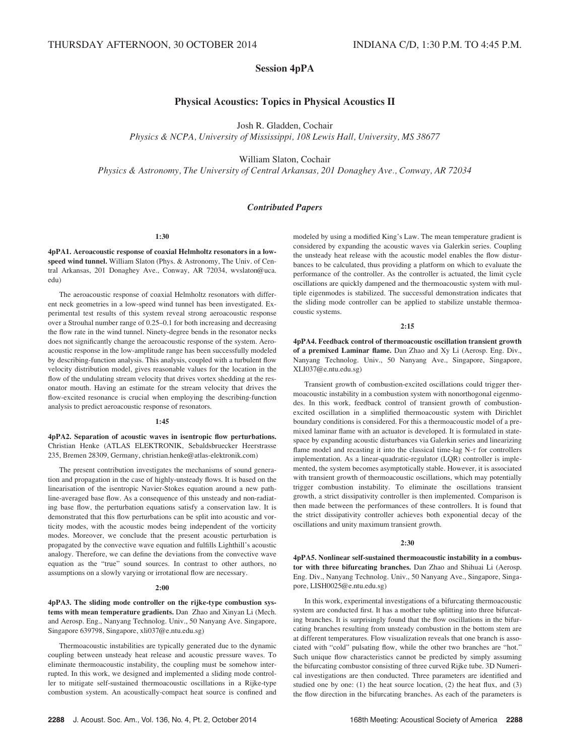THURSDAY AFTERNOON, 30 OCTOBER 2014 — INDIANA C/D, 1:30 P.M. TO 4:45 P.M.

## Session 4pPA

### Physical Acoustics: Topics in Physical Acoustics II

Josh R. Gladden, Cochair
*Physics & NCPA, University of Mississippi, 108 Lewis Hall, University, MS 38677*

William Slaton, Cochair
*Physics & Astronomy, The University of Central Arkansas, 201 Donaghey Ave., Conway, AR 72034*

### *Contributed Papers*

**1:30**

**4pPA1. Aeroacoustic response of coaxial Helmholtz resonators in a low-speed wind tunnel.** William Slaton (Phys. & Astronomy, The Univ. of Central Arkansas, 201 Donaghey Ave., Conway, AR 72034, wvslaton@uca.edu)

The aeroacoustic response of coaxial Helmholtz resonators with different neck geometries in a low-speed wind tunnel has been investigated. Experimental test results of this system reveal strong aeroacoustic response over a Strouhal number range of 0.25–0.1 for both increasing and decreasing the flow rate in the wind tunnel. Ninety-degree bends in the resonator necks does not significantly change the aeroacoustic response of the system. Aeroacoustic response in the low-amplitude range has been successfully modeled by describing-function analysis. This analysis, coupled with a turbulent flow velocity distribution model, gives reasonable values for the location in the flow of the undulating stream velocity that drives vortex shedding at the resonator mouth. Having an estimate for the stream velocity that drives the flow-excited resonance is crucial when employing the describing-function analysis to predict aeroacoustic response of resonators.

**1:45**

**4pPA2. Separation of acoustic waves in isentropic flow perturbations.** Christian Henke (ATLAS ELEKTRONIK, Sebaldsbruecker Heerstrasse 235, Bremen 28309, Germany, christian.henke@atlas-elektronik.com)

The present contribution investigates the mechanisms of sound generation and propagation in the case of highly-unsteady flows. It is based on the linearisation of the isentropic Navier-Stokes equation around a new path-line-averaged base flow. As a consequence of this unsteady and non-radiating base flow, the perturbation equations satisfy a conservation law. It is demonstrated that this flow perturbations can be split into acoustic and vorticity modes, with the acoustic modes being independent of the vorticity modes. Moreover, we conclude that the present acoustic perturbation is propagated by the convective wave equation and fulfills Lighthill's acoustic analogy. Therefore, we can define the deviations from the convective wave equation as the "true" sound sources. In contrast to other authors, no assumptions on a slowly varying or irrotational flow are necessary.

**2:00**

**4pPA3. The sliding mode controller on the rijke-type combustion systems with mean temperature gradients.** Dan Zhao and Xinyan Li (Mech. and Aerosp. Eng., Nanyang Technolog. Univ., 50 Nanyang Ave. Singapore, Singapore 639798, Singapore, xli037@e.ntu.edu.sg)

Thermoacoustic instabilities are typically generated due to the dynamic coupling between unsteady heat release and acoustic pressure waves. To eliminate thermoacoustic instability, the coupling must be somehow interrupted. In this work, we designed and implemented a sliding mode controller to mitigate self-sustained thermoacoustic oscillations in a Rijke-type combustion system. An acoustically-compact heat source is confined and modeled by using a modified King's Law. The mean temperature gradient is considered by expanding the acoustic waves via Galerkin series. Coupling the unsteady heat release with the acoustic model enables the flow disturbances to be calculated, thus providing a platform on which to evaluate the performance of the controller. As the controller is actuated, the limit cycle oscillations are quickly dampened and the thermoacoustic system with multiple eigenmodes is stabilized. The successful demonstration indicates that the sliding mode controller can be applied to stabilize unstable thermoacoustic systems.

**2:15**

**4pPA4. Feedback control of thermoacoustic oscillation transient growth of a premixed Laminar flame.** Dan Zhao and Xy Li (Aerosp. Eng. Div., Nanyang Technolog. Univ., 50 Nanyang Ave., Singapore, Singapore, XLI037@e.ntu.edu.sg)

Transient growth of combustion-excited oscillations could trigger thermoacoustic instability in a combustion system with nonorthogonal eigenmodes. In this work, feedback control of transient growth of combustion-excited oscillations in a simplified thermoacoustic system with Dirichlet boundary conditions is considered. For this a thermoacoustic model of a premixed laminar flame with an actuator is developed. It is formulated in state-space by expanding acoustic disturbances via Galerkin series and linearizing flame model and recasting it into the classical time-lag N-$\tau$ for controllers implementation. As a linear-quadratic-regulator (LQR) controller is implemented, the system becomes asymptotically stable. However, it is associated with transient growth of thermoacoustic oscillations, which may potentially trigger combustion instability. To eliminate the oscillations transient growth, a strict dissipativity controller is then implemented. Comparison is then made between the performances of these controllers. It is found that the strict dissipativity controller achieves both exponential decay of the oscillations and unity maximum transient growth.

**2:30**

**4pPA5. Nonlinear self-sustained thermoacoustic instability in a combustor with three bifurcating branches.** Dan Zhao and Shihuai Li (Aerosp. Eng. Div., Nanyang Technolog. Univ., 50 Nanyang Ave., Singapore, Singapore, LISH0025@e.ntu.edu.sg)

In this work, experimental investigations of a bifurcating thermoacoustic system are conducted first. It has a mother tube splitting into three bifurcating branches. It is surprisingly found that the flow oscillations in the bifurcating branches resulting from unsteady combustion in the bottom stem are at different temperatures. Flow visualization reveals that one branch is associated with "cold" pulsating flow, while the other two branches are "hot." Such unique flow characteristics cannot be predicted by simply assuming the bifurcating combustor consisting of three curved Rijke tube. 3D Numerical investigations are then conducted. Three parameters are identified and studied one by one: (1) the heat source location, (2) the heat flux, and (3) the flow direction in the bifurcating branches. As each of the parameters is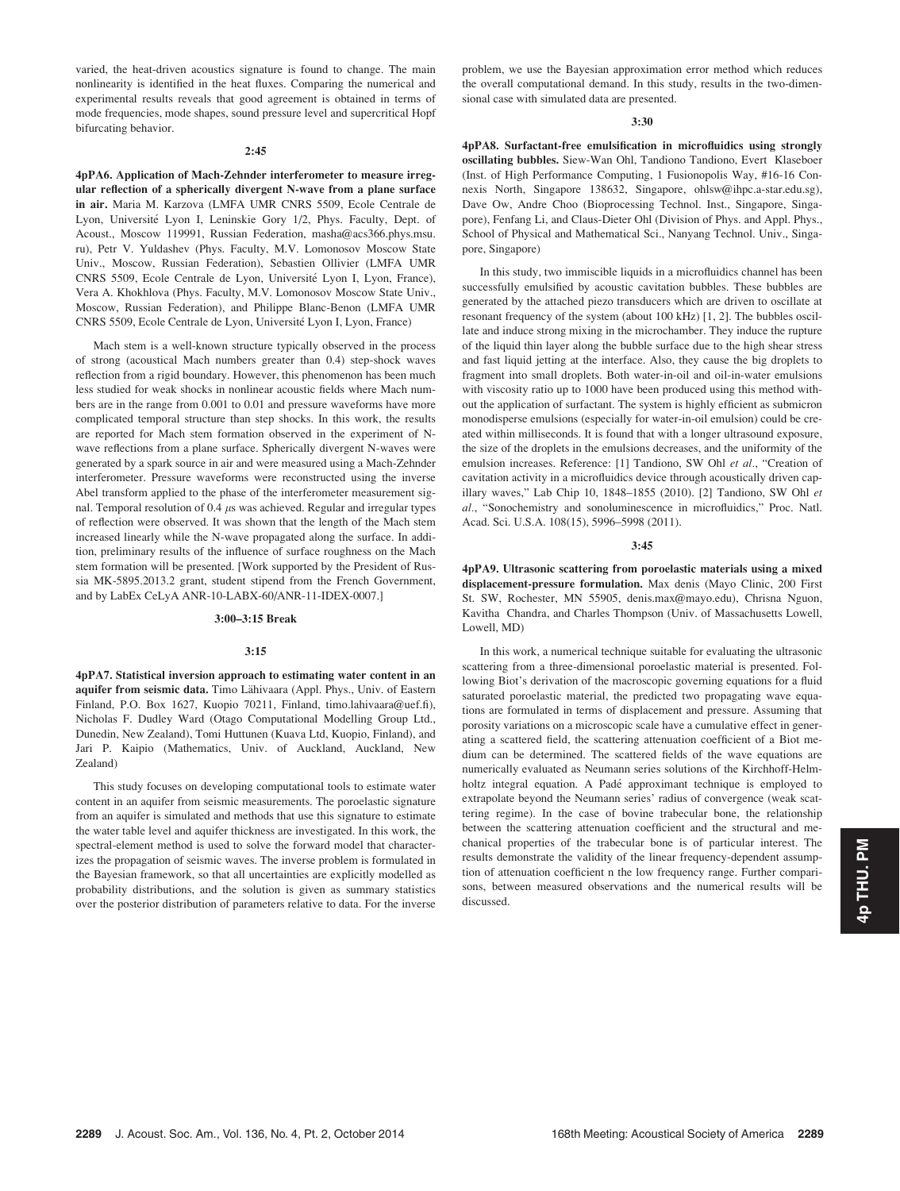varied, the heat-driven acoustics signature is found to change. The main nonlinearity is identified in the heat fluxes. Comparing the numerical and experimental results reveals that good agreement is obtained in terms of mode frequencies, mode shapes, sound pressure level and supercritical Hopf bifurcating behavior.

### 2:45

**4pPA6. Application of Mach-Zehnder interferometer to measure irregular reflection of a spherically divergent N-wave from a plane surface in air.** Maria M. Karzova (LMFA UMR CNRS 5509, Ecole Centrale de Lyon, Université Lyon I, Leninskie Gory 1/2, Phys. Faculty, Dept. of Acoust., Moscow 119991, Russian Federation, masha@acs366.phys.msu.ru), Petr V. Yuldashev (Phys. Faculty, M.V. Lomonosov Moscow State Univ., Moscow, Russian Federation), Sebastien Ollivier (LMFA UMR CNRS 5509, Ecole Centrale de Lyon, Université Lyon I, Lyon, France), Vera A. Khokhlova (Phys. Faculty, M.V. Lomonosov Moscow State Univ., Moscow, Russian Federation), and Philippe Blanc-Benon (LMFA UMR CNRS 5509, Ecole Centrale de Lyon, Université Lyon I, Lyon, France)

Mach stem is a well-known structure typically observed in the process of strong (acoustical Mach numbers greater than 0.4) step-shock waves reflection from a rigid boundary. However, this phenomenon has been much less studied for weak shocks in nonlinear acoustic fields where Mach numbers are in the range from 0.001 to 0.01 and pressure waveforms have more complicated temporal structure than step shocks. In this work, the results are reported for Mach stem formation observed in the experiment of N-wave reflections from a plane surface. Spherically divergent N-waves were generated by a spark source in air and were measured using a Mach-Zehnder interferometer. Pressure waveforms were reconstructed using the inverse Abel transform applied to the phase of the interferometer measurement signal. Temporal resolution of 0.4 $\mu$s was achieved. Regular and irregular types of reflection were observed. It was shown that the length of the Mach stem increased linearly while the N-wave propagated along the surface. In addition, preliminary results of the influence of surface roughness on the Mach stem formation will be presented. [Work supported by the President of Russia MK-5895.2013.2 grant, student stipend from the French Government, and by LabEx CeLyA ANR-10-LABX-60/ANR-11-IDEX-0007.]

### 3:00–3:15 Break

### 3:15

**4pPA7. Statistical inversion approach to estimating water content in an aquifer from seismic data.** Timo Lähivaara (Appl. Phys., Univ. of Eastern Finland, P.O. Box 1627, Kuopio 70211, Finland, timo.lahivaara@uef.fi), Nicholas F. Dudley Ward (Otago Computational Modelling Group Ltd., Dunedin, New Zealand), Tomi Huttunen (Kuava Ltd, Kuopio, Finland), and Jari P. Kaipio (Mathematics, Univ. of Auckland, Auckland, New Zealand)

This study focuses on developing computational tools to estimate water content in an aquifer from seismic measurements. The poroelastic signature from an aquifer is simulated and methods that use this signature to estimate the water table level and aquifer thickness are investigated. In this work, the spectral-element method is used to solve the forward model that characterizes the propagation of seismic waves. The inverse problem is formulated in the Bayesian framework, so that all uncertainties are explicitly modelled as probability distributions, and the solution is given as summary statistics over the posterior distribution of parameters relative to data. For the inverse problem, we use the Bayesian approximation error method which reduces the overall computational demand. In this study, results in the two-dimensional case with simulated data are presented.

### 3:30

**4pPA8. Surfactant-free emulsification in microfluidics using strongly oscillating bubbles.** Siew-Wan Ohl, Tandiono Tandiono, Evert Klaseboer (Inst. of High Performance Computing, 1 Fusionopolis Way, #16-16 Connexis North, Singapore 138632, Singapore, ohlsw@ihpc.a-star.edu.sg), Dave Ow, Andre Choo (Bioprocessing Technol. Inst., Singapore, Singapore), Fenfang Li, and Claus-Dieter Ohl (Division of Phys. and Appl. Phys., School of Physical and Mathematical Sci., Nanyang Technol. Univ., Singapore, Singapore)

In this study, two immiscible liquids in a microfluidics channel has been successfully emulsified by acoustic cavitation bubbles. These bubbles are generated by the attached piezo transducers which are driven to oscillate at resonant frequency of the system (about 100 kHz) [1, 2]. The bubbles oscillate and induce strong mixing in the microchamber. They induce the rupture of the liquid thin layer along the bubble surface due to the high shear stress and fast liquid jetting at the interface. Also, they cause the big droplets to fragment into small droplets. Both water-in-oil and oil-in-water emulsions with viscosity ratio up to 1000 have been produced using this method without the application of surfactant. The system is highly efficient as submicron monodisperse emulsions (especially for water-in-oil emulsion) could be created within milliseconds. It is found that with a longer ultrasound exposure, the size of the droplets in the emulsions decreases, and the uniformity of the emulsion increases. Reference: [1] Tandiono, SW Ohl *et al.*, "Creation of cavitation activity in a microfluidics device through acoustically driven capillary waves," Lab Chip 10, 1848–1855 (2010). [2] Tandiono, SW Ohl *et al.*, "Sonochemistry and sonoluminescence in microfluidics," Proc. Natl. Acad. Sci. U.S.A. 108(15), 5996–5998 (2011).

### 3:45

**4pPA9. Ultrasonic scattering from poroelastic materials using a mixed displacement-pressure formulation.** Max denis (Mayo Clinic, 200 First St. SW, Rochester, MN 55905, denis.max@mayo.edu), Chrisna Nguon, Kavitha Chandra, and Charles Thompson (Univ. of Massachusetts Lowell, Lowell, MD)

In this work, a numerical technique suitable for evaluating the ultrasonic scattering from a three-dimensional poroelastic material is presented. Following Biot's derivation of the macroscopic governing equations for a fluid saturated poroelastic material, the predicted two propagating wave equations are formulated in terms of displacement and pressure. Assuming that porosity variations on a microscopic scale have a cumulative effect in generating a scattered field, the scattering attenuation coefficient of a Biot medium can be determined. The scattered fields of the wave equations are numerically evaluated as Neumann series solutions of the Kirchhoff-Helmholtz integral equation. A Padé approximant technique is employed to extrapolate beyond the Neumann series' radius of convergence (weak scattering regime). In the case of bovine trabecular bone, the relationship between the scattering attenuation coefficient and the structural and mechanical properties of the trabecular bone is of particular interest. The results demonstrate the validity of the linear frequency-dependent assumption of attenuation coefficient n the low frequency range. Further comparisons, between measured observations and the numerical results will be discussed.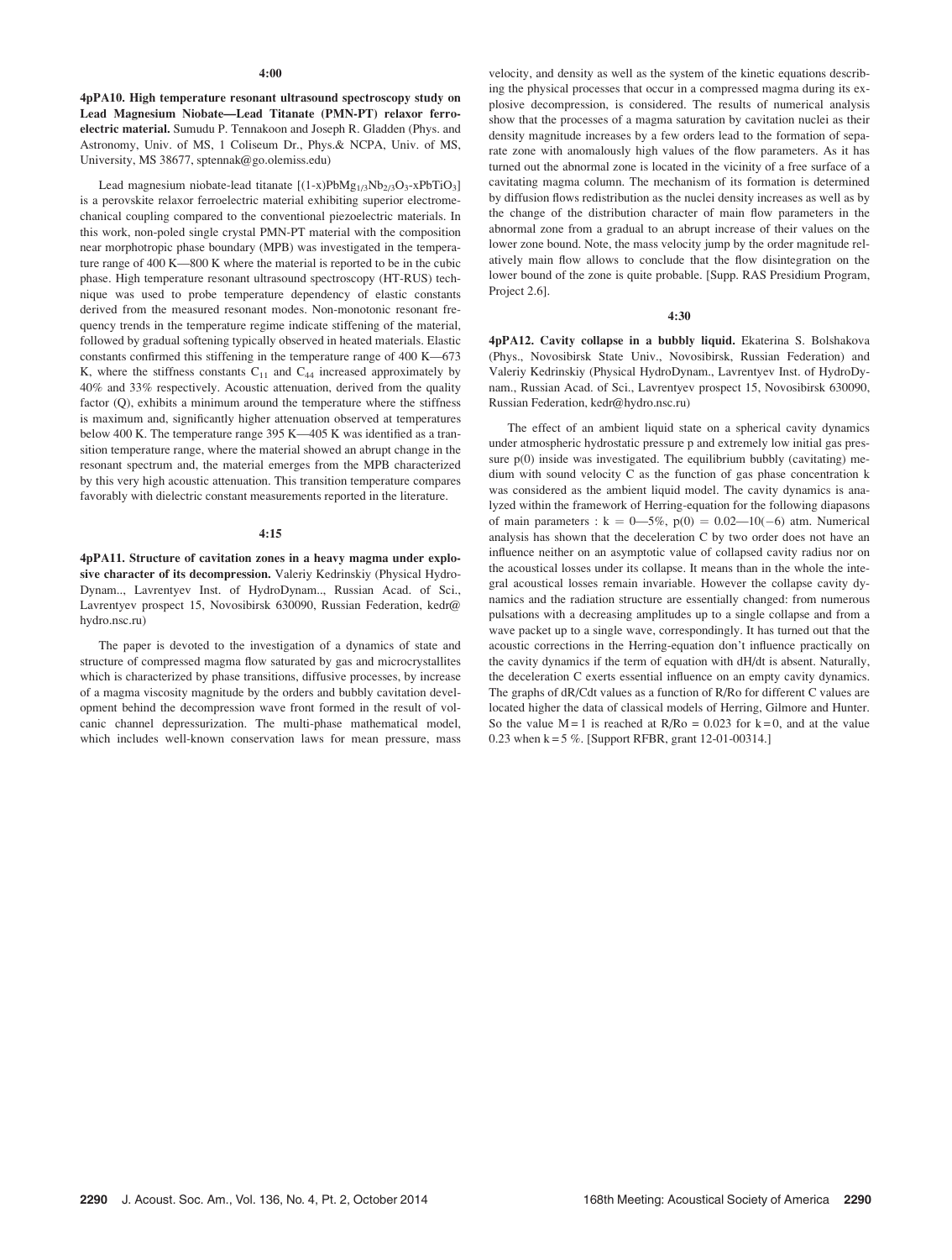**4:00**

**4pPA10. High temperature resonant ultrasound spectroscopy study on Lead Magnesium Niobate—Lead Titanate (PMN-PT) relaxor ferroelectric material.** Sumudu P. Tennakoon and Joseph R. Gladden (Phys. and Astronomy, Univ. of MS, 1 Coliseum Dr., Phys.& NCPA, Univ. of MS, University, MS 38677, sptennak@go.olemiss.edu)

Lead magnesium niobate-lead titanate [$(1\text{-}x)PbMg_{1/3}Nb_{2/3}O_3\text{-}xPbTiO_3$] is a perovskite relaxor ferroelectric material exhibiting superior electromechanical coupling compared to the conventional piezoelectric materials. In this work, non-poled single crystal PMN-PT material with the composition near morphotropic phase boundary (MPB) was investigated in the temperature range of 400 K—800 K where the material is reported to be in the cubic phase. High temperature resonant ultrasound spectroscopy (HT-RUS) technique was used to probe temperature dependency of elastic constants derived from the measured resonant modes. Non-monotonic resonant frequency trends in the temperature regime indicate stiffening of the material, followed by gradual softening typically observed in heated materials. Elastic constants confirmed this stiffening in the temperature range of 400 K—673 K, where the stiffness constants $C_{11}$ and $C_{44}$ increased approximately by 40% and 33% respectively. Acoustic attenuation, derived from the quality factor (Q), exhibits a minimum around the temperature where the stiffness is maximum and, significantly higher attenuation observed at temperatures below 400 K. The temperature range 395 K—405 K was identified as a transition temperature range, where the material showed an abrupt change in the resonant spectrum and, the material emerges from the MPB characterized by this very high acoustic attenuation. This transition temperature compares favorably with dielectric constant measurements reported in the literature.

**4:15**

**4pPA11. Structure of cavitation zones in a heavy magma under explosive character of its decompression.** Valeriy Kedrinskiy (Physical HydroDynam.., Lavrentyev Inst. of HydroDynam.., Russian Acad. of Sci., Lavrentyev prospect 15, Novosibirsk 630090, Russian Federation, kedr@hydro.nsc.ru)

The paper is devoted to the investigation of a dynamics of state and structure of compressed magma flow saturated by gas and microcrystallites which is characterized by phase transitions, diffusive processes, by increase of a magma viscosity magnitude by the orders and bubbly cavitation development behind the decompression wave front formed in the result of volcanic channel depressurization. The multi-phase mathematical model, which includes well-known conservation laws for mean pressure, mass velocity, and density as well as the system of the kinetic equations describing the physical processes that occur in a compressed magma during its explosive decompression, is considered. The results of numerical analysis show that the processes of a magma saturation by cavitation nuclei as their density magnitude increases by a few orders lead to the formation of separate zone with anomalously high values of the flow parameters. As it has turned out the abnormal zone is located in the vicinity of a free surface of a cavitating magma column. The mechanism of its formation is determined by diffusion flows redistribution as the nuclei density increases as well as by the change of the distribution character of main flow parameters in the abnormal zone from a gradual to an abrupt increase of their values on the lower zone bound. Note, the mass velocity jump by the order magnitude relatively main flow allows to conclude that the flow disintegration on the lower bound of the zone is quite probable. [Supp. RAS Presidium Program, Project 2.6].

**4:30**

**4pPA12. Cavity collapse in a bubbly liquid.** Ekaterina S. Bolshakova (Phys., Novosibirsk State Univ., Novosibirsk, Russian Federation) and Valeriy Kedrinskiy (Physical HydroDynam., Lavrentyev Inst. of HydroDynam., Russian Acad. of Sci., Lavrentyev prospect 15, Novosibirsk 630090, Russian Federation, kedr@hydro.nsc.ru)

The effect of an ambient liquid state on a spherical cavity dynamics under atmospheric hydrostatic pressure p and extremely low initial gas pressure p(0) inside was investigated. The equilibrium bubbly (cavitating) medium with sound velocity C as the function of gas phase concentration k was considered as the ambient liquid model. The cavity dynamics is analyzed within the framework of Herring-equation for the following diapasons of main parameters : k = 0—5%, p(0) = 0.02—10(−6) atm. Numerical analysis has shown that the deceleration C by two order does not have an influence neither on an asymptotic value of collapsed cavity radius nor on the acoustical losses under its collapse. It means than in the whole the integral acoustical losses remain invariable. However the collapse cavity dynamics and the radiation structure are essentially changed: from numerous pulsations with a decreasing amplitudes up to a single collapse and from a wave packet up to a single wave, correspondingly. It has turned out that the acoustic corrections in the Herring-equation don't influence practically on the cavity dynamics if the term of equation with dH/dt is absent. Naturally, the deceleration C exerts essential influence on an empty cavity dynamics. The graphs of dR/Cdt values as a function of R/Ro for different C values are located higher the data of classical models of Herring, Gilmore and Hunter. So the value M = 1 is reached at R/Ro = 0.023 for k = 0, and at the value 0.23 when k = 5 %. [Support RFBR, grant 12-01-00314.]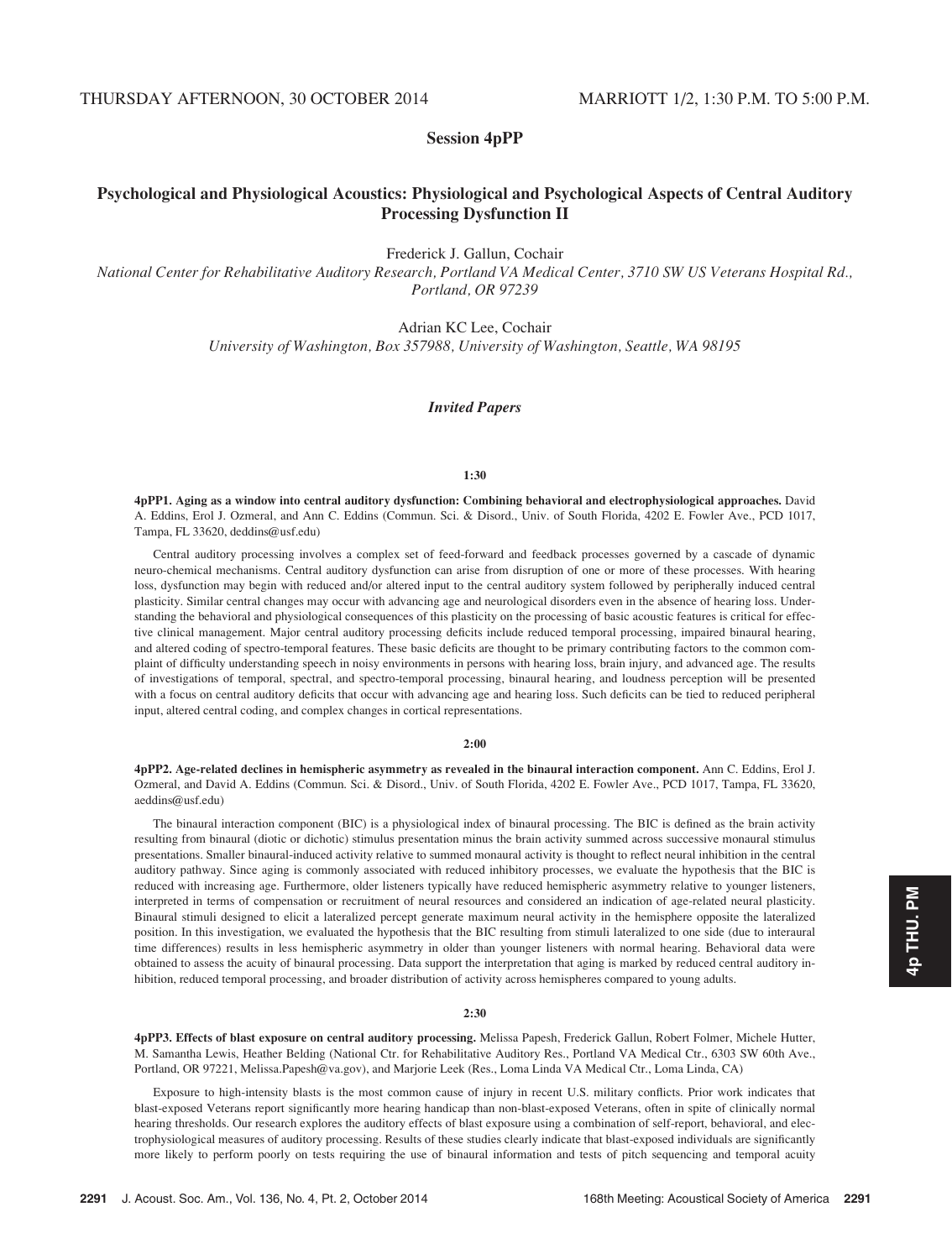THURSDAY AFTERNOON, 30 OCTOBER 2014 MARRIOTT 1/2, 1:30 P.M. TO 5:00 P.M.

# Session 4pPP

## Psychological and Physiological Acoustics: Physiological and Psychological Aspects of Central Auditory Processing Dysfunction II

Frederick J. Gallun, Cochair

*National Center for Rehabilitative Auditory Research, Portland VA Medical Center, 3710 SW US Veterans Hospital Rd., Portland, OR 97239*

Adrian KC Lee, Cochair

*University of Washington, Box 357988, University of Washington, Seattle, WA 98195*

### *Invited Papers*

**1:30**

**4pPP1. Aging as a window into central auditory dysfunction: Combining behavioral and electrophysiological approaches.** David A. Eddins, Erol J. Ozmeral, and Ann C. Eddins (Commun. Sci. & Disord., Univ. of South Florida, 4202 E. Fowler Ave., PCD 1017, Tampa, FL 33620, deddins@usf.edu)

Central auditory processing involves a complex set of feed-forward and feedback processes governed by a cascade of dynamic neuro-chemical mechanisms. Central auditory dysfunction can arise from disruption of one or more of these processes. With hearing loss, dysfunction may begin with reduced and/or altered input to the central auditory system followed by peripherally induced central plasticity. Similar central changes may occur with advancing age and neurological disorders even in the absence of hearing loss. Understanding the behavioral and physiological consequences of this plasticity on the processing of basic acoustic features is critical for effective clinical management. Major central auditory processing deficits include reduced temporal processing, impaired binaural hearing, and altered coding of spectro-temporal features. These basic deficits are thought to be primary contributing factors to the common complaint of difficulty understanding speech in noisy environments in persons with hearing loss, brain injury, and advanced age. The results of investigations of temporal, spectral, and spectro-temporal processing, binaural hearing, and loudness perception will be presented with a focus on central auditory deficits that occur with advancing age and hearing loss. Such deficits can be tied to reduced peripheral input, altered central coding, and complex changes in cortical representations.

**2:00**

**4pPP2. Age-related declines in hemispheric asymmetry as revealed in the binaural interaction component.** Ann C. Eddins, Erol J. Ozmeral, and David A. Eddins (Commun. Sci. & Disord., Univ. of South Florida, 4202 E. Fowler Ave., PCD 1017, Tampa, FL 33620, aeddins@usf.edu)

The binaural interaction component (BIC) is a physiological index of binaural processing. The BIC is defined as the brain activity resulting from binaural (diotic or dichotic) stimulus presentation minus the brain activity summed across successive monaural stimulus presentations. Smaller binaural-induced activity relative to summed monaural activity is thought to reflect neural inhibition in the central auditory pathway. Since aging is commonly associated with reduced inhibitory processes, we evaluate the hypothesis that the BIC is reduced with increasing age. Furthermore, older listeners typically have reduced hemispheric asymmetry relative to younger listeners, interpreted in terms of compensation or recruitment of neural resources and considered an indication of age-related neural plasticity. Binaural stimuli designed to elicit a lateralized percept generate maximum neural activity in the hemisphere opposite the lateralized position. In this investigation, we evaluated the hypothesis that the BIC resulting from stimuli lateralized to one side (due to interaural time differences) results in less hemispheric asymmetry in older than younger listeners with normal hearing. Behavioral data were obtained to assess the acuity of binaural processing. Data support the interpretation that aging is marked by reduced central auditory inhibition, reduced temporal processing, and broader distribution of activity across hemispheres compared to young adults.

**2:30**

**4pPP3. Effects of blast exposure on central auditory processing.** Melissa Papesh, Frederick Gallun, Robert Folmer, Michele Hutter, M. Samantha Lewis, Heather Belding (National Ctr. for Rehabilitative Auditory Res., Portland VA Medical Ctr., 6303 SW 60th Ave., Portland, OR 97221, Melissa.Papesh@va.gov), and Marjorie Leek (Res., Loma Linda VA Medical Ctr., Loma Linda, CA)

Exposure to high-intensity blasts is the most common cause of injury in recent U.S. military conflicts. Prior work indicates that blast-exposed Veterans report significantly more hearing handicap than non-blast-exposed Veterans, often in spite of clinically normal hearing thresholds. Our research explores the auditory effects of blast exposure using a combination of self-report, behavioral, and electrophysiological measures of auditory processing. Results of these studies clearly indicate that blast-exposed individuals are significantly more likely to perform poorly on tests requiring the use of binaural information and tests of pitch sequencing and temporal acuity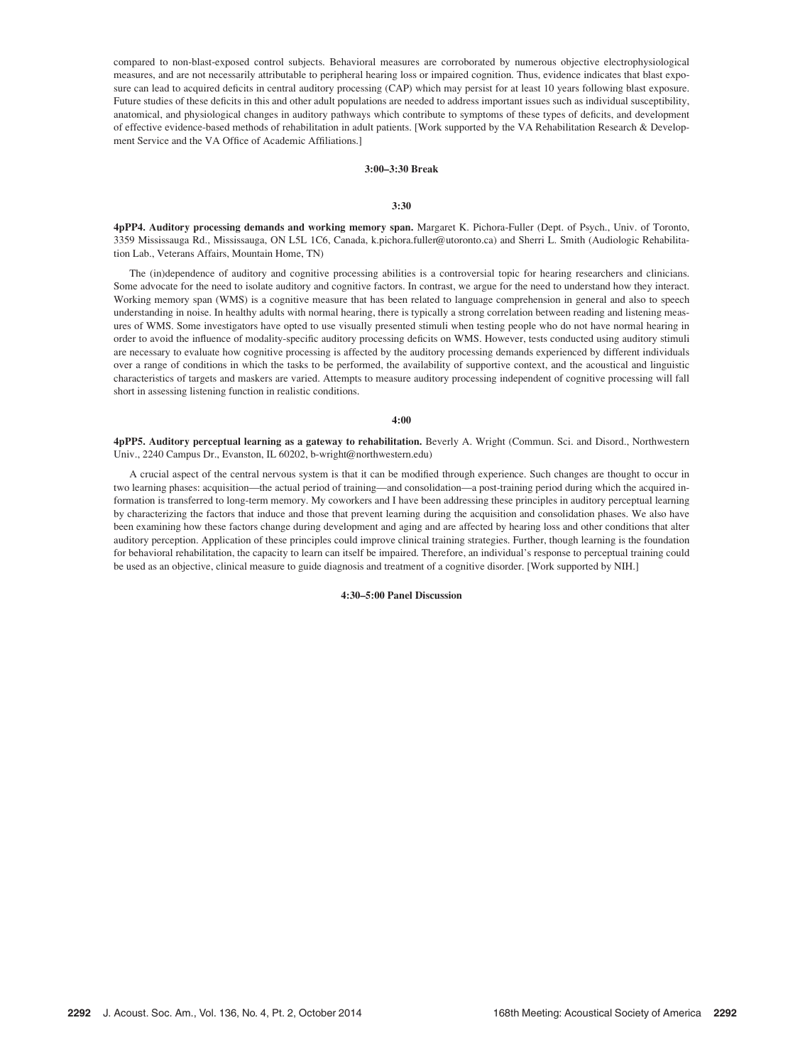compared to non-blast-exposed control subjects. Behavioral measures are corroborated by numerous objective electrophysiological measures, and are not necessarily attributable to peripheral hearing loss or impaired cognition. Thus, evidence indicates that blast exposure can lead to acquired deficits in central auditory processing (CAP) which may persist for at least 10 years following blast exposure. Future studies of these deficits in this and other adult populations are needed to address important issues such as individual susceptibility, anatomical, and physiological changes in auditory pathways which contribute to symptoms of these types of deficits, and development of effective evidence-based methods of rehabilitation in adult patients. [Work supported by the VA Rehabilitation Research & Development Service and the VA Office of Academic Affiliations.]

**3:00–3:30 Break**

**3:30**

**4pPP4. Auditory processing demands and working memory span.** Margaret K. Pichora-Fuller (Dept. of Psych., Univ. of Toronto, 3359 Mississauga Rd., Mississauga, ON L5L 1C6, Canada, k.pichora.fuller@utoronto.ca) and Sherri L. Smith (Audiologic Rehabilitation Lab., Veterans Affairs, Mountain Home, TN)

The (in)dependence of auditory and cognitive processing abilities is a controversial topic for hearing researchers and clinicians. Some advocate for the need to isolate auditory and cognitive factors. In contrast, we argue for the need to understand how they interact. Working memory span (WMS) is a cognitive measure that has been related to language comprehension in general and also to speech understanding in noise. In healthy adults with normal hearing, there is typically a strong correlation between reading and listening measures of WMS. Some investigators have opted to use visually presented stimuli when testing people who do not have normal hearing in order to avoid the influence of modality-specific auditory processing deficits on WMS. However, tests conducted using auditory stimuli are necessary to evaluate how cognitive processing is affected by the auditory processing demands experienced by different individuals over a range of conditions in which the tasks to be performed, the availability of supportive context, and the acoustical and linguistic characteristics of targets and maskers are varied. Attempts to measure auditory processing independent of cognitive processing will fall short in assessing listening function in realistic conditions.

**4:00**

**4pPP5. Auditory perceptual learning as a gateway to rehabilitation.** Beverly A. Wright (Commun. Sci. and Disord., Northwestern Univ., 2240 Campus Dr., Evanston, IL 60202, b-wright@northwestern.edu)

A crucial aspect of the central nervous system is that it can be modified through experience. Such changes are thought to occur in two learning phases: acquisition—the actual period of training—and consolidation—a post-training period during which the acquired information is transferred to long-term memory. My coworkers and I have been addressing these principles in auditory perceptual learning by characterizing the factors that induce and those that prevent learning during the acquisition and consolidation phases. We also have been examining how these factors change during development and aging and are affected by hearing loss and other conditions that alter auditory perception. Application of these principles could improve clinical training strategies. Further, though learning is the foundation for behavioral rehabilitation, the capacity to learn can itself be impaired. Therefore, an individual's response to perceptual training could be used as an objective, clinical measure to guide diagnosis and treatment of a cognitive disorder. [Work supported by NIH.]

**4:30–5:00 Panel Discussion**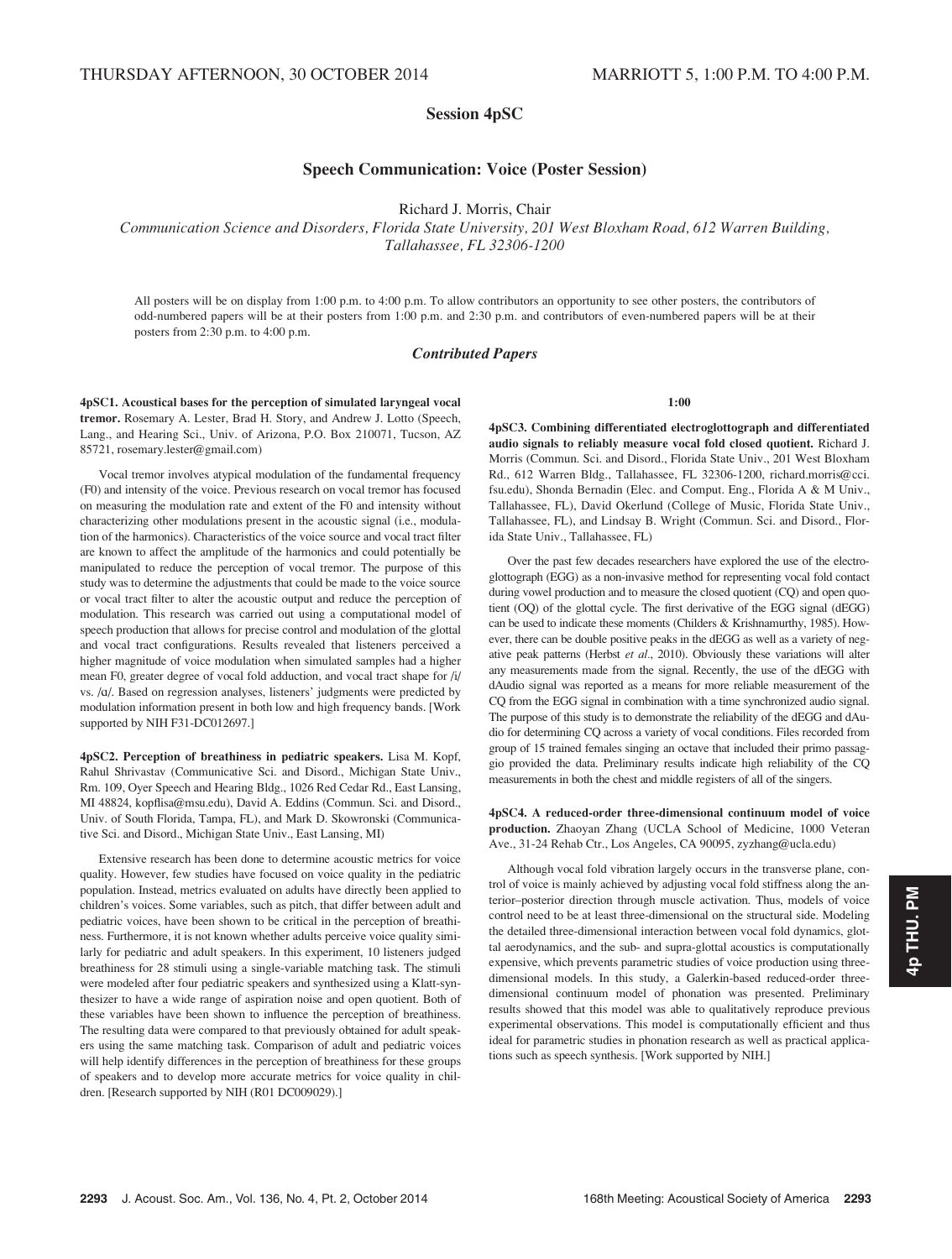THURSDAY AFTERNOON, 30 OCTOBER 2014 MARRIOTT 5, 1:00 P.M. TO 4:00 P.M.

## Session 4pSC

### Speech Communication: Voice (Poster Session)

Richard J. Morris, Chair

*Communication Science and Disorders, Florida State University, 201 West Bloxham Road, 612 Warren Building, Tallahassee, FL 32306-1200*

All posters will be on display from 1:00 p.m. to 4:00 p.m. To allow contributors an opportunity to see other posters, the contributors of odd-numbered papers will be at their posters from 1:00 p.m. and 2:30 p.m. and contributors of even-numbered papers will be at their posters from 2:30 p.m. to 4:00 p.m.

### *Contributed Papers*

**4pSC1. Acoustical bases for the perception of simulated laryngeal vocal tremor.** Rosemary A. Lester, Brad H. Story, and Andrew J. Lotto (Speech, Lang., and Hearing Sci., Univ. of Arizona, P.O. Box 210071, Tucson, AZ 85721, rosemary.lester@gmail.com)

Vocal tremor involves atypical modulation of the fundamental frequency (F0) and intensity of the voice. Previous research on vocal tremor has focused on measuring the modulation rate and extent of the F0 and intensity without characterizing other modulations present in the acoustic signal (i.e., modulation of the harmonics). Characteristics of the voice source and vocal tract filter are known to affect the amplitude of the harmonics and could potentially be manipulated to reduce the perception of vocal tremor. The purpose of this study was to determine the adjustments that could be made to the voice source or vocal tract filter to alter the acoustic output and reduce the perception of modulation. This research was carried out using a computational model of speech production that allows for precise control and modulation of the glottal and vocal tract configurations. Results revealed that listeners perceived a higher magnitude of voice modulation when simulated samples had a higher mean F0, greater degree of vocal fold adduction, and vocal tract shape for /i/ vs. /ɑ/. Based on regression analyses, listeners' judgments were predicted by modulation information present in both low and high frequency bands. [Work supported by NIH F31-DC012697.]

**4pSC2. Perception of breathiness in pediatric speakers.** Lisa M. Kopf, Rahul Shrivastav (Communicative Sci. and Disord., Michigan State Univ., Rm. 109, Oyer Speech and Hearing Bldg., 1026 Red Cedar Rd., East Lansing, MI 48824, kopflisa@msu.edu), David A. Eddins (Commun. Sci. and Disord., Univ. of South Florida, Tampa, FL), and Mark D. Skowronski (Communicative Sci. and Disord., Michigan State Univ., East Lansing, MI)

Extensive research has been done to determine acoustic metrics for voice quality. However, few studies have focused on voice quality in the pediatric population. Instead, metrics evaluated on adults have directly been applied to children's voices. Some variables, such as pitch, that differ between adult and pediatric voices, have been shown to be critical in the perception of breathiness. Furthermore, it is not known whether adults perceive voice quality similarly for pediatric and adult speakers. In this experiment, 10 listeners judged breathiness for 28 stimuli using a single-variable matching task. The stimuli were modeled after four pediatric speakers and synthesized using a Klatt-synthesizer to have a wide range of aspiration noise and open quotient. Both of these variables have been shown to influence the perception of breathiness. The resulting data were compared to that previously obtained for adult speakers using the same matching task. Comparison of adult and pediatric voices will help identify differences in the perception of breathiness for these groups of speakers and to develop more accurate metrics for voice quality in children. [Research supported by NIH (R01 DC009029).]

1:00

**4pSC3. Combining differentiated electroglottograph and differentiated audio signals to reliably measure vocal fold closed quotient.** Richard J. Morris (Commun. Sci. and Disord., Florida State Univ., 201 West Bloxham Rd., 612 Warren Bldg., Tallahassee, FL 32306-1200, richard.morris@cci.fsu.edu), Shonda Bernadin (Elec. and Comput. Eng., Florida A & M Univ., Tallahassee, FL), David Okerlund (College of Music, Florida State Univ., Tallahassee, FL), and Lindsay B. Wright (Commun. Sci. and Disord., Florida State Univ., Tallahassee, FL)

Over the past few decades researchers have explored the use of the electroglottograph (EGG) as a non-invasive method for representing vocal fold contact during vowel production and to measure the closed quotient (CQ) and open quotient (OQ) of the glottal cycle. The first derivative of the EGG signal (dEGG) can be used to indicate these moments (Childers & Krishnamurthy, 1985). However, there can be double positive peaks in the dEGG as well as a variety of negative peak patterns (Herbst *et al*., 2010). Obviously these variations will alter any measurements made from the signal. Recently, the use of the dEGG with dAudio signal was reported as a means for more reliable measurement of the CQ from the EGG signal in combination with a time synchronized audio signal. The purpose of this study is to demonstrate the reliability of the dEGG and dAudio for determining CQ across a variety of vocal conditions. Files recorded from group of 15 trained females singing an octave that included their primo passaggio provided the data. Preliminary results indicate high reliability of the CQ measurements in both the chest and middle registers of all of the singers.

**4pSC4. A reduced-order three-dimensional continuum model of voice production.** Zhaoyan Zhang (UCLA School of Medicine, 1000 Veteran Ave., 31-24 Rehab Ctr., Los Angeles, CA 90095, zyzhang@ucla.edu)

Although vocal fold vibration largely occurs in the transverse plane, control of voice is mainly achieved by adjusting vocal fold stiffness along the anterior–posterior direction through muscle activation. Thus, models of voice control need to be at least three-dimensional on the structural side. Modeling the detailed three-dimensional interaction between vocal fold dynamics, glottal aerodynamics, and the sub- and supra-glottal acoustics is computationally expensive, which prevents parametric studies of voice production using three-dimensional models. In this study, a Galerkin-based reduced-order three-dimensional continuum model of phonation was presented. Preliminary results showed that this model was able to qualitatively reproduce previous experimental observations. This model is computationally efficient and thus ideal for parametric studies in phonation research as well as practical applications such as speech synthesis. [Work supported by NIH.]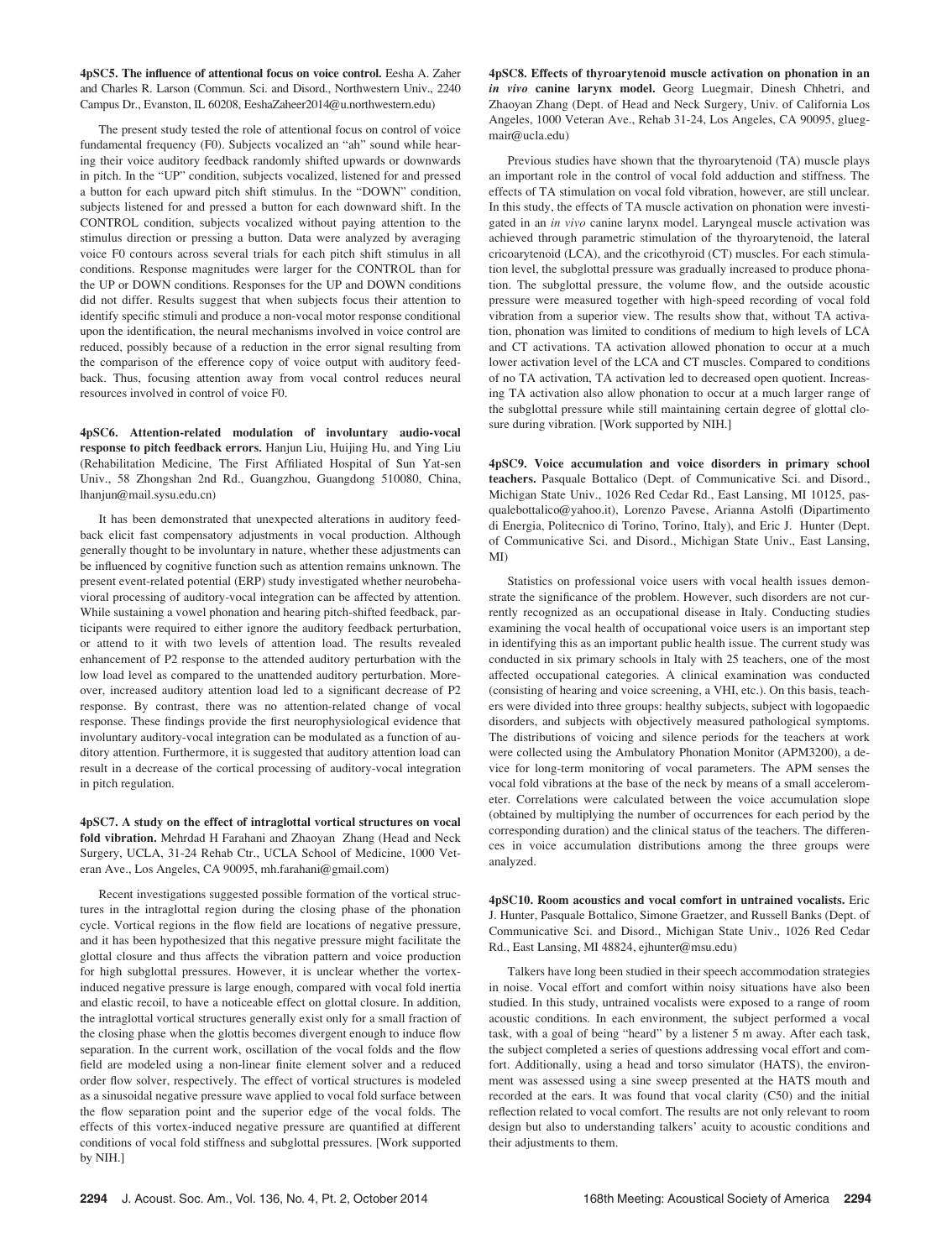**4pSC5. The influence of attentional focus on voice control.** Eesha A. Zaher and Charles R. Larson (Commun. Sci. and Disord., Northwestern Univ., 2240 Campus Dr., Evanston, IL 60208, EeshaZaheer2014@u.northwestern.edu)

The present study tested the role of attentional focus on control of voice fundamental frequency (F0). Subjects vocalized an "ah" sound while hearing their voice auditory feedback randomly shifted upwards or downwards in pitch. In the "UP" condition, subjects vocalized, listened for and pressed a button for each upward pitch shift stimulus. In the "DOWN" condition, subjects listened for and pressed a button for each downward shift. In the CONTROL condition, subjects vocalized without paying attention to the stimulus direction or pressing a button. Data were analyzed by averaging voice F0 contours across several trials for each pitch shift stimulus in all conditions. Response magnitudes were larger for the CONTROL than for the UP or DOWN conditions. Responses for the UP and DOWN conditions did not differ. Results suggest that when subjects focus their attention to identify specific stimuli and produce a non-vocal motor response conditional upon the identification, the neural mechanisms involved in voice control are reduced, possibly because of a reduction in the error signal resulting from the comparison of the efference copy of voice output with auditory feedback. Thus, focusing attention away from vocal control reduces neural resources involved in control of voice F0.

**4pSC6. Attention-related modulation of involuntary audio-vocal response to pitch feedback errors.** Hanjun Liu, Huijing Hu, and Ying Liu (Rehabilitation Medicine, The First Affiliated Hospital of Sun Yat-sen Univ., 58 Zhongshan 2nd Rd., Guangzhou, Guangdong 510080, China, lhanjun@mail.sysu.edu.cn)

It has been demonstrated that unexpected alterations in auditory feedback elicit fast compensatory adjustments in vocal production. Although generally thought to be involuntary in nature, whether these adjustments can be influenced by cognitive function such as attention remains unknown. The present event-related potential (ERP) study investigated whether neurobehavioral processing of auditory-vocal integration can be affected by attention. While sustaining a vowel phonation and hearing pitch-shifted feedback, participants were required to either ignore the auditory feedback perturbation, or attend to it with two levels of attention load. The results revealed enhancement of P2 response to the attended auditory perturbation with the low load level as compared to the unattended auditory perturbation. Moreover, increased auditory attention load led to a significant decrease of P2 response. By contrast, there was no attention-related change of vocal response. These findings provide the first neurophysiological evidence that involuntary auditory-vocal integration can be modulated as a function of auditory attention. Furthermore, it is suggested that auditory attention load can result in a decrease of the cortical processing of auditory-vocal integration in pitch regulation.

**4pSC7. A study on the effect of intraglottal vortical structures on vocal fold vibration.** Mehrdad H Farahani and Zhaoyan Zhang (Head and Neck Surgery, UCLA, 31-24 Rehab Ctr., UCLA School of Medicine, 1000 Veteran Ave., Los Angeles, CA 90095, mh.farahani@gmail.com)

Recent investigations suggested possible formation of the vortical structures in the intraglottal region during the closing phase of the phonation cycle. Vortical regions in the flow field are locations of negative pressure, and it has been hypothesized that this negative pressure might facilitate the glottal closure and thus affects the vibration pattern and voice production for high subglottal pressures. However, it is unclear whether the vortex-induced negative pressure is large enough, compared with vocal fold inertia and elastic recoil, to have a noticeable effect on glottal closure. In addition, the intraglottal vortical structures generally exist only for a small fraction of the closing phase when the glottis becomes divergent enough to induce flow separation. In the current work, oscillation of the vocal folds and the flow field are modeled using a non-linear finite element solver and a reduced order flow solver, respectively. The effect of vortical structures is modeled as a sinusoidal negative pressure wave applied to vocal fold surface between the flow separation point and the superior edge of the vocal folds. The effects of this vortex-induced negative pressure are quantified at different conditions of vocal fold stiffness and subglottal pressures. [Work supported by NIH.]

**4pSC8. Effects of thyroarytenoid muscle activation on phonation in an *in vivo* canine larynx model.** Georg Luegmair, Dinesh Chhetri, and Zhaoyan Zhang (Dept. of Head and Neck Surgery, Univ. of California Los Angeles, 1000 Veteran Ave., Rehab 31-24, Los Angeles, CA 90095, gluegmair@ucla.edu)

Previous studies have shown that the thyroarytenoid (TA) muscle plays an important role in the control of vocal fold adduction and stiffness. The effects of TA stimulation on vocal fold vibration, however, are still unclear. In this study, the effects of TA muscle activation on phonation were investigated in an *in vivo* canine larynx model. Laryngeal muscle activation was achieved through parametric stimulation of the thyroarytenoid, the lateral cricoarytenoid (LCA), and the cricothyroid (CT) muscles. For each stimulation level, the subglottal pressure was gradually increased to produce phonation. The subglottal pressure, the volume flow, and the outside acoustic pressure were measured together with high-speed recording of vocal fold vibration from a superior view. The results show that, without TA activation, phonation was limited to conditions of medium to high levels of LCA and CT activations. TA activation allowed phonation to occur at a much lower activation level of the LCA and CT muscles. Compared to conditions of no TA activation, TA activation led to decreased open quotient. Increasing TA activation also allow phonation to occur at a much larger range of the subglottal pressure while still maintaining certain degree of glottal closure during vibration. [Work supported by NIH.]

**4pSC9. Voice accumulation and voice disorders in primary school teachers.** Pasquale Bottalico (Dept. of Communicative Sci. and Disord., Michigan State Univ., 1026 Red Cedar Rd., East Lansing, MI 10125, pasqualebottalico@yahoo.it), Lorenzo Pavese, Arianna Astolfi (Dipartimento di Energia, Politecnico di Torino, Torino, Italy), and Eric J. Hunter (Dept. of Communicative Sci. and Disord., Michigan State Univ., East Lansing, MI)

Statistics on professional voice users with vocal health issues demonstrate the significance of the problem. However, such disorders are not currently recognized as an occupational disease in Italy. Conducting studies examining the vocal health of occupational voice users is an important step in identifying this as an important public health issue. The current study was conducted in six primary schools in Italy with 25 teachers, one of the most affected occupational categories. A clinical examination was conducted (consisting of hearing and voice screening, a VHI, etc.). On this basis, teachers were divided into three groups: healthy subjects, subject with logopaedic disorders, and subjects with objectively measured pathological symptoms. The distributions of voicing and silence periods for the teachers at work were collected using the Ambulatory Phonation Monitor (APM3200), a device for long-term monitoring of vocal parameters. The APM senses the vocal fold vibrations at the base of the neck by means of a small accelerometer. Correlations were calculated between the voice accumulation slope (obtained by multiplying the number of occurrences for each period by the corresponding duration) and the clinical status of the teachers. The differences in voice accumulation distributions among the three groups were analyzed.

**4pSC10. Room acoustics and vocal comfort in untrained vocalists.** Eric J. Hunter, Pasquale Bottalico, Simone Graetzer, and Russell Banks (Dept. of Communicative Sci. and Disord., Michigan State Univ., 1026 Red Cedar Rd., East Lansing, MI 48824, ejhunter@msu.edu)

Talkers have long been studied in their speech accommodation strategies in noise. Vocal effort and comfort within noisy situations have also been studied. In this study, untrained vocalists were exposed to a range of room acoustic conditions. In each environment, the subject performed a vocal task, with a goal of being "heard" by a listener 5 m away. After each task, the subject completed a series of questions addressing vocal effort and comfort. Additionally, using a head and torso simulator (HATS), the environment was assessed using a sine sweep presented at the HATS mouth and recorded at the ears. It was found that vocal clarity (C50) and the initial reflection related to vocal comfort. The results are not only relevant to room design but also to understanding talkers' acuity to acoustic conditions and their adjustments to them.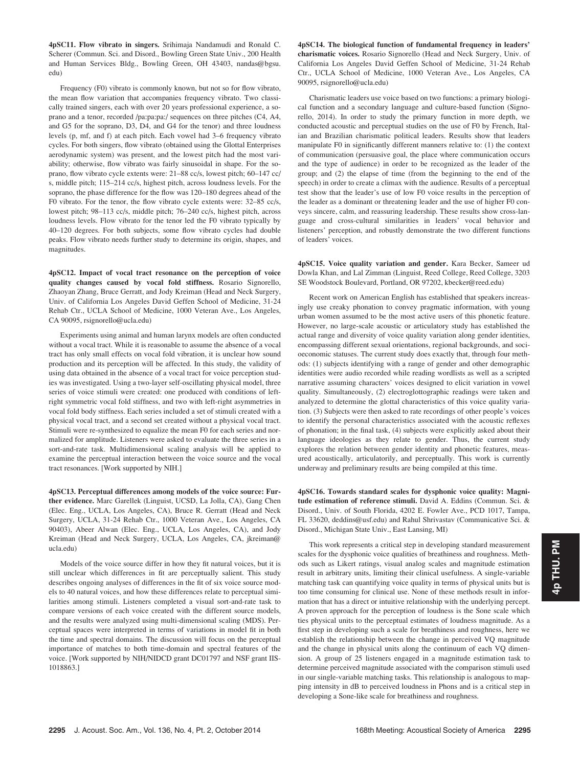**4pSC11. Flow vibrato in singers.** Srihimaja Nandamudi and Ronald C. Scherer (Commun. Sci. and Disord., Bowling Green State Univ., 200 Health and Human Services Bldg., Bowling Green, OH 43403, nandas@bgsu.edu)

Frequency (F0) vibrato is commonly known, but not so for flow vibrato, the mean flow variation that accompanies frequency vibrato. Two classically trained singers, each with over 20 years professional experience, a soprano and a tenor, recorded /pa:pa:pa:/ sequences on three pitches (C4, A4, and G5 for the soprano, D3, D4, and G4 for the tenor) and three loudness levels (p, mf, and f) at each pitch. Each vowel had 3–6 frequency vibrato cycles. For both singers, flow vibrato (obtained using the Glottal Enterprises aerodynamic system) was present, and the lowest pitch had the most variability; otherwise, flow vibrato was fairly sinusoidal in shape. For the soprano, flow vibrato cycle extents were: 21–88 cc/s, lowest pitch; 60–147 cc/s, middle pitch; 115–214 cc/s, highest pitch, across loudness levels. For the soprano, the phase difference for the flow was 120–180 degrees ahead of the F0 vibrato. For the tenor, the flow vibrato cycle extents were: 32–85 cc/s, lowest pitch; 98–113 cc/s, middle pitch; 76–240 cc/s, highest pitch, across loudness levels. Flow vibrato for the tenor led the F0 vibrato typically by 40–120 degrees. For both subjects, some flow vibrato cycles had double peaks. Flow vibrato needs further study to determine its origin, shapes, and magnitudes.

**4pSC12. Impact of vocal tract resonance on the perception of voice quality changes caused by vocal fold stiffness.** Rosario Signorello, Zhaoyan Zhang, Bruce Gerratt, and Jody Kreiman (Head and Neck Surgery, Univ. of California Los Angeles David Geffen School of Medicine, 31-24 Rehab Ctr., UCLA School of Medicine, 1000 Veteran Ave., Los Angeles, CA 90095, rsignorello@ucla.edu)

Experiments using animal and human larynx models are often conducted without a vocal tract. While it is reasonable to assume the absence of a vocal tract has only small effects on vocal fold vibration, it is unclear how sound production and its perception will be affected. In this study, the validity of using data obtained in the absence of a vocal tract for voice perception studies was investigated. Using a two-layer self-oscillating physical model, three series of voice stimuli were created: one produced with conditions of left-right symmetric vocal fold stiffness, and two with left-right asymmetries in vocal fold body stiffness. Each series included a set of stimuli created with a physical vocal tract, and a second set created without a physical vocal tract. Stimuli were re-synthesized to equalize the mean F0 for each series and normalized for amplitude. Listeners were asked to evaluate the three series in a sort-and-rate task. Multidimensional scaling analysis will be applied to examine the perceptual interaction between the voice source and the vocal tract resonances. [Work supported by NIH.]

**4pSC13. Perceptual differences among models of the voice source: Further evidence.** Marc Garellek (Linguist, UCSD, La Jolla, CA), Gang Chen (Elec. Eng., UCLA, Los Angeles, CA), Bruce R. Gerratt (Head and Neck Surgery, UCLA, 31-24 Rehab Ctr., 1000 Veteran Ave., Los Angeles, CA 90403), Abeer Alwan (Elec. Eng., UCLA, Los Angeles, CA), and Jody Kreiman (Head and Neck Surgery, UCLA, Los Angeles, CA, jkreiman@ucla.edu)

Models of the voice source differ in how they fit natural voices, but it is still unclear which differences in fit are perceptually salient. This study describes ongoing analyses of differences in the fit of six voice source models to 40 natural voices, and how these differences relate to perceptual similarities among stimuli. Listeners completed a visual sort-and-rate task to compare versions of each voice created with the different source models, and the results were analyzed using multi-dimensional scaling (MDS). Perceptual spaces were interpreted in terms of variations in model fit in both the time and spectral domains. The discussion will focus on the perceptual importance of matches to both time-domain and spectral features of the voice. [Work supported by NIH/NIDCD grant DC01797 and NSF grant IIS-1018863.]

**4pSC14. The biological function of fundamental frequency in leaders' charismatic voices.** Rosario Signorello (Head and Neck Surgery, Univ. of California Los Angeles David Geffen School of Medicine, 31-24 Rehab Ctr., UCLA School of Medicine, 1000 Veteran Ave., Los Angeles, CA 90095, rsignorello@ucla.edu)

Charismatic leaders use voice based on two functions: a primary biological function and a secondary language and culture-based function (Signorello, 2014). In order to study the primary function in more depth, we conducted acoustic and perceptual studies on the use of F0 by French, Italian and Brazilian charismatic political leaders. Results show that leaders manipulate F0 in significantly different manners relative to: (1) the context of communication (persuasive goal, the place where communication occurs and the type of audience) in order to be recognized as the leader of the group; and (2) the elapse of time (from the beginning to the end of the speech) in order to create a climax with the audience. Results of a perceptual test show that the leader's use of low F0 voice results in the perception of the leader as a dominant or threatening leader and the use of higher F0 conveys sincere, calm, and reassuring leadership. These results show cross-language and cross-cultural similarities in leaders' vocal behavior and listeners' perception, and robustly demonstrate the two different functions of leaders' voices.

**4pSC15. Voice quality variation and gender.** Kara Becker, Sameer ud Dowla Khan, and Lal Zimman (Linguist, Reed College, Reed College, 3203 SE Woodstock Boulevard, Portland, OR 97202, kbecker@reed.edu)

Recent work on American English has established that speakers increasingly use creaky phonation to convey pragmatic information, with young urban women assumed to be the most active users of this phonetic feature. However, no large-scale acoustic or articulatory study has established the actual range and diversity of voice quality variation along gender identities, encompassing different sexual orientations, regional backgrounds, and socioeconomic statuses. The current study does exactly that, through four methods: (1) subjects identifying with a range of gender and other demographic identities were audio recorded while reading wordlists as well as a scripted narrative assuming characters' voices designed to elicit variation in vowel quality. Simultaneously, (2) electroglottographic readings were taken and analyzed to determine the glottal characteristics of this voice quality variation. (3) Subjects were then asked to rate recordings of other people's voices to identify the personal characteristics associated with the acoustic reflexes of phonation; in the final task, (4) subjects were explicitly asked about their language ideologies as they relate to gender. Thus, the current study explores the relation between gender identity and phonetic features, measured acoustically, articulatorily, and perceptually. This work is currently underway and preliminary results are being compiled at this time.

**4pSC16. Towards standard scales for dysphonic voice quality: Magnitude estimation of reference stimuli.** David A. Eddins (Commun. Sci. & Disord., Univ. of South Florida, 4202 E. Fowler Ave., PCD 1017, Tampa, FL 33620, deddins@usf.edu) and Rahul Shrivastav (Communicative Sci. & Disord., Michigan State Univ., East Lansing, MI)

This work represents a critical step in developing standard measurement scales for the dysphonic voice qualities of breathiness and roughness. Methods such as Likert ratings, visual analog scales and magnitude estimation result in arbitrary units, limiting their clinical usefulness. A single-variable matching task can quantifying voice quality in terms of physical units but is too time consuming for clinical use. None of these methods result in information that has a direct or intuitive relationship with the underlying percept. A proven approach for the perception of loudness is the Sone scale which ties physical units to the perceptual estimates of loudness magnitude. As a first step in developing such a scale for breathiness and roughness, here we establish the relationship between the change in perceived VQ magnitude and the change in physical units along the continuum of each VQ dimension. A group of 25 listeners engaged in a magnitude estimation task to determine perceived magnitude associated with the comparison stimuli used in our single-variable matching tasks. This relationship is analogous to mapping intensity in dB to perceived loudness in Phons and is a critical step in developing a Sone-like scale for breathiness and roughness.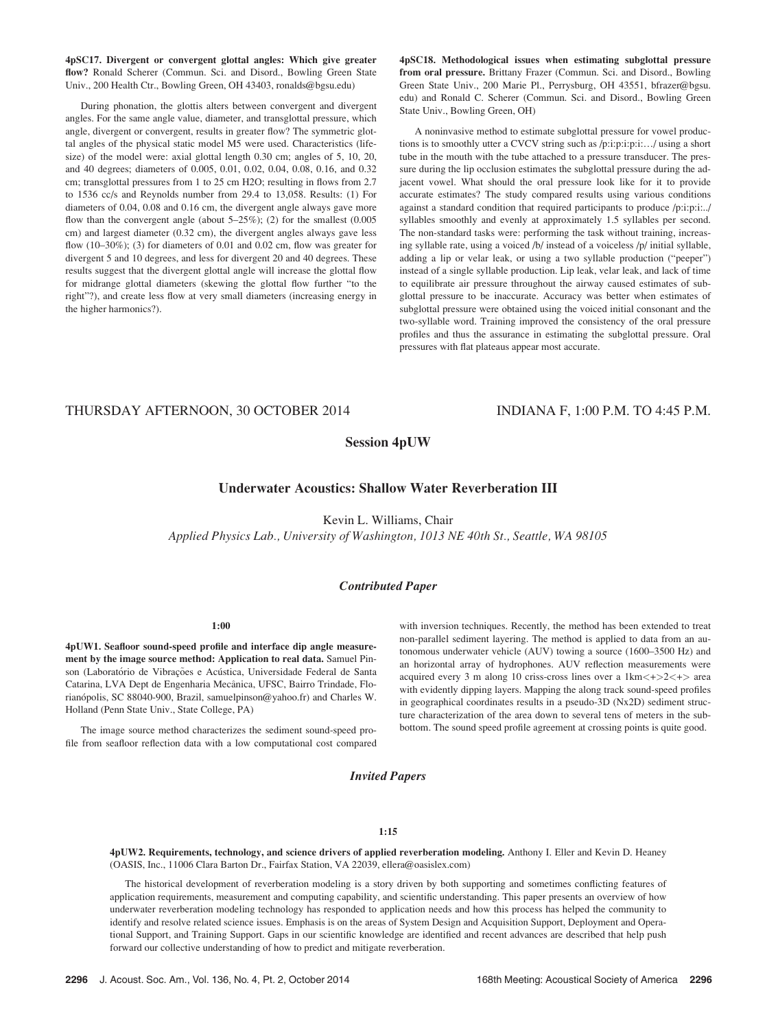**4pSC17. Divergent or convergent glottal angles: Which give greater flow?** Ronald Scherer (Commun. Sci. and Disord., Bowling Green State Univ., 200 Health Ctr., Bowling Green, OH 43403, ronalds@bgsu.edu)

During phonation, the glottis alters between convergent and divergent angles. For the same angle value, diameter, and transglottal pressure, which angle, divergent or convergent, results in greater flow? The symmetric glottal angles of the physical static model M5 were used. Characteristics (life-size) of the model were: axial glottal length 0.30 cm; angles of 5, 10, 20, and 40 degrees; diameters of 0.005, 0.01, 0.02, 0.04, 0.08, 0.16, and 0.32 cm; transglottal pressures from 1 to 25 cm H2O; resulting in flows from 2.7 to 1536 cc/s and Reynolds number from 29.4 to 13,058. Results: (1) For diameters of 0.04, 0.08 and 0.16 cm, the divergent angle always gave more flow than the convergent angle (about 5–25%); (2) for the smallest (0.005 cm) and largest diameter (0.32 cm), the divergent angles always gave less flow (10–30%); (3) for diameters of 0.01 and 0.02 cm, flow was greater for divergent 5 and 10 degrees, and less for divergent 20 and 40 degrees. These results suggest that the divergent glottal angle will increase the glottal flow for midrange glottal diameters (skewing the glottal flow further "to the right"?), and create less flow at very small diameters (increasing energy in the higher harmonics?).

**4pSC18. Methodological issues when estimating subglottal pressure from oral pressure.** Brittany Frazer (Commun. Sci. and Disord., Bowling Green State Univ., 200 Marie Pl., Perrysburg, OH 43551, bfrazer@bgsu.edu) and Ronald C. Scherer (Commun. Sci. and Disord., Bowling Green State Univ., Bowling Green, OH)

A noninvasive method to estimate subglottal pressure for vowel productions is to smoothly utter a CVCV string such as /p:i:p:i:p:i:…/ using a short tube in the mouth with the tube attached to a pressure transducer. The pressure during the lip occlusion estimates the subglottal pressure during the adjacent vowel. What should the oral pressure look like for it to provide accurate estimates? The study compared results using various conditions against a standard condition that required participants to produce /p:i:p:i:../ syllables smoothly and evenly at approximately 1.5 syllables per second. The non-standard tasks were: performing the task without training, increasing syllable rate, using a voiced /b/ instead of a voiceless /p/ initial syllable, adding a lip or velar leak, or using a two syllable production ("peeper") instead of a single syllable production. Lip leak, velar leak, and lack of time to equilibrate air pressure throughout the airway caused estimates of subglottal pressure to be inaccurate. Accuracy was better when estimates of subglottal pressure were obtained using the voiced initial consonant and the two-syllable word. Training improved the consistency of the oral pressure profiles and thus the assurance in estimating the subglottal pressure. Oral pressures with flat plateaus appear most accurate.

THURSDAY AFTERNOON, 30 OCTOBER 2014 — INDIANA F, 1:00 P.M. TO 4:45 P.M.

## Session 4pUW

## Underwater Acoustics: Shallow Water Reverberation III

Kevin L. Williams, Chair

*Applied Physics Lab., University of Washington, 1013 NE 40th St., Seattle, WA 98105*

### *Contributed Paper*

1:00

**4pUW1. Seafloor sound-speed profile and interface dip angle measurement by the image source method: Application to real data.** Samuel Pinson (Laboratório de Vibrações e Acústica, Universidade Federal de Santa Catarina, LVA Dept de Engenharia Mecânica, UFSC, Bairro Trindade, Florianópolis, SC 88040-900, Brazil, samuelpinson@yahoo.fr) and Charles W. Holland (Penn State Univ., State College, PA)

The image source method characterizes the sediment sound-speed profile from seafloor reflection data with a low computational cost compared with inversion techniques. Recently, the method has been extended to treat non-parallel sediment layering. The method is applied to data from an autonomous underwater vehicle (AUV) towing a source (1600–3500 Hz) and an horizontal array of hydrophones. AUV reflection measurements were acquired every 3 m along 10 criss-cross lines over a 1km<+>2<+> area with evidently dipping layers. Mapping the along track sound-speed profiles in geographical coordinates results in a pseudo-3D (Nx2D) sediment structure characterization of the area down to several tens of meters in the subbottom. The sound speed profile agreement at crossing points is quite good.

### *Invited Papers*

1:15

**4pUW2. Requirements, technology, and science drivers of applied reverberation modeling.** Anthony I. Eller and Kevin D. Heaney (OASIS, Inc., 11006 Clara Barton Dr., Fairfax Station, VA 22039, ellera@oasislex.com)

The historical development of reverberation modeling is a story driven by both supporting and sometimes conflicting features of application requirements, measurement and computing capability, and scientific understanding. This paper presents an overview of how underwater reverberation modeling technology has responded to application needs and how this process has helped the community to identify and resolve related science issues. Emphasis is on the areas of System Design and Acquisition Support, Deployment and Operational Support, and Training Support. Gaps in our scientific knowledge are identified and recent advances are described that help push forward our collective understanding of how to predict and mitigate reverberation.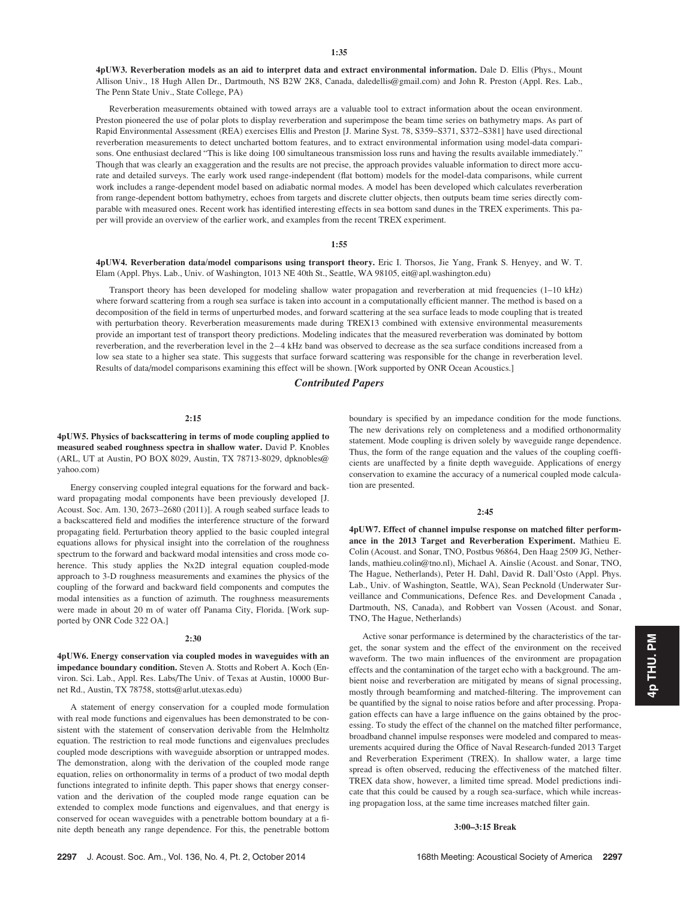1:35

**4pUW3. Reverberation models as an aid to interpret data and extract environmental information.** Dale D. Ellis (Phys., Mount Allison Univ., 18 Hugh Allen Dr., Dartmouth, NS B2W 2K8, Canada, daledellis@gmail.com) and John R. Preston (Appl. Res. Lab., The Penn State Univ., State College, PA)

Reverberation measurements obtained with towed arrays are a valuable tool to extract information about the ocean environment. Preston pioneered the use of polar plots to display reverberation and superimpose the beam time series on bathymetry maps. As part of Rapid Environmental Assessment (REA) exercises Ellis and Preston [J. Marine Syst. 78, S359–S371, S372–S381] have used directional reverberation measurements to detect uncharted bottom features, and to extract environmental information using model-data comparisons. One enthusiast declared "This is like doing 100 simultaneous transmission loss runs and having the results available immediately." Though that was clearly an exaggeration and the results are not precise, the approach provides valuable information to direct more accurate and detailed surveys. The early work used range-independent (flat bottom) models for the model-data comparisons, while current work includes a range-dependent model based on adiabatic normal modes. A model has been developed which calculates reverberation from range-dependent bottom bathymetry, echoes from targets and discrete clutter objects, then outputs beam time series directly comparable with measured ones. Recent work has identified interesting effects in sea bottom sand dunes in the TREX experiments. This paper will provide an overview of the earlier work, and examples from the recent TREX experiment.

1:55

**4pUW4. Reverberation data/model comparisons using transport theory.** Eric I. Thorsos, Jie Yang, Frank S. Henyey, and W. T. Elam (Appl. Phys. Lab., Univ. of Washington, 1013 NE 40th St., Seattle, WA 98105, eit@apl.washington.edu)

Transport theory has been developed for modeling shallow water propagation and reverberation at mid frequencies (1–10 kHz) where forward scattering from a rough sea surface is taken into account in a computationally efficient manner. The method is based on a decomposition of the field in terms of unperturbed modes, and forward scattering at the sea surface leads to mode coupling that is treated with perturbation theory. Reverberation measurements made during TREX13 combined with extensive environmental measurements provide an important test of transport theory predictions. Modeling indicates that the measured reverberation was dominated by bottom reverberation, and the reverberation level in the 2–4 kHz band was observed to decrease as the sea surface conditions increased from a low sea state to a higher sea state. This suggests that surface forward scattering was responsible for the change in reverberation level. Results of data/model comparisons examining this effect will be shown. [Work supported by ONR Ocean Acoustics.]

## *Contributed Papers*

2:15

**4pUW5. Physics of backscattering in terms of mode coupling applied to measured seabed roughness spectra in shallow water.** David P. Knobles (ARL, UT at Austin, PO BOX 8029, Austin, TX 78713-8029, dpknobles@yahoo.com)

Energy conserving coupled integral equations for the forward and backward propagating modal components have been previously developed [J. Acoust. Soc. Am. 130, 2673–2680 (2011)]. A rough seabed surface leads to a backscattered field and modifies the interference structure of the forward propagating field. Perturbation theory applied to the basic coupled integral equations allows for physical insight into the correlation of the roughness spectrum to the forward and backward modal intensities and cross mode coherence. This study applies the Nx2D integral equation coupled-mode approach to 3-D roughness measurements and examines the physics of the coupling of the forward and backward field components and computes the modal intensities as a function of azimuth. The roughness measurements were made in about 20 m of water off Panama City, Florida. [Work supported by ONR Code 322 OA.]

2:30

**4pUW6. Energy conservation via coupled modes in waveguides with an impedance boundary condition.** Steven A. Stotts and Robert A. Koch (Environ. Sci. Lab., Appl. Res. Labs/The Univ. of Texas at Austin, 10000 Burnet Rd., Austin, TX 78758, stotts@arlut.utexas.edu)

A statement of energy conservation for a coupled mode formulation with real mode functions and eigenvalues has been demonstrated to be consistent with the statement of conservation derivable from the Helmholtz equation. The restriction to real mode functions and eigenvalues precludes coupled mode descriptions with waveguide absorption or untrapped modes. The demonstration, along with the derivation of the coupled mode range equation, relies on orthonormality in terms of a product of two modal depth functions integrated to infinite depth. This paper shows that energy conservation and the derivation of the coupled mode range equation can be extended to complex mode functions and eigenvalues, and that energy is conserved for ocean waveguides with a penetrable bottom boundary at a finite depth beneath any range dependence. For this, the penetrable bottom boundary is specified by an impedance condition for the mode functions. The new derivations rely on completeness and a modified orthonormality statement. Mode coupling is driven solely by waveguide range dependence. Thus, the form of the range equation and the values of the coupling coefficients are unaffected by a finite depth waveguide. Applications of energy conservation to examine the accuracy of a numerical coupled mode calculation are presented.

2:45

**4pUW7. Effect of channel impulse response on matched filter performance in the 2013 Target and Reverberation Experiment.** Mathieu E. Colin (Acoust. and Sonar, TNO, Postbus 96864, Den Haag 2509 JG, Netherlands, mathieu.colin@tno.nl), Michael A. Ainslie (Acoust. and Sonar, TNO, The Hague, Netherlands), Peter H. Dahl, David R. Dall'Osto (Appl. Phys. Lab., Univ. of Washington, Seattle, WA), Sean Pecknold (Underwater Surveillance and Communications, Defence Res. and Development Canada , Dartmouth, NS, Canada), and Robbert van Vossen (Acoust. and Sonar, TNO, The Hague, Netherlands)

Active sonar performance is determined by the characteristics of the target, the sonar system and the effect of the environment on the received waveform. The two main influences of the environment are propagation effects and the contamination of the target echo with a background. The ambient noise and reverberation are mitigated by means of signal processing, mostly through beamforming and matched-filtering. The improvement can be quantified by the signal to noise ratios before and after processing. Propagation effects can have a large influence on the gains obtained by the processing. To study the effect of the channel on the matched filter performance, broadband channel impulse responses were modeled and compared to measurements acquired during the Office of Naval Research-funded 2013 Target and Reverberation Experiment (TREX). In shallow water, a large time spread is often observed, reducing the effectiveness of the matched filter. TREX data show, however, a limited time spread. Model predictions indicate that this could be caused by a rough sea-surface, which while increasing propagation loss, at the same time increases matched filter gain.

**3:00–3:15 Break**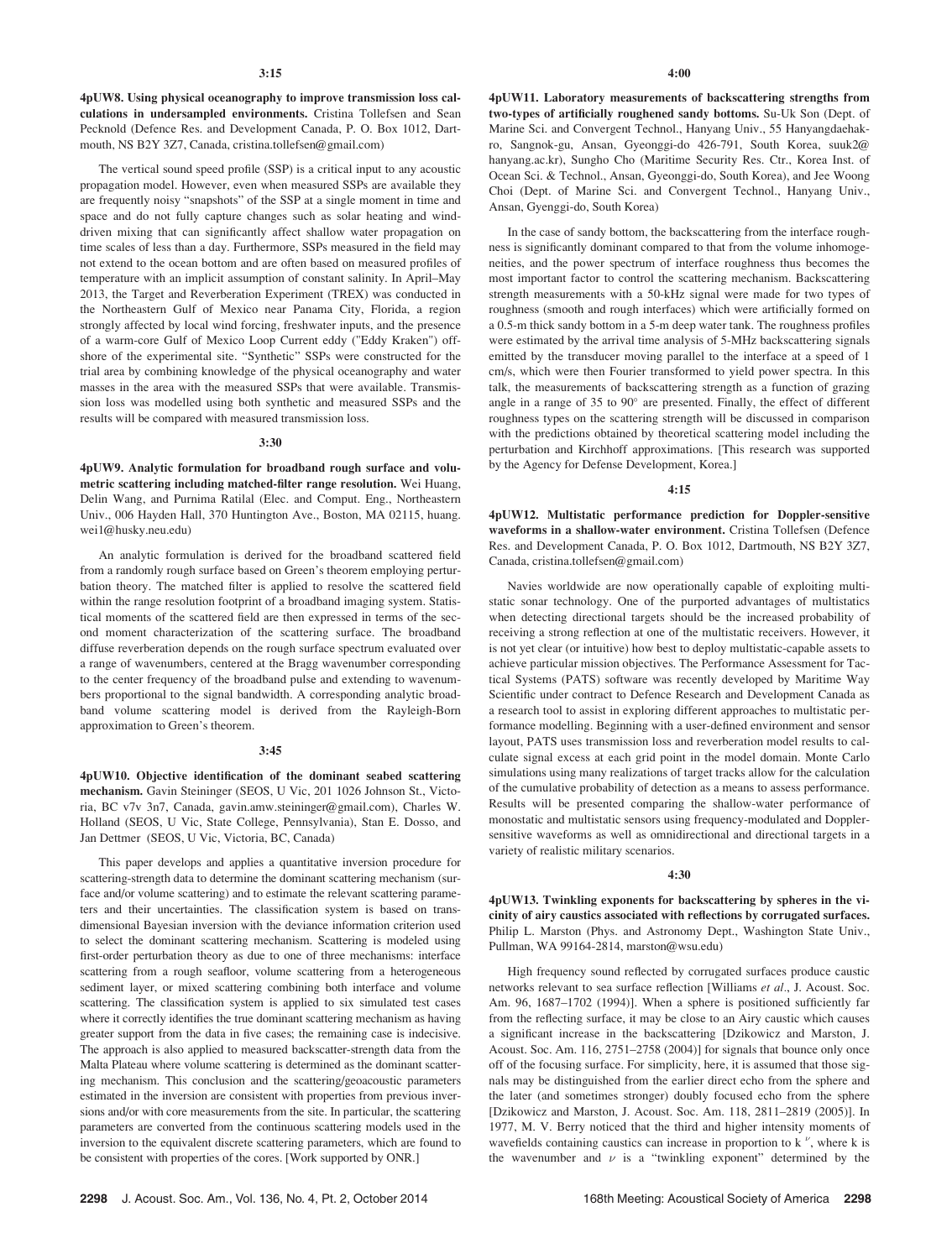**3:15**

**4pUW8. Using physical oceanography to improve transmission loss calculations in undersampled environments.** Cristina Tollefsen and Sean Pecknold (Defence Res. and Development Canada, P. O. Box 1012, Dartmouth, NS B2Y 3Z7, Canada, cristina.tollefsen@gmail.com)

The vertical sound speed profile (SSP) is a critical input to any acoustic propagation model. However, even when measured SSPs are available they are frequently noisy "snapshots" of the SSP at a single moment in time and space and do not fully capture changes such as solar heating and wind-driven mixing that can significantly affect shallow water propagation on time scales of less than a day. Furthermore, SSPs measured in the field may not extend to the ocean bottom and are often based on measured profiles of temperature with an implicit assumption of constant salinity. In April–May 2013, the Target and Reverberation Experiment (TREX) was conducted in the Northeastern Gulf of Mexico near Panama City, Florida, a region strongly affected by local wind forcing, freshwater inputs, and the presence of a warm-core Gulf of Mexico Loop Current eddy ("Eddy Kraken") offshore of the experimental site. "Synthetic" SSPs were constructed for the trial area by combining knowledge of the physical oceanography and water masses in the area with the measured SSPs that were available. Transmission loss was modelled using both synthetic and measured SSPs and the results will be compared with measured transmission loss.

**3:30**

**4pUW9. Analytic formulation for broadband rough surface and volumetric scattering including matched-filter range resolution.** Wei Huang, Delin Wang, and Purnima Ratilal (Elec. and Comput. Eng., Northeastern Univ., 006 Hayden Hall, 370 Huntington Ave., Boston, MA 02115, huang.wei1@husky.neu.edu)

An analytic formulation is derived for the broadband scattered field from a randomly rough surface based on Green's theorem employing perturbation theory. The matched filter is applied to resolve the scattered field within the range resolution footprint of a broadband imaging system. Statistical moments of the scattered field are then expressed in terms of the second moment characterization of the scattering surface. The broadband diffuse reverberation depends on the rough surface spectrum evaluated over a range of wavenumbers, centered at the Bragg wavenumber corresponding to the center frequency of the broadband pulse and extending to wavenumbers proportional to the signal bandwidth. A corresponding analytic broadband volume scattering model is derived from the Rayleigh-Born approximation to Green's theorem.

**3:45**

**4pUW10. Objective identification of the dominant seabed scattering mechanism.** Gavin Steininger (SEOS, U Vic, 201 1026 Johnson St., Victoria, BC v7v 3n7, Canada, gavin.amw.steininger@gmail.com), Charles W. Holland (SEOS, U Vic, State College, Pennsylvania), Stan E. Dosso, and Jan Dettmer (SEOS, U Vic, Victoria, BC, Canada)

This paper develops and applies a quantitative inversion procedure for scattering-strength data to determine the dominant scattering mechanism (surface and/or volume scattering) and to estimate the relevant scattering parameters and their uncertainties. The classification system is based on trans-dimensional Bayesian inversion with the deviance information criterion used to select the dominant scattering mechanism. Scattering is modeled using first-order perturbation theory as due to one of three mechanisms: interface scattering from a rough seafloor, volume scattering from a heterogeneous sediment layer, or mixed scattering combining both interface and volume scattering. The classification system is applied to six simulated test cases where it correctly identifies the true dominant scattering mechanism as having greater support from the data in five cases; the remaining case is indecisive. The approach is also applied to measured backscatter-strength data from the Malta Plateau where volume scattering is determined as the dominant scattering mechanism. This conclusion and the scattering/geoacoustic parameters estimated in the inversion are consistent with properties from previous inversions and/or with core measurements from the site. In particular, the scattering parameters are converted from the continuous scattering models used in the inversion to the equivalent discrete scattering parameters, which are found to be consistent with properties of the cores. [Work supported by ONR.]

**4:00**

**4pUW11. Laboratory measurements of backscattering strengths from two-types of artificially roughened sandy bottoms.** Su-Uk Son (Dept. of Marine Sci. and Convergent Technol., Hanyang Univ., 55 Hanyangdaehak-ro, Sangnok-gu, Ansan, Gyeonggi-do 426-791, South Korea, suuk2@hanyang.ac.kr), Sungho Cho (Maritime Security Res. Ctr., Korea Inst. of Ocean Sci. & Technol., Ansan, Gyeonggi-do, South Korea), and Jee Woong Choi (Dept. of Marine Sci. and Convergent Technol., Hanyang Univ., Ansan, Gyenggi-do, South Korea)

In the case of sandy bottom, the backscattering from the interface roughness is significantly dominant compared to that from the volume inhomogeneities, and the power spectrum of interface roughness thus becomes the most important factor to control the scattering mechanism. Backscattering strength measurements with a 50-kHz signal were made for two types of roughness (smooth and rough interfaces) which were artificially formed on a 0.5-m thick sandy bottom in a 5-m deep water tank. The roughness profiles were estimated by the arrival time analysis of 5-MHz backscattering signals emitted by the transducer moving parallel to the interface at a speed of 1 cm/s, which were then Fourier transformed to yield power spectra. In this talk, the measurements of backscattering strength as a function of grazing angle in a range of 35 to 90° are presented. Finally, the effect of different roughness types on the scattering strength will be discussed in comparison with the predictions obtained by theoretical scattering model including the perturbation and Kirchhoff approximations. [This research was supported by the Agency for Defense Development, Korea.]

**4:15**

**4pUW12. Multistatic performance prediction for Doppler-sensitive waveforms in a shallow-water environment.** Cristina Tollefsen (Defence Res. and Development Canada, P. O. Box 1012, Dartmouth, NS B2Y 3Z7, Canada, cristina.tollefsen@gmail.com)

Navies worldwide are now operationally capable of exploiting multistatic sonar technology. One of the purported advantages of multistatics when detecting directional targets should be the increased probability of receiving a strong reflection at one of the multistatic receivers. However, it is not yet clear (or intuitive) how best to deploy multistatic-capable assets to achieve particular mission objectives. The Performance Assessment for Tactical Systems (PATS) software was recently developed by Maritime Way Scientific under contract to Defence Research and Development Canada as a research tool to assist in exploring different approaches to multistatic performance modelling. Beginning with a user-defined environment and sensor layout, PATS uses transmission loss and reverberation model results to calculate signal excess at each grid point in the model domain. Monte Carlo simulations using many realizations of target tracks allow for the calculation of the cumulative probability of detection as a means to assess performance. Results will be presented comparing the shallow-water performance of monostatic and multistatic sensors using frequency-modulated and Doppler-sensitive waveforms as well as omnidirectional and directional targets in a variety of realistic military scenarios.

**4:30**

**4pUW13. Twinkling exponents for backscattering by spheres in the vicinity of airy caustics associated with reflections by corrugated surfaces.** Philip L. Marston (Phys. and Astronomy Dept., Washington State Univ., Pullman, WA 99164-2814, marston@wsu.edu)

High frequency sound reflected by corrugated surfaces produce caustic networks relevant to sea surface reflection [Williams *et al.*, J. Acoust. Soc. Am. 96, 1687–1702 (1994)]. When a sphere is positioned sufficiently far from the reflecting surface, it may be close to an Airy caustic which causes a significant increase in the backscattering [Dzikowicz and Marston, J. Acoust. Soc. Am. 116, 2751–2758 (2004)] for signals that bounce only once off of the focusing surface. For simplicity, here, it is assumed that those signals may be distinguished from the earlier direct echo from the sphere and the later (and sometimes stronger) doubly focused echo from the sphere [Dzikowicz and Marston, J. Acoust. Soc. Am. 118, 2811–2819 (2005)]. In 1977, M. V. Berry noticed that the third and higher intensity moments of wavefields containing caustics can increase in proportion to $k^{\nu}$, where k is the wavenumber and $\nu$ is a "twinkling exponent" determined by the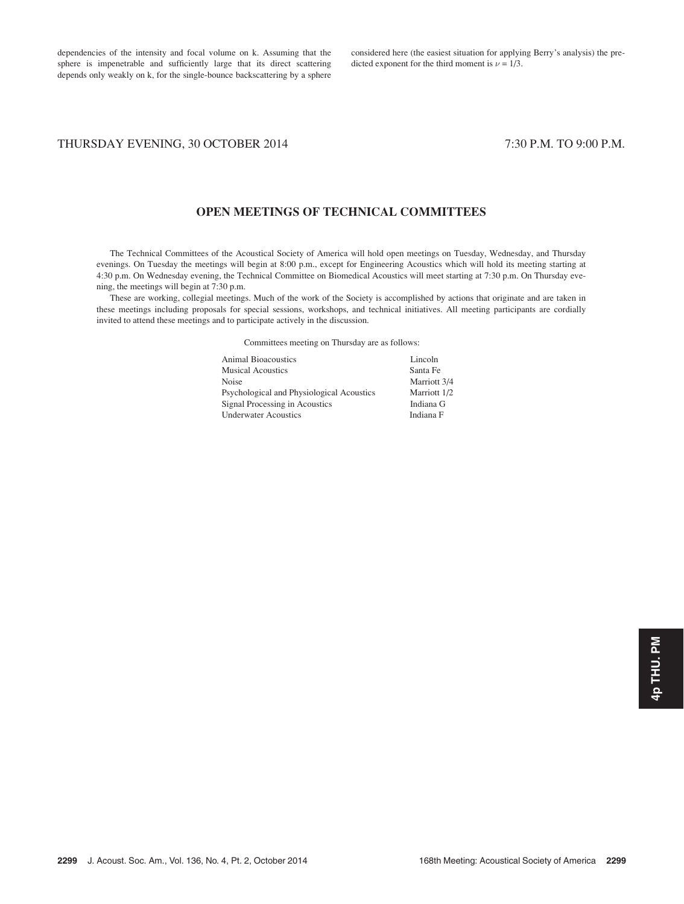dependencies of the intensity and focal volume on k. Assuming that the sphere is impenetrable and sufficiently large that its direct scattering depends only weakly on k, for the single-bounce backscattering by a sphere considered here (the easiest situation for applying Berry's analysis) the predicted exponent for the third moment is $\nu = 1/3$.

THURSDAY EVENING, 30 OCTOBER 2014 — 7:30 P.M. TO 9:00 P.M.

## OPEN MEETINGS OF TECHNICAL COMMITTEES

The Technical Committees of the Acoustical Society of America will hold open meetings on Tuesday, Wednesday, and Thursday evenings. On Tuesday the meetings will begin at 8:00 p.m., except for Engineering Acoustics which will hold its meeting starting at 4:30 p.m. On Wednesday evening, the Technical Committee on Biomedical Acoustics will meet starting at 7:30 p.m. On Thursday evening, the meetings will begin at 7:30 p.m.

These are working, collegial meetings. Much of the work of the Society is accomplished by actions that originate and are taken in these meetings including proposals for special sessions, workshops, and technical initiatives. All meeting participants are cordially invited to attend these meetings and to participate actively in the discussion.

Committees meeting on Thursday are as follows:

| | |
|---|---|
| Animal Bioacoustics | Lincoln |
| Musical Acoustics | Santa Fe |
| Noise | Marriott 3/4 |
| Psychological and Physiological Acoustics | Marriott 1/2 |
| Signal Processing in Acoustics | Indiana G |
| Underwater Acoustics | Indiana F |